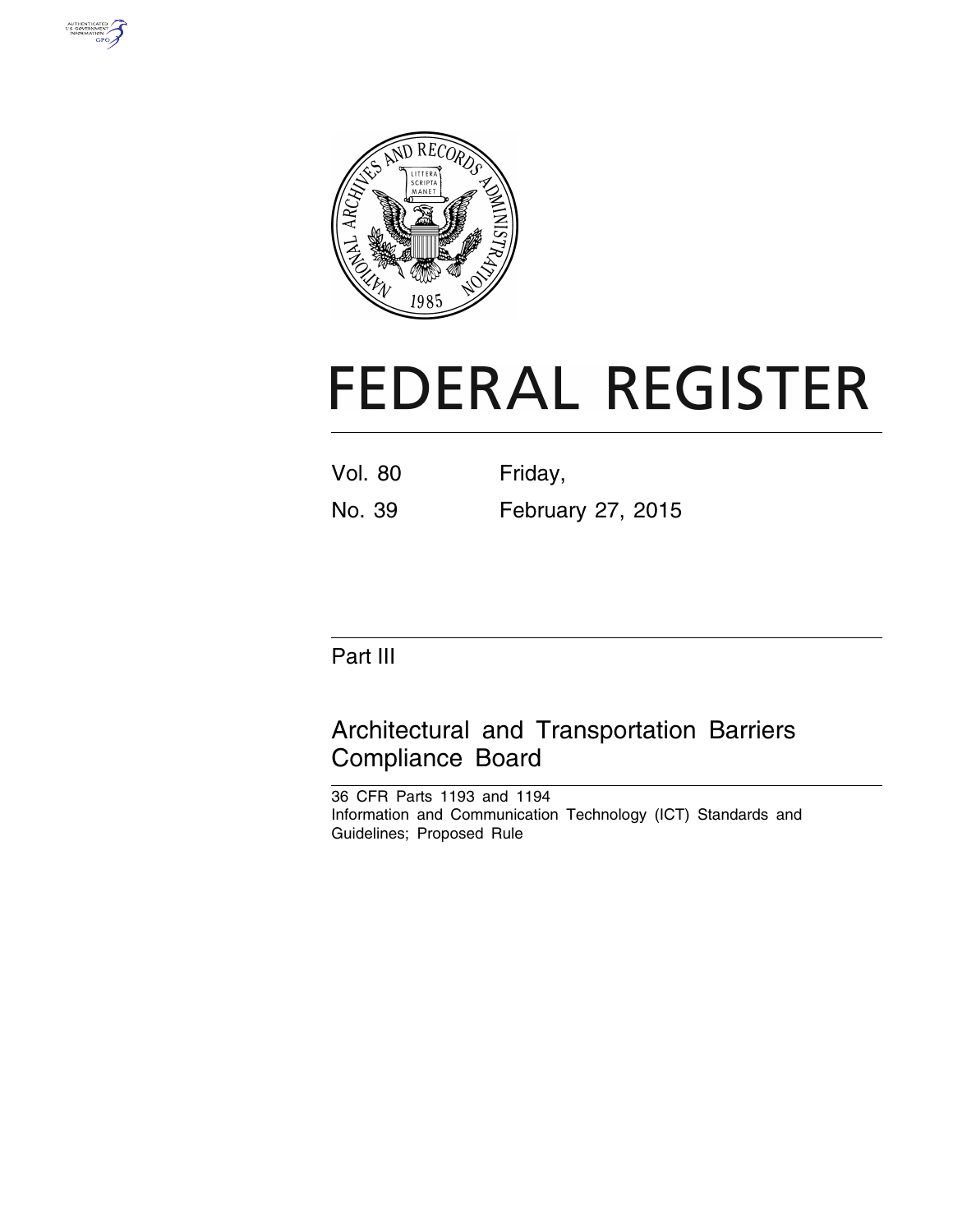# FEDERAL REGISTER

Vol. 80 Friday,

No. 39 February 27, 2015

## Part III

## Architectural and Transportation Barriers Compliance Board

36 CFR Parts 1193 and 1194

Information and Communication Technology (ICT) Standards and Guidelines; Proposed Rule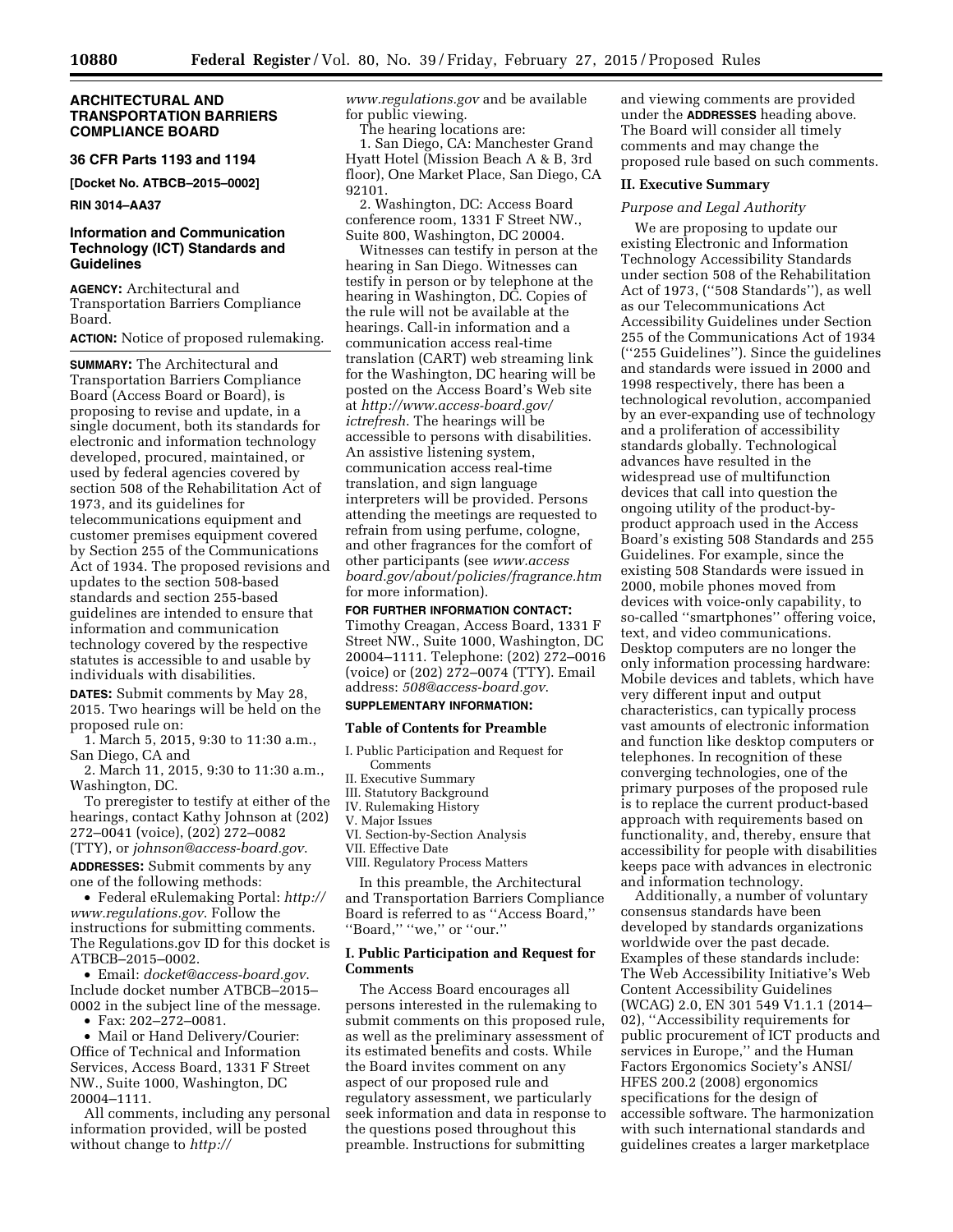## ARCHITECTURAL AND TRANSPORTATION BARRIERS COMPLIANCE BOARD

### 36 CFR Parts 1193 and 1194

**[Docket No. ATBCB–2015–0002]**

**RIN 3014–AA37**

### Information and Communication Technology (ICT) Standards and Guidelines

**AGENCY:** Architectural and Transportation Barriers Compliance Board.

**ACTION:** Notice of proposed rulemaking.

**SUMMARY:** The Architectural and Transportation Barriers Compliance Board (Access Board or Board), is proposing to revise and update, in a single document, both its standards for electronic and information technology developed, procured, maintained, or used by federal agencies covered by section 508 of the Rehabilitation Act of 1973, and its guidelines for telecommunications equipment and customer premises equipment covered by Section 255 of the Communications Act of 1934. The proposed revisions and updates to the section 508-based standards and section 255-based guidelines are intended to ensure that information and communication technology covered by the respective statutes is accessible to and usable by individuals with disabilities.

**DATES:** Submit comments by May 28, 2015. Two hearings will be held on the proposed rule on:

1. March 5, 2015, 9:30 to 11:30 a.m., San Diego, CA and
2. March 11, 2015, 9:30 to 11:30 a.m., Washington, DC.

To preregister to testify at either of the hearings, contact Kathy Johnson at (202) 272–0041 (voice), (202) 272–0082 (TTY), or *johnson@access-board.gov*.

**ADDRESSES:** Submit comments by any one of the following methods:

- Federal eRulemaking Portal: *http://www.regulations.gov*. Follow the instructions for submitting comments. The Regulations.gov ID for this docket is ATBCB–2015–0002.
- Email: *docket@access-board.gov*. Include docket number ATBCB–2015–0002 in the subject line of the message.
- Fax: 202–272–0081.
- Mail or Hand Delivery/Courier: Office of Technical and Information Services, Access Board, 1331 F Street NW., Suite 1000, Washington, DC 20004–1111.

All comments, including any personal information provided, will be posted without change to *http://www.regulations.gov* and be available for public viewing.

The hearing locations are:

1. San Diego, CA: Manchester Grand Hyatt Hotel (Mission Beach A & B, 3rd floor), One Market Place, San Diego, CA 92101.
2. Washington, DC: Access Board conference room, 1331 F Street NW., Suite 800, Washington, DC 20004.

Witnesses can testify in person at the hearing in San Diego. Witnesses can testify in person or by telephone at the hearing in Washington, DC. Copies of the rule will not be available at the hearings. Call-in information and a communication access real-time translation (CART) web streaming link for the Washington, DC hearing will be posted on the Access Board's Web site at *http://www.access-board.gov/ictrefresh*. The hearings will be accessible to persons with disabilities. An assistive listening system, communication access real-time translation, and sign language interpreters will be provided. Persons attending the meetings are requested to refrain from using perfume, cologne, and other fragrances for the comfort of other participants (see *www.access board.gov/about/policies/fragrance.htm* for more information).

**FOR FURTHER INFORMATION CONTACT:** Timothy Creagan, Access Board, 1331 F Street NW., Suite 1000, Washington, DC 20004–1111. Telephone: (202) 272–0016 (voice) or (202) 272–0074 (TTY). Email address: *508@access-board.gov*.

**SUPPLEMENTARY INFORMATION:**

### Table of Contents for Preamble

I. Public Participation and Request for Comments
II. Executive Summary
III. Statutory Background
IV. Rulemaking History
V. Major Issues
VI. Section-by-Section Analysis
VII. Effective Date
VIII. Regulatory Process Matters

In this preamble, the Architectural and Transportation Barriers Compliance Board is referred to as "Access Board," "Board," "we," or "our."

## I. Public Participation and Request for Comments

The Access Board encourages all persons interested in the rulemaking to submit comments on this proposed rule, as well as the preliminary assessment of its estimated benefits and costs. While the Board invites comment on any aspect of our proposed rule and regulatory assessment, we particularly seek information and data in response to the questions posed throughout this preamble. Instructions for submitting and viewing comments are provided under the **ADDRESSES** heading above. The Board will consider all timely comments and may change the proposed rule based on such comments.

## II. Executive Summary

### *Purpose and Legal Authority*

We are proposing to update our existing Electronic and Information Technology Accessibility Standards under section 508 of the Rehabilitation Act of 1973, ("508 Standards"), as well as our Telecommunications Act Accessibility Guidelines under Section 255 of the Communications Act of 1934 ("255 Guidelines"). Since the guidelines and standards were issued in 2000 and 1998 respectively, there has been a technological revolution, accompanied by an ever-expanding use of technology and a proliferation of accessibility standards globally. Technological advances have resulted in the widespread use of multifunction devices that call into question the ongoing utility of the product-by-product approach used in the Access Board's existing 508 Standards and 255 Guidelines. For example, since the existing 508 Standards were issued in 2000, mobile phones moved from devices with voice-only capability, to so-called "smartphones" offering voice, text, and video communications. Desktop computers are no longer the only information processing hardware: Mobile devices and tablets, which have very different input and output characteristics, can typically process vast amounts of electronic information and function like desktop computers or telephones. In recognition of these converging technologies, one of the primary purposes of the proposed rule is to replace the current product-based approach with requirements based on functionality, and, thereby, ensure that accessibility for people with disabilities keeps pace with advances in electronic and information technology.

Additionally, a number of voluntary consensus standards have been developed by standards organizations worldwide over the past decade. Examples of these standards include: The Web Accessibility Initiative's Web Content Accessibility Guidelines (WCAG) 2.0, EN 301 549 V1.1.1 (2014–02), "Accessibility requirements for public procurement of ICT products and services in Europe," and the Human Factors Ergonomics Society's ANSI/HFES 200.2 (2008) ergonomics specifications for the design of accessible software. The harmonization with such international standards and guidelines creates a larger marketplace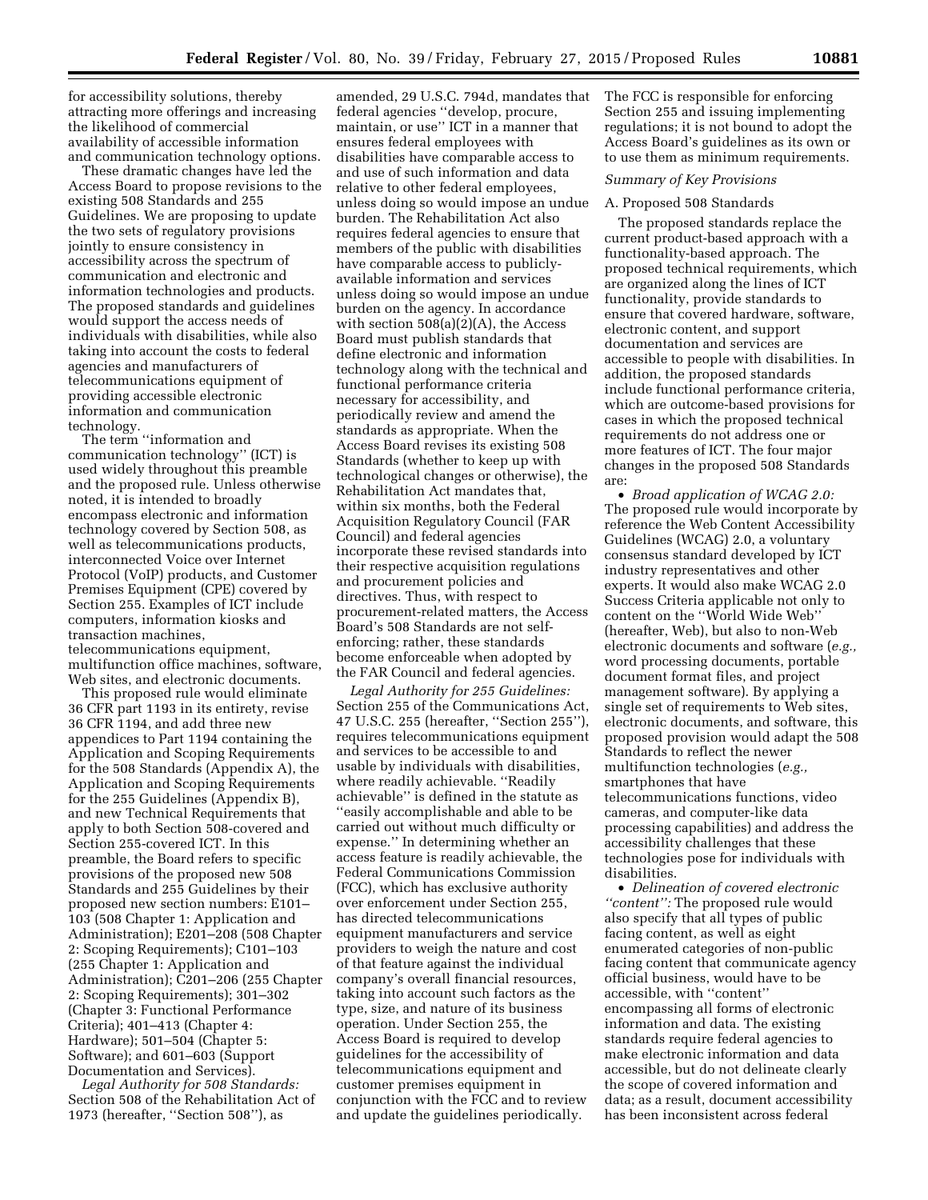for accessibility solutions, thereby attracting more offerings and increasing the likelihood of commercial availability of accessible information and communication technology options.

These dramatic changes have led the Access Board to propose revisions to the existing 508 Standards and 255 Guidelines. We are proposing to update the two sets of regulatory provisions jointly to ensure consistency in accessibility across the spectrum of communication and electronic and information technologies and products. The proposed standards and guidelines would support the access needs of individuals with disabilities, while also taking into account the costs to federal agencies and manufacturers of telecommunications equipment of providing accessible electronic information and communication technology.

The term ''information and communication technology'' (ICT) is used widely throughout this preamble and the proposed rule. Unless otherwise noted, it is intended to broadly encompass electronic and information technology covered by Section 508, as well as telecommunications products, interconnected Voice over Internet Protocol (VoIP) products, and Customer Premises Equipment (CPE) covered by Section 255. Examples of ICT include computers, information kiosks and transaction machines, telecommunications equipment, multifunction office machines, software, Web sites, and electronic documents.

This proposed rule would eliminate 36 CFR part 1193 in its entirety, revise 36 CFR 1194, and add three new appendices to Part 1194 containing the Application and Scoping Requirements for the 508 Standards (Appendix A), the Application and Scoping Requirements for the 255 Guidelines (Appendix B), and new Technical Requirements that apply to both Section 508-covered and Section 255-covered ICT. In this preamble, the Board refers to specific provisions of the proposed new 508 Standards and 255 Guidelines by their proposed new section numbers: E101–103 (508 Chapter 1: Application and Administration); E201–208 (508 Chapter 2: Scoping Requirements); C101–103 (255 Chapter 1: Application and Administration); C201–206 (255 Chapter 2: Scoping Requirements); 301–302 (Chapter 3: Functional Performance Criteria); 401–413 (Chapter 4: Hardware); 501–504 (Chapter 5: Software); and 601–603 (Support Documentation and Services).

*Legal Authority for 508 Standards:* Section 508 of the Rehabilitation Act of 1973 (hereafter, ''Section 508''), as amended, 29 U.S.C. 794d, mandates that federal agencies ''develop, procure, maintain, or use'' ICT in a manner that ensures federal employees with disabilities have comparable access to and use of such information and data relative to other federal employees, unless doing so would impose an undue burden. The Rehabilitation Act also requires federal agencies to ensure that members of the public with disabilities have comparable access to publicly-available information and services unless doing so would impose an undue burden on the agency. In accordance with section 508(a)(2)(A), the Access Board must publish standards that define electronic and information technology along with the technical and functional performance criteria necessary for accessibility, and periodically review and amend the standards as appropriate. When the Access Board revises its existing 508 Standards (whether to keep up with technological changes or otherwise), the Rehabilitation Act mandates that, within six months, both the Federal Acquisition Regulatory Council (FAR Council) and federal agencies incorporate these revised standards into their respective acquisition regulations and procurement policies and directives. Thus, with respect to procurement-related matters, the Access Board's 508 Standards are not self-enforcing; rather, these standards become enforceable when adopted by the FAR Council and federal agencies.

*Legal Authority for 255 Guidelines:* Section 255 of the Communications Act, 47 U.S.C. 255 (hereafter, ''Section 255''), requires telecommunications equipment and services to be accessible to and usable by individuals with disabilities, where readily achievable. ''Readily achievable'' is defined in the statute as ''easily accomplishable and able to be carried out without much difficulty or expense.'' In determining whether an access feature is readily achievable, the Federal Communications Commission (FCC), which has exclusive authority over enforcement under Section 255, has directed telecommunications equipment manufacturers and service providers to weigh the nature and cost of that feature against the individual company's overall financial resources, taking into account such factors as the type, size, and nature of its business operation. Under Section 255, the Access Board is required to develop guidelines for the accessibility of telecommunications equipment and customer premises equipment in conjunction with the FCC and to review and update the guidelines periodically. The FCC is responsible for enforcing Section 255 and issuing implementing regulations; it is not bound to adopt the Access Board's guidelines as its own or to use them as minimum requirements.

*Summary of Key Provisions*

A. Proposed 508 Standards

The proposed standards replace the current product-based approach with a functionality-based approach. The proposed technical requirements, which are organized along the lines of ICT functionality, provide standards to ensure that covered hardware, software, electronic content, and support documentation and services are accessible to people with disabilities. In addition, the proposed standards include functional performance criteria, which are outcome-based provisions for cases in which the proposed technical requirements do not address one or more features of ICT. The four major changes in the proposed 508 Standards are:

- *Broad application of WCAG 2.0:* The proposed rule would incorporate by reference the Web Content Accessibility Guidelines (WCAG) 2.0, a voluntary consensus standard developed by ICT industry representatives and other experts. It would also make WCAG 2.0 Success Criteria applicable not only to content on the ''World Wide Web'' (hereafter, Web), but also to non-Web electronic documents and software (*e.g.,* word processing documents, portable document format files, and project management software). By applying a single set of requirements to Web sites, electronic documents, and software, this proposed provision would adapt the 508 Standards to reflect the newer multifunction technologies (*e.g.,* smartphones that have telecommunications functions, video cameras, and computer-like data processing capabilities) and address the accessibility challenges that these technologies pose for individuals with disabilities.
- *Delineation of covered electronic ''content'':* The proposed rule would also specify that all types of public facing content, as well as eight enumerated categories of non-public facing content that communicate agency official business, would have to be accessible, with ''content'' encompassing all forms of electronic information and data. The existing standards require federal agencies to make electronic information and data accessible, but do not delineate clearly the scope of covered information and data; as a result, document accessibility has been inconsistent across federal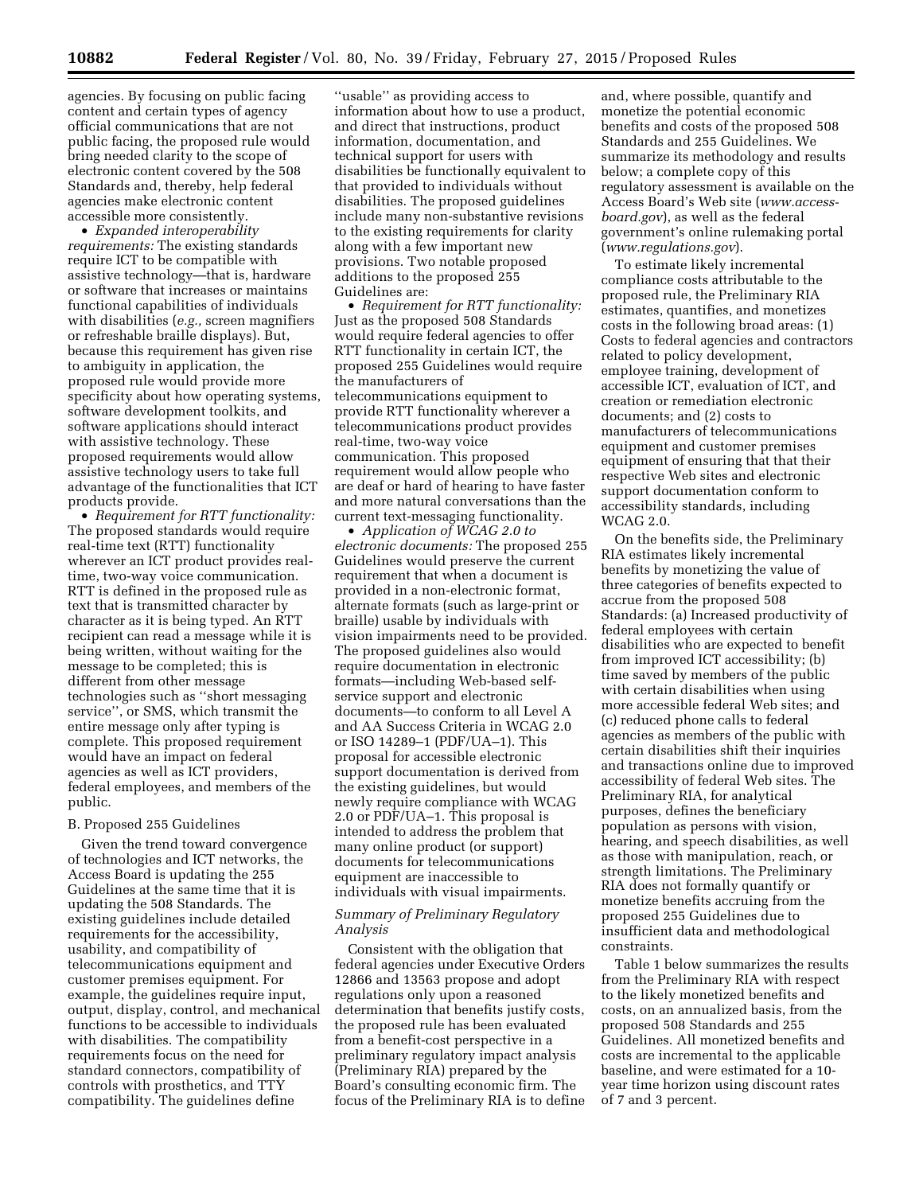agencies. By focusing on public facing content and certain types of agency official communications that are not public facing, the proposed rule would bring needed clarity to the scope of electronic content covered by the 508 Standards and, thereby, help federal agencies make electronic content accessible more consistently.

- *Expanded interoperability requirements:* The existing standards require ICT to be compatible with assistive technology—that is, hardware or software that increases or maintains functional capabilities of individuals with disabilities (*e.g.,* screen magnifiers or refreshable braille displays). But, because this requirement has given rise to ambiguity in application, the proposed rule would provide more specificity about how operating systems, software development toolkits, and software applications should interact with assistive technology. These proposed requirements would allow assistive technology users to take full advantage of the functionalities that ICT products provide.
- *Requirement for RTT functionality:* The proposed standards would require real-time text (RTT) functionality wherever an ICT product provides real-time, two-way voice communication. RTT is defined in the proposed rule as text that is transmitted character by character as it is being typed. An RTT recipient can read a message while it is being written, without waiting for the message to be completed; this is different from other message technologies such as ''short messaging service'', or SMS, which transmit the entire message only after typing is complete. This proposed requirement would have an impact on federal agencies as well as ICT providers, federal employees, and members of the public.

B. Proposed 255 Guidelines

Given the trend toward convergence of technologies and ICT networks, the Access Board is updating the 255 Guidelines at the same time that it is updating the 508 Standards. The existing guidelines include detailed requirements for the accessibility, usability, and compatibility of telecommunications equipment and customer premises equipment. For example, the guidelines require input, output, display, control, and mechanical functions to be accessible to individuals with disabilities. The compatibility requirements focus on the need for standard connectors, compatibility of controls with prosthetics, and TTY compatibility. The guidelines define ''usable'' as providing access to information about how to use a product, and direct that instructions, product information, documentation, and technical support for users with disabilities be functionally equivalent to that provided to individuals without disabilities. The proposed guidelines include many non-substantive revisions to the existing requirements for clarity along with a few important new provisions. Two notable proposed additions to the proposed 255 Guidelines are:

- *Requirement for RTT functionality:* Just as the proposed 508 Standards would require federal agencies to offer RTT functionality in certain ICT, the proposed 255 Guidelines would require the manufacturers of telecommunications equipment to provide RTT functionality wherever a telecommunications product provides real-time, two-way voice communication. This proposed requirement would allow people who are deaf or hard of hearing to have faster and more natural conversations than the current text-messaging functionality.
- *Application of WCAG 2.0 to electronic documents:* The proposed 255 Guidelines would preserve the current requirement that when a document is provided in a non-electronic format, alternate formats (such as large-print or braille) usable by individuals with vision impairments need to be provided. The proposed guidelines also would require documentation in electronic formats—including Web-based self-service support and electronic documents—to conform to all Level A and AA Success Criteria in WCAG 2.0 or ISO 14289–1 (PDF/UA–1). This proposal for accessible electronic support documentation is derived from the existing guidelines, but would newly require compliance with WCAG 2.0 or PDF/UA–1. This proposal is intended to address the problem that many online product (or support) documents for telecommunications equipment are inaccessible to individuals with visual impairments.

*Summary of Preliminary Regulatory Analysis*

Consistent with the obligation that federal agencies under Executive Orders 12866 and 13563 propose and adopt regulations only upon a reasoned determination that benefits justify costs, the proposed rule has been evaluated from a benefit-cost perspective in a preliminary regulatory impact analysis (Preliminary RIA) prepared by the Board's consulting economic firm. The focus of the Preliminary RIA is to define and, where possible, quantify and monetize the potential economic benefits and costs of the proposed 508 Standards and 255 Guidelines. We summarize its methodology and results below; a complete copy of this regulatory assessment is available on the Access Board's Web site (*www.access-board.gov*), as well as the federal government's online rulemaking portal (*www.regulations.gov*).

To estimate likely incremental compliance costs attributable to the proposed rule, the Preliminary RIA estimates, quantifies, and monetizes costs in the following broad areas: (1) Costs to federal agencies and contractors related to policy development, employee training, development of accessible ICT, evaluation of ICT, and creation or remediation electronic documents; and (2) costs to manufacturers of telecommunications equipment and customer premises equipment of ensuring that that their respective Web sites and electronic support documentation conform to accessibility standards, including WCAG 2.0.

On the benefits side, the Preliminary RIA estimates likely incremental benefits by monetizing the value of three categories of benefits expected to accrue from the proposed 508 Standards: (a) Increased productivity of federal employees with certain disabilities who are expected to benefit from improved ICT accessibility; (b) time saved by members of the public with certain disabilities when using more accessible federal Web sites; and (c) reduced phone calls to federal agencies as members of the public with certain disabilities shift their inquiries and transactions online due to improved accessibility of federal Web sites. The Preliminary RIA, for analytical purposes, defines the beneficiary population as persons with vision, hearing, and speech disabilities, as well as those with manipulation, reach, or strength limitations. The Preliminary RIA does not formally quantify or monetize benefits accruing from the proposed 255 Guidelines due to insufficient data and methodological constraints.

Table 1 below summarizes the results from the Preliminary RIA with respect to the likely monetized benefits and costs, on an annualized basis, from the proposed 508 Standards and 255 Guidelines. All monetized benefits and costs are incremental to the applicable baseline, and were estimated for a 10-year time horizon using discount rates of 7 and 3 percent.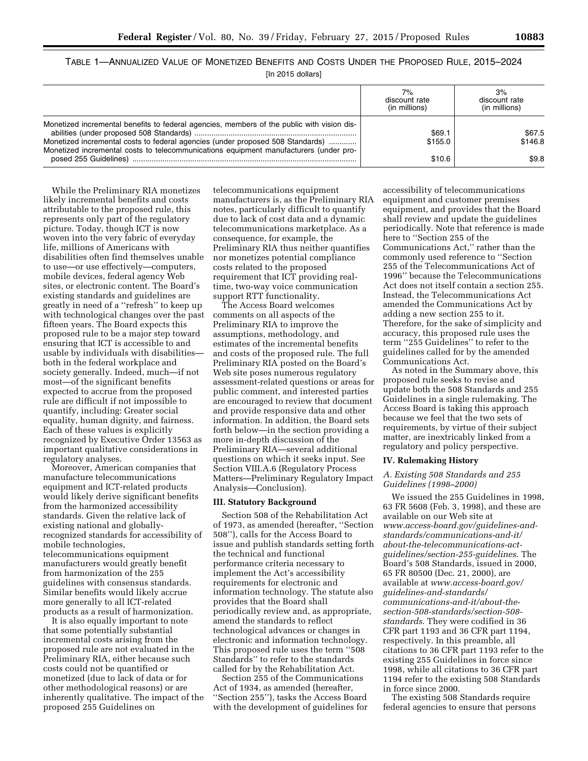TABLE 1—ANNUALIZED VALUE OF MONETIZED BENEFITS AND COSTS UNDER THE PROPOSED RULE, 2015–2024

[In 2015 dollars]

| | 7% discount rate (in millions) | 3% discount rate (in millions) |
|---|---|---|
| Monetized incremental benefits to federal agencies, members of the public with vision disabilities (under proposed 508 Standards) | $69.1 | $67.5 |
| Monetized incremental costs to federal agencies (under proposed 508 Standards) | $155.0 | $146.8 |
| Monetized incremental costs to telecommunications equipment manufacturers (under proposed 255 Guidelines) | $10.6 | $9.8 |

While the Preliminary RIA monetizes likely incremental benefits and costs attributable to the proposed rule, this represents only part of the regulatory picture. Today, though ICT is now woven into the very fabric of everyday life, millions of Americans with disabilities often find themselves unable to use—or use effectively—computers, mobile devices, federal agency Web sites, or electronic content. The Board's existing standards and guidelines are greatly in need of a ''refresh'' to keep up with technological changes over the past fifteen years. The Board expects this proposed rule to be a major step toward ensuring that ICT is accessible to and usable by individuals with disabilities—both in the federal workplace and society generally. Indeed, much—if not most—of the significant benefits expected to accrue from the proposed rule are difficult if not impossible to quantify, including: Greater social equality, human dignity, and fairness. Each of these values is explicitly recognized by Executive Order 13563 as important qualitative considerations in regulatory analyses.

Moreover, American companies that manufacture telecommunications equipment and ICT-related products would likely derive significant benefits from the harmonized accessibility standards. Given the relative lack of existing national and globally-recognized standards for accessibility of mobile technologies, telecommunications equipment manufacturers would greatly benefit from harmonization of the 255 guidelines with consensus standards. Similar benefits would likely accrue more generally to all ICT-related products as a result of harmonization.

It is also equally important to note that some potentially substantial incremental costs arising from the proposed rule are not evaluated in the Preliminary RIA, either because such costs could not be quantified or monetized (due to lack of data or for other methodological reasons) or are inherently qualitative. The impact of the proposed 255 Guidelines on telecommunications equipment manufacturers is, as the Preliminary RIA notes, particularly difficult to quantify due to lack of cost data and a dynamic telecommunications marketplace. As a consequence, for example, the Preliminary RIA thus neither quantifies nor monetizes potential compliance costs related to the proposed requirement that ICT providing real-time, two-way voice communication support RTT functionality.

The Access Board welcomes comments on all aspects of the Preliminary RIA to improve the assumptions, methodology, and estimates of the incremental benefits and costs of the proposed rule. The full Preliminary RIA posted on the Board's Web site poses numerous regulatory assessment-related questions or areas for public comment, and interested parties are encouraged to review that document and provide responsive data and other information. In addition, the Board sets forth below—in the section providing a more in-depth discussion of the Preliminary RIA—several additional questions on which it seeks input. See Section VIII.A.6 (Regulatory Process Matters—Preliminary Regulatory Impact Analysis—Conclusion).

## III. Statutory Background

Section 508 of the Rehabilitation Act of 1973, as amended (hereafter, ''Section 508''), calls for the Access Board to issue and publish standards setting forth the technical and functional performance criteria necessary to implement the Act's accessibility requirements for electronic and information technology. The statute also provides that the Board shall periodically review and, as appropriate, amend the standards to reflect technological advances or changes in electronic and information technology. This proposed rule uses the term ''508 Standards'' to refer to the standards called for by the Rehabilitation Act.

Section 255 of the Communications Act of 1934, as amended (hereafter, ''Section 255''), tasks the Access Board with the development of guidelines for accessibility of telecommunications equipment and customer premises equipment, and provides that the Board shall review and update the guidelines periodically. Note that reference is made here to ''Section 255 of the Communications Act,'' rather than the commonly used reference to ''Section 255 of the Telecommunications Act of 1996'' because the Telecommunications Act does not itself contain a section 255. Instead, the Telecommunications Act amended the Communications Act by adding a new section 255 to it. Therefore, for the sake of simplicity and accuracy, this proposed rule uses the term ''255 Guidelines'' to refer to the guidelines called for by the amended Communications Act.

As noted in the Summary above, this proposed rule seeks to revise and update both the 508 Standards and 255 Guidelines in a single rulemaking. The Access Board is taking this approach because we feel that the two sets of requirements, by virtue of their subject matter, are inextricably linked from a regulatory and policy perspective.

## IV. Rulemaking History

### *A. Existing 508 Standards and 255 Guidelines (1998–2000)*

We issued the 255 Guidelines in 1998, 63 FR 5608 (Feb. 3, 1998), and these are available on our Web site at *www.access-board.gov/guidelines-and-standards/communications-and-it/about-the-telecommunications-act-guidelines/section-255-guidelines.* The Board's 508 Standards, issued in 2000, 65 FR 80500 (Dec. 21, 2000), are available at *www.access-board.gov/guidelines-and-standards/communications-and-it/about-the-section-508-standards/section-508-standards.* They were codified in 36 CFR part 1193 and 36 CFR part 1194, respectively. In this preamble, all citations to 36 CFR part 1193 refer to the existing 255 Guidelines in force since 1998, while all citations to 36 CFR part 1194 refer to the existing 508 Standards in force since 2000.

The existing 508 Standards require federal agencies to ensure that persons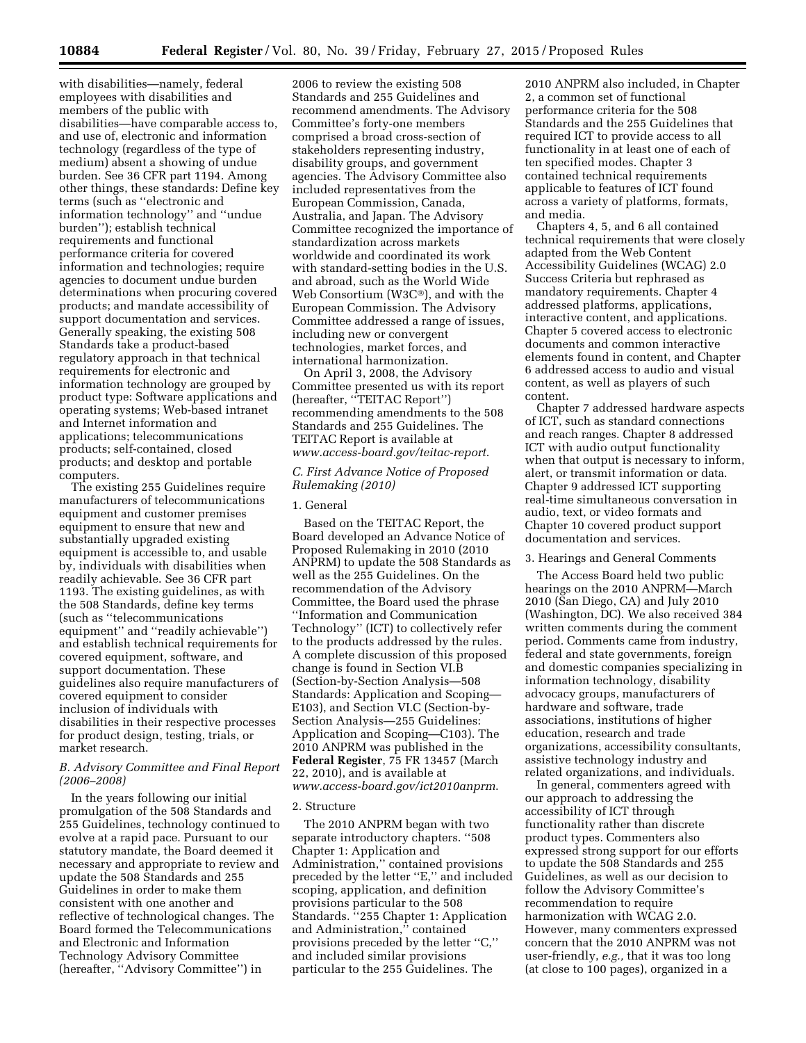with disabilities—namely, federal employees with disabilities and members of the public with disabilities—have comparable access to, and use of, electronic and information technology (regardless of the type of medium) absent a showing of undue burden. See 36 CFR part 1194. Among other things, these standards: Define key terms (such as ''electronic and information technology'' and ''undue burden''); establish technical requirements and functional performance criteria for covered information and technologies; require agencies to document undue burden determinations when procuring covered products; and mandate accessibility of support documentation and services. Generally speaking, the existing 508 Standards take a product-based regulatory approach in that technical requirements for electronic and information technology are grouped by product type: Software applications and operating systems; Web-based intranet and Internet information and applications; telecommunications products; self-contained, closed products; and desktop and portable computers.

The existing 255 Guidelines require manufacturers of telecommunications equipment and customer premises equipment to ensure that new and substantially upgraded existing equipment is accessible to, and usable by, individuals with disabilities when readily achievable. See 36 CFR part 1193. The existing guidelines, as with the 508 Standards, define key terms (such as ''telecommunications equipment'' and ''readily achievable'') and establish technical requirements for covered equipment, software, and support documentation. These guidelines also require manufacturers of covered equipment to consider inclusion of individuals with disabilities in their respective processes for product design, testing, trials, or market research.

### B. Advisory Committee and Final Report (2006–2008)

In the years following our initial promulgation of the 508 Standards and 255 Guidelines, technology continued to evolve at a rapid pace. Pursuant to our statutory mandate, the Board deemed it necessary and appropriate to review and update the 508 Standards and 255 Guidelines in order to make them consistent with one another and reflective of technological changes. The Board formed the Telecommunications and Electronic and Information Technology Advisory Committee (hereafter, ''Advisory Committee'') in 2006 to review the existing 508 Standards and 255 Guidelines and recommend amendments. The Advisory Committee's forty-one members comprised a broad cross-section of stakeholders representing industry, disability groups, and government agencies. The Advisory Committee also included representatives from the European Commission, Canada, Australia, and Japan. The Advisory Committee recognized the importance of standardization across markets worldwide and coordinated its work with standard-setting bodies in the U.S. and abroad, such as the World Wide Web Consortium (W3C®), and with the European Commission. The Advisory Committee addressed a range of issues, including new or convergent technologies, market forces, and international harmonization.

On April 3, 2008, the Advisory Committee presented us with its report (hereafter, ''TEITAC Report'') recommending amendments to the 508 Standards and 255 Guidelines. The TEITAC Report is available at *www.access-board.gov/teitac-report.*

### C. First Advance Notice of Proposed Rulemaking (2010)

#### 1. General

Based on the TEITAC Report, the Board developed an Advance Notice of Proposed Rulemaking in 2010 (2010 ANPRM) to update the 508 Standards as well as the 255 Guidelines. On the recommendation of the Advisory Committee, the Board used the phrase ''Information and Communication Technology'' (ICT) to collectively refer to the products addressed by the rules. A complete discussion of this proposed change is found in Section VI.B (Section-by-Section Analysis—508 Standards: Application and Scoping—E103), and Section VI.C (Section-by-Section Analysis—255 Guidelines: Application and Scoping—C103). The 2010 ANPRM was published in the **Federal Register**, 75 FR 13457 (March 22, 2010), and is available at *www.access-board.gov/ict2010anprm.*

#### 2. Structure

The 2010 ANPRM began with two separate introductory chapters. ''508 Chapter 1: Application and Administration,'' contained provisions preceded by the letter ''E,'' and included scoping, application, and definition provisions particular to the 508 Standards. ''255 Chapter 1: Application and Administration,'' contained provisions preceded by the letter ''C,'' and included similar provisions particular to the 255 Guidelines. The 2010 ANPRM also included, in Chapter 2, a common set of functional performance criteria for the 508 Standards and the 255 Guidelines that required ICT to provide access to all functionality in at least one of each of ten specified modes. Chapter 3 contained technical requirements applicable to features of ICT found across a variety of platforms, formats, and media.

Chapters 4, 5, and 6 all contained technical requirements that were closely adapted from the Web Content Accessibility Guidelines (WCAG) 2.0 Success Criteria but rephrased as mandatory requirements. Chapter 4 addressed platforms, applications, interactive content, and applications. Chapter 5 covered access to electronic documents and common interactive elements found in content, and Chapter 6 addressed access to audio and visual content, as well as players of such content.

Chapter 7 addressed hardware aspects of ICT, such as standard connections and reach ranges. Chapter 8 addressed ICT with audio output functionality when that output is necessary to inform, alert, or transmit information or data. Chapter 9 addressed ICT supporting real-time simultaneous conversation in audio, text, or video formats and Chapter 10 covered product support documentation and services.

#### 3. Hearings and General Comments

The Access Board held two public hearings on the 2010 ANPRM—March 2010 (San Diego, CA) and July 2010 (Washington, DC). We also received 384 written comments during the comment period. Comments came from industry, federal and state governments, foreign and domestic companies specializing in information technology, disability advocacy groups, manufacturers of hardware and software, trade associations, institutions of higher education, research and trade organizations, accessibility consultants, assistive technology industry and related organizations, and individuals.

In general, commenters agreed with our approach to addressing the accessibility of ICT through functionality rather than discrete product types. Commenters also expressed strong support for our efforts to update the 508 Standards and 255 Guidelines, as well as our decision to follow the Advisory Committee's recommendation to require harmonization with WCAG 2.0. However, many commenters expressed concern that the 2010 ANPRM was not user-friendly, *e.g.,* that it was too long (at close to 100 pages), organized in a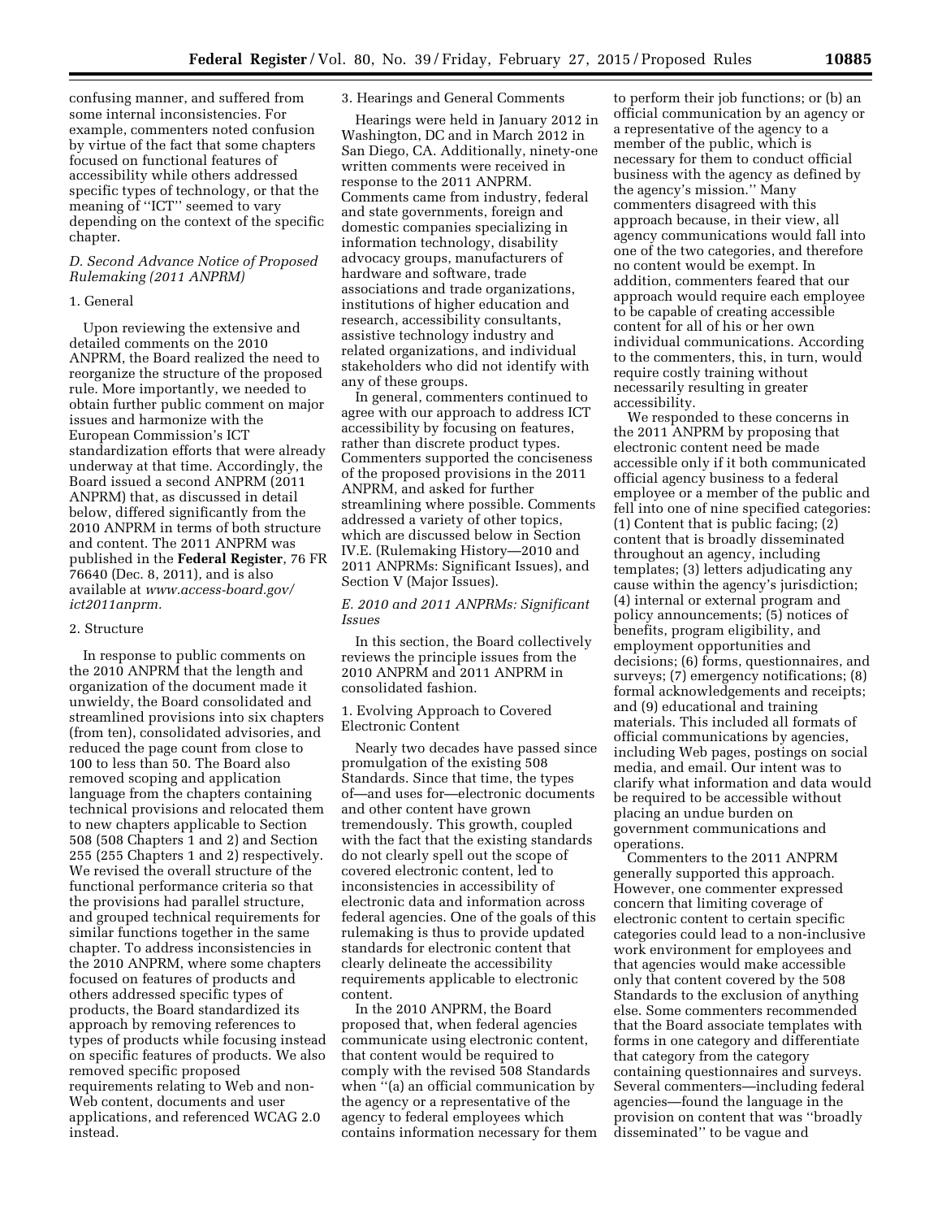confusing manner, and suffered from some internal inconsistencies. For example, commenters noted confusion by virtue of the fact that some chapters focused on functional features of accessibility while others addressed specific types of technology, or that the meaning of ''ICT'' seemed to vary depending on the context of the specific chapter.

### *D. Second Advance Notice of Proposed Rulemaking (2011 ANPRM)*

1. General

Upon reviewing the extensive and detailed comments on the 2010 ANPRM, the Board realized the need to reorganize the structure of the proposed rule. More importantly, we needed to obtain further public comment on major issues and harmonize with the European Commission's ICT standardization efforts that were already underway at that time. Accordingly, the Board issued a second ANPRM (2011 ANPRM) that, as discussed in detail below, differed significantly from the 2010 ANPRM in terms of both structure and content. The 2011 ANPRM was published in the **Federal Register**, 76 FR 76640 (Dec. 8, 2011), and is also available at *www.access-board.gov/ict2011anprm.*

2. Structure

In response to public comments on the 2010 ANPRM that the length and organization of the document made it unwieldy, the Board consolidated and streamlined provisions into six chapters (from ten), consolidated advisories, and reduced the page count from close to 100 to less than 50. The Board also removed scoping and application language from the chapters containing technical provisions and relocated them to new chapters applicable to Section 508 (508 Chapters 1 and 2) and Section 255 (255 Chapters 1 and 2) respectively. We revised the overall structure of the functional performance criteria so that the provisions had parallel structure, and grouped technical requirements for similar functions together in the same chapter. To address inconsistencies in the 2010 ANPRM, where some chapters focused on features of products and others addressed specific types of products, the Board standardized its approach by removing references to types of products while focusing instead on specific features of products. We also removed specific proposed requirements relating to Web and non-Web content, documents and user applications, and referenced WCAG 2.0 instead.

3. Hearings and General Comments

Hearings were held in January 2012 in Washington, DC and in March 2012 in San Diego, CA. Additionally, ninety-one written comments were received in response to the 2011 ANPRM. Comments came from industry, federal and state governments, foreign and domestic companies specializing in information technology, disability advocacy groups, manufacturers of hardware and software, trade associations and trade organizations, institutions of higher education and research, accessibility consultants, assistive technology industry and related organizations, and individual stakeholders who did not identify with any of these groups.

In general, commenters continued to agree with our approach to address ICT accessibility by focusing on features, rather than discrete product types. Commenters supported the conciseness of the proposed provisions in the 2011 ANPRM, and asked for further streamlining where possible. Comments addressed a variety of other topics, which are discussed below in Section IV.E. (Rulemaking History—2010 and 2011 ANPRMs: Significant Issues), and Section V (Major Issues).

### *E. 2010 and 2011 ANPRMs: Significant Issues*

In this section, the Board collectively reviews the principle issues from the 2010 ANPRM and 2011 ANPRM in consolidated fashion.

1. Evolving Approach to Covered Electronic Content

Nearly two decades have passed since promulgation of the existing 508 Standards. Since that time, the types of—and uses for—electronic documents and other content have grown tremendously. This growth, coupled with the fact that the existing standards do not clearly spell out the scope of covered electronic content, led to inconsistencies in accessibility of electronic data and information across federal agencies. One of the goals of this rulemaking is thus to provide updated standards for electronic content that clearly delineate the accessibility requirements applicable to electronic content.

In the 2010 ANPRM, the Board proposed that, when federal agencies communicate using electronic content, that content would be required to comply with the revised 508 Standards when ''(a) an official communication by the agency or a representative of the agency to federal employees which contains information necessary for them to perform their job functions; or (b) an official communication by an agency or a representative of the agency to a member of the public, which is necessary for them to conduct official business with the agency as defined by the agency's mission.'' Many commenters disagreed with this approach because, in their view, all agency communications would fall into one of the two categories, and therefore no content would be exempt. In addition, commenters feared that our approach would require each employee to be capable of creating accessible content for all of his or her own individual communications. According to the commenters, this, in turn, would require costly training without necessarily resulting in greater accessibility.

We responded to these concerns in the 2011 ANPRM by proposing that electronic content need be made accessible only if it both communicated official agency business to a federal employee or a member of the public and fell into one of nine specified categories: (1) Content that is public facing; (2) content that is broadly disseminated throughout an agency, including templates; (3) letters adjudicating any cause within the agency's jurisdiction; (4) internal or external program and policy announcements; (5) notices of benefits, program eligibility, and employment opportunities and decisions; (6) forms, questionnaires, and surveys; (7) emergency notifications; (8) formal acknowledgements and receipts; and (9) educational and training materials. This included all formats of official communications by agencies, including Web pages, postings on social media, and email. Our intent was to clarify what information and data would be required to be accessible without placing an undue burden on government communications and operations.

Commenters to the 2011 ANPRM generally supported this approach. However, one commenter expressed concern that limiting coverage of electronic content to certain specific categories could lead to a non-inclusive work environment for employees and that agencies would make accessible only that content covered by the 508 Standards to the exclusion of anything else. Some commenters recommended that the Board associate templates with forms in one category and differentiate that category from the category containing questionnaires and surveys. Several commenters—including federal agencies—found the language in the provision on content that was ''broadly disseminated'' to be vague and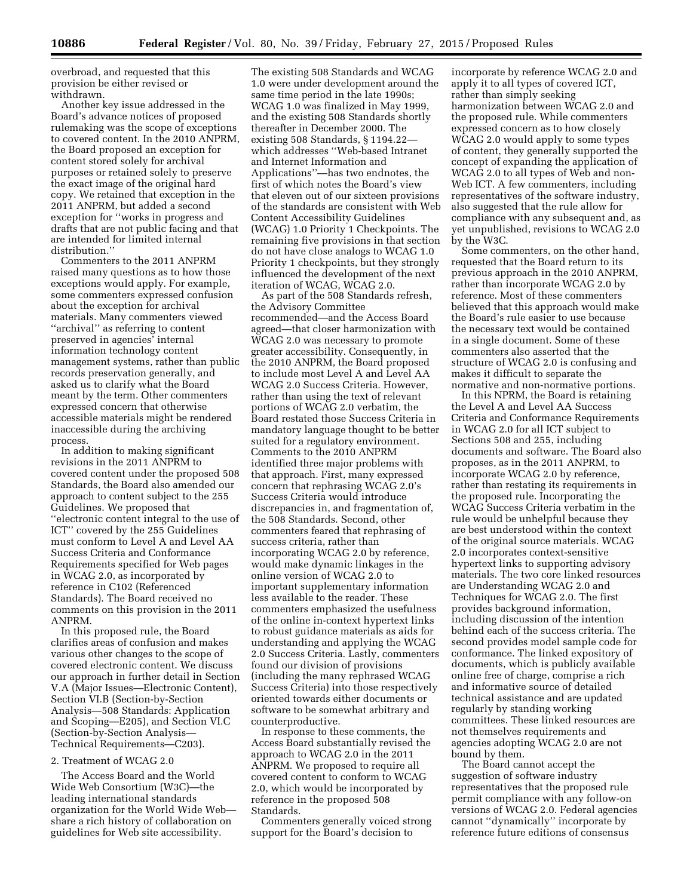overbroad, and requested that this provision be either revised or withdrawn.

Another key issue addressed in the Board's advance notices of proposed rulemaking was the scope of exceptions to covered content. In the 2010 ANPRM, the Board proposed an exception for content stored solely for archival purposes or retained solely to preserve the exact image of the original hard copy. We retained that exception in the 2011 ANPRM, but added a second exception for "works in progress and drafts that are not public facing and that are intended for limited internal distribution."

Commenters to the 2011 ANPRM raised many questions as to how those exceptions would apply. For example, some commenters expressed confusion about the exception for archival materials. Many commenters viewed "archival" as referring to content preserved in agencies' internal information technology content management systems, rather than public records preservation generally, and asked us to clarify what the Board meant by the term. Other commenters expressed concern that otherwise accessible materials might be rendered inaccessible during the archiving process.

In addition to making significant revisions in the 2011 ANPRM to covered content under the proposed 508 Standards, the Board also amended our approach to content subject to the 255 Guidelines. We proposed that "electronic content integral to the use of ICT" covered by the 255 Guidelines must conform to Level A and Level AA Success Criteria and Conformance Requirements specified for Web pages in WCAG 2.0, as incorporated by reference in C102 (Referenced Standards). The Board received no comments on this provision in the 2011 ANPRM.

In this proposed rule, the Board clarifies areas of confusion and makes various other changes to the scope of covered electronic content. We discuss our approach in further detail in Section V.A (Major Issues—Electronic Content), Section VI.B (Section-by-Section Analysis—508 Standards: Application and Scoping—E205), and Section VI.C (Section-by-Section Analysis—Technical Requirements—C203).

2. Treatment of WCAG 2.0

The Access Board and the World Wide Web Consortium (W3C)—the leading international standards organization for the World Wide Web—share a rich history of collaboration on guidelines for Web site accessibility. The existing 508 Standards and WCAG 1.0 were under development around the same time period in the late 1990s; WCAG 1.0 was finalized in May 1999, and the existing 508 Standards shortly thereafter in December 2000. The existing 508 Standards, § 1194.22—which addresses "Web-based Intranet and Internet Information and Applications"—has two endnotes, the first of which notes the Board's view that eleven out of our sixteen provisions of the standards are consistent with Web Content Accessibility Guidelines (WCAG) 1.0 Priority 1 Checkpoints. The remaining five provisions in that section do not have close analogs to WCAG 1.0 Priority 1 checkpoints, but they strongly influenced the development of the next iteration of WCAG, WCAG 2.0.

As part of the 508 Standards refresh, the Advisory Committee recommended—and the Access Board agreed—that closer harmonization with WCAG 2.0 was necessary to promote greater accessibility. Consequently, in the 2010 ANPRM, the Board proposed to include most Level A and Level AA WCAG 2.0 Success Criteria. However, rather than using the text of relevant portions of WCAG 2.0 verbatim, the Board restated those Success Criteria in mandatory language thought to be better suited for a regulatory environment. Comments to the 2010 ANPRM identified three major problems with that approach. First, many expressed concern that rephrasing WCAG 2.0's Success Criteria would introduce discrepancies in, and fragmentation of, the 508 Standards. Second, other commenters feared that rephrasing of success criteria, rather than incorporating WCAG 2.0 by reference, would make dynamic linkages in the online version of WCAG 2.0 to important supplementary information less available to the reader. These commenters emphasized the usefulness of the online in-context hypertext links to robust guidance materials as aids for understanding and applying the WCAG 2.0 Success Criteria. Lastly, commenters found our division of provisions (including the many rephrased WCAG Success Criteria) into those respectively oriented towards either documents or software to be somewhat arbitrary and counterproductive.

In response to these comments, the Access Board substantially revised the approach to WCAG 2.0 in the 2011 ANPRM. We proposed to require all covered content to conform to WCAG 2.0, which would be incorporated by reference in the proposed 508 Standards.

Commenters generally voiced strong support for the Board's decision to incorporate by reference WCAG 2.0 and apply it to all types of covered ICT, rather than simply seeking harmonization between WCAG 2.0 and the proposed rule. While commenters expressed concern as to how closely WCAG 2.0 would apply to some types of content, they generally supported the concept of expanding the application of WCAG 2.0 to all types of Web and non-Web ICT. A few commenters, including representatives of the software industry, also suggested that the rule allow for compliance with any subsequent and, as yet unpublished, revisions to WCAG 2.0 by the W3C.

Some commenters, on the other hand, requested that the Board return to its previous approach in the 2010 ANPRM, rather than incorporate WCAG 2.0 by reference. Most of these commenters believed that this approach would make the Board's rule easier to use because the necessary text would be contained in a single document. Some of these commenters also asserted that the structure of WCAG 2.0 is confusing and makes it difficult to separate the normative and non-normative portions.

In this NPRM, the Board is retaining the Level A and Level AA Success Criteria and Conformance Requirements in WCAG 2.0 for all ICT subject to Sections 508 and 255, including documents and software. The Board also proposes, as in the 2011 ANPRM, to incorporate WCAG 2.0 by reference, rather than restating its requirements in the proposed rule. Incorporating the WCAG Success Criteria verbatim in the rule would be unhelpful because they are best understood within the context of the original source materials. WCAG 2.0 incorporates context-sensitive hypertext links to supporting advisory materials. The two core linked resources are Understanding WCAG 2.0 and Techniques for WCAG 2.0. The first provides background information, including discussion of the intention behind each of the success criteria. The second provides model sample code for conformance. The linked expository of documents, which is publicly available online free of charge, comprise a rich and informative source of detailed technical assistance and are updated regularly by standing working committees. These linked resources are not themselves requirements and agencies adopting WCAG 2.0 are not bound by them.

The Board cannot accept the suggestion of software industry representatives that the proposed rule permit compliance with any follow-on versions of WCAG 2.0. Federal agencies cannot "dynamically" incorporate by reference future editions of consensus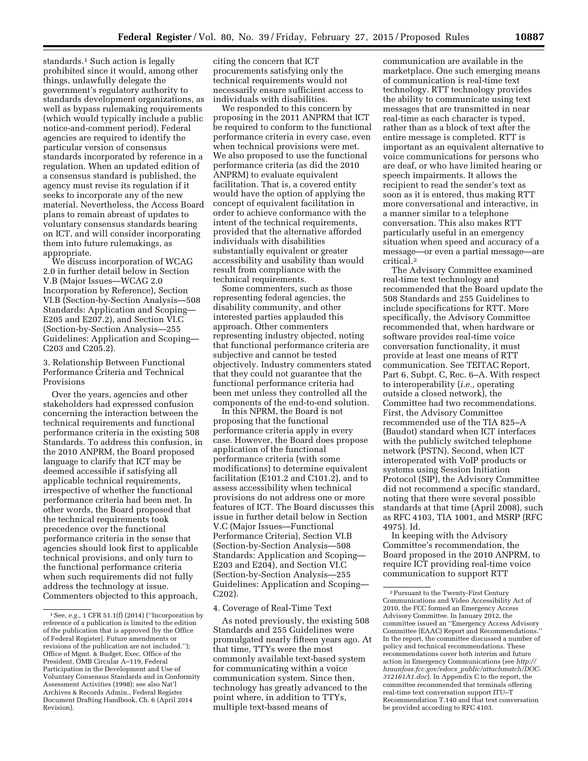standards.[1] Such action is legally prohibited since it would, among other things, unlawfully delegate the government's regulatory authority to standards development organizations, as well as bypass rulemaking requirements (which would typically include a public notice-and-comment period). Federal agencies are required to identify the particular version of consensus standards incorporated by reference in a regulation. When an updated edition of a consensus standard is published, the agency must revise its regulation if it seeks to incorporate any of the new material. Nevertheless, the Access Board plans to remain abreast of updates to voluntary consensus standards bearing on ICT, and will consider incorporating them into future rulemakings, as appropriate.

We discuss incorporation of WCAG 2.0 in further detail below in Section V.B (Major Issues—WCAG 2.0 Incorporation by Reference), Section VI.B (Section-by-Section Analysis—508 Standards: Application and Scoping—E205 and E207.2), and Section VI.C (Section-by-Section Analysis—255 Guidelines: Application and Scoping—C203 and C205.2).

3. Relationship Between Functional Performance Criteria and Technical Provisions

Over the years, agencies and other stakeholders had expressed confusion concerning the interaction between the technical requirements and functional performance criteria in the existing 508 Standards. To address this confusion, in the 2010 ANPRM, the Board proposed language to clarify that ICT may be deemed accessible if satisfying all applicable technical requirements, irrespective of whether the functional performance criteria had been met. In other words, the Board proposed that the technical requirements took precedence over the functional performance criteria in the sense that agencies should look first to applicable technical provisions, and only turn to the functional performance criteria when such requirements did not fully address the technology at issue. Commenters objected to this approach, citing the concern that ICT procurements satisfying only the technical requirements would not necessarily ensure sufficient access to individuals with disabilities.

We responded to this concern by proposing in the 2011 ANPRM that ICT be required to conform to the functional performance criteria in every case, even when technical provisions were met. We also proposed to use the functional performance criteria (as did the 2010 ANPRM) to evaluate equivalent facilitation. That is, a covered entity would have the option of applying the concept of equivalent facilitation in order to achieve conformance with the intent of the technical requirements, provided that the alternative afforded individuals with disabilities substantially equivalent or greater accessibility and usability than would result from compliance with the technical requirements.

Some commenters, such as those representing federal agencies, the disability community, and other interested parties applauded this approach. Other commenters representing industry objected, noting that functional performance criteria are subjective and cannot be tested objectively. Industry commenters stated that they could not guarantee that the functional performance criteria had been met unless they controlled all the components of the end-to-end solution.

In this NPRM, the Board is not proposing that the functional performance criteria apply in every case. However, the Board does propose application of the functional performance criteria (with some modifications) to determine equivalent facilitation (E101.2 and C101.2), and to assess accessibility when technical provisions do not address one or more features of ICT. The Board discusses this issue in further detail below in Section V.C (Major Issues—Functional Performance Criteria), Section VI.B (Section-by-Section Analysis—508 Standards: Application and Scoping—E203 and E204), and Section VI.C (Section-by-Section Analysis—255 Guidelines: Application and Scoping—C202).

4. Coverage of Real-Time Text

As noted previously, the existing 508 Standards and 255 Guidelines were promulgated nearly fifteen years ago. At that time, TTYs were the most commonly available text-based system for communicating within a voice communication system. Since then, technology has greatly advanced to the point where, in addition to TTYs, multiple text-based means of communication are available in the marketplace. One such emerging means of communication is real-time text technology. RTT technology provides the ability to communicate using text messages that are transmitted in near real-time as each character is typed, rather than as a block of text after the entire message is completed. RTT is important as an equivalent alternative to voice communications for persons who are deaf, or who have limited hearing or speech impairments. It allows the recipient to read the sender's text as soon as it is entered, thus making RTT more conversational and interactive, in a manner similar to a telephone conversation. This also makes RTT particularly useful in an emergency situation when speed and accuracy of a message—or even a partial message—are critical.[2]

The Advisory Committee examined real-time text technology and recommended that the Board update the 508 Standards and 255 Guidelines to include specifications for RTT. More specifically, the Advisory Committee recommended that, when hardware or software provides real-time voice conversation functionality, it must provide at least one means of RTT communication. See TEITAC Report, Part 6, Subpt. C, Rec. 6–A. With respect to interoperability (*i.e.,* operating outside a closed network), the Committee had two recommendations. First, the Advisory Committee recommended use of the TIA 825–A (Baudot) standard when ICT interfaces with the publicly switched telephone network (PSTN). Second, when ICT interoperated with VoIP products or systems using Session Initiation Protocol (SIP), the Advisory Committee did not recommend a specific standard, noting that there were several possible standards at that time (April 2008), such as RFC 4103, TIA 1001, and MSRP (RFC 4975). Id.

In keeping with the Advisory Committee's recommendation, the Board proposed in the 2010 ANPRM, to require ICT providing real-time voice communication to support RTT

---

[1] See, *e.g.,* 1 CFR 51.1(f) (2014) ("Incorporation by reference of a publication is limited to the edition of the publication that is approved [by the Office of Federal Register]. Future amendments or revisions of the publication are not included."); Office of Mgmt. & Budget, Exec. Office of the President, OMB Circular A–119, Federal Participation in the Development and Use of Voluntary Consensus Standards and in Conformity Assessment Activities (1998); see also Nat'l Archives & Records Admin., Federal Register Document Drafting Handbook, Ch. 6 (April 2014 Revision).

[2] Pursuant to the Twenty-First Century Communications and Video Accessibility Act of 2010, the FCC formed an Emergency Access Advisory Committee. In January 2012, the committee issued an "Emergency Access Advisory Committee (EAAC) Report and Recommendations." In the report, the committee discussed a number of policy and technical recommendations. These recommendations cover both interim and future action in Emergency Communications (see *http://hraunfoss.fcc.gov/edocs_public/attachmatch/DOC-312161A1.doc*). In Appendix C to the report, the committee recommended that terminals offering real-time text conversation support ITU–T Recommendation T.140 and that text conversation be provided according to RFC 4103.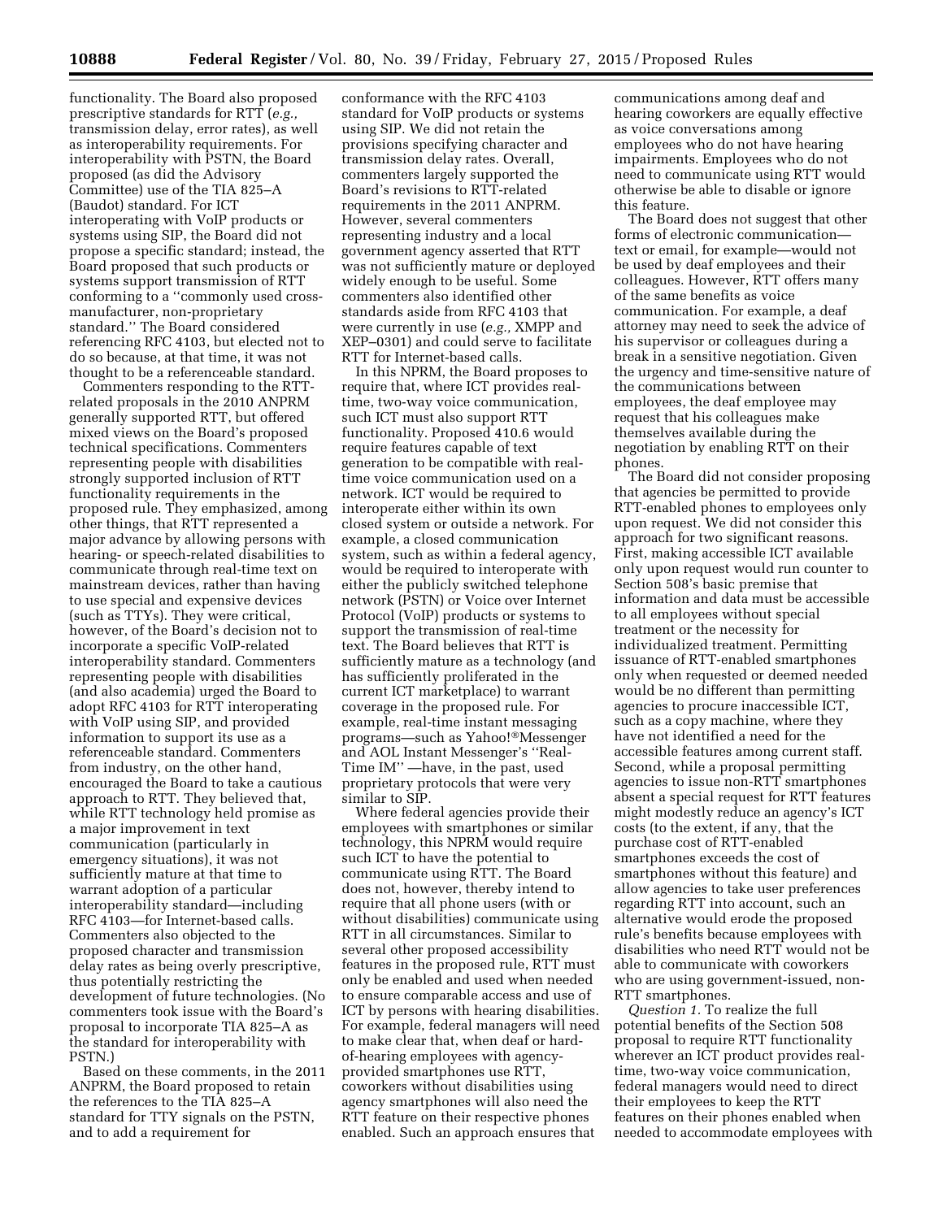functionality. The Board also proposed prescriptive standards for RTT (*e.g.,* transmission delay, error rates), as well as interoperability requirements. For interoperability with PSTN, the Board proposed (as did the Advisory Committee) the use of the TIA 825–A (Baudot) standard. For ICT interoperating with VoIP products or systems using SIP, the Board did not propose a specific standard; instead, the Board proposed that such products or systems support transmission of RTT conforming to a ''commonly used cross-manufacturer, non-proprietary standard.'' The Board considered referencing RFC 4103, but elected not to do so because, at that time, it was not thought to be a referenceable standard.

Commenters responding to the RTT-related proposals in the 2010 ANPRM generally supported RTT, but offered mixed views on the Board's proposed technical specifications. Commenters representing people with disabilities strongly supported inclusion of RTT functionality requirements in the proposed rule. They emphasized, among other things, that RTT represented a major advance by allowing persons with hearing- or speech-related disabilities to communicate through real-time text on mainstream devices, rather than having to use special and expensive devices (such as TTYs). They were critical, however, of the Board's decision not to incorporate a specific VoIP-related interoperability standard. Commenters representing people with disabilities (and also academia) urged the Board to adopt RFC 4103 for RTT interoperating with VoIP using SIP, and provided information to support its use as a referenceable standard. Commenters from industry, on the other hand, encouraged the Board to take a cautious approach to RTT. They believed that, while RTT technology held promise as a major improvement in text communication (particularly in emergency situations), it was not sufficiently mature at that time to warrant adoption of a particular interoperability standard—including RFC 4103—for Internet-based calls. Commenters also objected to the proposed character and transmission delay rates as being overly prescriptive, thus potentially restricting the development of future technologies. (No commenters took issue with the Board's proposal to incorporate TIA 825–A as the standard for interoperability with PSTN.)

Based on these comments, in the 2011 ANPRM, the Board proposed to retain the references to the TIA 825–A standard for TTY signals on the PSTN, and to add a requirement for conformance with the RFC 4103 standard for VoIP products or systems using SIP. We did not retain the provisions specifying character and transmission delay rates. Overall, commenters largely supported the Board's revisions to RTT-related requirements in the 2011 ANPRM. However, several commenters representing industry and a local government agency asserted that RTT was not sufficiently mature or deployed widely enough to be useful. Some commenters also identified other standards aside from RFC 4103 that were currently in use (*e.g.,* XMPP and XEP–0301) and could serve to facilitate RTT for Internet-based calls.

In this NPRM, the Board proposes to require that, where ICT provides real-time, two-way voice communication, such ICT must also support RTT functionality. Proposed 410.6 would require features capable of text generation to be compatible with real-time voice communication used on a network. ICT would be required to interoperate either within its own closed system or outside a network. For example, a closed communication system, such as within a federal agency, would be required to interoperate with either the publicly switched telephone network (PSTN) or Voice over Internet Protocol (VoIP) products or systems to support the transmission of real-time text. The Board believes that RTT is sufficiently mature as a technology (and has sufficiently proliferated in the current ICT marketplace) to warrant coverage in the proposed rule. For example, real-time instant messaging programs—such as Yahoo!®Messenger and AOL Instant Messenger's ''Real-Time IM'' —have, in the past, used proprietary protocols that were very similar to SIP.

Where federal agencies provide their employees with smartphones or similar technology, this NPRM would require such ICT to have the potential to communicate using RTT. The Board does not, however, thereby intend to require that all phone users (with or without disabilities) communicate using RTT in all circumstances. Similar to several other proposed accessibility features in the proposed rule, RTT must only be enabled and used when needed to ensure comparable access and use of ICT by persons with hearing disabilities. For example, federal managers will need to make clear that, when deaf or hard-of-hearing employees with agency-provided smartphones use RTT, coworkers without disabilities using agency smartphones will also need the RTT feature on their respective phones enabled. Such an approach ensures that communications among deaf and hearing coworkers are equally effective as voice conversations among employees who do not have hearing impairments. Employees who do not need to communicate using RTT would otherwise be able to disable or ignore this feature.

The Board does not suggest that other forms of electronic communication—text or email, for example—would not be used by deaf employees and their colleagues. However, RTT offers many of the same benefits as voice communication. For example, a deaf attorney may need to seek the advice of his supervisor or colleagues during a break in a sensitive negotiation. Given the urgency and time-sensitive nature of the communications between employees, the deaf employee may request that his colleagues make themselves available during the negotiation by enabling RTT on their phones.

The Board did not consider proposing that agencies be permitted to provide RTT-enabled phones to employees only upon request. We did not consider this approach for two significant reasons. First, making accessible ICT available only upon request would run counter to Section 508's basic premise that information and data must be accessible to all employees without special treatment or the necessity for individualized treatment. Permitting issuance of RTT-enabled smartphones only when requested or deemed needed would be no different than permitting agencies to procure inaccessible ICT, such as a copy machine, where they have not identified a need for the accessible features among current staff. Second, while a proposal permitting agencies to issue non-RTT smartphones absent a special request for RTT features might modestly reduce an agency's ICT costs (to the extent, if any, that the purchase cost of RTT-enabled smartphones exceeds the cost of smartphones without this feature) and allow agencies to take user preferences regarding RTT into account, such an alternative would erode the proposed rule's benefits because employees with disabilities who need RTT would not be able to communicate with coworkers who are using government-issued, non-RTT smartphones.

*Question 1.* To realize the full potential benefits of the Section 508 proposal to require RTT functionality wherever an ICT product provides real-time, two-way voice communication, federal managers would need to direct their employees to keep the RTT features on their phones enabled when needed to accommodate employees with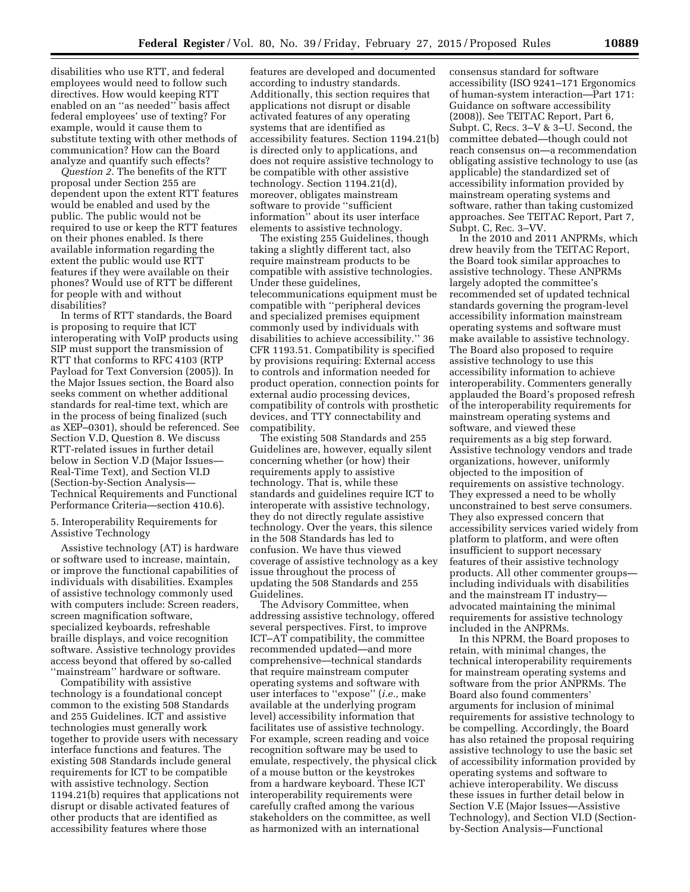disabilities who use RTT, and federal employees would need to follow such directives. How would keeping RTT enabled on an ''as needed'' basis affect federal employees' use of texting? For example, would it cause them to substitute texting with other methods of communication? How can the Board analyze and quantify such effects?

*Question 2.* The benefits of the RTT proposal under Section 255 are dependent upon the extent RTT features would be enabled and used by the public. The public would not be required to use or keep the RTT features on their phones enabled. Is there available information regarding the extent the public would use RTT features if they were available on their phones? Would use of RTT be different for people with and without disabilities?

In terms of RTT standards, the Board is proposing to require that ICT interoperating with VoIP products using SIP must support the transmission of RTT that conforms to RFC 4103 (RTP Payload for Text Conversion (2005)). In the Major Issues section, the Board also seeks comment on whether additional standards for real-time text, which are in the process of being finalized (such as XEP–0301), should be referenced. See Section V.D, Question 8. We discuss RTT-related issues in further detail below in Section V.D (Major Issues—Real-Time Text), and Section VI.D (Section-by-Section Analysis—Technical Requirements and Functional Performance Criteria—section 410.6).

5. Interoperability Requirements for Assistive Technology

Assistive technology (AT) is hardware or software used to increase, maintain, or improve the functional capabilities of individuals with disabilities. Examples of assistive technology commonly used with computers include: Screen readers, screen magnification software, specialized keyboards, refreshable braille displays, and voice recognition software. Assistive technology provides access beyond that offered by so-called ''mainstream'' hardware or software.

Compatibility with assistive technology is a foundational concept common to the existing 508 Standards and 255 Guidelines. ICT and assistive technologies must generally work together to provide users with necessary interface functions and features. The existing 508 Standards include general requirements for ICT to be compatible with assistive technology. Section 1194.21(b) requires that applications not disrupt or disable activated features of other products that are identified as accessibility features where those features are developed and documented according to industry standards. Additionally, this section requires that applications not disrupt or disable activated features of any operating systems that are identified as accessibility features. Section 1194.21(b) is directed only to applications, and does not require assistive technology to be compatible with other assistive technology. Section 1194.21(d), moreover, obligates mainstream software to provide ''sufficient information'' about its user interface elements to assistive technology.

The existing 255 Guidelines, though taking a slightly different tact, also require mainstream products to be compatible with assistive technologies. Under these guidelines, telecommunications equipment must be compatible with ''peripheral devices and specialized premises equipment commonly used by individuals with disabilities to achieve accessibility.'' 36 CFR 1193.51. Compatibility is specified by provisions requiring: External access to controls and information needed for product operation, connection points for external audio processing devices, compatibility of controls with prosthetic devices, and TTY connectability and compatibility.

The existing 508 Standards and 255 Guidelines are, however, equally silent concerning whether (or how) their requirements apply to assistive technology. That is, while these standards and guidelines require ICT to interoperate with assistive technology, they do not directly regulate assistive technology. Over the years, this silence in the 508 Standards has led to confusion. We have thus viewed coverage of assistive technology as a key issue throughout the process of updating the 508 Standards and 255 Guidelines.

The Advisory Committee, when addressing assistive technology, offered several perspectives. First, to improve ICT–AT compatibility, the committee recommended updated—and more comprehensive—technical standards that require mainstream computer operating systems and software with user interfaces to ''expose'' (*i.e.,* make available at the underlying program level) accessibility information that facilitates use of assistive technology. For example, screen reading and voice recognition software may be used to emulate, respectively, the physical click of a mouse button or the keystrokes from a hardware keyboard. These ICT interoperability requirements were carefully crafted among the various stakeholders on the committee, as well as harmonized with an international consensus standard for software accessibility (ISO 9241–171 Ergonomics of human-system interaction—Part 171: Guidance on software accessibility (2008)). See TEITAC Report, Part 6, Subpt. C, Recs. 3–V & 3–U. Second, the committee debated—though could not reach consensus on—a recommendation obligating assistive technology to use (as applicable) the standardized set of accessibility information provided by mainstream operating systems and software, rather than taking customized approaches. See TEITAC Report, Part 7, Subpt. C, Rec. 3–VV.

In the 2010 and 2011 ANPRMs, which drew heavily from the TEITAC Report, the Board took similar approaches to assistive technology. These ANPRMs largely adopted the committee's recommended set of updated technical standards governing the program-level accessibility information mainstream operating systems and software must make available to assistive technology. The Board also proposed to require assistive technology to use this accessibility information to achieve interoperability. Commenters generally applauded the Board's proposed refresh of the interoperability requirements for mainstream operating systems and software, and viewed these requirements as a big step forward. Assistive technology vendors and trade organizations, however, uniformly objected to the imposition of requirements on assistive technology. They expressed a need to be wholly unconstrained to best serve consumers. They also expressed concern that accessibility services varied widely from platform to platform, and were often insufficient to support necessary features of their assistive technology products. All other commenter groups—including individuals with disabilities and the mainstream IT industry—advocated maintaining the minimal requirements for assistive technology included in the ANPRMs.

In this NPRM, the Board proposes to retain, with minimal changes, the technical interoperability requirements for mainstream operating systems and software from the prior ANPRMs. The Board also found commenters' arguments for inclusion of minimal requirements for assistive technology to be compelling. Accordingly, the Board has also retained the proposal requiring assistive technology to use the basic set of accessibility information provided by operating systems and software to achieve interoperability. We discuss these issues in further detail below in Section V.E (Major Issues—Assistive Technology), and Section VI.D (Section-by-Section Analysis—Functional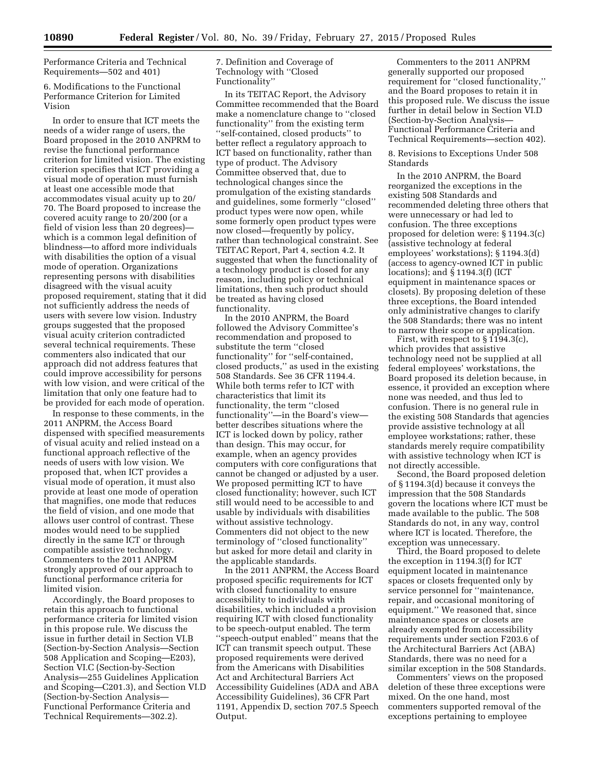Performance Criteria and Technical Requirements—502 and 401)

6. Modifications to the Functional Performance Criterion for Limited Vision

In order to ensure that ICT meets the needs of a wider range of users, the Board proposed in the 2010 ANPRM to revise the functional performance criterion for limited vision. The existing criterion specifies that ICT providing a visual mode of operation must furnish at least one accessible mode that accommodates visual acuity up to 20/70. The Board proposed to increase the covered acuity range to 20/200 (or a field of vision less than 20 degrees)—which is a common legal definition of blindness—to afford more individuals with disabilities the option of a visual mode of operation. Organizations representing persons with disabilities disagreed with the visual acuity proposed requirement, stating that it did not sufficiently address the needs of users with severe low vision. Industry groups suggested that the proposed visual acuity criterion contradicted several technical requirements. These commenters also indicated that our approach did not address features that could improve accessibility for persons with low vision, and were critical of the limitation that only one feature had to be provided for each mode of operation.

In response to these comments, in the 2011 ANPRM, the Access Board dispensed with specified measurements of visual acuity and relied instead on a functional approach reflective of the needs of users with low vision. We proposed that, when ICT provides a visual mode of operation, it must also provide at least one mode of operation that magnifies, one mode that reduces the field of vision, and one mode that allows user control of contrast. These modes would need to be supplied directly in the same ICT or through compatible assistive technology. Commenters to the 2011 ANPRM strongly approved of our approach to functional performance criteria for limited vision.

Accordingly, the Board proposes to retain this approach to functional performance criteria for limited vision in this propose rule. We discuss the issue in further detail in Section VI.B (Section-by-Section Analysis—Section 508 Application and Scoping—E203), Section VI.C (Section-by-Section Analysis—255 Guidelines Application and Scoping—C201.3), and Section VI.D (Section-by-Section Analysis—Functional Performance Criteria and Technical Requirements—302.2).

7. Definition and Coverage of Technology with ''Closed Functionality''

In its TEITAC Report, the Advisory Committee recommended that the Board make a nomenclature change to ''closed functionality'' from the existing term ''self-contained, closed products'' to better reflect a regulatory approach to ICT based on functionality, rather than type of product. The Advisory Committee observed that, due to technological changes since the promulgation of the existing standards and guidelines, some formerly ''closed'' product types were now open, while some formerly open product types were now closed—frequently by policy, rather than technological constraint. See TEITAC Report, Part 4, section 4.2. It suggested that when the functionality of a technology product is closed for any reason, including policy or technical limitations, then such product should be treated as having closed functionality.

In the 2010 ANPRM, the Board followed the Advisory Committee's recommendation and proposed to substitute the term ''closed functionality'' for ''self-contained, closed products,'' as used in the existing 508 Standards. See 36 CFR 1194.4. While both terms refer to ICT with characteristics that limit its functionality, the term ''closed functionality''—in the Board's view—better describes situations where the ICT is locked down by policy, rather than design. This may occur, for example, when an agency provides computers with core configurations that cannot be changed or adjusted by a user. We proposed permitting ICT to have closed functionality; however, such ICT still would need to be accessible to and usable by individuals with disabilities without assistive technology. Commenters did not object to the new terminology of ''closed functionality'' but asked for more detail and clarity in the applicable standards.

In the 2011 ANPRM, the Access Board proposed specific requirements for ICT with closed functionality to ensure accessibility to individuals with disabilities, which included a provision requiring ICT with closed functionality to be speech-output enabled. The term ''speech-output enabled'' means that the ICT can transmit speech output. These proposed requirements were derived from the Americans with Disabilities Act and Architectural Barriers Act Accessibility Guidelines (ADA and ABA Accessibility Guidelines), 36 CFR Part 1191, Appendix D, section 707.5 Speech Output.

Commenters to the 2011 ANPRM generally supported our proposed requirement for ''closed functionality,'' and the Board proposes to retain it in this proposed rule. We discuss the issue further in detail below in Section VI.D (Section-by-Section Analysis—Functional Performance Criteria and Technical Requirements—section 402).

8. Revisions to Exceptions Under 508 Standards

In the 2010 ANPRM, the Board reorganized the exceptions in the existing 508 Standards and recommended deleting three others that were unnecessary or had led to confusion. The three exceptions proposed for deletion were: § 1194.3(c) (assistive technology at federal employees' workstations); § 1194.3(d) (access to agency-owned ICT in public locations); and § 1194.3(f) (ICT equipment in maintenance spaces or closets). By proposing deletion of these three exceptions, the Board intended only administrative changes to clarify the 508 Standards; there was no intent to narrow their scope or application.

First, with respect to § 1194.3(c), which provides that assistive technology need not be supplied at all federal employees' workstations, the Board proposed its deletion because, in essence, it provided an exception where none was needed, and thus led to confusion. There is no general rule in the existing 508 Standards that agencies provide assistive technology at all employee workstations; rather, these standards merely require compatibility with assistive technology when ICT is not directly accessible.

Second, the Board proposed deletion of § 1194.3(d) because it conveys the impression that the 508 Standards govern the locations where ICT must be made available to the public. The 508 Standards do not, in any way, control where ICT is located. Therefore, the exception was unnecessary.

Third, the Board proposed to delete the exception in 1194.3(f) for ICT equipment located in maintenance spaces or closets frequented only by service personnel for ''maintenance, repair, and occasional monitoring of equipment.'' We reasoned that, since maintenance spaces or closets are already exempted from accessibility requirements under section F203.6 of the Architectural Barriers Act (ABA) Standards, there was no need for a similar exception in the 508 Standards.

Commenters' views on the proposed deletion of these three exceptions were mixed. On the one hand, most commenters supported removal of the exceptions pertaining to employee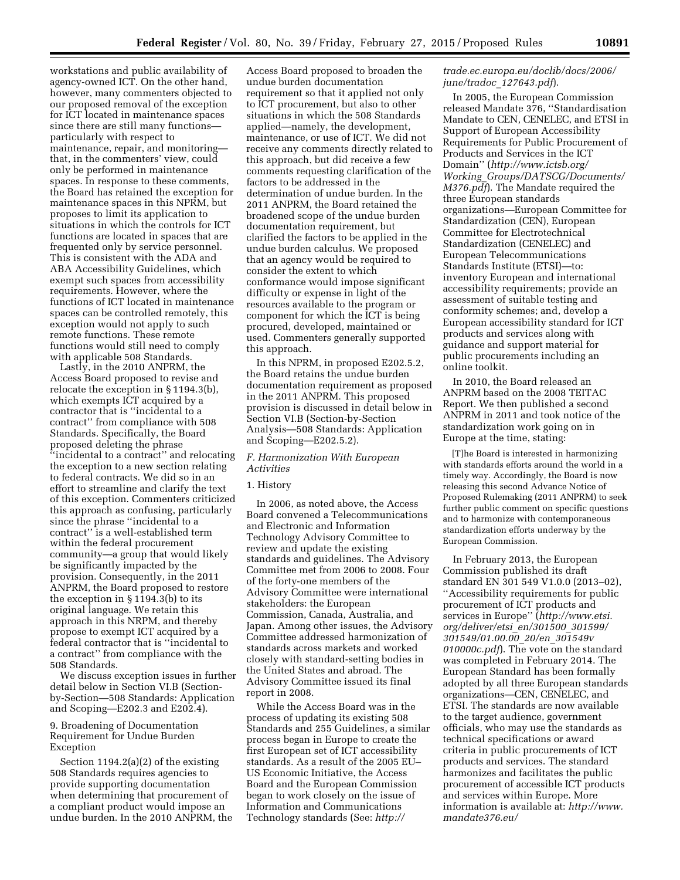workstations and public availability of agency-owned ICT. On the other hand, however, many commenters objected to our proposed removal of the exception for ICT located in maintenance spaces since there are still many functions—particularly with respect to maintenance, repair, and monitoring—that, in the commenters' view, could only be performed in maintenance spaces. In response to these comments, the Board has retained the exception for maintenance spaces in this NPRM, but proposes to limit its application to situations in which the controls for ICT functions are located in spaces that are frequented only by service personnel. This is consistent with the ADA and ABA Accessibility Guidelines, which exempt such spaces from accessibility requirements. However, where the functions of ICT located in maintenance spaces can be controlled remotely, this exception would not apply to such remote functions. These remote functions would still need to comply with applicable 508 Standards.

Lastly, in the 2010 ANPRM, the Access Board proposed to revise and relocate the exception in § 1194.3(b), which exempts ICT acquired by a contractor that is ''incidental to a contract'' from compliance with 508 Standards. Specifically, the Board proposed deleting the phrase ''incidental to a contract'' and relocating the exception to a new section relating to federal contracts. We did so in an effort to streamline and clarify the text of this exception. Commenters criticized this approach as confusing, particularly since the phrase ''incidental to a contract'' is a well-established term within the federal procurement community—a group that would likely be significantly impacted by the provision. Consequently, in the 2011 ANPRM, the Board proposed to restore the exception in § 1194.3(b) to its original language. We retain this approach in this NRPM, and thereby propose to exempt ICT acquired by a federal contractor that is ''incidental to a contract'' from compliance with the 508 Standards.

We discuss exception issues in further detail below in Section VI.B (Section-by-Section—508 Standards: Application and Scoping—E202.3 and E202.4).

9. Broadening of Documentation Requirement for Undue Burden Exception

Section 1194.2(a)(2) of the existing 508 Standards requires agencies to provide supporting documentation when determining that procurement of a compliant product would impose an undue burden. In the 2010 ANPRM, the Access Board proposed to broaden the undue burden documentation requirement so that it applied not only to ICT procurement, but also to other situations in which the 508 Standards applied—namely, the development, maintenance, or use of ICT. We did not receive any comments directly related to this approach, but did receive a few comments requesting clarification of the factors to be addressed in the determination of undue burden. In the 2011 ANPRM, the Board retained the broadened scope of the undue burden documentation requirement, but clarified the factors to be applied in the undue burden calculus. We proposed that an agency would be required to consider the extent to which conformance would impose significant difficulty or expense in light of the resources available to the program or component for which the ICT is being procured, developed, maintained or used. Commenters generally supported this approach.

In this NPRM, in proposed E202.5.2, the Board retains the undue burden documentation requirement as proposed in the 2011 ANPRM. This proposed provision is discussed in detail below in Section VI.B (Section-by-Section Analysis—508 Standards: Application and Scoping—E202.5.2).

*F. Harmonization With European Activities*

1. History

In 2006, as noted above, the Access Board convened a Telecommunications and Electronic and Information Technology Advisory Committee to review and update the existing standards and guidelines. The Advisory Committee met from 2006 to 2008. Four of the forty-one members of the Advisory Committee were international stakeholders: the European Commission, Canada, Australia, and Japan. Among other issues, the Advisory Committee addressed harmonization of standards across markets and worked closely with standard-setting bodies in the United States and abroad. The Advisory Committee issued its final report in 2008.

While the Access Board was in the process of updating its existing 508 Standards and 255 Guidelines, a similar process began in Europe to create the first European set of ICT accessibility standards. As a result of the 2005 EU–US Economic Initiative, the Access Board and the European Commission began to work closely on the issue of Information and Communications Technology standards (See: *http://trade.ec.europa.eu/doclib/docs/2006/june/tradoc_127643.pdf*).

In 2005, the European Commission released Mandate 376, ''Standardisation Mandate to CEN, CENELEC, and ETSI in Support of European Accessibility Requirements for Public Procurement of Products and Services in the ICT Domain'' (*http://www.ictsb.org/Working_Groups/DATSCG/Documents/M376.pdf*). The Mandate required the three European standards organizations—European Committee for Standardization (CEN), European Committee for Electrotechnical Standardization (CENELEC) and European Telecommunications Standards Institute (ETSI)—to: inventory European and international accessibility requirements; provide an assessment of suitable testing and conformity schemes; and, develop a European accessibility standard for ICT products and services along with guidance and support material for public procurements including an online toolkit.

In 2010, the Board released an ANPRM based on the 2008 TEITAC Report. We then published a second ANPRM in 2011 and took notice of the standardization work going on in Europe at the time, stating:

> [T]he Board is interested in harmonizing with standards efforts around the world in a timely way. Accordingly, the Board is now releasing this second Advance Notice of Proposed Rulemaking (2011 ANPRM) to seek further public comment on specific questions and to harmonize with contemporaneous standardization efforts underway by the European Commission.

In February 2013, the European Commission published its draft standard EN 301 549 V1.0.0 (2013–02), ''Accessibility requirements for public procurement of ICT products and services in Europe'' (*http://www.etsi.org/deliver/etsi_en/301500_301599/301549/01.00.00_20/en_301549v010000c.pdf*). The vote on the standard was completed in February 2014. The European Standard has been formally adopted by all three European standards organizations—CEN, CENELEC, and ETSI. The standards are now available to the target audience, government officials, who may use the standards as technical specifications or award criteria in public procurements of ICT products and services. The standard harmonizes and facilitates the public procurement of accessible ICT products and services within Europe. More information is available at: *http://www.mandate376.eu/*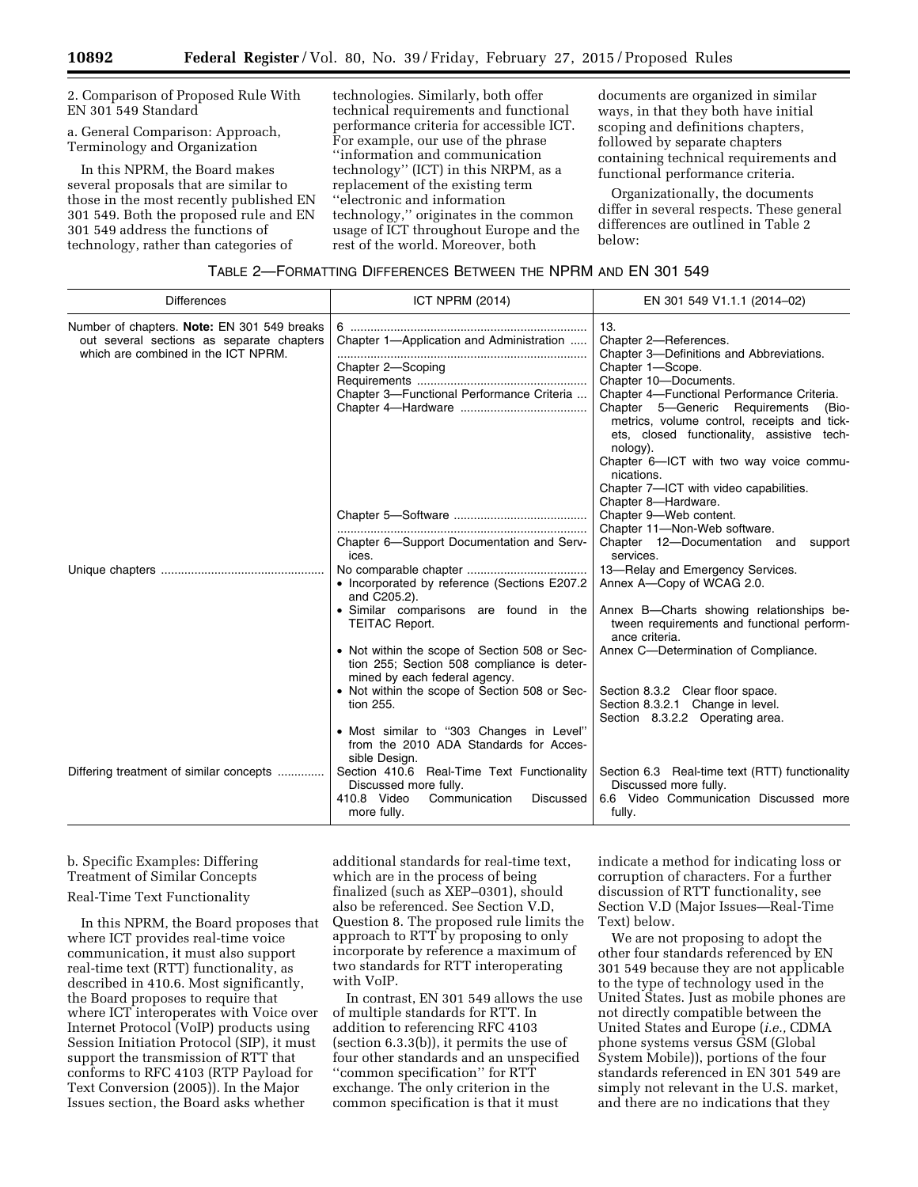2. Comparison of Proposed Rule With EN 301 549 Standard

a. General Comparison: Approach, Terminology and Organization

In this NPRM, the Board makes several proposals that are similar to those in the most recently published EN 301 549. Both the proposed rule and EN 301 549 address the functions of technology, rather than categories of technologies. Similarly, both offer technical requirements and functional performance criteria for accessible ICT. For example, our use of the phrase ''information and communication technology'' (ICT) in this NRPM, as a replacement of the existing term ''electronic and information technology,'' originates in the common usage of ICT throughout Europe and the rest of the world. Moreover, both documents are organized in similar ways, in that they both have initial scoping and definitions chapters, followed by separate chapters containing technical requirements and functional performance criteria.

Organizationally, the documents differ in several respects. These general differences are outlined in Table 2 below:

TABLE 2—FORMATTING DIFFERENCES BETWEEN THE NPRM AND EN 301 549

| Differences | ICT NPRM (2014) | EN 301 549 V1.1.1 (2014–02) |
|---|---|---|
| Number of chapters. **Note:** EN 301 549 breaks out several sections as separate chapters which are combined in the ICT NPRM. | 6 | 13. |
| | Chapter 1—Application and Administration | Chapter 2—References.<br>Chapter 3—Definitions and Abbreviations. |
| | Chapter 2—Scoping Requirements | Chapter 1—Scope.<br>Chapter 10—Documents. |
| | Chapter 3—Functional Performance Criteria | Chapter 4—Functional Performance Criteria. |
| | Chapter 4—Hardware | Chapter 5—Generic Requirements (Biometrics, volume control, receipts and tickets, closed functionality, assistive technology).<br>Chapter 6—ICT with two way voice communications.<br>Chapter 7—ICT with video capabilities.<br>Chapter 8—Hardware. |
| | Chapter 5—Software | Chapter 9—Web content.<br>Chapter 11—Non-Web software. |
| | Chapter 6—Support Documentation and Services. | Chapter 12—Documentation and support services. |
| Unique chapters | No comparable chapter | 13—Relay and Emergency Services. |
| | • Incorporated by reference (Sections E207.2 and C205.2). | Annex A—Copy of WCAG 2.0. |
| | • Similar comparisons are found in the TEITAC Report. | Annex B—Charts showing relationships between requirements and functional performance criteria. |
| | • Not within the scope of Section 508 or Section 255; Section 508 compliance is determined by each federal agency. | Annex C—Determination of Compliance. |
| | • Not within the scope of Section 508 or Section 255. | Section 8.3.2 Clear floor space.<br>Section 8.3.2.1 Change in level.<br>Section 8.3.2.2 Operating area. |
| | • Most similar to ''303 Changes in Level'' from the 2010 ADA Standards for Accessible Design. | |
| Differing treatment of similar concepts | Section 410.6 Real-Time Text Functionality Discussed more fully. | Section 6.3 Real-time text (RTT) functionality Discussed more fully. |
| | 410.8 Video Communication Discussed more fully. | 6.6 Video Communication Discussed more fully. |

b. Specific Examples: Differing Treatment of Similar Concepts

Real-Time Text Functionality

In this NPRM, the Board proposes that where ICT provides real-time voice communication, it must also support real-time text (RTT) functionality, as described in 410.6. Most significantly, the Board proposes to require that where ICT interoperates with Voice over Internet Protocol (VoIP) products using Session Initiation Protocol (SIP), it must support the transmission of RTT that conforms to RFC 4103 (RTP Payload for Text Conversion (2005)). In the Major Issues section, the Board asks whether additional standards for real-time text, which are in the process of being finalized (such as XEP–0301), should also be referenced. See Section V.D, Question 8. The proposed rule limits the approach to RTT by proposing to only incorporate by reference a maximum of two standards for RTT interoperating with VoIP.

In contrast, EN 301 549 allows the use of multiple standards for RTT. In addition to referencing RFC 4103 (section 6.3.3(b)), it permits the use of four other standards and an unspecified ''common specification'' for RTT exchange. The only criterion in the common specification is that it must indicate a method for indicating loss or corruption of characters. For a further discussion of RTT functionality, see Section V.D (Major Issues—Real-Time Text) below.

We are not proposing to adopt the other four standards referenced by EN 301 549 because they are not applicable to the type of technology used in the United States. Just as mobile phones are not directly compatible between the United States and Europe (*i.e.,* CDMA phone systems versus GSM (Global System Mobile)), portions of the four standards referenced in EN 301 549 are simply not relevant in the U.S. market, and there are no indications that they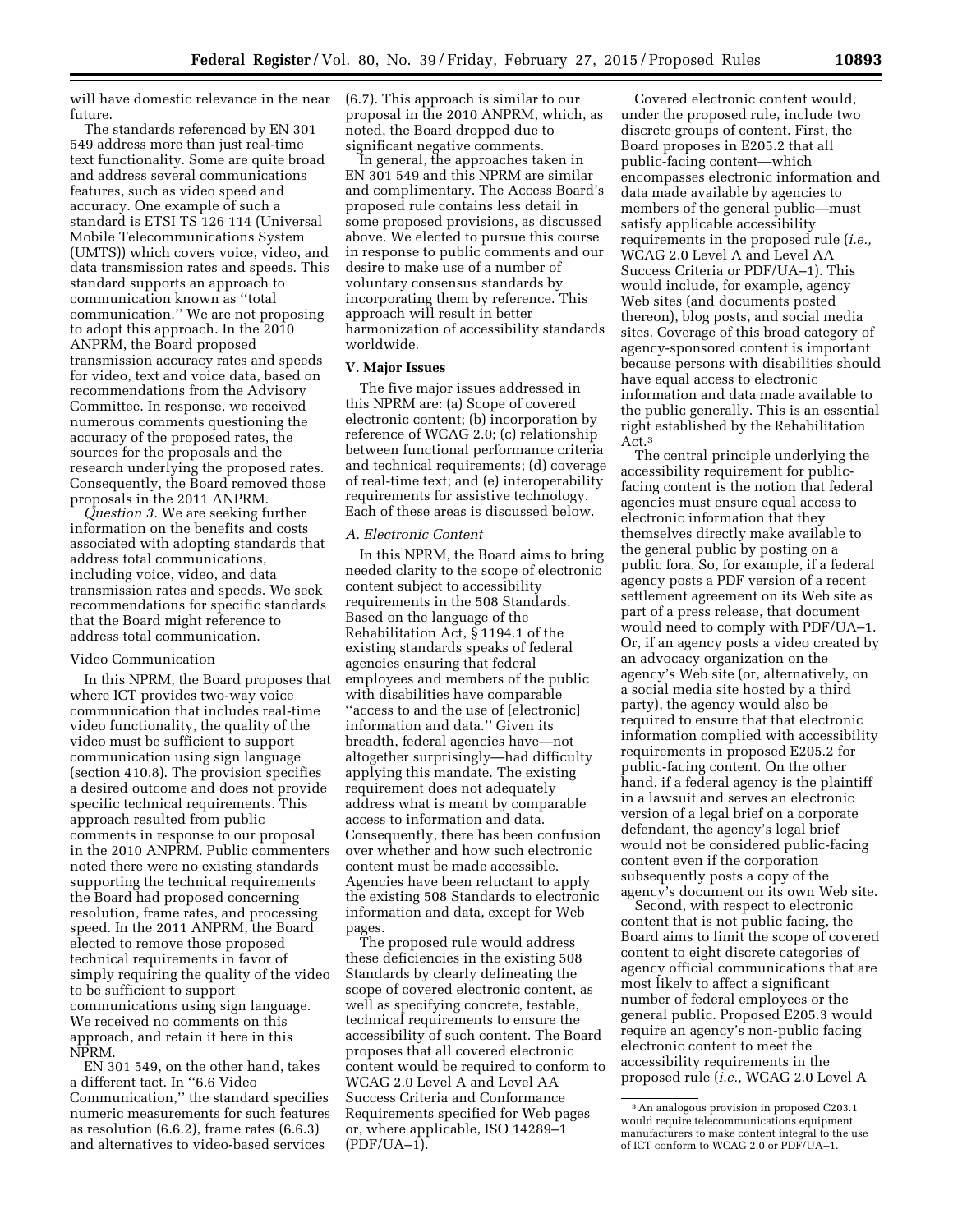will have domestic relevance in the near future.

The standards referenced by EN 301 549 address more than just real-time text functionality. Some are quite broad and address several communications features, such as video speed and accuracy. One example of such a standard is ETSI TS 126 114 (Universal Mobile Telecommunications System (UMTS)) which covers voice, video, and data transmission rates and speeds. This standard supports an approach to communication known as ''total communication.'' We are not proposing to adopt this approach. In the 2010 ANPRM, the Board proposed transmission accuracy rates and speeds for video, text and voice data, based on recommendations from the Advisory Committee. In response, we received numerous comments questioning the accuracy of the proposed rates, the sources for the proposals and the research underlying the proposed rates. Consequently, the Board removed those proposals in the 2011 ANPRM.

*Question 3.* We are seeking further information on the benefits and costs associated with adopting standards that address total communications, including voice, video, and data transmission rates and speeds. We seek recommendations for specific standards that the Board might reference to address total communication.

Video Communication

In this NPRM, the Board proposes that where ICT provides two-way voice communication that includes real-time video functionality, the quality of the video must be sufficient to support communication using sign language (section 410.8). The provision specifies a desired outcome and does not provide specific technical requirements. This approach resulted from public comments in response to our proposal in the 2010 ANPRM. Public commenters noted there were no existing standards supporting the technical requirements the Board had proposed concerning resolution, frame rates, and processing speed. In the 2011 ANPRM, the Board elected to remove those proposed technical requirements in favor of simply requiring the quality of the video to be sufficient to support communications using sign language. We received no comments on this approach, and retain it here in this NPRM.

EN 301 549, on the other hand, takes a different tact. In ''6.6 Video Communication,'' the standard specifies numeric measurements for such features as resolution (6.6.2), frame rates (6.6.3) and alternatives to video-based services (6.7). This approach is similar to our proposal in the 2010 ANPRM, which, as noted, the Board dropped due to significant negative comments.

In general, the approaches taken in EN 301 549 and this NPRM are similar and complimentary. The Access Board's proposed rule contains less detail in some proposed provisions, as discussed above. We elected to pursue this course in response to public comments and our desire to make use of a number of voluntary consensus standards by incorporating them by reference. This approach will result in better harmonization of accessibility standards worldwide.

## V. Major Issues

The five major issues addressed in this NPRM are: (a) Scope of covered electronic content; (b) incorporation by reference of WCAG 2.0; (c) relationship between functional performance criteria and technical requirements; (d) coverage of real-time text; and (e) interoperability requirements for assistive technology. Each of these areas is discussed below.

### *A. Electronic Content*

In this NPRM, the Board aims to bring needed clarity to the scope of electronic content subject to accessibility requirements in the 508 Standards. Based on the language of the Rehabilitation Act, § 1194.1 of the existing standards speaks of federal agencies ensuring that federal employees and members of the public with disabilities have comparable ''access to and the use of [electronic] information and data.'' Given its breadth, federal agencies have—not altogether surprisingly—had difficulty applying this mandate. The existing requirement does not adequately address what is meant by comparable access to information and data. Consequently, there has been confusion over whether and how such electronic content must be made accessible. Agencies have been reluctant to apply the existing 508 Standards to electronic information and data, except for Web pages.

The proposed rule would address these deficiencies in the existing 508 Standards by clearly delineating the scope of covered electronic content, as well as specifying concrete, testable, technical requirements to ensure the accessibility of such content. The Board proposes that all covered electronic content would be required to conform to WCAG 2.0 Level A and Level AA Success Criteria and Conformance Requirements specified for Web pages or, where applicable, ISO 14289–1 (PDF/UA–1).

Covered electronic content would, under the proposed rule, include two discrete groups of content. First, the Board proposes in E205.2 that all public-facing content—which encompasses electronic information and data made available by agencies to members of the general public—must satisfy applicable accessibility requirements in the proposed rule (*i.e.,* WCAG 2.0 Level A and Level AA Success Criteria or PDF/UA–1). This would include, for example, agency Web sites (and documents posted thereon), blog posts, and social media sites. Coverage of this broad category of agency-sponsored content is important because persons with disabilities should have equal access to electronic information and data made available to the public generally. This is an essential right established by the Rehabilitation Act.[3]

The central principle underlying the accessibility requirement for public-facing content is the notion that federal agencies must ensure equal access to electronic information that they themselves directly make available to the general public by posting on a public fora. So, for example, if a federal agency posts a PDF version of a recent settlement agreement on its Web site as part of a press release, that document would need to comply with PDF/UA–1. Or, if an agency posts a video created by an advocacy organization on the agency's Web site (or, alternatively, on a social media site hosted by a third party), the agency would also be required to ensure that that electronic information complied with accessibility requirements in proposed E205.2 for public-facing content. On the other hand, if a federal agency is the plaintiff in a lawsuit and serves an electronic version of a legal brief on a corporate defendant, the agency's legal brief would not be considered public-facing content even if the corporation subsequently posts a copy of the agency's document on its own Web site.

Second, with respect to electronic content that is not public facing, the Board aims to limit the scope of covered content to eight discrete categories of agency official communications that are most likely to affect a significant number of federal employees or the general public. Proposed E205.3 would require an agency's non-public facing electronic content to meet the accessibility requirements in the proposed rule (*i.e.,* WCAG 2.0 Level A

[3] An analogous provision in proposed C203.1 would require telecommunications equipment manufacturers to make content integral to the use of ICT conform to WCAG 2.0 or PDF/UA–1.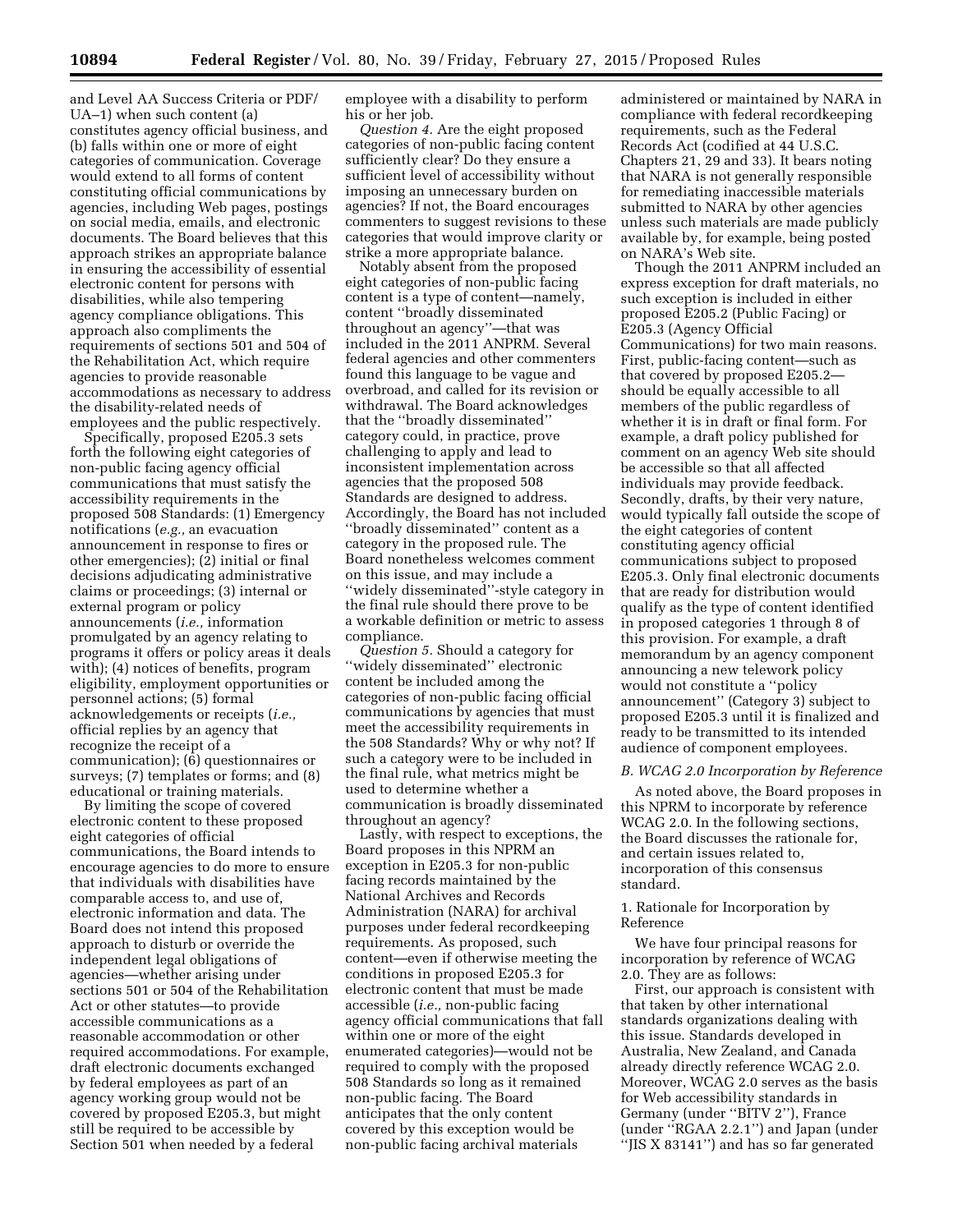and Level AA Success Criteria or PDF/UA–1) when such content (a) constitutes agency official business, and (b) falls within one or more of eight categories of communication. Coverage would extend to all forms of content constituting official communications by agencies, including Web pages, postings on social media, emails, and electronic documents. The Board believes that this approach strikes an appropriate balance in ensuring the accessibility of essential electronic content for persons with disabilities, while also tempering agency compliance obligations. This approach also compliments the requirements of sections 501 and 504 of the Rehabilitation Act, which require agencies to provide reasonable accommodations as necessary to address the disability-related needs of employees and the public respectively.

Specifically, proposed E205.3 sets forth the following eight categories of non-public facing agency official communications that must satisfy the accessibility requirements in the proposed 508 Standards: (1) Emergency notifications (*e.g.,* an evacuation announcement in response to fires or other emergencies); (2) initial or final decisions adjudicating administrative claims or proceedings; (3) internal or external program or policy announcements (*i.e.,* information promulgated by an agency relating to programs it offers or policy areas it deals with); (4) notices of benefits, program eligibility, employment opportunities or personnel actions; (5) formal acknowledgements or receipts (*i.e.,* official replies by an agency that recognize the receipt of a communication); (6) questionnaires or surveys; (7) templates or forms; and (8) educational or training materials.

By limiting the scope of covered electronic content to these proposed eight categories of official communications, the Board intends to encourage agencies to do more to ensure that individuals with disabilities have comparable access to, and use of, electronic information and data. The Board does not intend this proposed approach to disturb or override the independent legal obligations of agencies—whether arising under sections 501 or 504 of the Rehabilitation Act or other statutes—to provide accessible communications as a reasonable accommodation or other required accommodations. For example, draft electronic documents exchanged by federal employees as part of an agency working group would not be covered by proposed E205.3, but might still be required to be accessible by Section 501 when needed by a federal employee with a disability to perform his or her job.

*Question 4.* Are the eight proposed categories of non-public facing content sufficiently clear? Do they ensure a sufficient level of accessibility without imposing an unnecessary burden on agencies? If not, the Board encourages commenters to suggest revisions to these categories that would improve clarity or strike a more appropriate balance.

Notably absent from the proposed eight categories of non-public facing content is a type of content—namely, content ''broadly disseminated throughout an agency''—that was included in the 2011 ANPRM. Several federal agencies and other commenters found this language to be vague and overbroad, and called for its revision or withdrawal. The Board acknowledges that the ''broadly disseminated'' category could, in practice, prove challenging to apply and lead to inconsistent implementation across agencies that the proposed 508 Standards are designed to address. Accordingly, the Board has not included ''broadly disseminated'' content as a category in the proposed rule. The Board nonetheless welcomes comment on this issue, and may include a ''widely disseminated''-style category in the final rule should there prove to be a workable definition or metric to assess compliance.

*Question 5.* Should a category for ''widely disseminated'' electronic content be included among the categories of non-public facing official communications by agencies that must meet the accessibility requirements in the 508 Standards? Why or why not? If such a category were to be included in the final rule, what metrics might be used to determine whether a communication is broadly disseminated throughout an agency?

Lastly, with respect to exceptions, the Board proposes in this NPRM an exception in E205.3 for non-public facing records maintained by the National Archives and Records Administration (NARA) for archival purposes under federal recordkeeping requirements. As proposed, such content—even if otherwise meeting the conditions in proposed E205.3 for electronic content that must be made accessible (*i.e.,* non-public facing agency official communications that fall within one or more of the eight enumerated categories)—would not be required to comply with the proposed 508 Standards so long as it remained non-public facing. The Board anticipates that the only content covered by this exception would be non-public facing archival materials administered or maintained by NARA in compliance with federal recordkeeping requirements, such as the Federal Records Act (codified at 44 U.S.C. Chapters 21, 29 and 33). It bears noting that NARA is not generally responsible for remediating inaccessible materials submitted to NARA by other agencies unless such materials are made publicly available by, for example, being posted on NARA's Web site.

Though the 2011 ANPRM included an express exception for draft materials, no such exception is included in either proposed E205.2 (Public Facing) or E205.3 (Agency Official Communications) for two main reasons. First, public-facing content—such as that covered by proposed E205.2—should be equally accessible to all members of the public regardless of whether it is in draft or final form. For example, a draft policy published for comment on an agency Web site should be accessible so that all affected individuals may provide feedback. Secondly, drafts, by their very nature, would typically fall outside the scope of the eight categories of content constituting agency official communications subject to proposed E205.3. Only final electronic documents that are ready for distribution would qualify as the type of content identified in proposed categories 1 through 8 of this provision. For example, a draft memorandum by an agency component announcing a new telework policy would not constitute a ''policy announcement'' (Category 3) subject to proposed E205.3 until it is finalized and ready to be transmitted to its intended audience of component employees.

### *B. WCAG 2.0 Incorporation by Reference*

As noted above, the Board proposes in this NPRM to incorporate by reference WCAG 2.0. In the following sections, the Board discusses the rationale for, and certain issues related to, incorporation of this consensus standard.

#### 1. Rationale for Incorporation by Reference

We have four principal reasons for incorporation by reference of WCAG 2.0. They are as follows:

First, our approach is consistent with that taken by other international standards organizations dealing with this issue. Standards developed in Australia, New Zealand, and Canada already directly reference WCAG 2.0. Moreover, WCAG 2.0 serves as the basis for Web accessibility standards in Germany (under ''BITV 2''), France (under ''RGAA 2.2.1'') and Japan (under ''JIS X 83141'') and has so far generated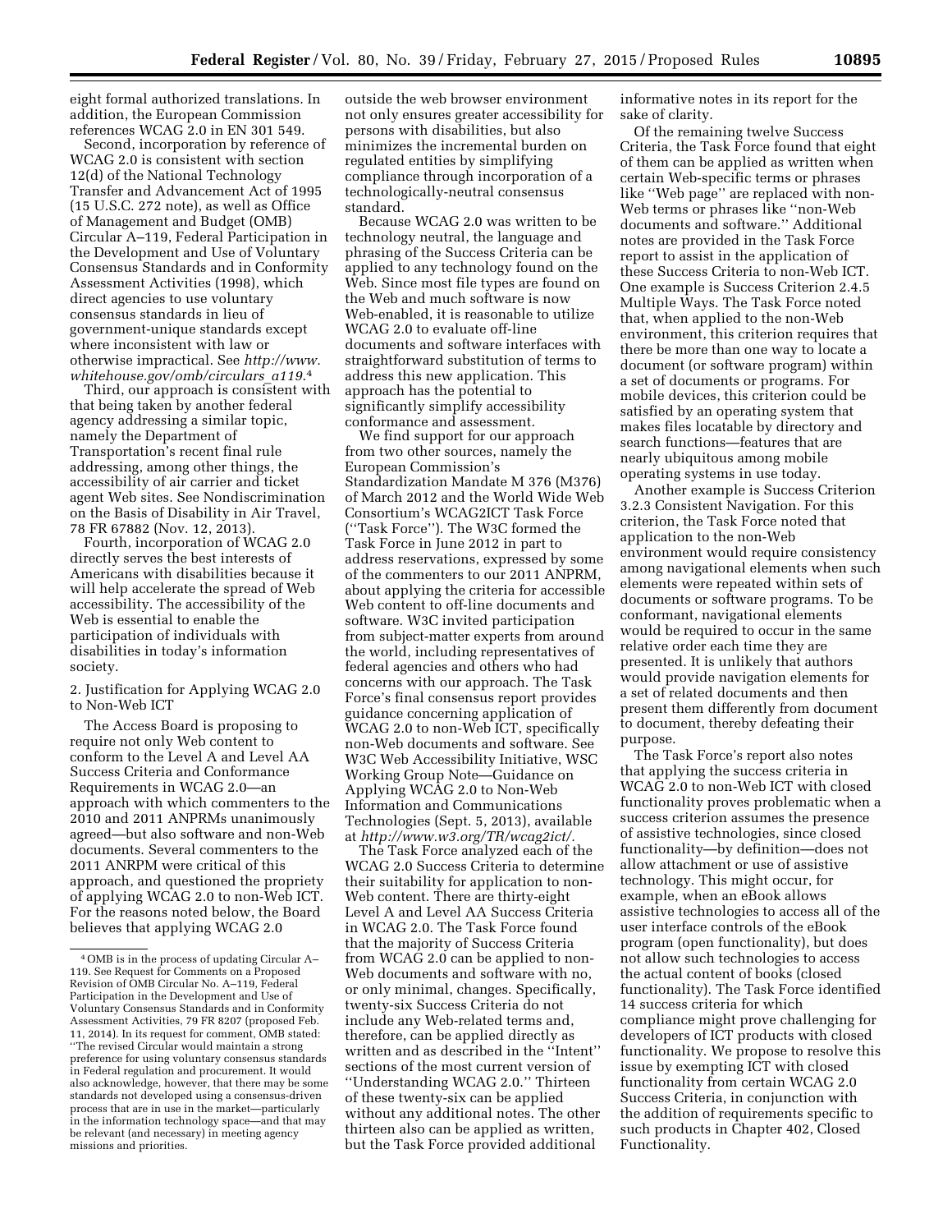eight formal authorized translations. In addition, the European Commission references WCAG 2.0 in EN 301 549.

Second, incorporation by reference of WCAG 2.0 is consistent with section 12(d) of the National Technology Transfer and Advancement Act of 1995 (15 U.S.C. 272 note), as well as Office of Management and Budget (OMB) Circular A–119, Federal Participation in the Development and Use of Voluntary Consensus Standards and in Conformity Assessment Activities (1998), which direct agencies to use voluntary consensus standards in lieu of government-unique standards except where inconsistent with law or otherwise impractical. See *http://www.whitehouse.gov/omb/circulars_a119*.[4]

Third, our approach is consistent with that being taken by another federal agency addressing a similar topic, namely the Department of Transportation's recent final rule addressing, among other things, the accessibility of air carrier and ticket agent Web sites. See Nondiscrimination on the Basis of Disability in Air Travel, 78 FR 67882 (Nov. 12, 2013).

Fourth, incorporation of WCAG 2.0 directly serves the best interests of Americans with disabilities because it will help accelerate the spread of Web accessibility. The accessibility of the Web is essential to enable the participation of individuals with disabilities in today's information society.

2. Justification for Applying WCAG 2.0 to Non-Web ICT

The Access Board is proposing to require not only Web content to conform to the Level A and Level AA Success Criteria and Conformance Requirements in WCAG 2.0—an approach with which commenters to the 2010 and 2011 ANPRMs unanimously agreed—but also software and non-Web documents. Several commenters to the 2011 ANRPM were critical of this approach, and questioned the propriety of applying WCAG 2.0 to non-Web ICT. For the reasons noted below, the Board believes that applying WCAG 2.0 outside the web browser environment not only ensures greater accessibility for persons with disabilities, but also minimizes the incremental burden on regulated entities by simplifying compliance through incorporation of a technologically-neutral consensus standard.

Because WCAG 2.0 was written to be technology neutral, the language and phrasing of the Success Criteria can be applied to any technology found on the Web. Since most file types are found on the Web and much software is now Web-enabled, it is reasonable to utilize WCAG 2.0 to evaluate off-line documents and software interfaces with straightforward substitution of terms to address this new application. This approach has the potential to significantly simplify accessibility conformance and assessment.

We find support for our approach from two other sources, namely the European Commission's Standardization Mandate M 376 (M376) of March 2012 and the World Wide Web Consortium's WCAG2ICT Task Force ("Task Force"). The W3C formed the Task Force in June 2012 in part to address reservations, expressed by some of the commenters to our 2011 ANPRM, about applying the criteria for accessible Web content to off-line documents and software. W3C invited participation from subject-matter experts from around the world, including representatives of federal agencies and others who had concerns with our approach. The Task Force's final consensus report provides guidance concerning application of WCAG 2.0 to non-Web ICT, specifically non-Web documents and software. See W3C Web Accessibility Initiative, WSC Working Group Note—Guidance on Applying WCAG 2.0 to Non-Web Information and Communications Technologies (Sept. 5, 2013), available at *http://www.w3.org/TR/wcag2ict/*.

The Task Force analyzed each of the WCAG 2.0 Success Criteria to determine their suitability for application to non-Web content. There are thirty-eight Level A and Level AA Success Criteria in WCAG 2.0. The Task Force found that the majority of Success Criteria from WCAG 2.0 can be applied to non-Web documents and software with no, or only minimal, changes. Specifically, twenty-six Success Criteria do not include any Web-related terms and, therefore, can be applied directly as written and as described in the "Intent" sections of the most current version of "Understanding WCAG 2.0." Thirteen of these twenty-six can be applied without any additional notes. The other thirteen also can be applied as written, but the Task Force provided additional informative notes in its report for the sake of clarity.

Of the remaining twelve Success Criteria, the Task Force found that eight of them can be applied as written when certain Web-specific terms or phrases like "Web page" are replaced with non-Web terms or phrases like "non-Web documents and software." Additional notes are provided in the Task Force report to assist in the application of these Success Criteria to non-Web ICT. One example is Success Criterion 2.4.5 Multiple Ways. The Task Force noted that, when applied to the non-Web environment, this criterion requires that there be more than one way to locate a document (or software program) within a set of documents or programs. For mobile devices, this criterion could be satisfied by an operating system that makes files locatable by directory and search functions—features that are nearly ubiquitous among mobile operating systems in use today.

Another example is Success Criterion 3.2.3 Consistent Navigation. For this criterion, the Task Force noted that application to the non-Web environment would require consistency among navigational elements when such elements were repeated within sets of documents or software programs. To be conformant, navigational elements would be required to occur in the same relative order each time they are presented. It is unlikely that authors would provide navigation elements for a set of related documents and then present them differently from document to document, thereby defeating their purpose.

The Task Force's report also notes that applying the success criteria in WCAG 2.0 to non-Web ICT with closed functionality proves problematic when a success criterion assumes the presence of assistive technologies, since closed functionality—by definition—does not allow attachment or use of assistive technology. This might occur, for example, when an eBook allows assistive technologies to access all of the user interface controls of the eBook program (open functionality), but does not allow such technologies to access the actual content of books (closed functionality). The Task Force identified 14 success criteria for which compliance might prove challenging for developers of ICT products with closed functionality. We propose to resolve this issue by exempting ICT with closed functionality from certain WCAG 2.0 Success Criteria, in conjunction with the addition of requirements specific to such products in Chapter 402, Closed Functionality.

---

[4] OMB is in the process of updating Circular A–119. See Request for Comments on a Proposed Revision of OMB Circular No. A–119, Federal Participation in the Development and Use of Voluntary Consensus Standards and in Conformity Assessment Activities, 79 FR 8207 (proposed Feb. 11, 2014). In its request for comment, OMB stated: "The revised Circular would maintain a strong preference for using voluntary consensus standards in Federal regulation and procurement. It would also acknowledge, however, that there may be some standards not developed using a consensus-driven process that are in use in the market—particularly in the information technology space—and that may be relevant (and necessary) in meeting agency missions and priorities.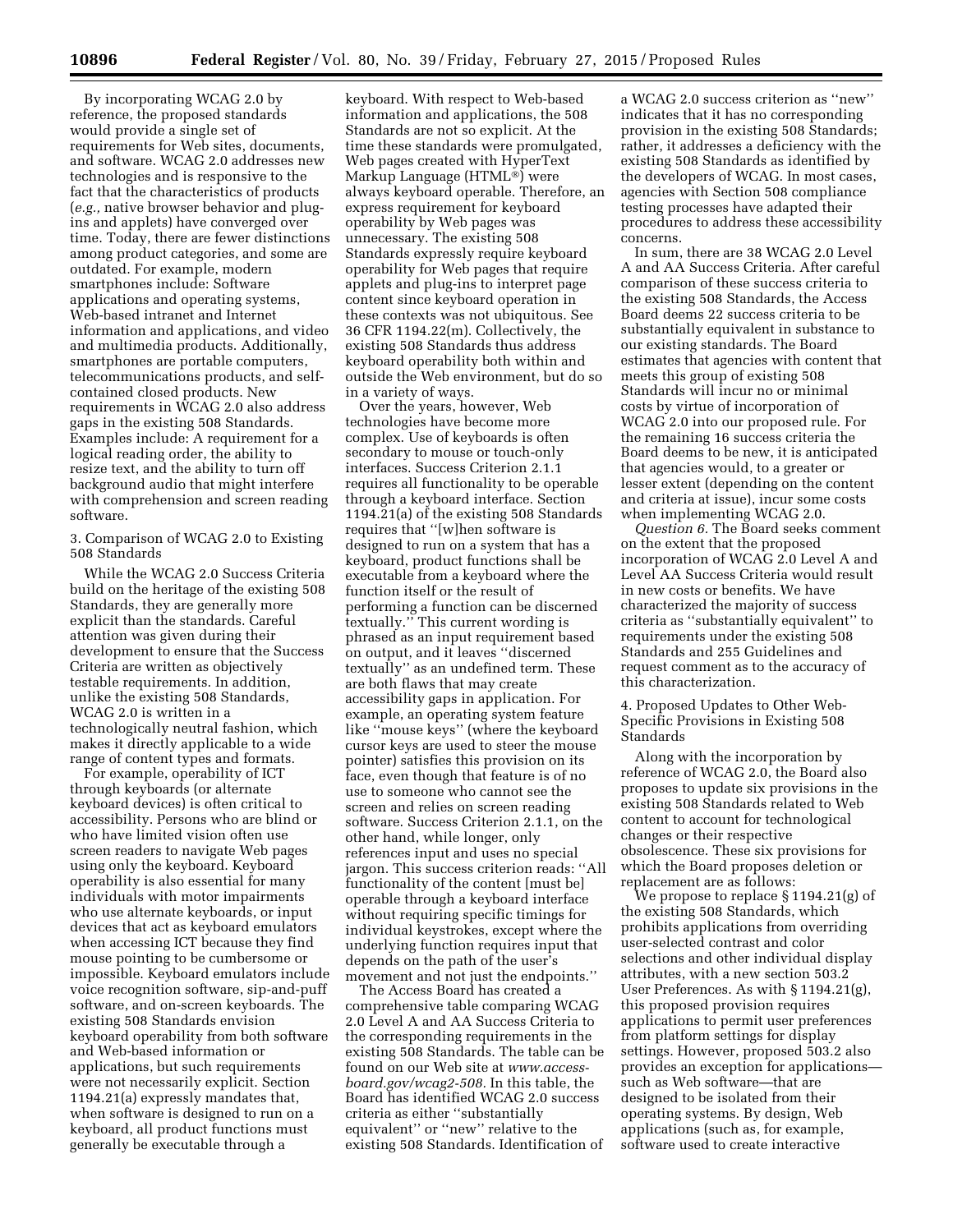By incorporating WCAG 2.0 by reference, the proposed standards would provide a single set of requirements for Web sites, documents, and software. WCAG 2.0 addresses new technologies and is responsive to the fact that the characteristics of products (*e.g.,* native browser behavior and plug-ins and applets) have converged over time. Today, there are fewer distinctions among product categories, and some are outdated. For example, modern smartphones include: Software applications and operating systems, Web-based intranet and Internet information and applications, and video and multimedia products. Additionally, smartphones are portable computers, telecommunications products, and self-contained closed products. New requirements in WCAG 2.0 also address gaps in the existing 508 Standards. Examples include: A requirement for a logical reading order, the ability to resize text, and the ability to turn off background audio that might interfere with comprehension and screen reading software.

3. Comparison of WCAG 2.0 to Existing 508 Standards

While the WCAG 2.0 Success Criteria build on the heritage of the existing 508 Standards, they are generally more explicit than the standards. Careful attention was given during their development to ensure that the Success Criteria are written as objectively testable requirements. In addition, unlike the existing 508 Standards, WCAG 2.0 is written in a technologically neutral fashion, which makes it directly applicable to a wide range of content types and formats.

For example, operability of ICT through keyboards (or alternate keyboard devices) is often critical to accessibility. Persons who are blind or who have limited vision often use screen readers to navigate Web pages using only the keyboard. Keyboard operability is also essential for many individuals with motor impairments who use alternate keyboards, or input devices that act as keyboard emulators when accessing ICT because they find mouse pointing to be cumbersome or impossible. Keyboard emulators include voice recognition software, sip-and-puff software, and on-screen keyboards. The existing 508 Standards envision keyboard operability from both software and Web-based information or applications, but such requirements were not necessarily explicit. Section 1194.21(a) expressly mandates that, when software is designed to run on a keyboard, all product functions must generally be executable through a keyboard. With respect to Web-based information and applications, the 508 Standards are not so explicit. At the time these standards were promulgated, Web pages created with HyperText Markup Language (HTML®) were always keyboard operable. Therefore, an express requirement for keyboard operability by Web pages was unnecessary. The existing 508 Standards expressly require keyboard operability for Web pages that require applets and plug-ins to interpret page content since keyboard operation in these contexts was not ubiquitous. See 36 CFR 1194.22(m). Collectively, the existing 508 Standards thus address keyboard operability both within and outside the Web environment, but do so in a variety of ways.

Over the years, however, Web technologies have become more complex. Use of keyboards is often secondary to mouse or touch-only interfaces. Success Criterion 2.1.1 requires all functionality to be operable through a keyboard interface. Section 1194.21(a) of the existing 508 Standards requires that ''[w]hen software is designed to run on a system that has a keyboard, product functions shall be executable from a keyboard where the function itself or the result of performing a function can be discerned textually.'' This current wording is phrased as an input requirement based on output, and it leaves ''discerned textually'' as an undefined term. These are both flaws that may create accessibility gaps in application. For example, an operating system feature like ''mouse keys'' (where the keyboard cursor keys are used to steer the mouse pointer) satisfies this provision on its face, even though that feature is of no use to someone who cannot see the screen and relies on screen reading software. Success Criterion 2.1.1, on the other hand, while longer, only references input and uses no special jargon. This success criterion reads: ''All functionality of the content [must be] operable through a keyboard interface without requiring specific timings for individual keystrokes, except where the underlying function requires input that depends on the path of the user's movement and not just the endpoints.''

The Access Board has created a comprehensive table comparing WCAG 2.0 Level A and AA Success Criteria to the corresponding requirements in the existing 508 Standards. The table can be found on our Web site at *www.access-board.gov/wcag2-508.* In this table, the Board has identified WCAG 2.0 success criteria as either ''substantially equivalent'' or ''new'' relative to the existing 508 Standards. Identification of a WCAG 2.0 success criterion as ''new'' indicates that it has no corresponding provision in the existing 508 Standards; rather, it addresses a deficiency with the existing 508 Standards as identified by the developers of WCAG. In most cases, agencies with Section 508 compliance testing processes have adapted their procedures to address these accessibility concerns.

In sum, there are 38 WCAG 2.0 Level A and AA Success Criteria. After careful comparison of these success criteria to the existing 508 Standards, the Access Board deems 22 success criteria to be substantially equivalent in substance to our existing standards. The Board estimates that agencies with content that meets this group of existing 508 Standards will incur no or minimal costs by virtue of incorporation of WCAG 2.0 into our proposed rule. For the remaining 16 success criteria the Board deems to be new, it is anticipated that agencies would, to a greater or lesser extent (depending on the content and criteria at issue), incur some costs when implementing WCAG 2.0.

*Question 6.* The Board seeks comment on the extent that the proposed incorporation of WCAG 2.0 Level A and Level AA Success Criteria would result in new costs or benefits. We have characterized the majority of success criteria as ''substantially equivalent'' to requirements under the existing 508 Standards and 255 Guidelines and request comment as to the accuracy of this characterization.

4. Proposed Updates to Other Web-Specific Provisions in Existing 508 Standards

Along with the incorporation by reference of WCAG 2.0, the Board also proposes to update six provisions in the existing 508 Standards related to Web content to account for technological changes or their respective obsolescence. These six provisions for which the Board proposes deletion or replacement are as follows:

We propose to replace § 1194.21(g) of the existing 508 Standards, which prohibits applications from overriding user-selected contrast and color selections and other individual display attributes, with a new section 503.2 User Preferences. As with § 1194.21(g), this proposed provision requires applications to permit user preferences from platform settings for display settings. However, proposed 503.2 also provides an exception for applications—such as Web software—that are designed to be isolated from their operating systems. By design, Web applications (such as, for example, software used to create interactive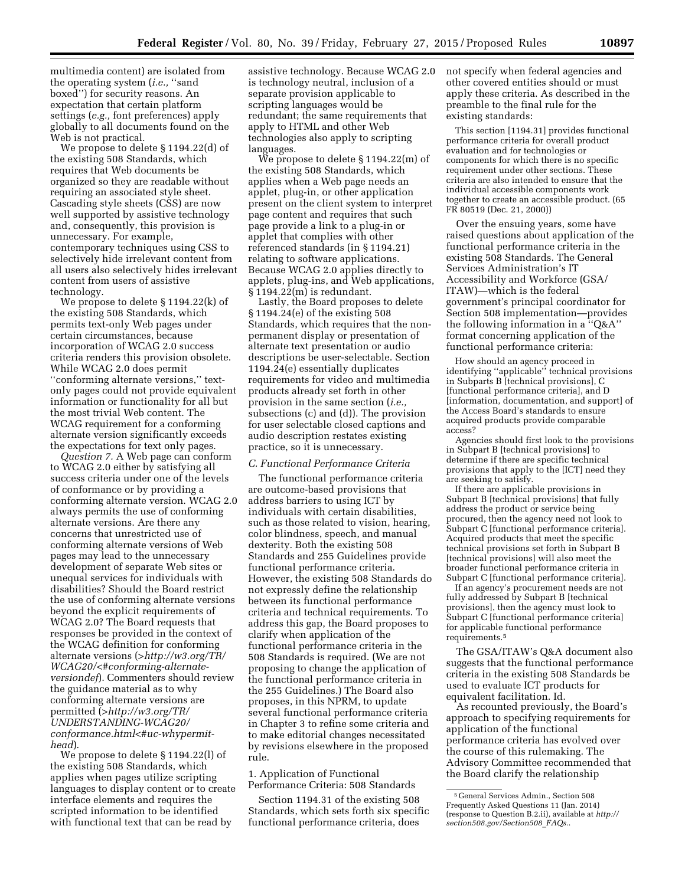multimedia content) are isolated from the operating system (*i.e.,* "sand boxed") for security reasons. An expectation that certain platform settings (*e.g.,* font preferences) apply globally to all documents found on the Web is not practical.

We propose to delete § 1194.22(d) of the existing 508 Standards, which requires that Web documents be organized so they are readable without requiring an associated style sheet. Cascading style sheets (CSS) are now well supported by assistive technology and, consequently, this provision is unnecessary. For example, contemporary techniques using CSS to selectively hide irrelevant content from all users also selectively hides irrelevant content from users of assistive technology.

We propose to delete § 1194.22(k) of the existing 508 Standards, which permits text-only Web pages under certain circumstances, because incorporation of WCAG 2.0 success criteria renders this provision obsolete. While WCAG 2.0 does permit "conforming alternate versions," text-only pages could not provide equivalent information or functionality for all but the most trivial Web content. The WCAG requirement for a conforming alternate version significantly exceeds the expectations for text only pages.

*Question 7.* A Web page can conform to WCAG 2.0 either by satisfying all success criteria under one of the levels of conformance or by providing a conforming alternate version. WCAG 2.0 always permits the use of conforming alternate versions. Are there any concerns that unrestricted use of conforming alternate versions of Web pages may lead to the unnecessary development of separate Web sites or unequal services for individuals with disabilities? Should the Board restrict the use of conforming alternate versions beyond the explicit requirements of WCAG 2.0? The Board requests that responses be provided in the context of the WCAG definition for conforming alternate versions (>*http://w3.org/TR/WCAG20/<#conforming-alternate-versiondef*). Commenters should review the guidance material as to why conforming alternate versions are permitted (>*http://w3.org/TR/UNDERSTANDING-WCAG20/conformance.html<#uc-whypermit-head*).

We propose to delete § 1194.22(l) of the existing 508 Standards, which applies when pages utilize scripting languages to display content or to create interface elements and requires the scripted information to be identified with functional text that can be read by assistive technology. Because WCAG 2.0 is technology neutral, inclusion of a separate provision applicable to scripting languages would be redundant; the same requirements that apply to HTML and other Web technologies also apply to scripting languages.

We propose to delete § 1194.22(m) of the existing 508 Standards, which applies when a Web page needs an applet, plug-in, or other application present on the client system to interpret page content and requires that such page provide a link to a plug-in or applet that complies with other referenced standards (in § 1194.21) relating to software applications. Because WCAG 2.0 applies directly to applets, plug-ins, and Web applications, § 1194.22(m) is redundant.

Lastly, the Board proposes to delete § 1194.24(e) of the existing 508 Standards, which requires that the non-permanent display or presentation of alternate text presentation or audio descriptions be user-selectable. Section 1194.24(e) essentially duplicates requirements for video and multimedia products already set forth in other provision in the same section (*i.e.,* subsections (c) and (d)). The provision for user selectable closed captions and audio description restates existing practice, so it is unnecessary.

### *C. Functional Performance Criteria*

The functional performance criteria are outcome-based provisions that address barriers to using ICT by individuals with certain disabilities, such as those related to vision, hearing, color blindness, speech, and manual dexterity. Both the existing 508 Standards and 255 Guidelines provide functional performance criteria. However, the existing 508 Standards do not expressly define the relationship between its functional performance criteria and technical requirements. To address this gap, the Board proposes to clarify when application of the functional performance criteria in the 508 Standards is required. (We are not proposing to change the application of the functional performance criteria in the 255 Guidelines.) The Board also proposes, in this NPRM, to update several functional performance criteria in Chapter 3 to refine some criteria and to make editorial changes necessitated by revisions elsewhere in the proposed rule.

#### 1. Application of Functional Performance Criteria: 508 Standards

Section 1194.31 of the existing 508 Standards, which sets forth six specific functional performance criteria, does not specify when federal agencies and other covered entities should or must apply these criteria. As described in the preamble to the final rule for the existing standards:

> This section [1194.31] provides functional performance criteria for overall product evaluation and for technologies or components for which there is no specific requirement under other sections. These criteria are also intended to ensure that the individual accessible components work together to create an accessible product. (65 FR 80519 (Dec. 21, 2000))

Over the ensuing years, some have raised questions about application of the functional performance criteria in the existing 508 Standards. The General Services Administration's IT Accessibility and Workforce (GSA/ITAW)—which is the federal government's principal coordinator for Section 508 implementation—provides the following information in a "Q&A" format concerning application of the functional performance criteria:

> How should an agency proceed in identifying "applicable" technical provisions in Subparts B [technical provisions], C [functional performance criteria], and D [information, documentation, and support] of the Access Board's standards to ensure acquired products provide comparable access?
>
> Agencies should first look to the provisions in Subpart B [technical provisions] to determine if there are specific technical provisions that apply to the [ICT] need they are seeking to satisfy.
>
> If there are applicable provisions in Subpart B [technical provisions] that fully address the product or service being procured, then the agency need not look to Subpart C [functional performance criteria]. Acquired products that meet the specific technical provisions set forth in Subpart B [technical provisions] will also meet the broader functional performance criteria in Subpart C [functional performance criteria].
>
> If an agency's procurement needs are not fully addressed by Subpart B [technical provisions], then the agency must look to Subpart C [functional performance criteria] for applicable functional performance requirements.[5]

The GSA/ITAW's Q&A document also suggests that the functional performance criteria in the existing 508 Standards be used to evaluate ICT products for equivalent facilitation. Id.

As recounted previously, the Board's approach to specifying requirements for application of the functional performance criteria has evolved over the course of this rulemaking. The Advisory Committee recommended that the Board clarify the relationship

[5] General Services Admin., Section 508 Frequently Asked Questions 11 (Jan. 2014) (response to Question B.2.ii), available at *http://section508.gov/Section508_FAQs.*.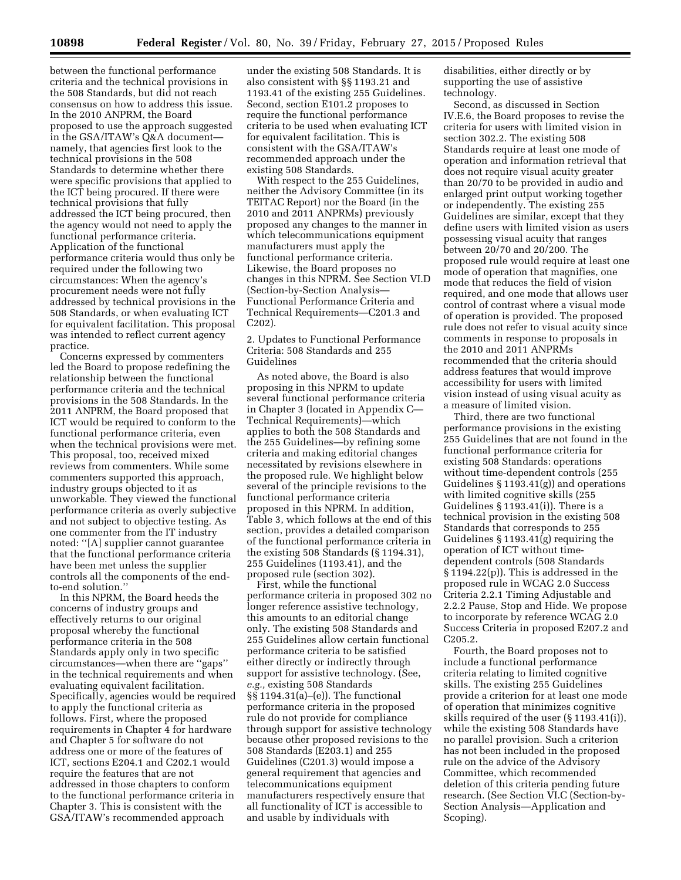between the functional performance criteria and the technical provisions in the 508 Standards, but did not reach consensus on how to address this issue. In the 2010 ANPRM, the Board proposed to use the approach suggested in the GSA/ITAW's Q&A document—namely, that agencies first look to the technical provisions in the 508 Standards to determine whether there were specific provisions that applied to the ICT being procured. If there were technical provisions that fully addressed the ICT being procured, then the agency would not need to apply the functional performance criteria. Application of the functional performance criteria would thus only be required under the following two circumstances: When the agency's procurement needs were not fully addressed by technical provisions in the 508 Standards, or when evaluating ICT for equivalent facilitation. This proposal was intended to reflect current agency practice.

Concerns expressed by commenters led the Board to propose redefining the relationship between the functional performance criteria and the technical provisions in the 508 Standards. In the 2011 ANPRM, the Board proposed that ICT would be required to conform to the functional performance criteria, even when the technical provisions were met. This proposal, too, received mixed reviews from commenters. While some commenters supported this approach, industry groups objected to it as unworkable. They viewed the functional performance criteria as overly subjective and not subject to objective testing. As one commenter from the IT industry noted: ''[A] supplier cannot guarantee that the functional performance criteria have been met unless the supplier controls all the components of the end-to-end solution.''

In this NPRM, the Board heeds the concerns of industry groups and effectively returns to our original proposal whereby the functional performance criteria in the 508 Standards apply only in two specific circumstances—when there are ''gaps'' in the technical requirements and when evaluating equivalent facilitation. Specifically, agencies would be required to apply the functional criteria as follows. First, where the proposed requirements in Chapter 4 for hardware and Chapter 5 for software do not address one or more of the features of ICT, sections E204.1 and C202.1 would require the features that are not addressed in those chapters to conform to the functional performance criteria in Chapter 3. This is consistent with the GSA/ITAW's recommended approach under the existing 508 Standards. It is also consistent with §§ 1193.21 and 1193.41 of the existing 255 Guidelines. Second, section E101.2 proposes to require the functional performance criteria to be used when evaluating ICT for equivalent facilitation. This is consistent with the GSA/ITAW's recommended approach under the existing 508 Standards.

With respect to the 255 Guidelines, neither the Advisory Committee (in its TEITAC Report) nor the Board (in the 2010 and 2011 ANPRMs) previously proposed any changes to the manner in which telecommunications equipment manufacturers must apply the functional performance criteria. Likewise, the Board proposes no changes in this NPRM. See Section VI.D (Section-by-Section Analysis—Functional Performance Criteria and Technical Requirements—C201.3 and C202).

2. Updates to Functional Performance Criteria: 508 Standards and 255 Guidelines

As noted above, the Board is also proposing in this NPRM to update several functional performance criteria in Chapter 3 (located in Appendix C—Technical Requirements)—which applies to both the 508 Standards and the 255 Guidelines—by refining some criteria and making editorial changes necessitated by revisions elsewhere in the proposed rule. We highlight below several of the principle revisions to the functional performance criteria proposed in this NPRM. In addition, Table 3, which follows at the end of this section, provides a detailed comparison of the functional performance criteria in the existing 508 Standards (§ 1194.31), 255 Guidelines (1193.41), and the proposed rule (section 302).

First, while the functional performance criteria in proposed 302 no longer reference assistive technology, this amounts to an editorial change only. The existing 508 Standards and 255 Guidelines allow certain functional performance criteria to be satisfied either directly or indirectly through support for assistive technology. (See, *e.g.,* existing 508 Standards §§ 1194.31(a)–(e)). The functional performance criteria in the proposed rule do not provide for compliance through support for assistive technology because other proposed revisions to the 508 Standards (E203.1) and 255 Guidelines (C201.3) would impose a general requirement that agencies and telecommunications equipment manufacturers respectively ensure that all functionality of ICT is accessible to and usable by individuals with disabilities, either directly or by supporting the use of assistive technology.

Second, as discussed in Section IV.E.6, the Board proposes to revise the criteria for users with limited vision in section 302.2. The existing 508 Standards require at least one mode of operation and information retrieval that does not require visual acuity greater than 20/70 to be provided in audio and enlarged print output working together or independently. The existing 255 Guidelines are similar, except that they define users with limited vision as users possessing visual acuity that ranges between 20/70 and 20/200. The proposed rule would require at least one mode of operation that magnifies, one mode that reduces the field of vision required, and one mode that allows user control of contrast where a visual mode of operation is provided. The proposed rule does not refer to visual acuity since comments in response to proposals in the 2010 and 2011 ANPRMs recommended that the criteria should address features that would improve accessibility for users with limited vision instead of using visual acuity as a measure of limited vision.

Third, there are two functional performance provisions in the existing 255 Guidelines that are not found in the functional performance criteria for existing 508 Standards: operations without time-dependent controls (255 Guidelines § 1193.41(g)) and operations with limited cognitive skills (255 Guidelines § 1193.41(i)). There is a technical provision in the existing 508 Standards that corresponds to 255 Guidelines § 1193.41(g) requiring the operation of ICT without time-dependent controls (508 Standards § 1194.22(p)). This is addressed in the proposed rule in WCAG 2.0 Success Criteria 2.2.1 Timing Adjustable and 2.2.2 Pause, Stop and Hide. We propose to incorporate by reference WCAG 2.0 Success Criteria in proposed E207.2 and C205.2.

Fourth, the Board proposes not to include a functional performance criteria relating to limited cognitive skills. The existing 255 Guidelines provide a criterion for at least one mode of operation that minimizes cognitive skills required of the user (§ 1193.41(i)), while the existing 508 Standards have no parallel provision. Such a criterion has not been included in the proposed rule on the advice of the Advisory Committee, which recommended deletion of this criteria pending future research. (See Section VI.C (Section-by-Section Analysis—Application and Scoping).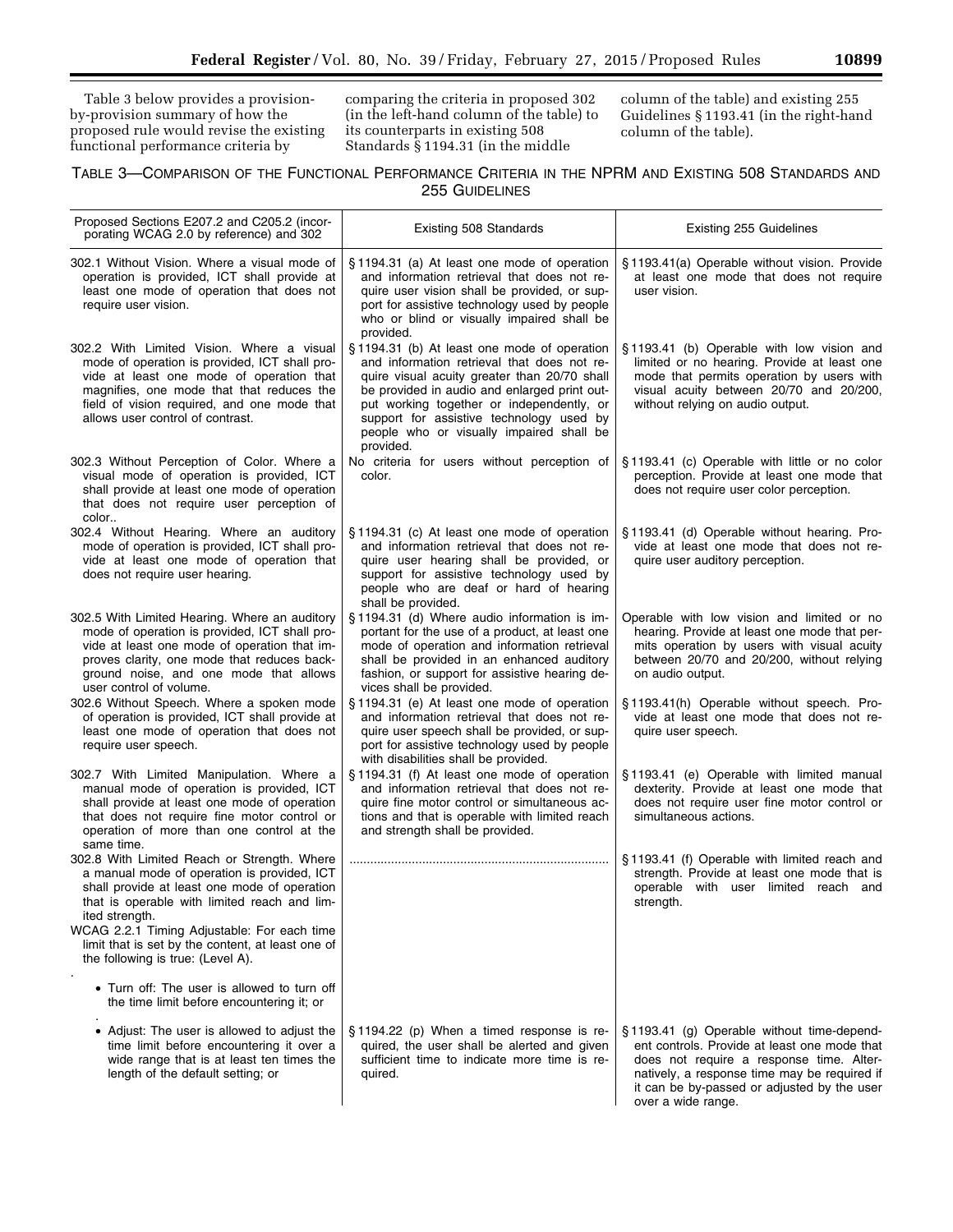Table 3 below provides a provision-by-provision summary of how the proposed rule would revise the existing functional performance criteria by comparing the criteria in proposed 302 (in the left-hand column of the table) to its counterparts in existing 508 Standards § 1194.31 (in the middle column of the table) and existing 255 Guidelines § 1193.41 (in the right-hand column of the table).

TABLE 3—COMPARISON OF THE FUNCTIONAL PERFORMANCE CRITERIA IN THE NPRM AND EXISTING 508 STANDARDS AND 255 GUIDELINES

| Proposed Sections E207.2 and C205.2 (incorporating WCAG 2.0 by reference) and 302 | Existing 508 Standards | Existing 255 Guidelines |
|---|---|---|
| 302.1 Without Vision. Where a visual mode of operation is provided, ICT shall provide at least one mode of operation that does not require user vision. | § 1194.31 (a) At least one mode of operation and information retrieval that does not require user vision shall be provided, or support for assistive technology used by people who or blind or visually impaired shall be provided. | § 1193.41(a) Operable without vision. Provide at least one mode that does not require user vision. |
| 302.2 With Limited Vision. Where a visual mode of operation is provided, ICT shall provide at least one mode of operation that magnifies, one mode that that reduces the field of vision required, and one mode that allows user control of contrast. | § 1194.31 (b) At least one mode of operation and information retrieval that does not require visual acuity greater than 20/70 shall be provided in audio and enlarged print output working together or independently, or support for assistive technology used by people who or visually impaired shall be provided. | § 1193.41 (b) Operable with low vision and limited or no hearing. Provide at least one mode that permits operation by users with visual acuity between 20/70 and 20/200, without relying on audio output. |
| 302.3 Without Perception of Color. Where a visual mode of operation is provided, ICT shall provide at least one mode of operation that does not require user perception of color.. | No criteria for users without perception of color. | § 1193.41 (c) Operable with little or no color perception. Provide at least one mode that does not require user color perception. |
| 302.4 Without Hearing. Where an auditory mode of operation is provided, ICT shall provide at least one mode of operation that does not require user hearing. | § 1194.31 (c) At least one mode of operation and information retrieval that does not require user hearing shall be provided, or support for assistive technology used by people who are deaf or hard of hearing shall be provided. | § 1193.41 (d) Operable without hearing. Provide at least one mode that does not require user auditory perception. |
| 302.5 With Limited Hearing. Where an auditory mode of operation is provided, ICT shall provide at least one mode of operation that improves clarity, one mode that reduces background noise, and one mode that allows user control of volume. | § 1194.31 (d) Where audio information is important for the use of a product, at least one mode of operation and information retrieval shall be provided in an enhanced auditory fashion, or support for assistive hearing devices shall be provided. | Operable with low vision and limited or no hearing. Provide at least one mode that permits operation by users with visual acuity between 20/70 and 20/200, without relying on audio output. |
| 302.6 Without Speech. Where a spoken mode of operation is provided, ICT shall provide at least one mode of operation that does not require user speech. | § 1194.31 (e) At least one mode of operation and information retrieval that does not require user speech shall be provided, or support for assistive technology used by people with disabilities shall be provided. | § 1193.41(h) Operable without speech. Provide at least one mode that does not require user speech. |
| 302.7 With Limited Manipulation. Where a manual mode of operation is provided, ICT shall provide at least one mode of operation that does not require fine motor control or operation of more than one control at the same time. | § 1194.31 (f) At least one mode of operation and information retrieval that does not require fine motor control or simultaneous actions and that is operable with limited reach and strength shall be provided. | § 1193.41 (e) Operable with limited manual dexterity. Provide at least one mode that does not require user fine motor control or simultaneous actions. |
| 302.8 With Limited Reach or Strength. Where a manual mode of operation is provided, ICT shall provide at least one mode of operation that is operable with limited reach and limited strength. | .......................................................................... | § 1193.41 (f) Operable with limited reach and strength. Provide at least one mode that is operable with user limited reach and strength. |
| WCAG 2.2.1 Timing Adjustable: For each time limit that is set by the content, at least one of the following is true: (Level A). <br>• Turn off: The user is allowed to turn off the time limit before encountering it; or <br>• Adjust: The user is allowed to adjust the time limit before encountering it over a wide range that is at least ten times the length of the default setting; or | § 1194.22 (p) When a timed response is required, the user shall be alerted and given sufficient time to indicate more time is required. | § 1193.41 (g) Operable without time-dependent controls. Provide at least one mode that does not require a response time. Alternatively, a response time may be required if it can be by-passed or adjusted by the user over a wide range. |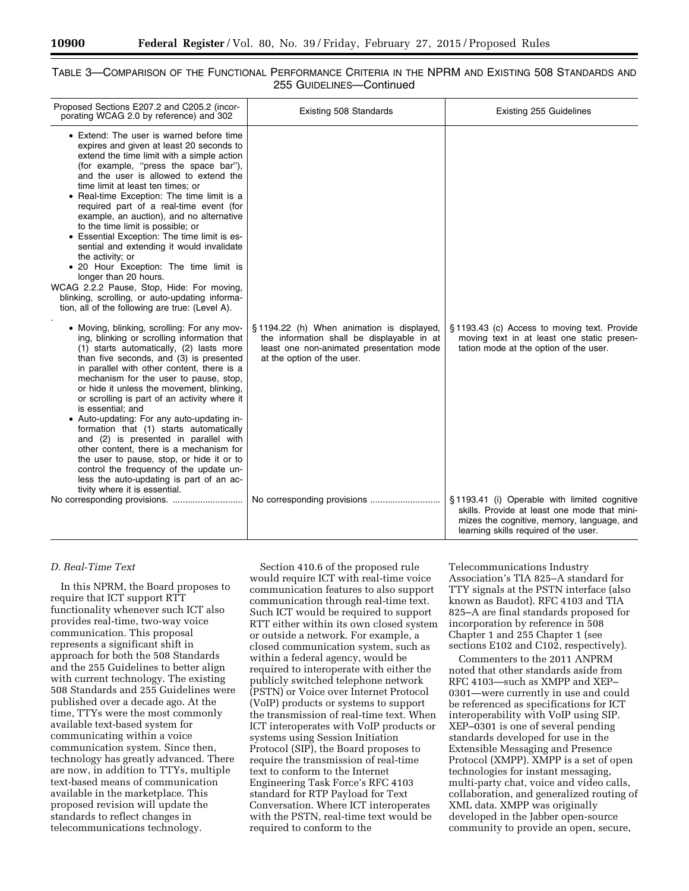TABLE 3—COMPARISON OF THE FUNCTIONAL PERFORMANCE CRITERIA IN THE NPRM AND EXISTING 508 STANDARDS AND 255 GUIDELINES—Continued

| Proposed Sections E207.2 and C205.2 (incorporating WCAG 2.0 by reference) and 302 | Existing 508 Standards | Existing 255 Guidelines |
| --- | --- | --- |
| • Extend: The user is warned before time expires and given at least 20 seconds to extend the time limit with a simple action (for example, "press the space bar"), and the user is allowed to extend the time limit at least ten times; or<br>• Real-time Exception: The time limit is a required part of a real-time event (for example, an auction), and no alternative to the time limit is possible; or<br>• Essential Exception: The time limit is essential and extending it would invalidate the activity; or<br>• 20 Hour Exception: The time limit is longer than 20 hours.<br>WCAG 2.2.2 Pause, Stop, Hide: For moving, blinking, scrolling, or auto-updating information, all of the following are true: (Level A). | | |
| • Moving, blinking, scrolling: For any moving, blinking or scrolling information that (1) starts automatically, (2) lasts more than five seconds, and (3) is presented in parallel with other content, there is a mechanism for the user to pause, stop, or hide it unless the movement, blinking, or scrolling is part of an activity where it is essential; and<br>• Auto-updating: For any auto-updating information that (1) starts automatically and (2) is presented in parallel with other content, there is a mechanism for the user to pause, stop, or hide it or to control the frequency of the update unless the auto-updating is part of an activity where it is essential. | § 1194.22 (h) When animation is displayed, the information shall be displayable in at least one non-animated presentation mode at the option of the user. | § 1193.43 (c) Access to moving text. Provide moving text in at least one static presentation mode at the option of the user. |
| No corresponding provisions. | No corresponding provisions | § 1193.41 (i) Operable with limited cognitive skills. Provide at least one mode that minimizes the cognitive, memory, language, and learning skills required of the user. |

*D. Real-Time Text*

In this NPRM, the Board proposes to require that ICT support RTT functionality whenever such ICT also provides real-time, two-way voice communication. This proposal represents a significant shift in approach for both the 508 Standards and the 255 Guidelines to better align with current technology. The existing 508 Standards and 255 Guidelines were published over a decade ago. At the time, TTYs were the most commonly available text-based system for communicating within a voice communication system. Since then, technology has greatly advanced. There are now, in addition to TTYs, multiple text-based means of communication available in the marketplace. This proposed revision will update the standards to reflect changes in telecommunications technology.

Section 410.6 of the proposed rule would require ICT with real-time voice communication features to also support communication through real-time text. Such ICT would be required to support RTT either within its own closed system or outside a network. For example, a closed communication system, such as within a federal agency, would be required to interoperate with either the publicly switched telephone network (PSTN) or Voice over Internet Protocol (VoIP) products or systems to support the transmission of real-time text. When ICT interoperates with VoIP products or systems using Session Initiation Protocol (SIP), the Board proposes to require the transmission of real-time text to conform to the Internet Engineering Task Force's RFC 4103 standard for RTP Payload for Text Conversation. Where ICT interoperates with the PSTN, real-time text would be required to conform to the Telecommunications Industry Association's TIA 825–A standard for TTY signals at the PSTN interface (also known as Baudot). RFC 4103 and TIA 825–A are final standards proposed for incorporation by reference in 508 Chapter 1 and 255 Chapter 1 (see sections E102 and C102, respectively).

Commenters to the 2011 ANPRM noted that other standards aside from RFC 4103—such as XMPP and XEP–0301—were currently in use and could be referenced as specifications for ICT interoperability with VoIP using SIP. XEP–0301 is one of several pending standards developed for use in the Extensible Messaging and Presence Protocol (XMPP). XMPP is a set of open technologies for instant messaging, multi-party chat, voice and video calls, collaboration, and generalized routing of XML data. XMPP was originally developed in the Jabber open-source community to provide an open, secure,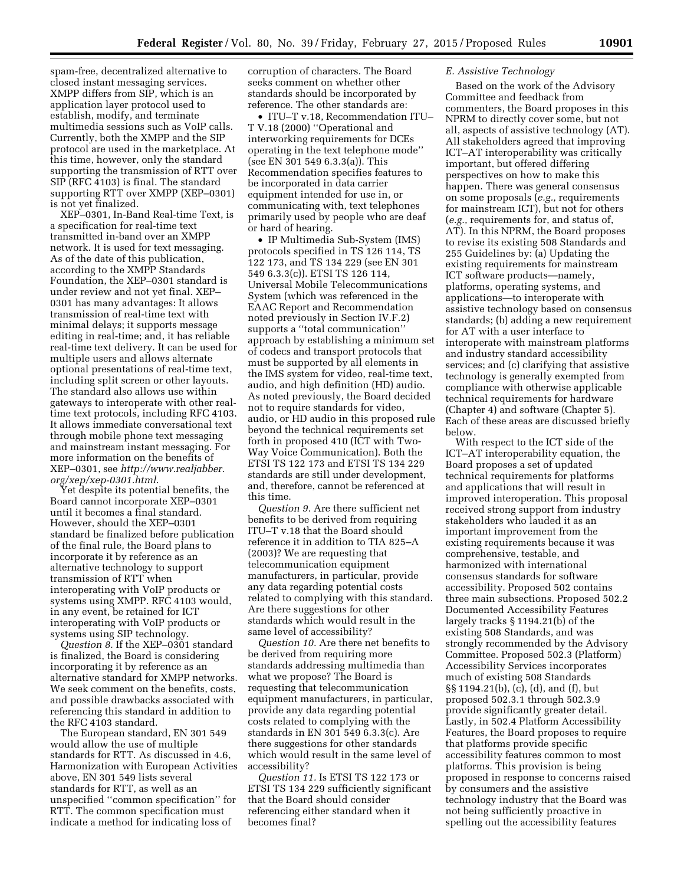spam-free, decentralized alternative to closed instant messaging services. XMPP differs from SIP, which is an application layer protocol used to establish, modify, and terminate multimedia sessions such as VoIP calls. Currently, both the XMPP and the SIP protocol are used in the marketplace. At this time, however, only the standard supporting the transmission of RTT over SIP (RFC 4103) is final. The standard supporting RTT over XMPP (XEP–0301) is not yet finalized.

XEP–0301, In-Band Real-time Text, is a specification for real-time text transmitted in-band over an XMPP network. It is used for text messaging. As of the date of this publication, according to the XMPP Standards Foundation, the XEP–0301 standard is under review and not yet final. XEP–0301 has many advantages: It allows transmission of real-time text with minimal delays; it supports message editing in real-time; and, it has reliable real-time text delivery. It can be used for multiple users and allows alternate optional presentations of real-time text, including split screen or other layouts. The standard also allows use within gateways to interoperate with other real-time text protocols, including RFC 4103. It allows immediate conversational text through mobile phone text messaging and mainstream instant messaging. For more information on the benefits of XEP–0301, see *http://www.realjabber.org/xep/xep-0301.html*.

Yet despite its potential benefits, the Board cannot incorporate XEP–0301 until it becomes a final standard. However, should the XEP–0301 standard be finalized before publication of the final rule, the Board plans to incorporate it by reference as an alternative technology to support transmission of RTT when interoperating with VoIP products or systems using XMPP. RFC 4103 would, in any event, be retained for ICT interoperating with VoIP products or systems using SIP technology.

*Question 8.* If the XEP–0301 standard is finalized, the Board is considering incorporating it by reference as an alternative standard for XMPP networks. We seek comment on the benefits, costs, and possible drawbacks associated with referencing this standard in addition to the RFC 4103 standard.

The European standard, EN 301 549 would allow the use of multiple standards for RTT. As discussed in 4.6, Harmonization with European Activities above, EN 301 549 lists several standards for RTT, as well as an unspecified ''common specification'' for RTT. The common specification must indicate a method for indicating loss of corruption of characters. The Board seeks comment on whether other standards should be incorporated by reference. The other standards are:

- ITU–T v.18, Recommendation ITU–T V.18 (2000) ''Operational and interworking requirements for DCEs operating in the text telephone mode'' (see EN 301 549 6.3.3(a)). This Recommendation specifies features to be incorporated in data carrier equipment intended for use in, or communicating with, text telephones primarily used by people who are deaf or hard of hearing.
- IP Multimedia Sub-System (IMS) protocols specified in TS 126 114, TS 122 173, and TS 134 229 (see EN 301 549 6.3.3(c)). ETSI TS 126 114, Universal Mobile Telecommunications System (which was referenced in the EAAC Report and Recommendation noted previously in Section IV.F.2) supports a ''total communication'' approach by establishing a minimum set of codecs and transport protocols that must be supported by all elements in the IMS system for video, real-time text, audio, and high definition (HD) audio. As noted previously, the Board decided not to require standards for video, audio, or HD audio in this proposed rule beyond the technical requirements set forth in proposed 410 (ICT with Two-Way Voice Communication). Both the ETSI TS 122 173 and ETSI TS 134 229 standards are still under development, and, therefore, cannot be referenced at this time.

*Question 9.* Are there sufficient net benefits to be derived from requiring ITU–T v.18 that the Board should reference it in addition to TIA 825–A (2003)? We are requesting that telecommunication equipment manufacturers, in particular, provide any data regarding potential costs related to complying with this standard. Are there suggestions for other standards which would result in the same level of accessibility?

*Question 10.* Are there net benefits to be derived from requiring more standards addressing multimedia than what we propose? The Board is requesting that telecommunication equipment manufacturers, in particular, provide any data regarding potential costs related to complying with the standards in EN 301 549 6.3.3(c). Are there suggestions for other standards which would result in the same level of accessibility?

*Question 11.* Is ETSI TS 122 173 or ETSI TS 134 229 sufficiently significant that the Board should consider referencing either standard when it becomes final?

### *E. Assistive Technology*

Based on the work of the Advisory Committee and feedback from commenters, the Board proposes in this NPRM to directly cover some, but not all, aspects of assistive technology (AT). All stakeholders agreed that improving ICT–AT interoperability was critically important, but offered differing perspectives on how to make this happen. There was general consensus on some proposals (*e.g.,* requirements for mainstream ICT), but not for others (*e.g.,* requirements for, and status of, AT). In this NPRM, the Board proposes to revise its existing 508 Standards and 255 Guidelines by: (a) Updating the existing requirements for mainstream ICT software products—namely, platforms, operating systems, and applications—to interoperate with assistive technology based on consensus standards; (b) adding a new requirement for AT with a user interface to interoperate with mainstream platforms and industry standard accessibility services; and (c) clarifying that assistive technology is generally exempted from compliance with otherwise applicable technical requirements for hardware (Chapter 4) and software (Chapter 5). Each of these areas are discussed briefly below.

With respect to the ICT side of the ICT–AT interoperability equation, the Board proposes a set of updated technical requirements for platforms and applications that will result in improved interoperation. This proposal received strong support from industry stakeholders who lauded it as an important improvement from the existing requirements because it was comprehensive, testable, and harmonized with international consensus standards for software accessibility. Proposed 502 contains three main subsections. Proposed 502.2 Documented Accessibility Features largely tracks § 1194.21(b) of the existing 508 Standards, and was strongly recommended by the Advisory Committee. Proposed 502.3 (Platform) Accessibility Services incorporates much of existing 508 Standards §§ 1194.21(b), (c), (d), and (f), but proposed 502.3.1 through 502.3.9 provide significantly greater detail. Lastly, in 502.4 Platform Accessibility Features, the Board proposes to require that platforms provide specific accessibility features common to most platforms. This provision is being proposed in response to concerns raised by consumers and the assistive technology industry that the Board was not being sufficiently proactive in spelling out the accessibility features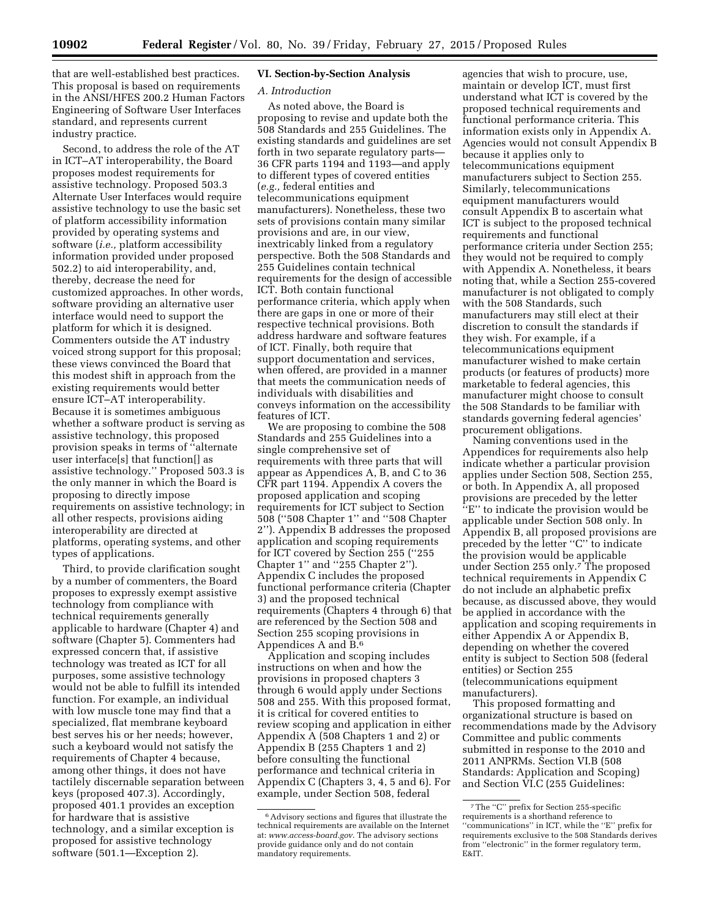that are well-established best practices. This proposal is based on requirements in the ANSI/HFES 200.2 Human Factors Engineering of Software User Interfaces standard, and represents current industry practice.

Second, to address the role of the AT in ICT–AT interoperability, the Board proposes modest requirements for assistive technology. Proposed 503.3 Alternate User Interfaces would require assistive technology to use the basic set of platform accessibility information provided by operating systems and software (*i.e.,* platform accessibility information provided under proposed 502.2) to aid interoperability, and, thereby, decrease the need for customized approaches. In other words, software providing an alternative user interface would need to support the platform for which it is designed. Commenters outside the AT industry voiced strong support for this proposal; these views convinced the Board that this modest shift in approach from the existing requirements would better ensure ICT–AT interoperability. Because it is sometimes ambiguous whether a software product is serving as assistive technology, this proposed provision speaks in terms of ''alternate user interface[s] that function[] as assistive technology.'' Proposed 503.3 is the only manner in which the Board is proposing to directly impose requirements on assistive technology; in all other respects, provisions aiding interoperability are directed at platforms, operating systems, and other types of applications.

Third, to provide clarification sought by a number of commenters, the Board proposes to expressly exempt assistive technology from compliance with technical requirements generally applicable to hardware (Chapter 4) and software (Chapter 5). Commenters had expressed concern that, if assistive technology was treated as ICT for all purposes, some assistive technology would not be able to fulfill its intended function. For example, an individual with low muscle tone may find that a specialized, flat membrane keyboard best serves his or her needs; however, such a keyboard would not satisfy the requirements of Chapter 4 because, among other things, it does not have tactilely discernable separation between keys (proposed 407.3). Accordingly, proposed 401.1 provides an exception for hardware that is assistive technology, and a similar exception is proposed for assistive technology software (501.1—Exception 2).

## VI. Section-by-Section Analysis

### *A. Introduction*

As noted above, the Board is proposing to revise and update both the 508 Standards and 255 Guidelines. The existing standards and guidelines are set forth in two separate regulatory parts—36 CFR parts 1194 and 1193—and apply to different types of covered entities (*e.g.,* federal entities and telecommunications equipment manufacturers). Nonetheless, these two sets of provisions contain many similar provisions and are, in our view, inextricably linked from a regulatory perspective. Both the 508 Standards and 255 Guidelines contain technical requirements for the design of accessible ICT. Both contain functional performance criteria, which apply when there are gaps in one or more of their respective technical provisions. Both address hardware and software features of ICT. Finally, both require that support documentation and services, when offered, are provided in a manner that meets the communication needs of individuals with disabilities and conveys information on the accessibility features of ICT.

We are proposing to combine the 508 Standards and 255 Guidelines into a single comprehensive set of requirements with three parts that will appear as Appendices A, B, and C to 36 CFR part 1194. Appendix A covers the proposed application and scoping requirements for ICT subject to Section 508 (''508 Chapter 1'' and ''508 Chapter 2''). Appendix B addresses the proposed application and scoping requirements for ICT covered by Section 255 (''255 Chapter 1'' and ''255 Chapter 2''). Appendix C includes the proposed functional performance criteria (Chapter 3) and the proposed technical requirements (Chapters 4 through 6) that are referenced by the Section 508 and Section 255 scoping provisions in Appendices A and B.[6]

Application and scoping includes instructions on when and how the provisions in proposed chapters 3 through 6 would apply under Sections 508 and 255. With this proposed format, it is critical for covered entities to review scoping and application in either Appendix A (508 Chapters 1 and 2) or Appendix B (255 Chapters 1 and 2) before consulting the functional performance and technical criteria in Appendix C (Chapters 3, 4, 5 and 6). For example, under Section 508, federal agencies that wish to procure, use, maintain or develop ICT, must first understand what ICT is covered by the proposed technical requirements and functional performance criteria. This information exists only in Appendix A. Agencies would not consult Appendix B because it applies only to telecommunications equipment manufacturers subject to Section 255. Similarly, telecommunications equipment manufacturers would consult Appendix B to ascertain what ICT is subject to the proposed technical requirements and functional performance criteria under Section 255; they would not be required to comply with Appendix A. Nonetheless, it bears noting that, while a Section 255-covered manufacturer is not obligated to comply with the 508 Standards, such manufacturers may still elect at their discretion to consult the standards if they wish. For example, if a telecommunications equipment manufacturer wished to make certain products (or features of products) more marketable to federal agencies, this manufacturer might choose to consult the 508 Standards to be familiar with standards governing federal agencies' procurement obligations.

Naming conventions used in the Appendices for requirements also help indicate whether a particular provision applies under Section 508, Section 255, or both. In Appendix A, all proposed provisions are preceded by the letter ''E'' to indicate the provision would be applicable under Section 508 only. In Appendix B, all proposed provisions are preceded by the letter ''C'' to indicate the provision would be applicable under Section 255 only.[7] The proposed technical requirements in Appendix C do not include an alphabetic prefix because, as discussed above, they would be applied in accordance with the application and scoping requirements in either Appendix A or Appendix B, depending on whether the covered entity is subject to Section 508 (federal entities) or Section 255 (telecommunications equipment manufacturers).

This proposed formatting and organizational structure is based on recommendations made by the Advisory Committee and public comments submitted in response to the 2010 and 2011 ANPRMs. Section VI.B (508 Standards: Application and Scoping) and Section VI.C (255 Guidelines:

---

[6] Advisory sections and figures that illustrate the technical requirements are available on the Internet at: *www.access-board.gov*. The advisory sections provide guidance only and do not contain mandatory requirements.

[7] The ''C'' prefix for Section 255-specific requirements is a shorthand reference to ''communications'' in ICT, while the ''E'' prefix for requirements exclusive to the 508 Standards derives from ''electronic'' in the former regulatory term, E&IT.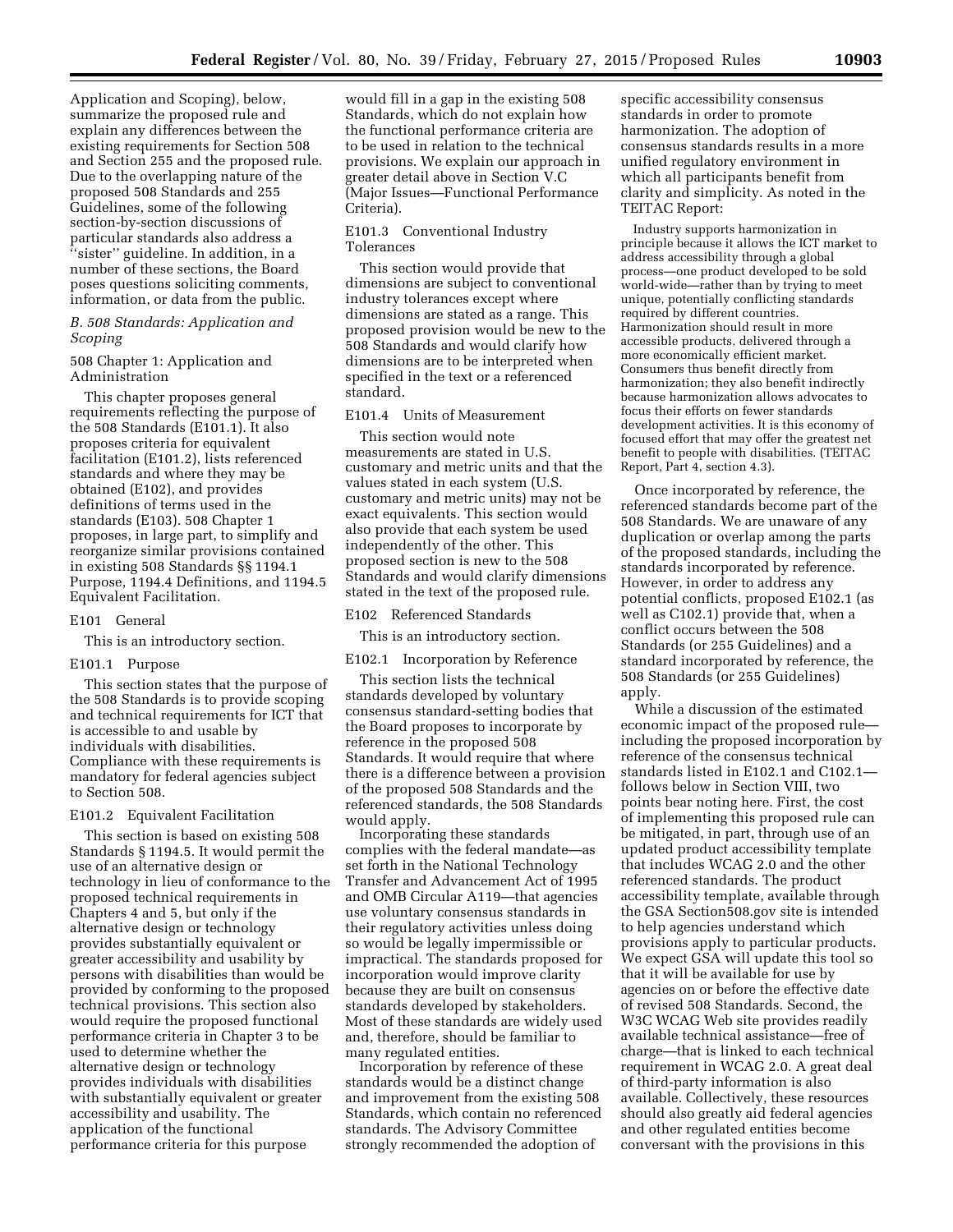Application and Scoping), below, summarize the proposed rule and explain any differences between the existing requirements for Section 508 and Section 255 and the proposed rule. Due to the overlapping nature of the proposed 508 Standards and 255 Guidelines, some of the following section-by-section discussions of particular standards also address a "sister" guideline. In addition, in a number of these sections, the Board poses questions soliciting comments, information, or data from the public.

### *B. 508 Standards: Application and Scoping*

#### 508 Chapter 1: Application and Administration

This chapter proposes general requirements reflecting the purpose of the 508 Standards (E101.1). It also proposes criteria for equivalent facilitation (E101.2), lists referenced standards and where they may be obtained (E102), and provides definitions of terms used in the standards (E103). 508 Chapter 1 proposes, in large part, to simplify and reorganize similar provisions contained in existing 508 Standards §§ 1194.1 Purpose, 1194.4 Definitions, and 1194.5 Equivalent Facilitation.

#### E101 General

This is an introductory section.

#### E101.1 Purpose

This section states that the purpose of the 508 Standards is to provide scoping and technical requirements for ICT that is accessible to and usable by individuals with disabilities. Compliance with these requirements is mandatory for federal agencies subject to Section 508.

#### E101.2 Equivalent Facilitation

This section is based on existing 508 Standards § 1194.5. It would permit the use of an alternative design or technology in lieu of conformance to the proposed technical requirements in Chapters 4 and 5, but only if the alternative design or technology provides substantially equivalent or greater accessibility and usability by persons with disabilities than would be provided by conforming to the proposed technical provisions. This section also would require the proposed functional performance criteria in Chapter 3 to be used to determine whether the alternative design or technology provides individuals with disabilities with substantially equivalent or greater accessibility and usability. The application of the functional performance criteria for this purpose would fill in a gap in the existing 508 Standards, which do not explain how the functional performance criteria are to be used in relation to the technical provisions. We explain our approach in greater detail above in Section V.C (Major Issues—Functional Performance Criteria).

#### E101.3 Conventional Industry Tolerances

This section would provide that dimensions are subject to conventional industry tolerances except where dimensions are stated as a range. This proposed provision would be new to the 508 Standards and would clarify how dimensions are to be interpreted when specified in the text or a referenced standard.

#### E101.4 Units of Measurement

This section would note measurements are stated in U.S. customary and metric units and that the values stated in each system (U.S. customary and metric units) may not be exact equivalents. This section would also provide that each system be used independently of the other. This proposed section is new to the 508 Standards and would clarify dimensions stated in the text of the proposed rule.

#### E102 Referenced Standards

This is an introductory section.

#### E102.1 Incorporation by Reference

This section lists the technical standards developed by voluntary consensus standard-setting bodies that the Board proposes to incorporate by reference in the proposed 508 Standards. It would require that where there is a difference between a provision of the proposed 508 Standards and the referenced standards, the 508 Standards would apply.

Incorporating these standards complies with the federal mandate—as set forth in the National Technology Transfer and Advancement Act of 1995 and OMB Circular A119—that agencies use voluntary consensus standards in their regulatory activities unless doing so would be legally impermissible or impractical. The standards proposed for incorporation would improve clarity because they are built on consensus standards developed by stakeholders. Most of these standards are widely used and, therefore, should be familiar to many regulated entities.

Incorporation by reference of these standards would be a distinct change and improvement from the existing 508 Standards, which contain no referenced standards. The Advisory Committee strongly recommended the adoption of specific accessibility consensus standards in order to promote harmonization. The adoption of consensus standards results in a more unified regulatory environment in which all participants benefit from clarity and simplicity. As noted in the TEITAC Report:

> Industry supports harmonization in principle because it allows the ICT market to address accessibility through a global process—one product developed to be sold world-wide—rather than by trying to meet unique, potentially conflicting standards required by different countries. Harmonization should result in more accessible products, delivered through a more economically efficient market. Consumers thus benefit directly from harmonization; they also benefit indirectly because harmonization allows advocates to focus their efforts on fewer standards development activities. It is this economy of focused effort that may offer the greatest net benefit to people with disabilities. (TEITAC Report, Part 4, section 4.3).

Once incorporated by reference, the referenced standards become part of the 508 Standards. We are unaware of any duplication or overlap among the parts of the proposed standards, including the standards incorporated by reference. However, in order to address any potential conflicts, proposed E102.1 (as well as C102.1) provide that, when a conflict occurs between the 508 Standards (or 255 Guidelines) and a standard incorporated by reference, the 508 Standards (or 255 Guidelines) apply.

While a discussion of the estimated economic impact of the proposed rule—including the proposed incorporation by reference of the consensus technical standards listed in E102.1 and C102.1—follows below in Section VIII, two points bear noting here. First, the cost of implementing this proposed rule can be mitigated, in part, through use of an updated product accessibility template that includes WCAG 2.0 and the other referenced standards. The product accessibility template, available through the GSA Section508.gov site is intended to help agencies understand which provisions apply to particular products. We expect GSA will update this tool so that it will be available for use by agencies on or before the effective date of revised 508 Standards. Second, the W3C WCAG Web site provides readily available technical assistance—free of charge—that is linked to each technical requirement in WCAG 2.0. A great deal of third-party information is also available. Collectively, these resources should also greatly aid federal agencies and other regulated entities become conversant with the provisions in this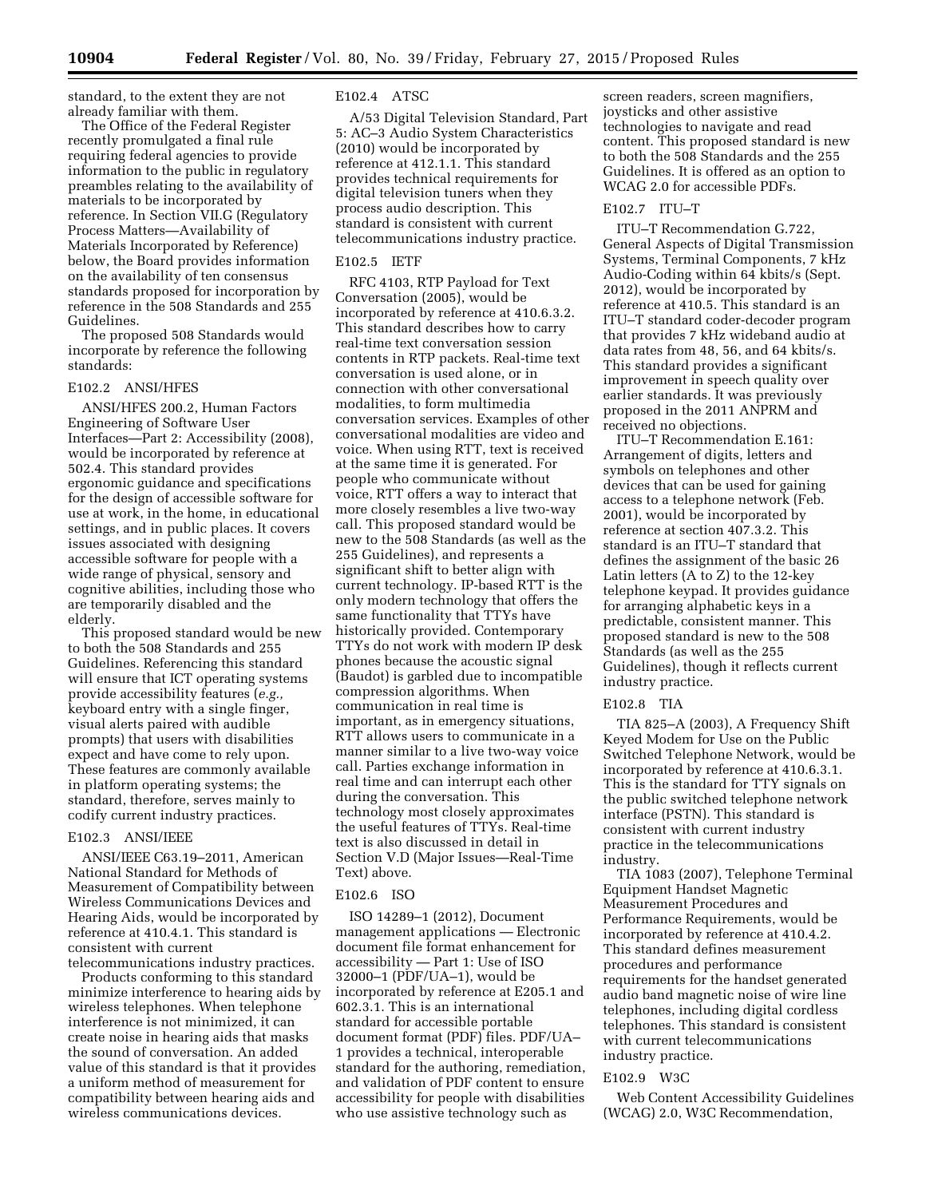standard, to the extent they are not already familiar with them.

The Office of the Federal Register recently promulgated a final rule requiring federal agencies to provide information to the public in regulatory preambles relating to the availability of materials to be incorporated by reference. In Section VII.G (Regulatory Process Matters—Availability of Materials Incorporated by Reference) below, the Board provides information on the availability of ten consensus standards proposed for incorporation by reference in the 508 Standards and 255 Guidelines.

The proposed 508 Standards would incorporate by reference the following standards:

### E102.2 ANSI/HFES

ANSI/HFES 200.2, Human Factors Engineering of Software User Interfaces—Part 2: Accessibility (2008), would be incorporated by reference at 502.4. This standard provides ergonomic guidance and specifications for the design of accessible software for use at work, in the home, in educational settings, and in public places. It covers issues associated with designing accessible software for people with a wide range of physical, sensory and cognitive abilities, including those who are temporarily disabled and the elderly.

This proposed standard would be new to both the 508 Standards and 255 Guidelines. Referencing this standard will ensure that ICT operating systems provide accessibility features (*e.g.,* keyboard entry with a single finger, visual alerts paired with audible prompts) that users with disabilities expect and have come to rely upon. These features are commonly available in platform operating systems; the standard, therefore, serves mainly to codify current industry practices.

### E102.3 ANSI/IEEE

ANSI/IEEE C63.19–2011, American National Standard for Methods of Measurement of Compatibility between Wireless Communications Devices and Hearing Aids, would be incorporated by reference at 410.4.1. This standard is consistent with current telecommunications industry practices.

Products conforming to this standard minimize interference to hearing aids by wireless telephones. When telephone interference is not minimized, it can create noise in hearing aids that masks the sound of conversation. An added value of this standard is that it provides a uniform method of measurement for compatibility between hearing aids and wireless communications devices.

### E102.4 ATSC

A/53 Digital Television Standard, Part 5: AC–3 Audio System Characteristics (2010) would be incorporated by reference at 412.1.1. This standard provides technical requirements for digital television tuners when they process audio description. This standard is consistent with current telecommunications industry practice.

### E102.5 IETF

RFC 4103, RTP Payload for Text Conversation (2005), would be incorporated by reference at 410.6.3.2. This standard describes how to carry real-time text conversation session contents in RTP packets. Real-time text conversation is used alone, or in connection with other conversational modalities, to form multimedia conversation services. Examples of other conversational modalities are video and voice. When using RTT, text is received at the same time it is generated. For people who communicate without voice, RTT offers a way to interact that more closely resembles a live two-way call. This proposed standard would be new to the 508 Standards (as well as the 255 Guidelines), and represents a significant shift to better align with current technology. IP-based RTT is the only modern technology that offers the same functionality that TTYs have historically provided. Contemporary TTYs do not work with modern IP desk phones because the acoustic signal (Baudot) is garbled due to incompatible compression algorithms. When communication in real time is important, as in emergency situations, RTT allows users to communicate in a manner similar to a live two-way voice call. Parties exchange information in real time and can interrupt each other during the conversation. This technology most closely approximates the useful features of TTYs. Real-time text is also discussed in detail in Section V.D (Major Issues—Real-Time Text) above.

### E102.6 ISO

ISO 14289–1 (2012), Document management applications — Electronic document file format enhancement for accessibility — Part 1: Use of ISO 32000–1 (PDF/UA–1), would be incorporated by reference at E205.1 and 602.3.1. This is an international standard for accessible portable document format (PDF) files. PDF/UA–1 provides a technical, interoperable standard for the authoring, remediation, and validation of PDF content to ensure accessibility for people with disabilities who use assistive technology such as screen readers, screen magnifiers, joysticks and other assistive technologies to navigate and read content. This proposed standard is new to both the 508 Standards and the 255 Guidelines. It is offered as an option to WCAG 2.0 for accessible PDFs.

### E102.7 ITU–T

ITU–T Recommendation G.722, General Aspects of Digital Transmission Systems, Terminal Components, 7 kHz Audio-Coding within 64 kbits/s (Sept. 2012), would be incorporated by reference at 410.5. This standard is an ITU–T standard coder-decoder program that provides 7 kHz wideband audio at data rates from 48, 56, and 64 kbits/s. This standard provides a significant improvement in speech quality over earlier standards. It was previously proposed in the 2011 ANPRM and received no objections.

ITU–T Recommendation E.161: Arrangement of digits, letters and symbols on telephones and other devices that can be used for gaining access to a telephone network (Feb. 2001), would be incorporated by reference at section 407.3.2. This standard is an ITU–T standard that defines the assignment of the basic 26 Latin letters (A to Z) to the 12-key telephone keypad. It provides guidance for arranging alphabetic keys in a predictable, consistent manner. This proposed standard is new to the 508 Standards (as well as the 255 Guidelines), though it reflects current industry practice.

### E102.8 TIA

TIA 825–A (2003), A Frequency Shift Keyed Modem for Use on the Public Switched Telephone Network, would be incorporated by reference at 410.6.3.1. This is the standard for TTY signals on the public switched telephone network interface (PSTN). This standard is consistent with current industry practice in the telecommunications industry.

TIA 1083 (2007), Telephone Terminal Equipment Handset Magnetic Measurement Procedures and Performance Requirements, would be incorporated by reference at 410.4.2. This standard defines measurement procedures and performance requirements for the handset generated audio band magnetic noise of wire line telephones, including digital cordless telephones. This standard is consistent with current telecommunications industry practice.

### E102.9 W3C

Web Content Accessibility Guidelines (WCAG) 2.0, W3C Recommendation,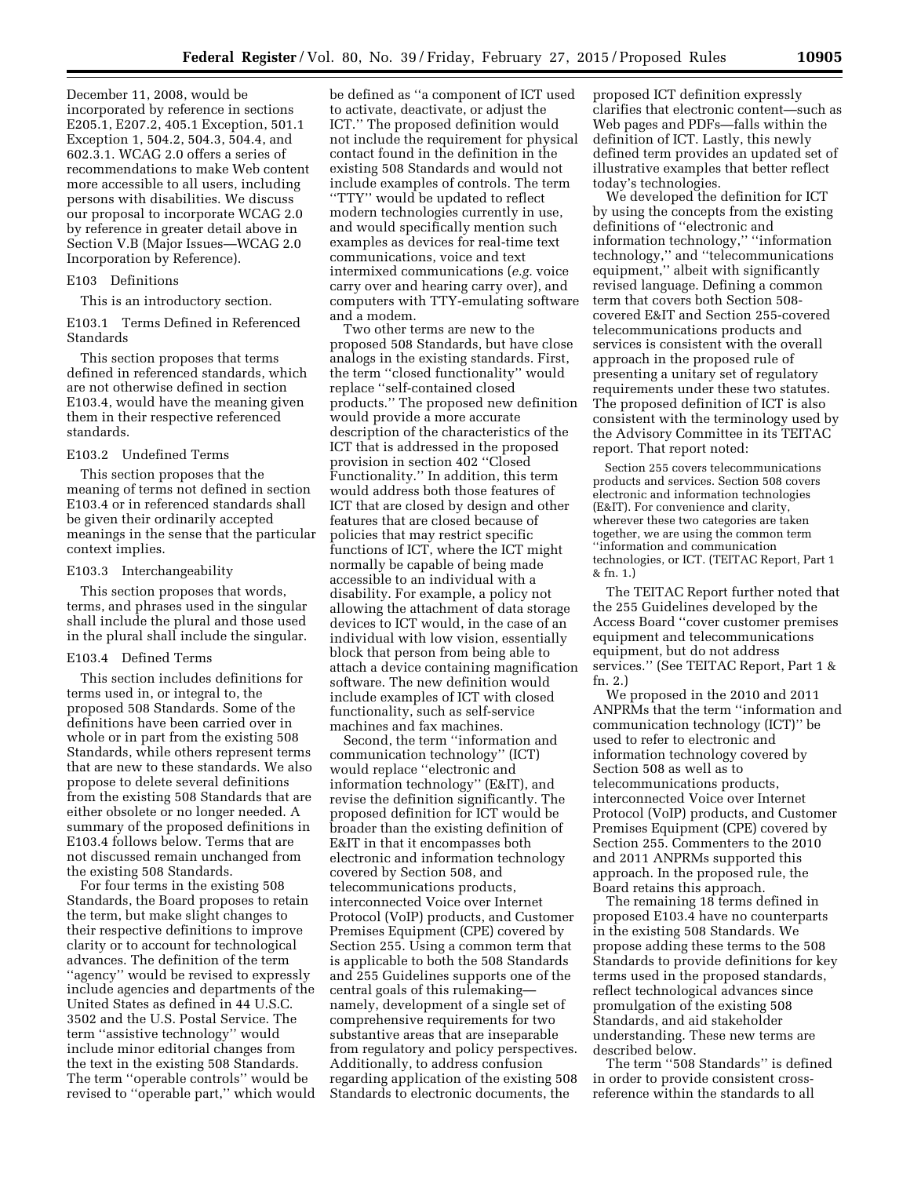December 11, 2008, would be incorporated by reference in sections E205.1, E207.2, 405.1 Exception, 501.1 Exception 1, 504.2, 504.3, 504.4, and 602.3.1. WCAG 2.0 offers a series of recommendations to make Web content more accessible to all users, including persons with disabilities. We discuss our proposal to incorporate WCAG 2.0 by reference in greater detail above in Section V.B (Major Issues—WCAG 2.0 Incorporation by Reference).

E103 Definitions

This is an introductory section.

E103.1 Terms Defined in Referenced Standards

This section proposes that terms defined in referenced standards, which are not otherwise defined in section E103.4, would have the meaning given them in their respective referenced standards.

E103.2 Undefined Terms

This section proposes that the meaning of terms not defined in section E103.4 or in referenced standards shall be given their ordinarily accepted meanings in the sense that the particular context implies.

E103.3 Interchangeability

This section proposes that words, terms, and phrases used in the singular shall include the plural and those used in the plural shall include the singular.

E103.4 Defined Terms

This section includes definitions for terms used in, or integral to, the proposed 508 Standards. Some of the definitions have been carried over in whole or in part from the existing 508 Standards, while others represent terms that are new to these standards. We also propose to delete several definitions from the existing 508 Standards that are either obsolete or no longer needed. A summary of the proposed definitions in E103.4 follows below. Terms that are not discussed remain unchanged from the existing 508 Standards.

For four terms in the existing 508 Standards, the Board proposes to retain the term, but make slight changes to their respective definitions to improve clarity or to account for technological advances. The definition of the term "agency" would be revised to expressly include agencies and departments of the United States as defined in 44 U.S.C. 3502 and the U.S. Postal Service. The term "assistive technology" would include minor editorial changes from the text in the existing 508 Standards. The term "operable controls" would be revised to "operable part," which would be defined as "a component of ICT used to activate, deactivate, or adjust the ICT." The proposed definition would not include the requirement for physical contact found in the definition in the existing 508 Standards and would not include examples of controls. The term "TTY" would be updated to reflect modern technologies currently in use, and would specifically mention such examples as devices for real-time text communications, voice and text intermixed communications (*e.g.* voice carry over and hearing carry over), and computers with TTY-emulating software and a modem.

Two other terms are new to the proposed 508 Standards, but have close analogs in the existing standards. First, the term "closed functionality" would replace "self-contained closed products." The proposed new definition would provide a more accurate description of the characteristics of the ICT that is addressed in the proposed provision in section 402 "Closed Functionality." In addition, this term would address both those features of ICT that are closed by design and other features that are closed because of policies that may restrict specific functions of ICT, where the ICT might normally be capable of being made accessible to an individual with a disability. For example, a policy not allowing the attachment of data storage devices to ICT would, in the case of an individual with low vision, essentially block that person from being able to attach a device containing magnification software. The new definition would include examples of ICT with closed functionality, such as self-service machines and fax machines.

Second, the term "information and communication technology" (ICT) would replace "electronic and information technology" (E&IT), and revise the definition significantly. The proposed definition for ICT would be broader than the existing definition of E&IT in that it encompasses both electronic and information technology covered by Section 508, and telecommunications products, interconnected Voice over Internet Protocol (VoIP) products, and Customer Premises Equipment (CPE) covered by Section 255. Using a common term that is applicable to both the 508 Standards and 255 Guidelines supports one of the central goals of this rulemaking—namely, development of a single set of comprehensive requirements for two substantive areas that are inseparable from regulatory and policy perspectives. Additionally, to address confusion regarding application of the existing 508 Standards to electronic documents, the proposed ICT definition expressly clarifies that electronic content—such as Web pages and PDFs—falls within the definition of ICT. Lastly, this newly defined term provides an updated set of illustrative examples that better reflect today's technologies.

We developed the definition for ICT by using the concepts from the existing definitions of "electronic and information technology," "information technology," and "telecommunications equipment," albeit with significantly revised language. Defining a common term that covers both Section 508-covered E&IT and Section 255-covered telecommunications products and services is consistent with the overall approach in the proposed rule of presenting a unitary set of regulatory requirements under these two statutes. The proposed definition of ICT is also consistent with the terminology used by the Advisory Committee in its TEITAC report. That report noted:

> Section 255 covers telecommunications products and services. Section 508 covers electronic and information technologies (E&IT). For convenience and clarity, wherever these two categories are taken together, we are using the common term "information and communication technologies, or ICT. (TEITAC Report, Part 1 & fn. 1.)

The TEITAC Report further noted that the 255 Guidelines developed by the Access Board "cover customer premises equipment and telecommunications equipment, but do not address services." (See TEITAC Report, Part 1 & fn. 2.)

We proposed in the 2010 and 2011 ANPRMs that the term "information and communication technology (ICT)" be used to refer to electronic and information technology covered by Section 508 as well as to telecommunications products, interconnected Voice over Internet Protocol (VoIP) products, and Customer Premises Equipment (CPE) covered by Section 255. Commenters to the 2010 and 2011 ANPRMs supported this approach. In the proposed rule, the Board retains this approach.

The remaining 18 terms defined in proposed E103.4 have no counterparts in the existing 508 Standards. We propose adding these terms to the 508 Standards to provide definitions for key terms used in the proposed standards, reflect technological advances since promulgation of the existing 508 Standards, and aid stakeholder understanding. These new terms are described below.

The term "508 Standards" is defined in order to provide consistent cross-reference within the standards to all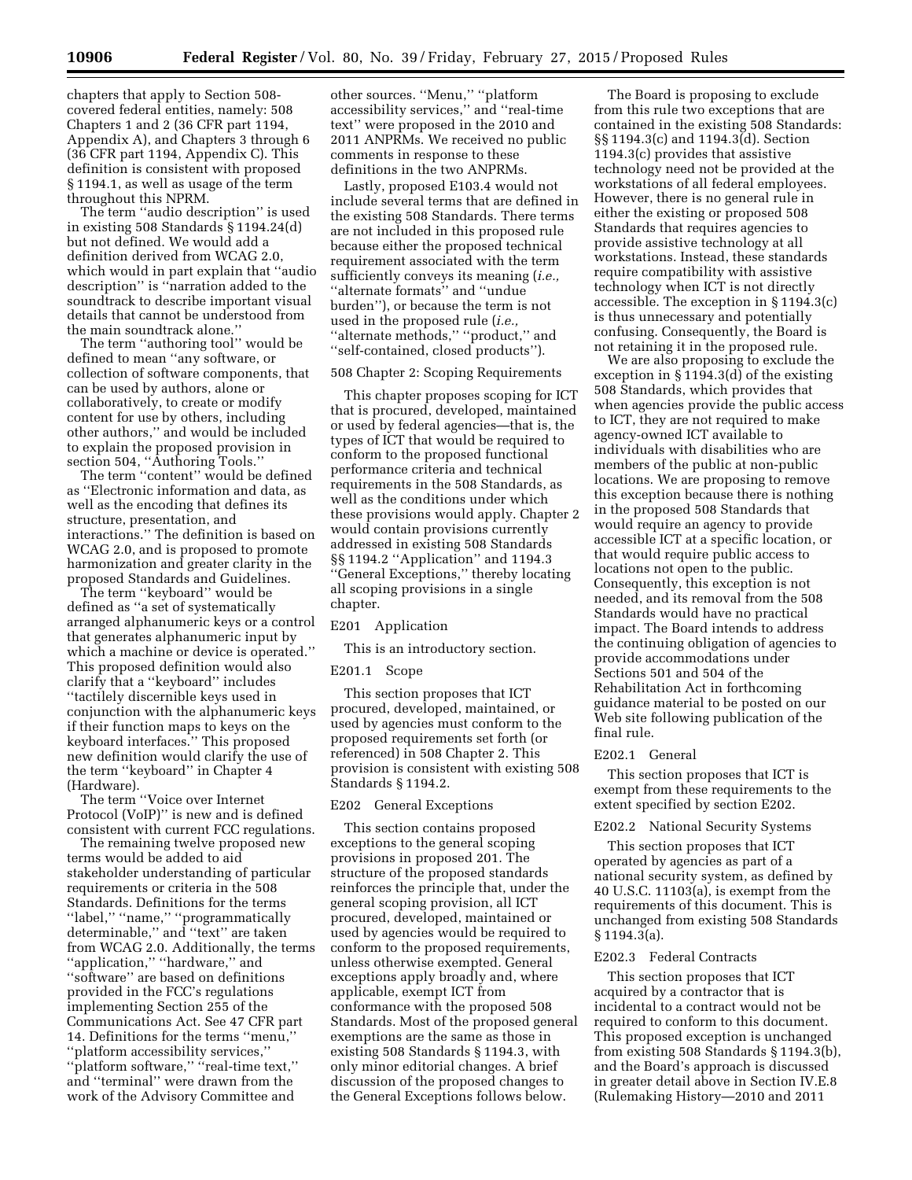chapters that apply to Section 508-covered federal entities, namely: 508 Chapters 1 and 2 (36 CFR part 1194, Appendix A), and Chapters 3 through 6 (36 CFR part 1194, Appendix C). This definition is consistent with proposed § 1194.1, as well as usage of the term throughout this NPRM.

The term ''audio description'' is used in existing 508 Standards § 1194.24(d) but not defined. We would add a definition derived from WCAG 2.0, which would in part explain that ''audio description'' is ''narration added to the soundtrack to describe important visual details that cannot be understood from the main soundtrack alone.''

The term ''authoring tool'' would be defined to mean ''any software, or collection of software components, that can be used by authors, alone or collaboratively, to create or modify content for use by others, including other authors,'' and would be included to explain the proposed provision in section 504, ''Authoring Tools.''

The term ''content'' would be defined as ''Electronic information and data, as well as the encoding that defines its structure, presentation, and interactions.'' The definition is based on WCAG 2.0, and is proposed to promote harmonization and greater clarity in the proposed Standards and Guidelines.

The term ''keyboard'' would be defined as ''a set of systematically arranged alphanumeric keys or a control that generates alphanumeric input by which a machine or device is operated.'' This proposed definition would also clarify that a ''keyboard'' includes ''tactilely discernible keys used in conjunction with the alphanumeric keys if their function maps to keys on the keyboard interfaces.'' This proposed new definition would clarify the use of the term ''keyboard'' in Chapter 4 (Hardware).

The term ''Voice over Internet Protocol (VoIP)'' is new and is defined consistent with current FCC regulations.

The remaining twelve proposed new terms would be added to aid stakeholder understanding of particular requirements or criteria in the 508 Standards. Definitions for the terms ''label,'' ''name,'' ''programmatically determinable,'' and ''text'' are taken from WCAG 2.0. Additionally, the terms ''application,'' ''hardware,'' and ''software'' are based on definitions provided in the FCC's regulations implementing Section 255 of the Communications Act. See 47 CFR part 14. Definitions for the terms ''menu,'' ''platform accessibility services,'' ''platform software,'' ''real-time text,'' and ''terminal'' were drawn from the work of the Advisory Committee and other sources. ''Menu,'' ''platform accessibility services,'' and ''real-time text'' were proposed in the 2010 and 2011 ANPRMs. We received no public comments in response to these definitions in the two ANPRMs.

Lastly, proposed E103.4 would not include several terms that are defined in the existing 508 Standards. There terms are not included in this proposed rule because either the proposed technical requirement associated with the term sufficiently conveys its meaning (*i.e.,* ''alternate formats'' and ''undue burden''), or because the term is not used in the proposed rule (*i.e.,* ''alternate methods,'' ''product,'' and ''self-contained, closed products'').

### 508 Chapter 2: Scoping Requirements

This chapter proposes scoping for ICT that is procured, developed, maintained or used by federal agencies—that is, the types of ICT that would be required to conform to the proposed functional performance criteria and technical requirements in the 508 Standards, as well as the conditions under which these provisions would apply. Chapter 2 would contain provisions currently addressed in existing 508 Standards §§ 1194.2 ''Application'' and 1194.3 ''General Exceptions,'' thereby locating all scoping provisions in a single chapter.

#### E201 Application

This is an introductory section.

#### E201.1 Scope

This section proposes that ICT procured, developed, maintained, or used by agencies must conform to the proposed requirements set forth (or referenced) in 508 Chapter 2. This provision is consistent with existing 508 Standards § 1194.2.

#### E202 General Exceptions

This section contains proposed exceptions to the general scoping provisions in proposed 201. The structure of the proposed standards reinforces the principle that, under the general scoping provision, all ICT procured, developed, maintained or used by agencies would be required to conform to the proposed requirements, unless otherwise exempted. General exceptions apply broadly and, where applicable, exempt ICT from conformance with the proposed 508 Standards. Most of the proposed general exemptions are the same as those in existing 508 Standards § 1194.3, with only minor editorial changes. A brief discussion of the proposed changes to the General Exceptions follows below.

The Board is proposing to exclude from this rule two exceptions that are contained in the existing 508 Standards: §§ 1194.3(c) and 1194.3(d). Section 1194.3(c) provides that assistive technology need not be provided at the workstations of all federal employees. However, there is no general rule in either the existing or proposed 508 Standards that requires agencies to provide assistive technology at all workstations. Instead, these standards require compatibility with assistive technology when ICT is not directly accessible. The exception in § 1194.3(c) is thus unnecessary and potentially confusing. Consequently, the Board is not retaining it in the proposed rule.

We are also proposing to exclude the exception in § 1194.3(d) of the existing 508 Standards, which provides that when agencies provide the public access to ICT, they are not required to make agency-owned ICT available to individuals with disabilities who are members of the public at non-public locations. We are proposing to remove this exception because there is nothing in the proposed 508 Standards that would require an agency to provide accessible ICT at a specific location, or that would require public access to locations not open to the public. Consequently, this exception is not needed, and its removal from the 508 Standards would have no practical impact. The Board intends to address the continuing obligation of agencies to provide accommodations under Sections 501 and 504 of the Rehabilitation Act in forthcoming guidance material to be posted on our Web site following publication of the final rule.

#### E202.1 General

This section proposes that ICT is exempt from these requirements to the extent specified by section E202.

#### E202.2 National Security Systems

This section proposes that ICT operated by agencies as part of a national security system, as defined by 40 U.S.C. 11103(a), is exempt from the requirements of this document. This is unchanged from existing 508 Standards § 1194.3(a).

#### E202.3 Federal Contracts

This section proposes that ICT acquired by a contractor that is incidental to a contract would not be required to conform to this document. This proposed exception is unchanged from existing 508 Standards § 1194.3(b), and the Board's approach is discussed in greater detail above in Section IV.E.8 (Rulemaking History—2010 and 2011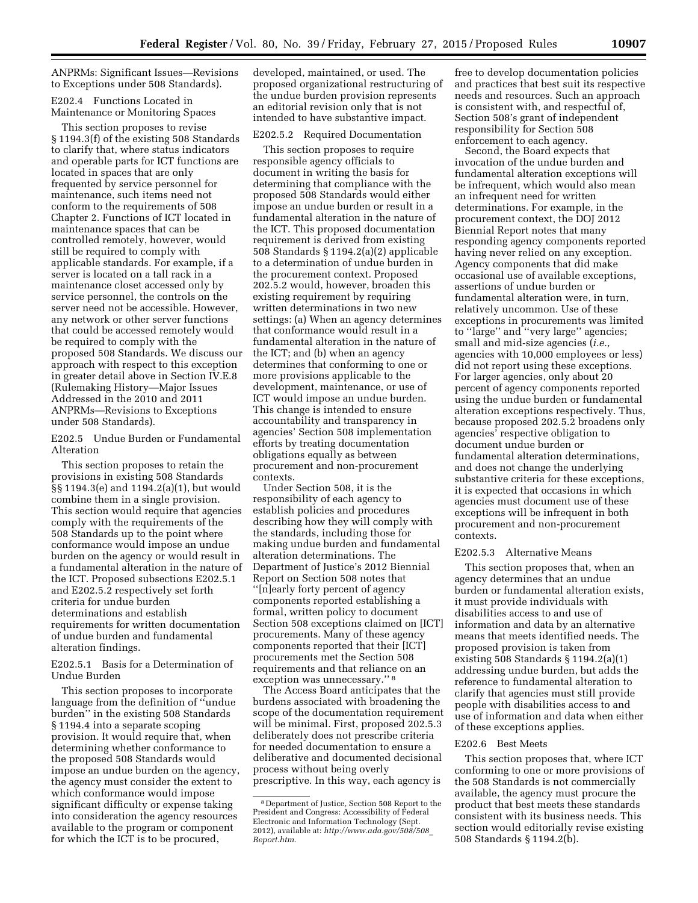ANPRMs: Significant Issues—Revisions to Exceptions under 508 Standards).

### E202.4 Functions Located in Maintenance or Monitoring Spaces

This section proposes to revise § 1194.3(f) of the existing 508 Standards to clarify that, where status indicators and operable parts for ICT functions are located in spaces that are only frequented by service personnel for maintenance, such items need not conform to the requirements of 508 Chapter 2. Functions of ICT located in maintenance spaces that can be controlled remotely, however, would still be required to comply with applicable standards. For example, if a server is located on a tall rack in a maintenance closet accessed only by service personnel, the controls on the server need not be accessible. However, any network or other server functions that could be accessed remotely would be required to comply with the proposed 508 Standards. We discuss our approach with respect to this exception in greater detail above in Section IV.E.8 (Rulemaking History—Major Issues Addressed in the 2010 and 2011 ANPRMs—Revisions to Exceptions under 508 Standards).

### E202.5 Undue Burden or Fundamental Alteration

This section proposes to retain the provisions in existing 508 Standards §§ 1194.3(e) and 1194.2(a)(1), but would combine them in a single provision. This section would require that agencies comply with the requirements of the 508 Standards up to the point where conformance would impose an undue burden on the agency or would result in a fundamental alteration in the nature of the ICT. Proposed subsections E202.5.1 and E202.5.2 respectively set forth criteria for undue burden determinations and establish requirements for written documentation of undue burden and fundamental alteration findings.

### E202.5.1 Basis for a Determination of Undue Burden

This section proposes to incorporate language from the definition of ''undue burden'' in the existing 508 Standards § 1194.4 into a separate scoping provision. It would require that, when determining whether conformance to the proposed 508 Standards would impose an undue burden on the agency, the agency must consider the extent to which conformance would impose significant difficulty or expense taking into consideration the agency resources available to the program or component for which the ICT is to be procured, developed, maintained, or used. The proposed organizational restructuring of the undue burden provision represents an editorial revision only that is not intended to have substantive impact.

### E202.5.2 Required Documentation

This section proposes to require responsible agency officials to document in writing the basis for determining that compliance with the proposed 508 Standards would either impose an undue burden or result in a fundamental alteration in the nature of the ICT. This proposed documentation requirement is derived from existing 508 Standards § 1194.2(a)(2) applicable to a determination of undue burden in the procurement context. Proposed 202.5.2 would, however, broaden this existing requirement by requiring written determinations in two new settings: (a) When an agency determines that conformance would result in a fundamental alteration in the nature of the ICT; and (b) when an agency determines that conforming to one or more provisions applicable to the development, maintenance, or use of ICT would impose an undue burden. This change is intended to ensure accountability and transparency in agencies' Section 508 implementation efforts by treating documentation obligations equally as between procurement and non-procurement contexts.

Under Section 508, it is the responsibility of each agency to establish policies and procedures describing how they will comply with the standards, including those for making undue burden and fundamental alteration determinations. The Department of Justice's 2012 Biennial Report on Section 508 notes that ''[n]early forty percent of agency components reported establishing a formal, written policy to document Section 508 exceptions claimed on [ICT] procurements. Many of these agency components reported that their [ICT] procurements met the Section 508 requirements and that reliance on an exception was unnecessary.'' [8]

The Access Board anticipates that the burdens associated with broadening the scope of the documentation requirement will be minimal. First, proposed 202.5.3 deliberately does not prescribe criteria for needed documentation to ensure a deliberative and documented decisional process without being overly prescriptive. In this way, each agency is free to develop documentation policies and practices that best suit its respective needs and resources. Such an approach is consistent with, and respectful of, Section 508's grant of independent responsibility for Section 508 enforcement to each agency.

Second, the Board expects that invocation of the undue burden and fundamental alteration exceptions will be infrequent, which would also mean an infrequent need for written determinations. For example, in the procurement context, the DOJ 2012 Biennial Report notes that many responding agency components reported having never relied on any exception. Agency components that did make occasional use of available exceptions, assertions of undue burden or fundamental alteration were, in turn, relatively uncommon. Use of these exceptions in procurements was limited to ''large'' and ''very large'' agencies; small and mid-size agencies (*i.e.,* agencies with 10,000 employees or less) did not report using these exceptions. For larger agencies, only about 20 percent of agency components reported using the undue burden or fundamental alteration exceptions respectively. Thus, because proposed 202.5.2 broadens only agencies' respective obligation to document undue burden or fundamental alteration determinations, and does not change the underlying substantive criteria for these exceptions, it is expected that occasions in which agencies must document use of these exceptions will be infrequent in both procurement and non-procurement contexts.

### E202.5.3 Alternative Means

This section proposes that, when an agency determines that an undue burden or fundamental alteration exists, it must provide individuals with disabilities access to and use of information and data by an alternative means that meets identified needs. The proposed provision is taken from existing 508 Standards § 1194.2(a)(1) addressing undue burden, but adds the reference to fundamental alteration to clarify that agencies must still provide people with disabilities access to and use of information and data when either of these exceptions applies.

### E202.6 Best Meets

This section proposes that, where ICT conforming to one or more provisions of the 508 Standards is not commercially available, the agency must procure the product that best meets these standards consistent with its business needs. This section would editorially revise existing 508 Standards § 1194.2(b).

---

[8] Department of Justice, Section 508 Report to the President and Congress: Accessibility of Federal Electronic and Information Technology (Sept. 2012), available at: *http://www.ada.gov/508/508_Report.htm.*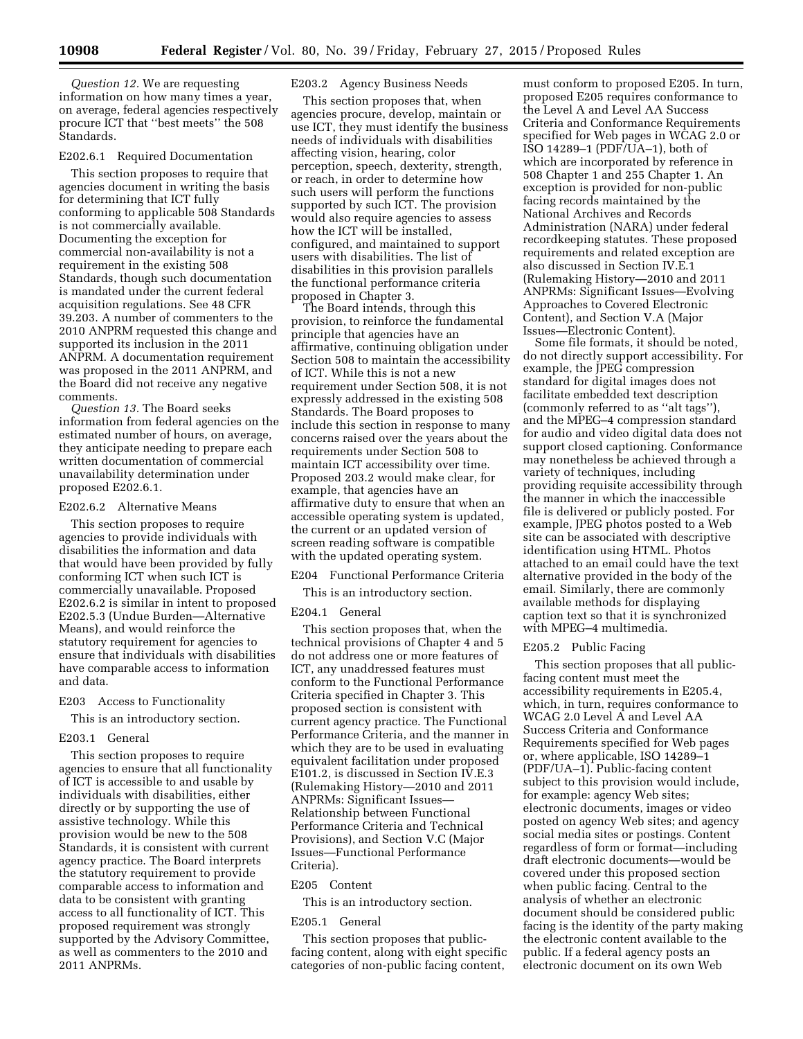*Question 12.* We are requesting information on how many times a year, on average, federal agencies respectively procure ICT that ''best meets'' the 508 Standards.

E202.6.1 Required Documentation

This section proposes to require that agencies document in writing the basis for determining that ICT fully conforming to applicable 508 Standards is not commercially available. Documenting the exception for commercial non-availability is not a requirement in the existing 508 Standards, though such documentation is mandated under the current federal acquisition regulations. See 48 CFR 39.203. A number of commenters to the 2010 ANPRM requested this change and supported its inclusion in the 2011 ANPRM. A documentation requirement was proposed in the 2011 ANPRM, and the Board did not receive any negative comments.

*Question 13.* The Board seeks information from federal agencies on the estimated number of hours, on average, they anticipate needing to prepare each written documentation of commercial unavailability determination under proposed E202.6.1.

E202.6.2 Alternative Means

This section proposes to require agencies to provide individuals with disabilities the information and data that would have been provided by fully conforming ICT when such ICT is commercially unavailable. Proposed E202.6.2 is similar in intent to proposed E202.5.3 (Undue Burden—Alternative Means), and would reinforce the statutory requirement for agencies to ensure that individuals with disabilities have comparable access to information and data.

E203 Access to Functionality

This is an introductory section.

E203.1 General

This section proposes to require agencies to ensure that all functionality of ICT is accessible to and usable by individuals with disabilities, either directly or by supporting the use of assistive technology. While this provision would be new to the 508 Standards, it is consistent with current agency practice. The Board interprets the statutory requirement to provide comparable access to information and data to be consistent with granting access to all functionality of ICT. This proposed requirement was strongly supported by the Advisory Committee, as well as commenters to the 2010 and 2011 ANPRMs.

E203.2 Agency Business Needs

This section proposes that, when agencies procure, develop, maintain or use ICT, they must identify the business needs of individuals with disabilities affecting vision, hearing, color perception, speech, dexterity, strength, or reach, in order to determine how such users will perform the functions supported by such ICT. The provision would also require agencies to assess how the ICT will be installed, configured, and maintained to support users with disabilities. The list of disabilities in this provision parallels the functional performance criteria proposed in Chapter 3.

The Board intends, through this provision, to reinforce the fundamental principle that agencies have an affirmative, continuing obligation under Section 508 to maintain the accessibility of ICT. While this is not a new requirement under Section 508, it is not expressly addressed in the existing 508 Standards. The Board proposes to include this section in response to many concerns raised over the years about the requirements under Section 508 to maintain ICT accessibility over time. Proposed 203.2 would make clear, for example, that agencies have an affirmative duty to ensure that when an accessible operating system is updated, the current or an updated version of screen reading software is compatible with the updated operating system.

E204 Functional Performance Criteria

This is an introductory section.

E204.1 General

This section proposes that, when the technical provisions of Chapter 4 and 5 do not address one or more features of ICT, any unaddressed features must conform to the Functional Performance Criteria specified in Chapter 3. This proposed section is consistent with current agency practice. The Functional Performance Criteria, and the manner in which they are to be used in evaluating equivalent facilitation under proposed E101.2, is discussed in Section IV.E.3 (Rulemaking History—2010 and 2011 ANPRMs: Significant Issues—Relationship between Functional Performance Criteria and Technical Provisions), and Section V.C (Major Issues—Functional Performance Criteria).

E205 Content

This is an introductory section.

E205.1 General

This section proposes that public-facing content, along with eight specific categories of non-public facing content, must conform to proposed E205. In turn, proposed E205 requires conformance to the Level A and Level AA Success Criteria and Conformance Requirements specified for Web pages in WCAG 2.0 or ISO 14289–1 (PDF/UA–1), both of which are incorporated by reference in 508 Chapter 1 and 255 Chapter 1. An exception is provided for non-public facing records maintained by the National Archives and Records Administration (NARA) under federal recordkeeping statutes. These proposed requirements and related exception are also discussed in Section IV.E.1 (Rulemaking History—2010 and 2011 ANPRMs: Significant Issues—Evolving Approaches to Covered Electronic Content), and Section V.A (Major Issues—Electronic Content).

Some file formats, it should be noted, do not directly support accessibility. For example, the JPEG compression standard for digital images does not facilitate embedded text description (commonly referred to as ''alt tags''), and the MPEG–4 compression standard for audio and video digital data does not support closed captioning. Conformance may nonetheless be achieved through a variety of techniques, including providing requisite accessibility through the manner in which the inaccessible file is delivered or publicly posted. For example, JPEG photos posted to a Web site can be associated with descriptive identification using HTML. Photos attached to an email could have the text alternative provided in the body of the email. Similarly, there are commonly available methods for displaying caption text so that it is synchronized with MPEG–4 multimedia.

E205.2 Public Facing

This section proposes that all public-facing content must meet the accessibility requirements in E205.4, which, in turn, requires conformance to WCAG 2.0 Level A and Level AA Success Criteria and Conformance Requirements specified for Web pages or, where applicable, ISO 14289–1 (PDF/UA–1). Public-facing content subject to this provision would include, for example: agency Web sites; electronic documents, images or video posted on agency Web sites; and agency social media sites or postings. Content regardless of form or format—including draft electronic documents—would be covered under this proposed section when public facing. Central to the analysis of whether an electronic document should be considered public facing is the identity of the party making the electronic content available to the public. If a federal agency posts an electronic document on its own Web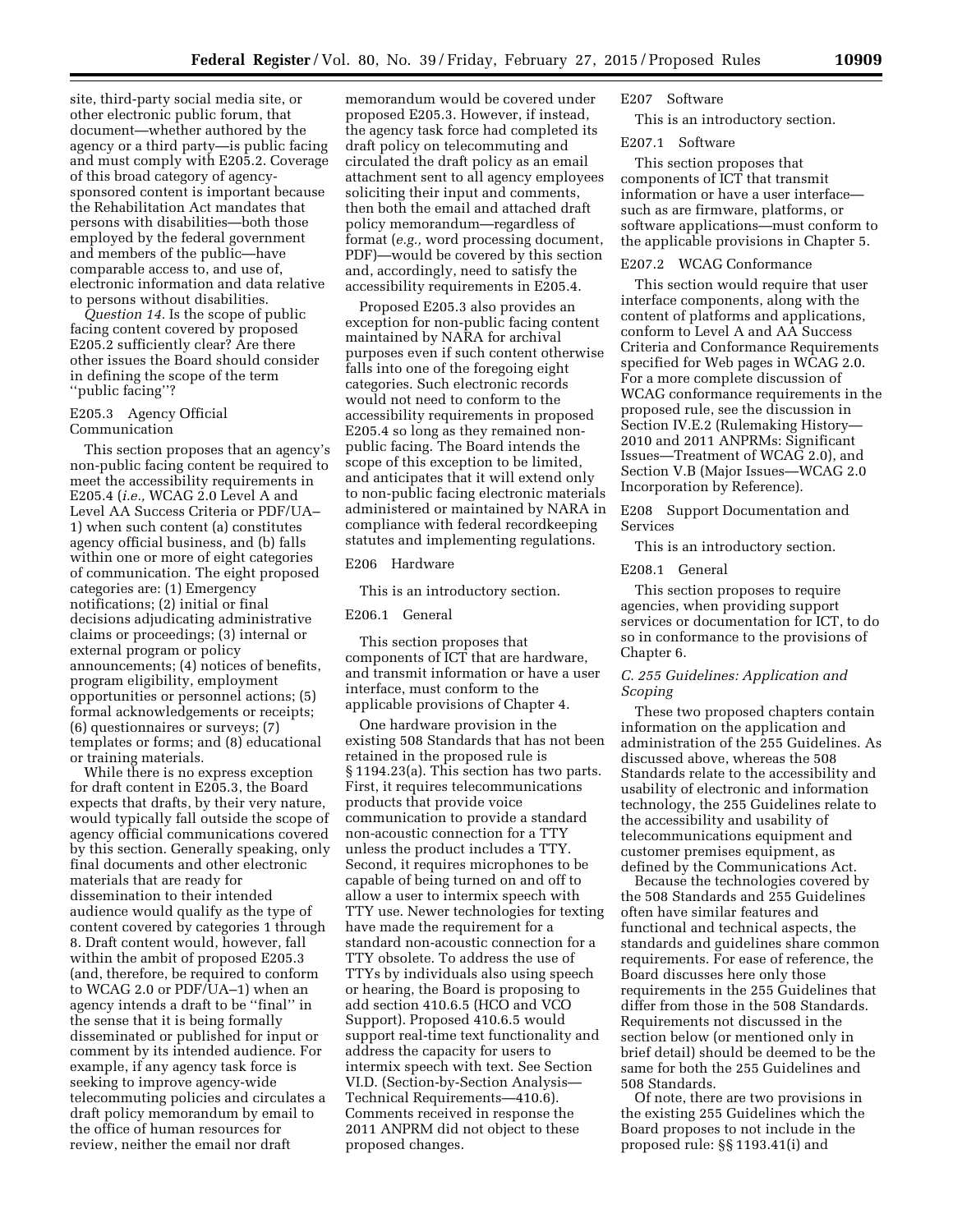site, third-party social media site, or other electronic public forum, that document—whether authored by the agency or a third party—is public facing and must comply with E205.2. Coverage of this broad category of agency-sponsored content is important because the Rehabilitation Act mandates that persons with disabilities—both those employed by the federal government and members of the public—have comparable access to, and use of, electronic information and data relative to persons without disabilities.

*Question 14.* Is the scope of public facing content covered by proposed E205.2 sufficiently clear? Are there other issues the Board should consider in defining the scope of the term ''public facing''?

### E205.3 Agency Official Communication

This section proposes that an agency's non-public facing content be required to meet the accessibility requirements in E205.4 (*i.e.,* WCAG 2.0 Level A and Level AA Success Criteria or PDF/UA–1) when such content (a) constitutes agency official business, and (b) falls within one or more of eight categories of communication. The eight proposed categories are: (1) Emergency notifications; (2) initial or final decisions adjudicating administrative claims or proceedings; (3) internal or external program or policy announcements; (4) notices of benefits, program eligibility, employment opportunities or personnel actions; (5) formal acknowledgements or receipts; (6) questionnaires or surveys; (7) templates or forms; and (8) educational or training materials.

While there is no express exception for draft content in E205.3, the Board expects that drafts, by their very nature, would typically fall outside the scope of agency official communications covered by this section. Generally speaking, only final documents and other electronic materials that are ready for dissemination to their intended audience would qualify as the type of content covered by categories 1 through 8. Draft content would, however, fall within the ambit of proposed E205.3 (and, therefore, be required to conform to WCAG 2.0 or PDF/UA–1) when an agency intends a draft to be ''final'' in the sense that it is being formally disseminated or published for input or comment by its intended audience. For example, if any agency task force is seeking to improve agency-wide telecommuting policies and circulates a draft policy memorandum by email to the office of human resources for review, neither the email nor draft memorandum would be covered under proposed E205.3. However, if instead, the agency task force had completed its draft policy on telecommuting and circulated the draft policy as an email attachment sent to all agency employees soliciting their input and comments, then both the email and attached draft policy memorandum—regardless of format (*e.g.,* word processing document, PDF)—would be covered by this section and, accordingly, need to satisfy the accessibility requirements in E205.4.

Proposed E205.3 also provides an exception for non-public facing content maintained by NARA for archival purposes even if such content otherwise falls into one of the foregoing eight categories. Such electronic records would not need to conform to the accessibility requirements in proposed E205.4 so long as they remained non-public facing. The Board intends the scope of this exception to be limited, and anticipates that it will extend only to non-public facing electronic materials administered or maintained by NARA in compliance with federal recordkeeping statutes and implementing regulations.

### E206 Hardware

This is an introductory section.

### E206.1 General

This section proposes that components of ICT that are hardware, and transmit information or have a user interface, must conform to the applicable provisions of Chapter 4.

One hardware provision in the existing 508 Standards that has not been retained in the proposed rule is § 1194.23(a). This section has two parts. First, it requires telecommunications products that provide voice communication to provide a standard non-acoustic connection for a TTY unless the product includes a TTY. Second, it requires microphones to be capable of being turned on and off to allow a user to intermix speech with TTY use. Newer technologies for texting have made the requirement for a standard non-acoustic connection for a TTY obsolete. To address the use of TTYs by individuals also using speech or hearing, the Board is proposing to add section 410.6.5 (HCO and VCO Support). Proposed 410.6.5 would support real-time text functionality and address the capacity for users to intermix speech with text. See Section VI.D. (Section-by-Section Analysis—Technical Requirements—410.6). Comments received in response the 2011 ANPRM did not object to these proposed changes.

### E207 Software

This is an introductory section.

### E207.1 Software

This section proposes that components of ICT that transmit information or have a user interface—such as are firmware, platforms, or software applications—must conform to the applicable provisions in Chapter 5.

### E207.2 WCAG Conformance

This section would require that user interface components, along with the content of platforms and applications, conform to Level A and AA Success Criteria and Conformance Requirements specified for Web pages in WCAG 2.0. For a more complete discussion of WCAG conformance requirements in the proposed rule, see the discussion in Section IV.E.2 (Rulemaking History—2010 and 2011 ANPRMs: Significant Issues—Treatment of WCAG 2.0), and Section V.B (Major Issues—WCAG 2.0 Incorporation by Reference).

### E208 Support Documentation and Services

This is an introductory section.

### E208.1 General

This section proposes to require agencies, when providing support services or documentation for ICT, to do so in conformance to the provisions of Chapter 6.

## *C. 255 Guidelines: Application and Scoping*

These two proposed chapters contain information on the application and administration of the 255 Guidelines. As discussed above, whereas the 508 Standards relate to the accessibility and usability of electronic and information technology, the 255 Guidelines relate to the accessibility and usability of telecommunications equipment and customer premises equipment, as defined by the Communications Act.

Because the technologies covered by the 508 Standards and 255 Guidelines often have similar features and functional and technical aspects, the standards and guidelines share common requirements. For ease of reference, the Board discusses here only those requirements in the 255 Guidelines that differ from those in the 508 Standards. Requirements not discussed in the section below (or mentioned only in brief detail) should be deemed to be the same for both the 255 Guidelines and 508 Standards.

Of note, there are two provisions in the existing 255 Guidelines which the Board proposes to not include in the proposed rule: §§ 1193.41(i) and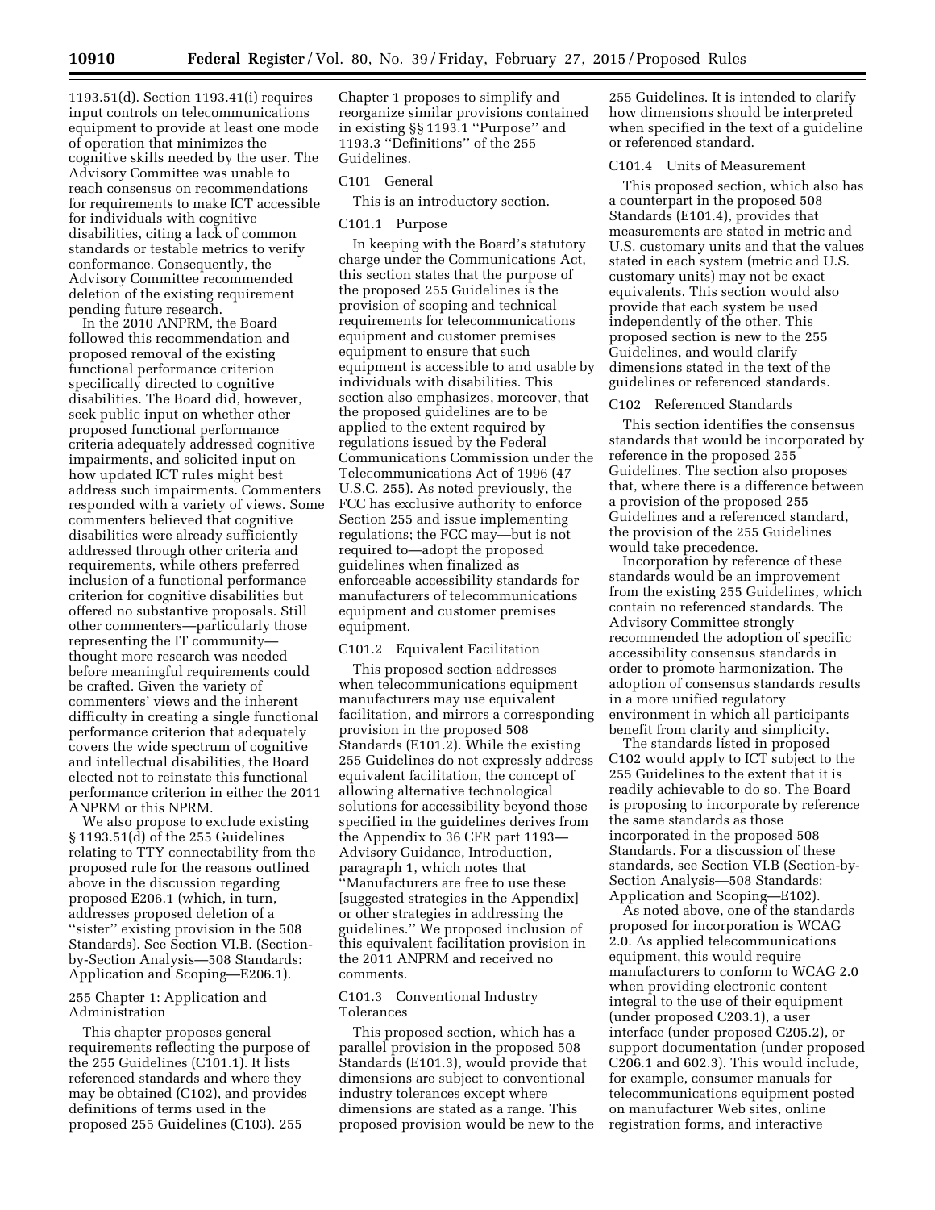1193.51(d). Section 1193.41(i) requires input controls on telecommunications equipment to provide at least one mode of operation that minimizes the cognitive skills needed by the user. The Advisory Committee was unable to reach consensus on recommendations for requirements to make ICT accessible for individuals with cognitive disabilities, citing a lack of common standards or testable metrics to verify conformance. Consequently, the Advisory Committee recommended deletion of the existing requirement pending future research.

In the 2010 ANPRM, the Board followed this recommendation and proposed removal of the existing functional performance criterion specifically directed to cognitive disabilities. The Board did, however, seek public input on whether other proposed functional performance criteria adequately addressed cognitive impairments, and solicited input on how updated ICT rules might best address such impairments. Commenters responded with a variety of views. Some commenters believed that cognitive disabilities were already sufficiently addressed through other criteria and requirements, while others preferred inclusion of a functional performance criterion for cognitive disabilities but offered no substantive proposals. Still other commenters—particularly those representing the IT community—thought more research was needed before meaningful requirements could be crafted. Given the variety of commenters' views and the inherent difficulty in creating a single functional performance criterion that adequately covers the wide spectrum of cognitive and intellectual disabilities, the Board elected not to reinstate this functional performance criterion in either the 2011 ANPRM or this NPRM.

We also propose to exclude existing § 1193.51(d) of the 255 Guidelines relating to TTY connectability from the proposed rule for the reasons outlined above in the discussion regarding proposed E206.1 (which, in turn, addresses proposed deletion of a ''sister'' existing provision in the 508 Standards). See Section VI.B. (Section-by-Section Analysis—508 Standards: Application and Scoping—E206.1).

## 255 Chapter 1: Application and Administration

This chapter proposes general requirements reflecting the purpose of the 255 Guidelines (C101.1). It lists referenced standards and where they may be obtained (C102), and provides definitions of terms used in the proposed 255 Guidelines (C103). 255 Chapter 1 proposes to simplify and reorganize similar provisions contained in existing §§ 1193.1 ''Purpose'' and 1193.3 ''Definitions'' of the 255 Guidelines.

### C101 General

This is an introductory section.

### C101.1 Purpose

In keeping with the Board's statutory charge under the Communications Act, this section states that the purpose of the proposed 255 Guidelines is the provision of scoping and technical requirements for telecommunications equipment and customer premises equipment to ensure that such equipment is accessible to and usable by individuals with disabilities. This section also emphasizes, moreover, that the proposed guidelines are to be applied to the extent required by regulations issued by the Federal Communications Commission under the Telecommunications Act of 1996 (47 U.S.C. 255). As noted previously, the FCC has exclusive authority to enforce Section 255 and issue implementing regulations; the FCC may—but is not required to—adopt the proposed guidelines when finalized as enforceable accessibility standards for manufacturers of telecommunications equipment and customer premises equipment.

### C101.2 Equivalent Facilitation

This proposed section addresses when telecommunications equipment manufacturers may use equivalent facilitation, and mirrors a corresponding provision in the proposed 508 Standards (E101.2). While the existing 255 Guidelines do not expressly address equivalent facilitation, the concept of allowing alternative technological solutions for accessibility beyond those specified in the guidelines derives from the Appendix to 36 CFR part 1193—Advisory Guidance, Introduction, paragraph 1, which notes that ''Manufacturers are free to use these [suggested strategies in the Appendix] or other strategies in addressing the guidelines.'' We proposed inclusion of this equivalent facilitation provision in the 2011 ANPRM and received no comments.

### C101.3 Conventional Industry Tolerances

This proposed section, which has a parallel provision in the proposed 508 Standards (E101.3), would provide that dimensions are subject to conventional industry tolerances except where dimensions are stated as a range. This proposed provision would be new to the 255 Guidelines. It is intended to clarify how dimensions should be interpreted when specified in the text of a guideline or referenced standard.

### C101.4 Units of Measurement

This proposed section, which also has a counterpart in the proposed 508 Standards (E101.4), provides that measurements are stated in metric and U.S. customary units and that the values stated in each system (metric and U.S. customary units) may not be exact equivalents. This section would also provide that each system be used independently of the other. This proposed section is new to the 255 Guidelines, and would clarify dimensions stated in the text of the guidelines or referenced standards.

### C102 Referenced Standards

This section identifies the consensus standards that would be incorporated by reference in the proposed 255 Guidelines. The section also proposes that, where there is a difference between a provision of the proposed 255 Guidelines and a referenced standard, the provision of the 255 Guidelines would take precedence.

Incorporation by reference of these standards would be an improvement from the existing 255 Guidelines, which contain no referenced standards. The Advisory Committee strongly recommended the adoption of specific accessibility consensus standards in order to promote harmonization. The adoption of consensus standards results in a more unified regulatory environment in which all participants benefit from clarity and simplicity.

The standards listed in proposed C102 would apply to ICT subject to the 255 Guidelines to the extent that it is readily achievable to do so. The Board is proposing to incorporate by reference the same standards as those incorporated in the proposed 508 Standards. For a discussion of these standards, see Section VI.B (Section-by-Section Analysis—508 Standards: Application and Scoping—E102).

As noted above, one of the standards proposed for incorporation is WCAG 2.0. As applied telecommunications equipment, this would require manufacturers to conform to WCAG 2.0 when providing electronic content integral to the use of their equipment (under proposed C203.1), a user interface (under proposed C205.2), or support documentation (under proposed C206.1 and 602.3). This would include, for example, consumer manuals for telecommunications equipment posted on manufacturer Web sites, online registration forms, and interactive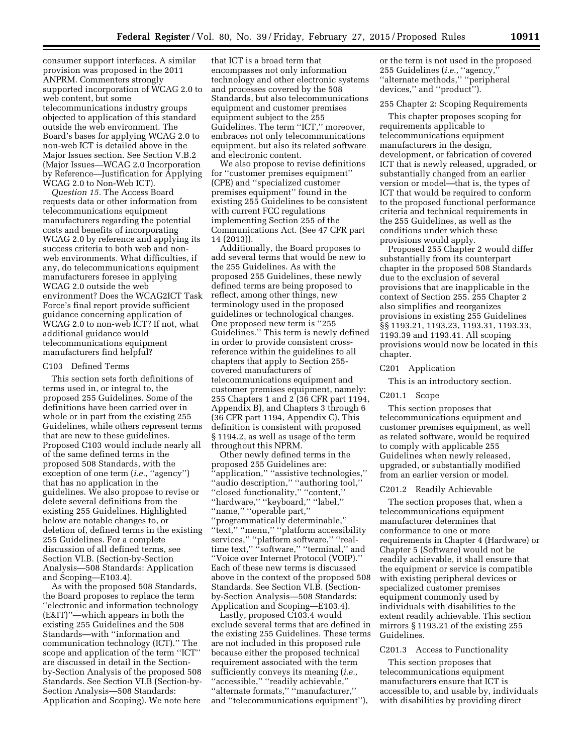consumer support interfaces. A similar provision was proposed in the 2011 ANPRM. Commenters strongly supported incorporation of WCAG 2.0 to web content, but some telecommunications industry groups objected to application of this standard outside the web environment. The Board's bases for applying WCAG 2.0 to non-web ICT is detailed above in the Major Issues section. See Section V.B.2 (Major Issues—WCAG 2.0 Incorporation by Reference—Justification for Applying WCAG 2.0 to Non-Web ICT).

*Question 15.* The Access Board requests data or other information from telecommunications equipment manufacturers regarding the potential costs and benefits of incorporating WCAG 2.0 by reference and applying its success criteria to both web and non-web environments. What difficulties, if any, do telecommunications equipment manufacturers foresee in applying WCAG 2.0 outside the web environment? Does the WCAG2ICT Task Force's final report provide sufficient guidance concerning application of WCAG 2.0 to non-web ICT? If not, what additional guidance would telecommunications equipment manufacturers find helpful?

### C103 Defined Terms

This section sets forth definitions of terms used in, or integral to, the proposed 255 Guidelines. Some of the definitions have been carried over in whole or in part from the existing 255 Guidelines, while others represent terms that are new to these guidelines. Proposed C103 would include nearly all of the same defined terms in the proposed 508 Standards, with the exception of one term (*i.e.,* ''agency'') that has no application in the guidelines. We also propose to revise or delete several definitions from the existing 255 Guidelines. Highlighted below are notable changes to, or deletion of, defined terms in the existing 255 Guidelines. For a complete discussion of all defined terms, see Section VI.B. (Section-by-Section Analysis—508 Standards: Application and Scoping—E103.4).

As with the proposed 508 Standards, the Board proposes to replace the term ''electronic and information technology (E&IT)''—which appears in both the existing 255 Guidelines and the 508 Standards—with ''information and communication technology (ICT).'' The scope and application of the term ''ICT'' are discussed in detail in the Section-by-Section Analysis of the proposed 508 Standards. See Section VI.B (Section-by-Section Analysis—508 Standards: Application and Scoping). We note here that ICT is a broad term that encompasses not only information technology and other electronic systems and processes covered by the 508 Standards, but also telecommunications equipment and customer premises equipment subject to the 255 Guidelines. The term ''ICT,'' moreover, embraces not only telecommunications equipment, but also its related software and electronic content.

We also propose to revise definitions for ''customer premises equipment'' (CPE) and ''specialized customer premises equipment'' found in the existing 255 Guidelines to be consistent with current FCC regulations implementing Section 255 of the Communications Act. (See 47 CFR part 14 (2013)).

Additionally, the Board proposes to add several terms that would be new to the 255 Guidelines. As with the proposed 255 Guidelines, these newly defined terms are being proposed to reflect, among other things, new terminology used in the proposed guidelines or technological changes. One proposed new term is ''255 Guidelines.'' This term is newly defined in order to provide consistent cross-reference within the guidelines to all chapters that apply to Section 255-covered manufacturers of telecommunications equipment and customer premises equipment, namely: 255 Chapters 1 and 2 (36 CFR part 1194, Appendix B), and Chapters 3 through 6 (36 CFR part 1194, Appendix C). This definition is consistent with proposed § 1194.2, as well as usage of the term throughout this NPRM.

Other newly defined terms in the proposed 255 Guidelines are: ''application,'' ''assistive technologies,'' ''audio description,'' ''authoring tool,'' ''closed functionality,'' ''content,'' ''hardware,'' ''keyboard,'' ''label,'' ''name,'' ''operable part,'' ''programmatically determinable,'' ''text,'' ''menu,'' ''platform accessibility services,'' ''platform software,'' ''real-time text,'' ''software,'' ''terminal,'' and ''Voice over Internet Protocol (VOIP).'' Each of these new terms is discussed above in the context of the proposed 508 Standards. See Section VI.B. (Section-by-Section Analysis—508 Standards: Application and Scoping—E103.4).

Lastly, proposed C103.4 would exclude several terms that are defined in the existing 255 Guidelines. These terms are not included in this proposed rule because either the proposed technical requirement associated with the term sufficiently conveys its meaning (*i.e.,* ''accessible,'' ''readily achievable,'' ''alternate formats,'' ''manufacturer,'' and ''telecommunications equipment''), or the term is not used in the proposed 255 Guidelines (*i.e.,* ''agency,'' ''alternate methods,'' ''peripheral devices,'' and ''product'').

## 255 Chapter 2: Scoping Requirements

This chapter proposes scoping for requirements applicable to telecommunications equipment manufacturers in the design, development, or fabrication of covered ICT that is newly released, upgraded, or substantially changed from an earlier version or model—that is, the types of ICT that would be required to conform to the proposed functional performance criteria and technical requirements in the 255 Guidelines, as well as the conditions under which these provisions would apply.

Proposed 255 Chapter 2 would differ substantially from its counterpart chapter in the proposed 508 Standards due to the exclusion of several provisions that are inapplicable in the context of Section 255. 255 Chapter 2 also simplifies and reorganizes provisions in existing 255 Guidelines §§ 1193.21, 1193.23, 1193.31, 1193.33, 1193.39 and 1193.41. All scoping provisions would now be located in this chapter.

### C201 Application

This is an introductory section.

### C201.1 Scope

This section proposes that telecommunications equipment and customer premises equipment, as well as related software, would be required to comply with applicable 255 Guidelines when newly released, upgraded, or substantially modified from an earlier version or model.

### C201.2 Readily Achievable

The section proposes that, when a telecommunications equipment manufacturer determines that conformance to one or more requirements in Chapter 4 (Hardware) or Chapter 5 (Software) would not be readily achievable, it shall ensure that the equipment or service is compatible with existing peripheral devices or specialized customer premises equipment commonly used by individuals with disabilities to the extent readily achievable. This section mirrors § 1193.21 of the existing 255 Guidelines.

### C201.3 Access to Functionality

This section proposes that telecommunications equipment manufacturers ensure that ICT is accessible to, and usable by, individuals with disabilities by providing direct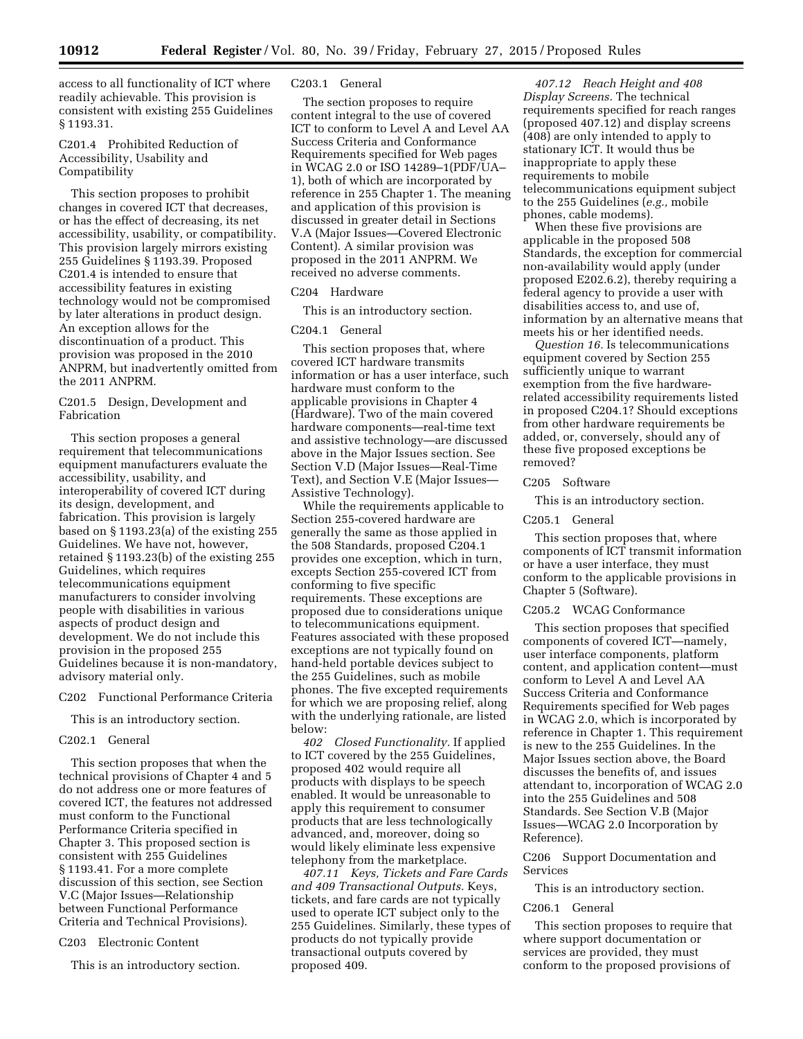access to all functionality of ICT where readily achievable. This provision is consistent with existing 255 Guidelines § 1193.31.

C201.4 Prohibited Reduction of Accessibility, Usability and Compatibility

This section proposes to prohibit changes in covered ICT that decreases, or has the effect of decreasing, its net accessibility, usability, or compatibility. This provision largely mirrors existing 255 Guidelines § 1193.39. Proposed C201.4 is intended to ensure that accessibility features in existing technology would not be compromised by later alterations in product design. An exception allows for the discontinuation of a product. This provision was proposed in the 2010 ANPRM, but inadvertently omitted from the 2011 ANPRM.

C201.5 Design, Development and Fabrication

This section proposes a general requirement that telecommunications equipment manufacturers evaluate the accessibility, usability, and interoperability of covered ICT during its design, development, and fabrication. This provision is largely based on § 1193.23(a) of the existing 255 Guidelines. We have not, however, retained § 1193.23(b) of the existing 255 Guidelines, which requires telecommunications equipment manufacturers to consider involving people with disabilities in various aspects of product design and development. We do not include this provision in the proposed 255 Guidelines because it is non-mandatory, advisory material only.

C202 Functional Performance Criteria

This is an introductory section.

C202.1 General

This section proposes that when the technical provisions of Chapter 4 and 5 do not address one or more features of covered ICT, the features not addressed must conform to the Functional Performance Criteria specified in Chapter 3. This proposed section is consistent with 255 Guidelines § 1193.41. For a more complete discussion of this section, see Section V.C (Major Issues—Relationship between Functional Performance Criteria and Technical Provisions).

C203 Electronic Content

This is an introductory section.

C203.1 General

The section proposes to require content integral to the use of covered ICT to conform to Level A and Level AA Success Criteria and Conformance Requirements specified for Web pages in WCAG 2.0 or ISO 14289–1(PDF/UA–1), both of which are incorporated by reference in 255 Chapter 1. The meaning and application of this provision is discussed in greater detail in Sections V.A (Major Issues—Covered Electronic Content). A similar provision was proposed in the 2011 ANPRM. We received no adverse comments.

C204 Hardware

This is an introductory section.

C204.1 General

This section proposes that, where covered ICT hardware transmits information or has a user interface, such hardware must conform to the applicable provisions in Chapter 4 (Hardware). Two of the main covered hardware components—real-time text and assistive technology—are discussed above in the Major Issues section. See Section V.D (Major Issues—Real-Time Text), and Section V.E (Major Issues—Assistive Technology).

While the requirements applicable to Section 255-covered hardware are generally the same as those applied in the 508 Standards, proposed C204.1 provides one exception, which in turn, excepts Section 255-covered ICT from conforming to five specific requirements. These exceptions are proposed due to considerations unique to telecommunications equipment. Features associated with these proposed exceptions are not typically found on hand-held portable devices subject to the 255 Guidelines, such as mobile phones. The five excepted requirements for which we are proposing relief, along with the underlying rationale, are listed below:

*402 Closed Functionality.* If applied to ICT covered by the 255 Guidelines, proposed 402 would require all products with displays to be speech enabled. It would be unreasonable to apply this requirement to consumer products that are less technologically advanced, and, moreover, doing so would likely eliminate less expensive telephony from the marketplace.

*407.11 Keys, Tickets and Fare Cards and 409 Transactional Outputs.* Keys, tickets, and fare cards are not typically used to operate ICT subject only to the 255 Guidelines. Similarly, these types of products do not typically provide transactional outputs covered by proposed 409.

*407.12 Reach Height and 408 Display Screens.* The technical requirements specified for reach ranges (proposed 407.12) and display screens (408) are only intended to apply to stationary ICT. It would thus be inappropriate to apply these requirements to mobile telecommunications equipment subject to the 255 Guidelines (*e.g.,* mobile phones, cable modems).

When these five provisions are applicable in the proposed 508 Standards, the exception for commercial non-availability would apply (under proposed E202.6.2), thereby requiring a federal agency to provide a user with disabilities access to, and use of, information by an alternative means that meets his or her identified needs.

*Question 16.* Is telecommunications equipment covered by Section 255 sufficiently unique to warrant exemption from the five hardware-related accessibility requirements listed in proposed C204.1? Should exceptions from other hardware requirements be added, or, conversely, should any of these five proposed exceptions be removed?

C205 Software

This is an introductory section.

C205.1 General

This section proposes that, where components of ICT transmit information or have a user interface, they must conform to the applicable provisions in Chapter 5 (Software).

C205.2 WCAG Conformance

This section proposes that specified components of covered ICT—namely, user interface components, platform content, and application content—must conform to Level A and Level AA Success Criteria and Conformance Requirements specified for Web pages in WCAG 2.0, which is incorporated by reference in Chapter 1. This requirement is new to the 255 Guidelines. In the Major Issues section above, the Board discusses the benefits of, and issues attendant to, incorporation of WCAG 2.0 into the 255 Guidelines and 508 Standards. See Section V.B (Major Issues—WCAG 2.0 Incorporation by Reference).

C206 Support Documentation and Services

This is an introductory section.

C206.1 General

This section proposes to require that where support documentation or services are provided, they must conform to the proposed provisions of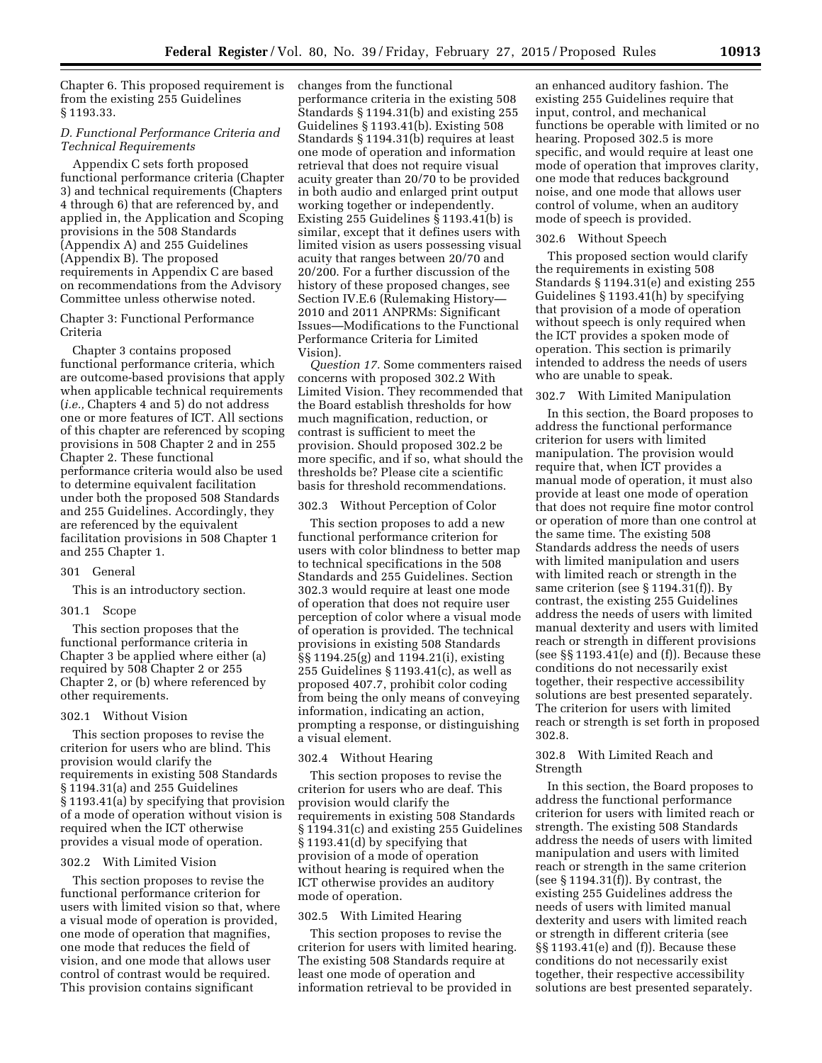Chapter 6. This proposed requirement is from the existing 255 Guidelines § 1193.33.

### *D. Functional Performance Criteria and Technical Requirements*

Appendix C sets forth proposed functional performance criteria (Chapter 3) and technical requirements (Chapters 4 through 6) that are referenced by, and applied in, the Application and Scoping provisions in the 508 Standards (Appendix A) and 255 Guidelines (Appendix B). The proposed requirements in Appendix C are based on recommendations from the Advisory Committee unless otherwise noted.

#### Chapter 3: Functional Performance Criteria

Chapter 3 contains proposed functional performance criteria, which are outcome-based provisions that apply when applicable technical requirements (*i.e.,* Chapters 4 and 5) do not address one or more features of ICT. All sections of this chapter are referenced by scoping provisions in 508 Chapter 2 and in 255 Chapter 2. These functional performance criteria would also be used to determine equivalent facilitation under both the proposed 508 Standards and 255 Guidelines. Accordingly, they are referenced by the equivalent facilitation provisions in 508 Chapter 1 and 255 Chapter 1.

#### 301 General

This is an introductory section.

#### 301.1 Scope

This section proposes that the functional performance criteria in Chapter 3 be applied where either (a) required by 508 Chapter 2 or 255 Chapter 2, or (b) where referenced by other requirements.

#### 302.1 Without Vision

This section proposes to revise the criterion for users who are blind. This provision would clarify the requirements in existing 508 Standards § 1194.31(a) and 255 Guidelines § 1193.41(a) by specifying that provision of a mode of operation without vision is required when the ICT otherwise provides a visual mode of operation.

#### 302.2 With Limited Vision

This section proposes to revise the functional performance criterion for users with limited vision so that, where a visual mode of operation is provided, one mode of operation that magnifies, one mode that reduces the field of vision, and one mode that allows user control of contrast would be required. This provision contains significant changes from the functional performance criteria in the existing 508 Standards § 1194.31(b) and existing 255 Guidelines § 1193.41(b). Existing 508 Standards § 1194.31(b) requires at least one mode of operation and information retrieval that does not require visual acuity greater than 20/70 to be provided in both audio and enlarged print output working together or independently. Existing 255 Guidelines § 1193.41(b) is similar, except that it defines users with limited vision as users possessing visual acuity that ranges between 20/70 and 20/200. For a further discussion of the history of these proposed changes, see Section IV.E.6 (Rulemaking History—2010 and 2011 ANPRMs: Significant Issues—Modifications to the Functional Performance Criteria for Limited Vision).

*Question 17.* Some commenters raised concerns with proposed 302.2 With Limited Vision. They recommended that the Board establish thresholds for how much magnification, reduction, or contrast is sufficient to meet the provision. Should proposed 302.2 be more specific, and if so, what should the thresholds be? Please cite a scientific basis for threshold recommendations.

#### 302.3 Without Perception of Color

This section proposes to add a new functional performance criterion for users with color blindness to better map to technical specifications in the 508 Standards and 255 Guidelines. Section 302.3 would require at least one mode of operation that does not require user perception of color where a visual mode of operation is provided. The technical provisions in existing 508 Standards §§ 1194.25(g) and 1194.21(i), existing 255 Guidelines § 1193.41(c), as well as proposed 407.7, prohibit color coding from being the only means of conveying information, indicating an action, prompting a response, or distinguishing a visual element.

#### 302.4 Without Hearing

This section proposes to revise the criterion for users who are deaf. This provision would clarify the requirements in existing 508 Standards § 1194.31(c) and existing 255 Guidelines § 1193.41(d) by specifying that provision of a mode of operation without hearing is required when the ICT otherwise provides an auditory mode of operation.

#### 302.5 With Limited Hearing

This section proposes to revise the criterion for users with limited hearing. The existing 508 Standards require at least one mode of operation and information retrieval to be provided in an enhanced auditory fashion. The existing 255 Guidelines require that input, control, and mechanical functions be operable with limited or no hearing. Proposed 302.5 is more specific, and would require at least one mode of operation that improves clarity, one mode that reduces background noise, and one mode that allows user control of volume, when an auditory mode of speech is provided.

#### 302.6 Without Speech

This proposed section would clarify the requirements in existing 508 Standards § 1194.31(e) and existing 255 Guidelines § 1193.41(h) by specifying that provision of a mode of operation without speech is only required when the ICT provides a spoken mode of operation. This section is primarily intended to address the needs of users who are unable to speak.

#### 302.7 With Limited Manipulation

In this section, the Board proposes to address the functional performance criterion for users with limited manipulation. The provision would require that, when ICT provides a manual mode of operation, it must also provide at least one mode of operation that does not require fine motor control or operation of more than one control at the same time. The existing 508 Standards address the needs of users with limited manipulation and users with limited reach or strength in the same criterion (see § 1194.31(f)). By contrast, the existing 255 Guidelines address the needs of users with limited manual dexterity and users with limited reach or strength in different provisions (see §§ 1193.41(e) and (f)). Because these conditions do not necessarily exist together, their respective accessibility solutions are best presented separately. The criterion for users with limited reach or strength is set forth in proposed 302.8.

#### 302.8 With Limited Reach and Strength

In this section, the Board proposes to address the functional performance criterion for users with limited reach or strength. The existing 508 Standards address the needs of users with limited manipulation and users with limited reach or strength in the same criterion (see § 1194.31(f)). By contrast, the existing 255 Guidelines address the needs of users with limited manual dexterity and users with limited reach or strength in different criteria (see §§ 1193.41(e) and (f)). Because these conditions do not necessarily exist together, their respective accessibility solutions are best presented separately.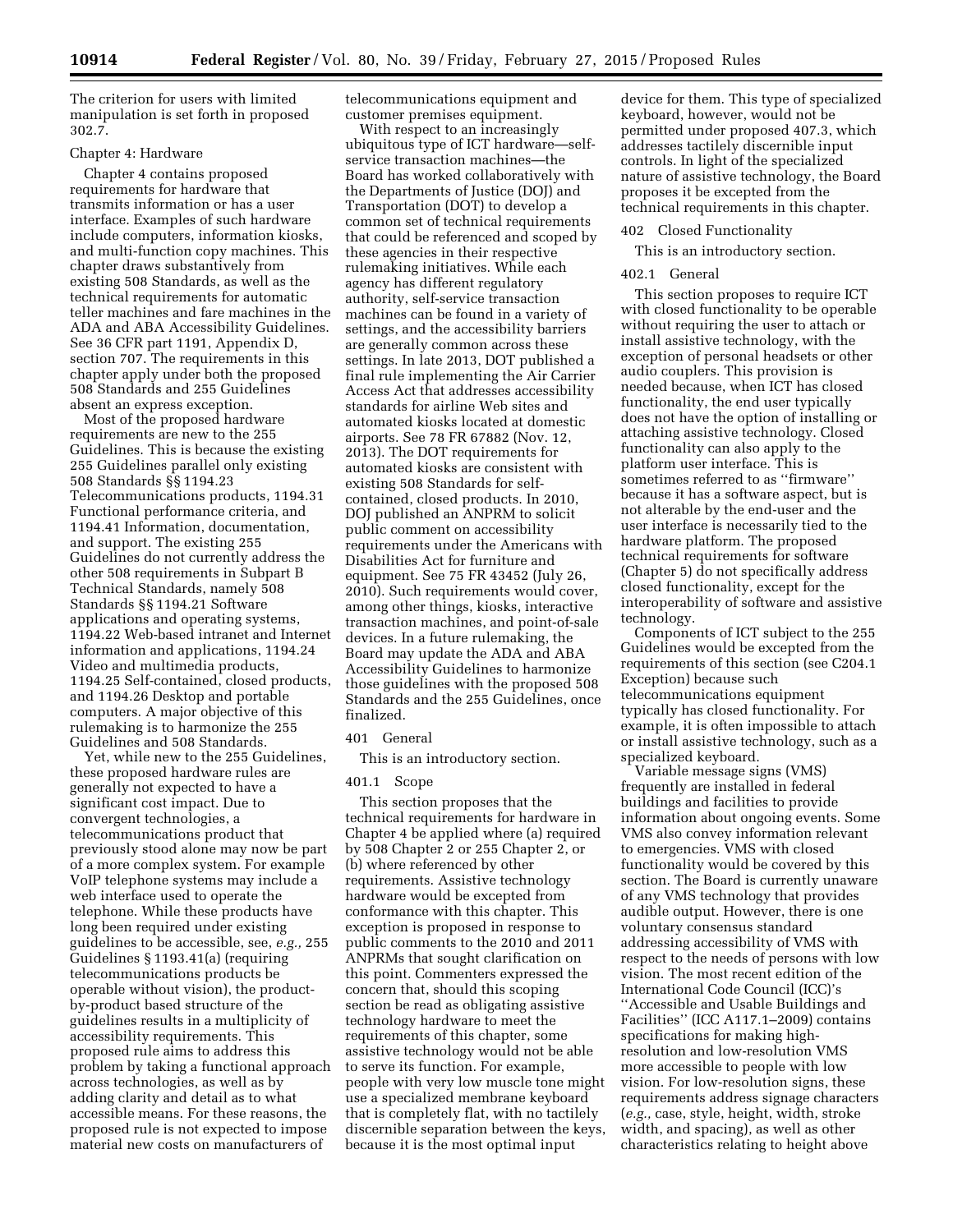The criterion for users with limited manipulation is set forth in proposed 302.7.

Chapter 4: Hardware

Chapter 4 contains proposed requirements for hardware that transmits information or has a user interface. Examples of such hardware include computers, information kiosks, and multi-function copy machines. This chapter draws substantively from existing 508 Standards, as well as the technical requirements for automatic teller machines and fare machines in the ADA and ABA Accessibility Guidelines. See 36 CFR part 1191, Appendix D, section 707. The requirements in this chapter apply under both the proposed 508 Standards and 255 Guidelines absent an express exception.

Most of the proposed hardware requirements are new to the 255 Guidelines. This is because the existing 255 Guidelines parallel only existing 508 Standards §§ 1194.23 Telecommunications products, 1194.31 Functional performance criteria, and 1194.41 Information, documentation, and support. The existing 255 Guidelines do not currently address the other 508 requirements in Subpart B Technical Standards, namely 508 Standards §§ 1194.21 Software applications and operating systems, 1194.22 Web-based intranet and Internet information and applications, 1194.24 Video and multimedia products, 1194.25 Self-contained, closed products, and 1194.26 Desktop and portable computers. A major objective of this rulemaking is to harmonize the 255 Guidelines and 508 Standards.

Yet, while new to the 255 Guidelines, these proposed hardware rules are generally not expected to have a significant cost impact. Due to convergent technologies, a telecommunications product that previously stood alone may now be part of a more complex system. For example VoIP telephone systems may include a web interface used to operate the telephone. While these products have long been required under existing guidelines to be accessible, see, *e.g.,* 255 Guidelines § 1193.41(a) (requiring telecommunications products be operable without vision), the product-by-product based structure of the guidelines results in a multiplicity of accessibility requirements. This proposed rule aims to address this problem by taking a functional approach across technologies, as well as by adding clarity and detail as to what accessible means. For these reasons, the proposed rule is not expected to impose material new costs on manufacturers of telecommunications equipment and customer premises equipment.

With respect to an increasingly ubiquitous type of ICT hardware—self-service transaction machines—the Board has worked collaboratively with the Departments of Justice (DOJ) and Transportation (DOT) to develop a common set of technical requirements that could be referenced and scoped by these agencies in their respective rulemaking initiatives. While each agency has different regulatory authority, self-service transaction machines can be found in a variety of settings, and the accessibility barriers are generally common across these settings. In late 2013, DOT published a final rule implementing the Air Carrier Access Act that addresses accessibility standards for airline Web sites and automated kiosks located at domestic airports. See 78 FR 67882 (Nov. 12, 2013). The DOT requirements for automated kiosks are consistent with existing 508 Standards for self-contained, closed products. In 2010, DOJ published an ANPRM to solicit public comment on accessibility requirements under the Americans with Disabilities Act for furniture and equipment. See 75 FR 43452 (July 26, 2010). Such requirements would cover, among other things, kiosks, interactive transaction machines, and point-of-sale devices. In a future rulemaking, the Board may update the ADA and ABA Accessibility Guidelines to harmonize those guidelines with the proposed 508 Standards and the 255 Guidelines, once finalized.

401 General

This is an introductory section.

401.1 Scope

This section proposes that the technical requirements for hardware in Chapter 4 be applied where (a) required by 508 Chapter 2 or 255 Chapter 2, or (b) where referenced by other requirements. Assistive technology hardware would be excepted from conformance with this chapter. This exception is proposed in response to public comments to the 2010 and 2011 ANPRMs that sought clarification on this point. Commenters expressed the concern that, should this scoping section be read as obligating assistive technology hardware to meet the requirements of this chapter, some assistive technology would not be able to serve its function. For example, people with very low muscle tone might use a specialized membrane keyboard that is completely flat, with no tactilely discernible separation between the keys, because it is the most optimal input device for them. This type of specialized keyboard, however, would not be permitted under proposed 407.3, which addresses tactilely discernible input controls. In light of the specialized nature of assistive technology, the Board proposes it be excepted from the technical requirements in this chapter.

402 Closed Functionality

This is an introductory section.

402.1 General

This section proposes to require ICT with closed functionality to be operable without requiring the user to attach or install assistive technology, with the exception of personal headsets or other audio couplers. This provision is needed because, when ICT has closed functionality, the end user typically does not have the option of installing or attaching assistive technology. Closed functionality can also apply to the platform user interface. This is sometimes referred to as ''firmware'' because it has a software aspect, but is not alterable by the end-user and the user interface is necessarily tied to the hardware platform. The proposed technical requirements for software (Chapter 5) do not specifically address closed functionality, except for the interoperability of software and assistive technology.

Components of ICT subject to the 255 Guidelines would be excepted from the requirements of this section (see C204.1 Exception) because such telecommunications equipment typically has closed functionality. For example, it is often impossible to attach or install assistive technology, such as a specialized keyboard.

Variable message signs (VMS) frequently are installed in federal buildings and facilities to provide information about ongoing events. Some VMS also convey information relevant to emergencies. VMS with closed functionality would be covered by this section. The Board is currently unaware of any VMS technology that provides audible output. However, there is one voluntary consensus standard addressing accessibility of VMS with respect to the needs of persons with low vision. The most recent edition of the International Code Council (ICC)'s ''Accessible and Usable Buildings and Facilities'' (ICC A117.1–2009) contains specifications for making high-resolution and low-resolution VMS more accessible to people with low vision. For low-resolution signs, these requirements address signage characters (*e.g.,* case, style, height, width, stroke width, and spacing), as well as other characteristics relating to height above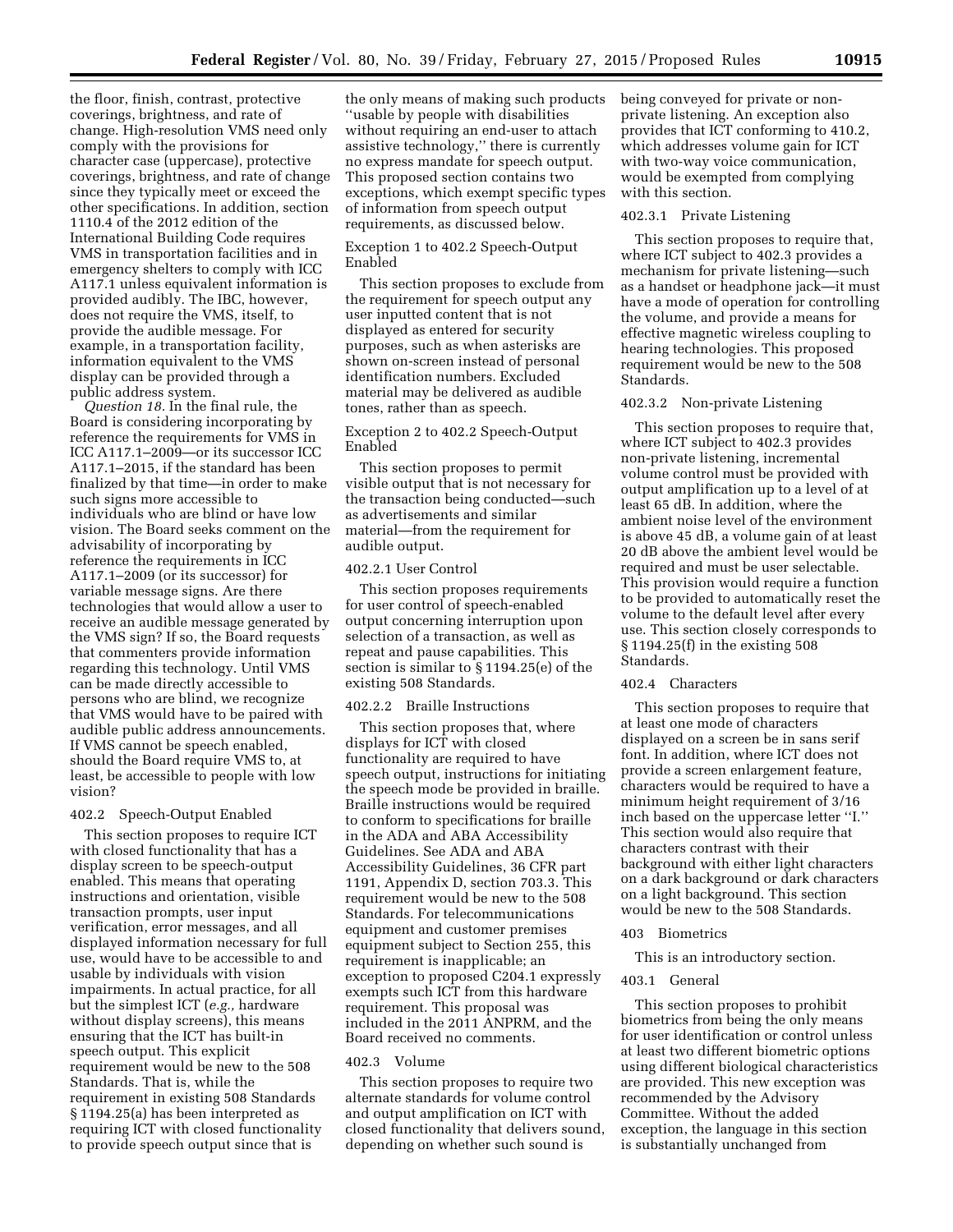the floor, finish, contrast, protective coverings, brightness, and rate of change. High-resolution VMS need only comply with the provisions for character case (uppercase), protective coverings, brightness, and rate of change since they typically meet or exceed the other specifications. In addition, section 1110.4 of the 2012 edition of the International Building Code requires VMS in transportation facilities and in emergency shelters to comply with ICC A117.1 unless equivalent information is provided audibly. The IBC, however, does not require the VMS, itself, to provide the audible message. For example, in a transportation facility, information equivalent to the VMS display can be provided through a public address system.

*Question 18.* In the final rule, the Board is considering incorporating by reference the requirements for VMS in ICC A117.1–2009—or its successor ICC A117.1–2015, if the standard has been finalized by that time—in order to make such signs more accessible to individuals who are blind or have low vision. The Board seeks comment on the advisability of incorporating by reference the requirements in ICC A117.1–2009 (or its successor) for variable message signs. Are there technologies that would allow a user to receive an audible message generated by the VMS sign? If so, the Board requests that commenters provide information regarding this technology. Until VMS can be made directly accessible to persons who are blind, we recognize that VMS would have to be paired with audible public address announcements. If VMS cannot be speech enabled, should the Board require VMS to, at least, be accessible to people with low vision?

402.2 Speech-Output Enabled

This section proposes to require ICT with closed functionality that has a display screen to be speech-output enabled. This means that operating instructions and orientation, visible transaction prompts, user input verification, error messages, and all displayed information necessary for full use, would have to be accessible to and usable by individuals with vision impairments. In actual practice, for all but the simplest ICT (*e.g.,* hardware without display screens), this means ensuring that the ICT has built-in speech output. This explicit requirement would be new to the 508 Standards. That is, while the requirement in existing 508 Standards § 1194.25(a) has been interpreted as requiring ICT with closed functionality to provide speech output since that is the only means of making such products ''usable by people with disabilities without requiring an end-user to attach assistive technology,'' there is currently no express mandate for speech output. This proposed section contains two exceptions, which exempt specific types of information from speech output requirements, as discussed below.

Exception 1 to 402.2 Speech-Output Enabled

This section proposes to exclude from the requirement for speech output any user inputted content that is not displayed as entered for security purposes, such as when asterisks are shown on-screen instead of personal identification numbers. Excluded material may be delivered as audible tones, rather than as speech.

Exception 2 to 402.2 Speech-Output Enabled

This section proposes to permit visible output that is not necessary for the transaction being conducted—such as advertisements and similar material—from the requirement for audible output.

402.2.1 User Control

This section proposes requirements for user control of speech-enabled output concerning interruption upon selection of a transaction, as well as repeat and pause capabilities. This section is similar to § 1194.25(e) of the existing 508 Standards.

402.2.2 Braille Instructions

This section proposes that, where displays for ICT with closed functionality are required to have speech output, instructions for initiating the speech mode be provided in braille. Braille instructions would be required to conform to specifications for braille in the ADA and ABA Accessibility Guidelines. See ADA and ABA Accessibility Guidelines, 36 CFR part 1191, Appendix D, section 703.3. This requirement would be new to the 508 Standards. For telecommunications equipment and customer premises equipment subject to Section 255, this requirement is inapplicable; an exception to proposed C204.1 expressly exempts such ICT from this hardware requirement. This proposal was included in the 2011 ANPRM, and the Board received no comments.

402.3 Volume

This section proposes to require two alternate standards for volume control and output amplification on ICT with closed functionality that delivers sound, depending on whether such sound is being conveyed for private or non-private listening. An exception also provides that ICT conforming to 410.2, which addresses volume gain for ICT with two-way voice communication, would be exempted from complying with this section.

402.3.1 Private Listening

This section proposes to require that, where ICT subject to 402.3 provides a mechanism for private listening—such as a handset or headphone jack—it must have a mode of operation for controlling the volume, and provide a means for effective magnetic wireless coupling to hearing technologies. This proposed requirement would be new to the 508 Standards.

402.3.2 Non-private Listening

This section proposes to require that, where ICT subject to 402.3 provides non-private listening, incremental volume control must be provided with output amplification up to a level of at least 65 dB. In addition, where the ambient noise level of the environment is above 45 dB, a volume gain of at least 20 dB above the ambient level would be required and must be user selectable. This provision would require a function to be provided to automatically reset the volume to the default level after every use. This section closely corresponds to § 1194.25(f) in the existing 508 Standards.

402.4 Characters

This section proposes to require that at least one mode of characters displayed on a screen be in sans serif font. In addition, where ICT does not provide a screen enlargement feature, characters would be required to have a minimum height requirement of 3/16 inch based on the uppercase letter ''I.'' This section would also require that characters contrast with their background with either light characters on a dark background or dark characters on a light background. This section would be new to the 508 Standards.

403 Biometrics

This is an introductory section.

403.1 General

This section proposes to prohibit biometrics from being the only means for user identification or control unless at least two different biometric options using different biological characteristics are provided. This new exception was recommended by the Advisory Committee. Without the added exception, the language in this section is substantially unchanged from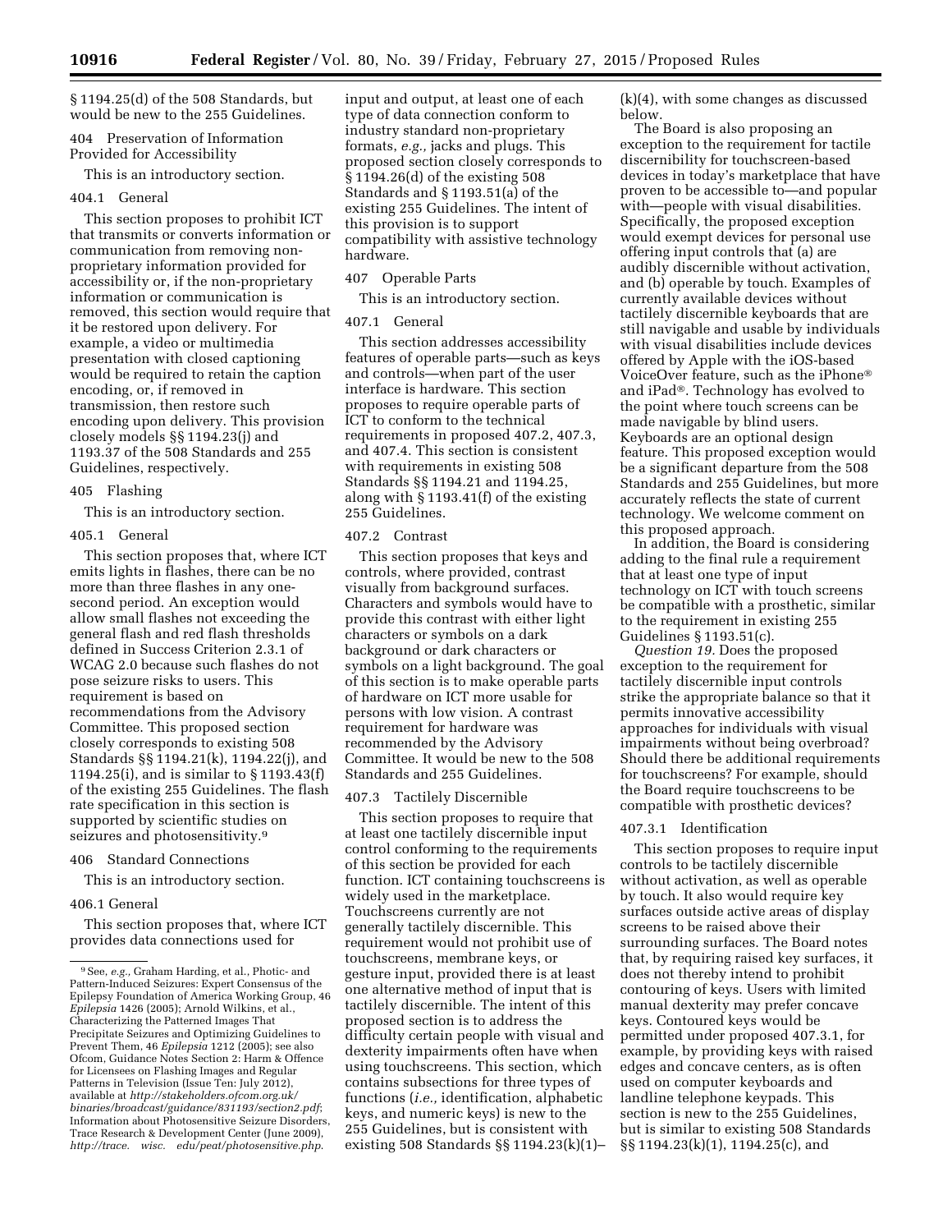§ 1194.25(d) of the 508 Standards, but would be new to the 255 Guidelines.

### 404 Preservation of Information Provided for Accessibility

This is an introductory section.

#### 404.1 General

This section proposes to prohibit ICT that transmits or converts information or communication from removing non-proprietary information provided for accessibility or, if the non-proprietary information or communication is removed, this section would require that it be restored upon delivery. For example, a video or multimedia presentation with closed captioning would be required to retain the caption encoding, or, if removed in transmission, then restore such encoding upon delivery. This provision closely models §§ 1194.23(j) and 1193.37 of the 508 Standards and 255 Guidelines, respectively.

### 405 Flashing

This is an introductory section.

#### 405.1 General

This section proposes that, where ICT emits lights in flashes, there can be no more than three flashes in any one-second period. An exception would allow small flashes not exceeding the general flash and red flash thresholds defined in Success Criterion 2.3.1 of WCAG 2.0 because such flashes do not pose seizure risks to users. This requirement is based on recommendations from the Advisory Committee. This proposed section closely corresponds to existing 508 Standards §§ 1194.21(k), 1194.22(j), and 1194.25(i), and is similar to § 1193.43(f) of the existing 255 Guidelines. The flash rate specification in this section is supported by scientific studies on seizures and photosensitivity.[9]

### 406 Standard Connections

This is an introductory section.

#### 406.1 General

This section proposes that, where ICT provides data connections used for input and output, at least one of each type of data connection conform to industry standard non-proprietary formats, *e.g.,* jacks and plugs. This proposed section closely corresponds to § 1194.26(d) of the existing 508 Standards and § 1193.51(a) of the existing 255 Guidelines. The intent of this provision is to support compatibility with assistive technology hardware.

### 407 Operable Parts

This is an introductory section.

#### 407.1 General

This section addresses accessibility features of operable parts—such as keys and controls—when part of the user interface is hardware. This section proposes to require operable parts of ICT to conform to the technical requirements in proposed 407.2, 407.3, and 407.4. This section is consistent with requirements in existing 508 Standards §§ 1194.21 and 1194.25, along with § 1193.41(f) of the existing 255 Guidelines.

#### 407.2 Contrast

This section proposes that keys and controls, where provided, contrast visually from background surfaces. Characters and symbols would have to provide this contrast with either light characters or symbols on a dark background or dark characters or symbols on a light background. The goal of this section is to make operable parts of hardware on ICT more usable for persons with low vision. A contrast requirement for hardware was recommended by the Advisory Committee. It would be new to the 508 Standards and 255 Guidelines.

#### 407.3 Tactilely Discernible

This section proposes to require that at least one tactilely discernible input control conforming to the requirements of this section be provided for each function. ICT containing touchscreens is widely used in the marketplace. Touchscreens currently are not generally tactilely discernible. This requirement would not prohibit use of touchscreens, membrane keys, or gesture input, provided there is at least one alternative method of input that is tactilely discernible. The intent of this proposed section is to address the difficulty certain people with visual and dexterity impairments often have when using touchscreens. This section, which contains subsections for three types of functions (*i.e.,* identification, alphabetic keys, and numeric keys) is new to the 255 Guidelines, but is consistent with existing 508 Standards §§ 1194.23(k)(1)–(k)(4), with some changes as discussed below.

The Board is also proposing an exception to the requirement for tactile discernibility for touchscreen-based devices in today's marketplace that have proven to be accessible to—and popular with—people with visual disabilities. Specifically, the proposed exception would exempt devices for personal use offering input controls that (a) are audibly discernible without activation, and (b) operable by touch. Examples of currently available devices without tactilely discernible keyboards that are still navigable and usable by individuals with visual disabilities include devices offered by Apple with the iOS-based VoiceOver feature, such as the iPhone® and iPad®. Technology has evolved to the point where touch screens can be made navigable by blind users. Keyboards are an optional design feature. This proposed exception would be a significant departure from the 508 Standards and 255 Guidelines, but more accurately reflects the state of current technology. We welcome comment on this proposed approach.

In addition, the Board is considering adding to the final rule a requirement that at least one type of input technology on ICT with touch screens be compatible with a prosthetic, similar to the requirement in existing 255 Guidelines § 1193.51(c).

*Question 19.* Does the proposed exception to the requirement for tactilely discernible input controls strike the appropriate balance so that it permits innovative accessibility approaches for individuals with visual impairments without being overbroad? Should there be additional requirements for touchscreens? For example, should the Board require touchscreens to be compatible with prosthetic devices?

#### 407.3.1 Identification

This section proposes to require input controls to be tactilely discernible without activation, as well as operable by touch. It also would require key surfaces outside active areas of display screens to be raised above their surrounding surfaces. The Board notes that, by requiring raised key surfaces, it does not thereby intend to prohibit contouring of keys. Users with limited manual dexterity may prefer concave keys. Contoured keys would be permitted under proposed 407.3.1, for example, by providing keys with raised edges and concave centers, as is often used on computer keyboards and landline telephone keypads. This section is new to the 255 Guidelines, but is similar to existing 508 Standards §§ 1194.23(k)(1), 1194.25(c), and

---

[9] See, *e.g.,* Graham Harding, et al., Photic- and Pattern-Induced Seizures: Expert Consensus of the Epilepsy Foundation of America Working Group, 46 *Epilepsia* 1426 (2005); Arnold Wilkins, et al., Characterizing the Patterned Images That Precipitate Seizures and Optimizing Guidelines to Prevent Them, 46 *Epilepsia* 1212 (2005); see also Ofcom, Guidance Notes Section 2: Harm & Offence for Licensees on Flashing Images and Regular Patterns in Television (Issue Ten: July 2012), available at *http://stakeholders.ofcom.org.uk/binaries/broadcast/guidance/831193/section2.pdf*; Information about Photosensitive Seizure Disorders, Trace Research & Development Center (June 2009), *http://trace. wisc. edu/peat/photosensitive.php*.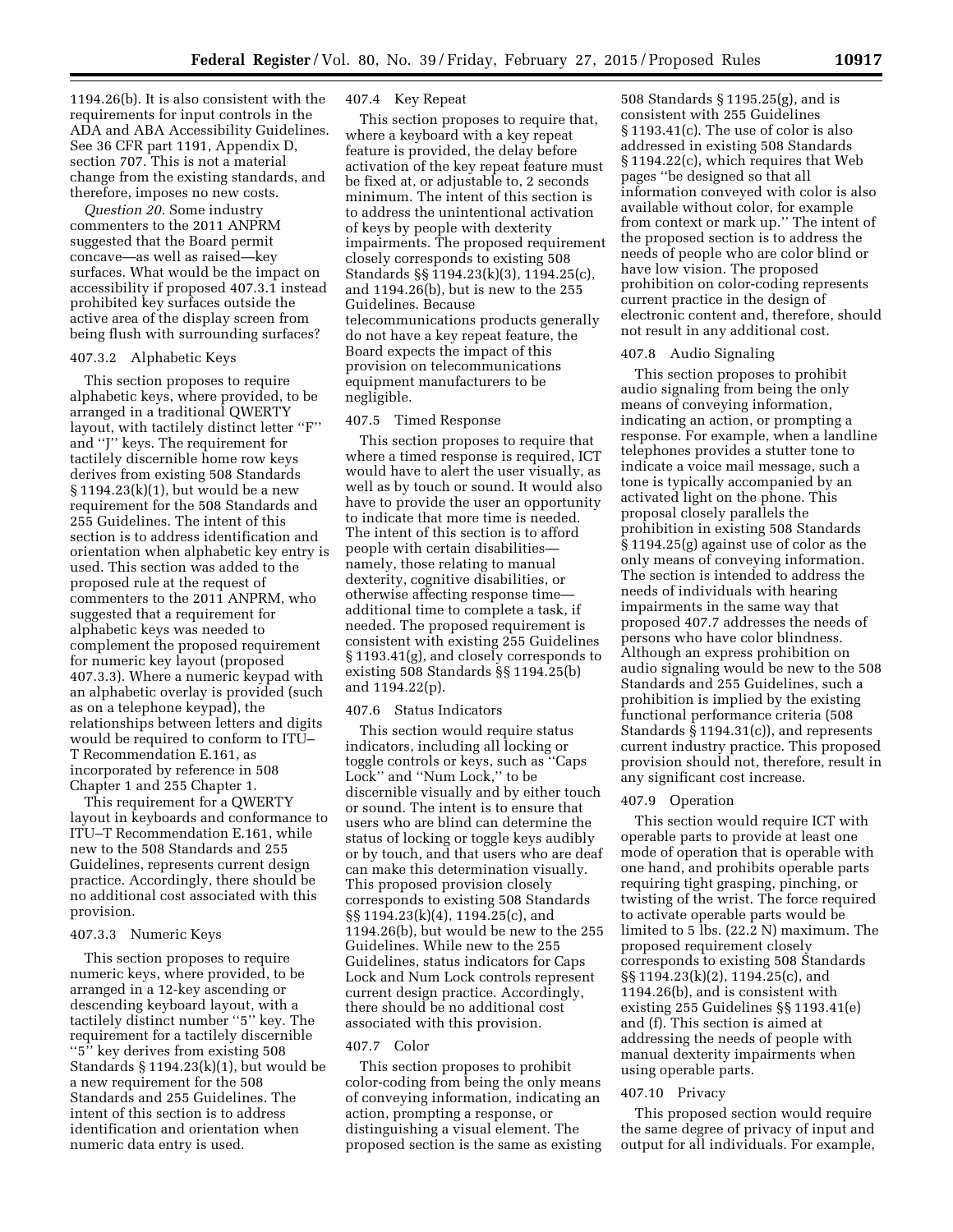1194.26(b). It is also consistent with the requirements for input controls in the ADA and ABA Accessibility Guidelines. See 36 CFR part 1191, Appendix D, section 707. This is not a material change from the existing standards, and therefore, imposes no new costs.

*Question 20.* Some industry commenters to the 2011 ANPRM suggested that the Board permit concave—as well as raised—key surfaces. What would be the impact on accessibility if proposed 407.3.1 instead prohibited key surfaces outside the active area of the display screen from being flush with surrounding surfaces?

#### 407.3.2 Alphabetic Keys

This section proposes to require alphabetic keys, where provided, to be arranged in a traditional QWERTY layout, with tactilely distinct letter ''F'' and ''J'' keys. The requirement for tactilely discernible home row keys derives from existing 508 Standards § 1194.23(k)(1), but would be a new requirement for the 508 Standards and 255 Guidelines. The intent of this section is to address identification and orientation when alphabetic key entry is used. This section was added to the proposed rule at the request of commenters to the 2011 ANPRM, who suggested that a requirement for alphabetic keys was needed to complement the proposed requirement for numeric key layout (proposed 407.3.3). Where a numeric keypad with an alphabetic overlay is provided (such as on a telephone keypad), the relationships between letters and digits would be required to conform to ITU–T Recommendation E.161, as incorporated by reference in 508 Chapter 1 and 255 Chapter 1.

This requirement for a QWERTY layout in keyboards and conformance to ITU–T Recommendation E.161, while new to the 508 Standards and 255 Guidelines, represents current design practice. Accordingly, there should be no additional cost associated with this provision.

#### 407.3.3 Numeric Keys

This section proposes to require numeric keys, where provided, to be arranged in a 12-key ascending or descending keyboard layout, with a tactilely distinct number ''5'' key. The requirement for a tactilely discernible ''5'' key derives from existing 508 Standards § 1194.23(k)(1), but would be a new requirement for the 508 Standards and 255 Guidelines. The intent of this section is to address identification and orientation when numeric data entry is used.

#### 407.4 Key Repeat

This section proposes to require that, where a keyboard with a key repeat feature is provided, the delay before activation of the key repeat feature must be fixed at, or adjustable to, 2 seconds minimum. The intent of this section is to address the unintentional activation of keys by people with dexterity impairments. The proposed requirement closely corresponds to existing 508 Standards §§ 1194.23(k)(3), 1194.25(c), and 1194.26(b), but is new to the 255 Guidelines. Because telecommunications products generally do not have a key repeat feature, the Board expects the impact of this provision on telecommunications equipment manufacturers to be negligible.

#### 407.5 Timed Response

This section proposes to require that where a timed response is required, ICT would have to alert the user visually, as well as by touch or sound. It would also have to provide the user an opportunity to indicate that more time is needed. The intent of this section is to afford people with certain disabilities—namely, those relating to manual dexterity, cognitive disabilities, or otherwise affecting response time—additional time to complete a task, if needed. The proposed requirement is consistent with existing 255 Guidelines § 1193.41(g), and closely corresponds to existing 508 Standards §§ 1194.25(b) and 1194.22(p).

#### 407.6 Status Indicators

This section would require status indicators, including all locking or toggle controls or keys, such as ''Caps Lock'' and ''Num Lock,'' to be discernible visually and by either touch or sound. The intent is to ensure that users who are blind can determine the status of locking or toggle keys audibly or by touch, and that users who are deaf can make this determination visually. This proposed provision closely corresponds to existing 508 Standards §§ 1194.23(k)(4), 1194.25(c), and 1194.26(b), but would be new to the 255 Guidelines. While new to the 255 Guidelines, status indicators for Caps Lock and Num Lock controls represent current design practice. Accordingly, there should be no additional cost associated with this provision.

#### 407.7 Color

This section proposes to prohibit color-coding from being the only means of conveying information, indicating an action, prompting a response, or distinguishing a visual element. The proposed section is the same as existing 508 Standards § 1195.25(g), and is consistent with 255 Guidelines § 1193.41(c). The use of color is also addressed in existing 508 Standards § 1194.22(c), which requires that Web pages ''be designed so that all information conveyed with color is also available without color, for example from context or mark up.'' The intent of the proposed section is to address the needs of people who are color blind or have low vision. The proposed prohibition on color-coding represents current practice in the design of electronic content and, therefore, should not result in any additional cost.

#### 407.8 Audio Signaling

This section proposes to prohibit audio signaling from being the only means of conveying information, indicating an action, or prompting a response. For example, when a landline telephones provides a stutter tone to indicate a voice mail message, such a tone is typically accompanied by an activated light on the phone. This proposal closely parallels the prohibition in existing 508 Standards § 1194.25(g) against use of color as the only means of conveying information. The section is intended to address the needs of individuals with hearing impairments in the same way that proposed 407.7 addresses the needs of persons who have color blindness. Although an express prohibition on audio signaling would be new to the 508 Standards and 255 Guidelines, such a prohibition is implied by the existing functional performance criteria (508 Standards § 1194.31(c)), and represents current industry practice. This proposed provision should not, therefore, result in any significant cost increase.

#### 407.9 Operation

This section would require ICT with operable parts to provide at least one mode of operation that is operable with one hand, and prohibits operable parts requiring tight grasping, pinching, or twisting of the wrist. The force required to activate operable parts would be limited to 5 lbs. (22.2 N) maximum. The proposed requirement closely corresponds to existing 508 Standards §§ 1194.23(k)(2), 1194.25(c), and 1194.26(b), and is consistent with existing 255 Guidelines §§ 1193.41(e) and (f). This section is aimed at addressing the needs of people with manual dexterity impairments when using operable parts.

#### 407.10 Privacy

This proposed section would require the same degree of privacy of input and output for all individuals. For example,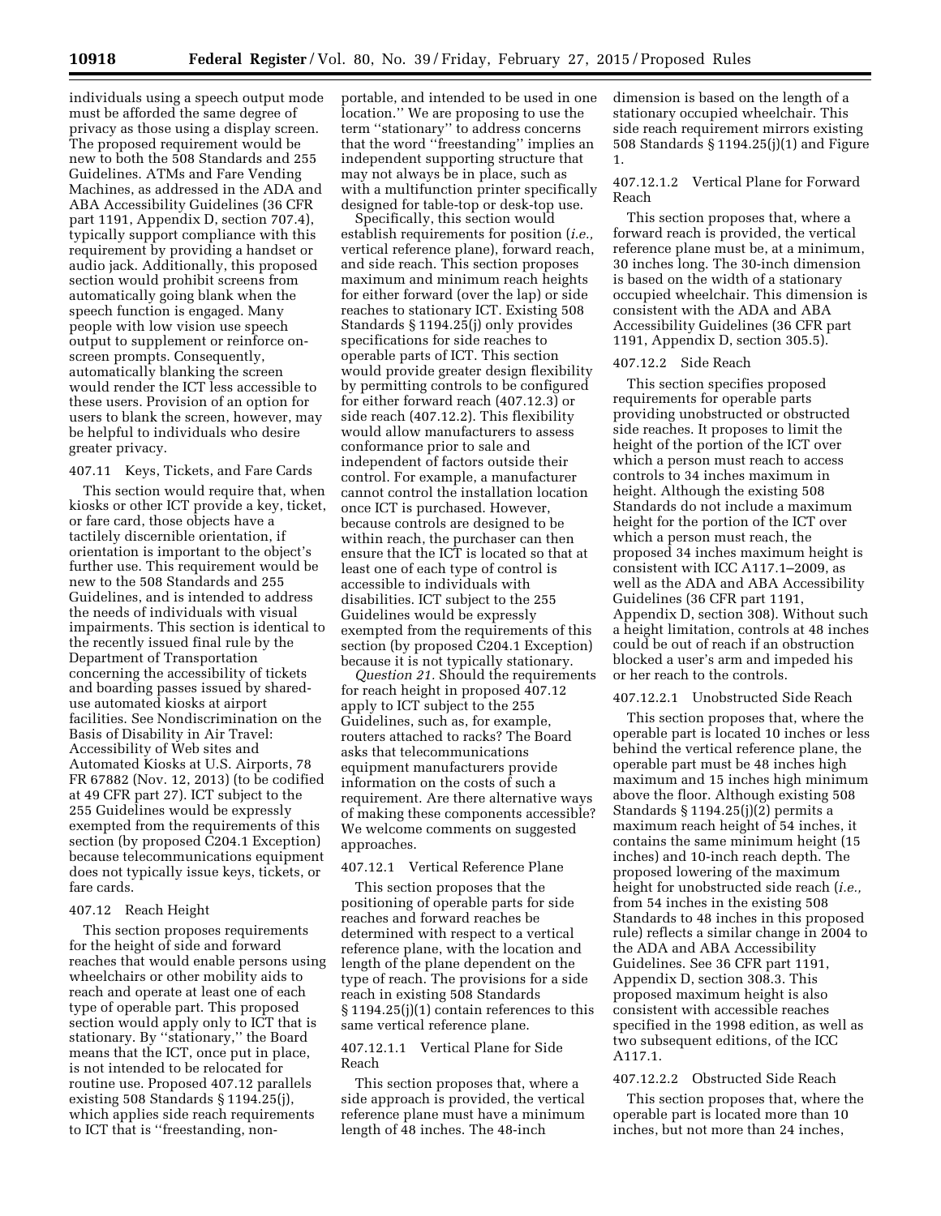individuals using a speech output mode must be afforded the same degree of privacy as those using a display screen. The proposed requirement would be new to both the 508 Standards and 255 Guidelines. ATMs and Fare Vending Machines, as addressed in the ADA and ABA Accessibility Guidelines (36 CFR part 1191, Appendix D, section 707.4), typically support compliance with this requirement by providing a handset or audio jack. Additionally, this proposed section would prohibit screens from automatically going blank when the speech function is engaged. Many people with low vision use speech output to supplement or reinforce on-screen prompts. Consequently, automatically blanking the screen would render the ICT less accessible to these users. Provision of an option for users to blank the screen, however, may be helpful to individuals who desire greater privacy.

### 407.11 Keys, Tickets, and Fare Cards

This section would require that, when kiosks or other ICT provide a key, ticket, or fare card, those objects have a tactilely discernible orientation, if orientation is important to the object's further use. This requirement would be new to the 508 Standards and 255 Guidelines, and is intended to address the needs of individuals with visual impairments. This section is identical to the recently issued final rule by the Department of Transportation concerning the accessibility of tickets and boarding passes issued by shared-use automated kiosks at airport facilities. See Nondiscrimination on the Basis of Disability in Air Travel: Accessibility of Web sites and Automated Kiosks at U.S. Airports, 78 FR 67882 (Nov. 12, 2013) (to be codified at 49 CFR part 27). ICT subject to the 255 Guidelines would be expressly exempted from the requirements of this section (by proposed C204.1 Exception) because telecommunications equipment does not typically issue keys, tickets, or fare cards.

### 407.12 Reach Height

This section proposes requirements for the height of side and forward reaches that would enable persons using wheelchairs or other mobility aids to reach and operate at least one of each type of operable part. This proposed section would apply only to ICT that is stationary. By "stationary," the Board means that the ICT, once put in place, is not intended to be relocated for routine use. Proposed 407.12 parallels existing 508 Standards § 1194.25(j), which applies side reach requirements to ICT that is "freestanding, non-portable, and intended to be used in one location." We are proposing to use the term "stationary" to address concerns that the word "freestanding" implies an independent supporting structure that may not always be in place, such as with a multifunction printer specifically designed for table-top or desk-top use.

Specifically, this section would establish requirements for position (*i.e.,* vertical reference plane), forward reach, and side reach. This section proposes maximum and minimum reach heights for either forward (over the lap) or side reaches to stationary ICT. Existing 508 Standards § 1194.25(j) only provides specifications for side reaches to operable parts of ICT. This section would provide greater design flexibility by permitting controls to be configured for either forward reach (407.12.3) or side reach (407.12.2). This flexibility would allow manufacturers to assess conformance prior to sale and independent of factors outside their control. For example, a manufacturer cannot control the installation location once ICT is purchased. However, because controls are designed to be within reach, the purchaser can then ensure that the ICT is located so that at least one of each type of control is accessible to individuals with disabilities. ICT subject to the 255 Guidelines would be expressly exempted from the requirements of this section (by proposed C204.1 Exception) because it is not typically stationary.

*Question 21.* Should the requirements for reach height in proposed 407.12 apply to ICT subject to the 255 Guidelines, such as, for example, routers attached to racks? The Board asks that telecommunications equipment manufacturers provide information on the costs of such a requirement. Are there alternative ways of making these components accessible? We welcome comments on suggested approaches.

#### 407.12.1 Vertical Reference Plane

This section proposes that the positioning of operable parts for side reaches and forward reaches be determined with respect to a vertical reference plane, with the location and length of the plane dependent on the type of reach. The provisions for a side reach in existing 508 Standards § 1194.25(j)(1) contain references to this same vertical reference plane.

##### 407.12.1.1 Vertical Plane for Side Reach

This section proposes that, where a side approach is provided, the vertical reference plane must have a minimum length of 48 inches. The 48-inch dimension is based on the length of a stationary occupied wheelchair. This side reach requirement mirrors existing 508 Standards § 1194.25(j)(1) and Figure 1.

##### 407.12.1.2 Vertical Plane for Forward Reach

This section proposes that, where a forward reach is provided, the vertical reference plane must be, at a minimum, 30 inches long. The 30-inch dimension is based on the width of a stationary occupied wheelchair. This dimension is consistent with the ADA and ABA Accessibility Guidelines (36 CFR part 1191, Appendix D, section 305.5).

#### 407.12.2 Side Reach

This section specifies proposed requirements for operable parts providing unobstructed or obstructed side reaches. It proposes to limit the height of the portion of the ICT over which a person must reach to access controls to 34 inches maximum in height. Although the existing 508 Standards do not include a maximum height for the portion of the ICT over which a person must reach, the proposed 34 inches maximum height is consistent with ICC A117.1–2009, as well as the ADA and ABA Accessibility Guidelines (36 CFR part 1191, Appendix D, section 308). Without such a height limitation, controls at 48 inches could be out of reach if an obstruction blocked a user's arm and impeded his or her reach to the controls.

##### 407.12.2.1 Unobstructed Side Reach

This section proposes that, where the operable part is located 10 inches or less behind the vertical reference plane, the operable part must be 48 inches high maximum and 15 inches high minimum above the floor. Although existing 508 Standards § 1194.25(j)(2) permits a maximum reach height of 54 inches, it contains the same minimum height (15 inches) and 10-inch reach depth. The proposed lowering of the maximum height for unobstructed side reach (*i.e.,* from 54 inches in the existing 508 Standards to 48 inches in this proposed rule) reflects a similar change in 2004 to the ADA and ABA Accessibility Guidelines. See 36 CFR part 1191, Appendix D, section 308.3. This proposed maximum height is also consistent with accessible reaches specified in the 1998 edition, as well as two subsequent editions, of the ICC A117.1.

##### 407.12.2.2 Obstructed Side Reach

This section proposes that, where the operable part is located more than 10 inches, but not more than 24 inches,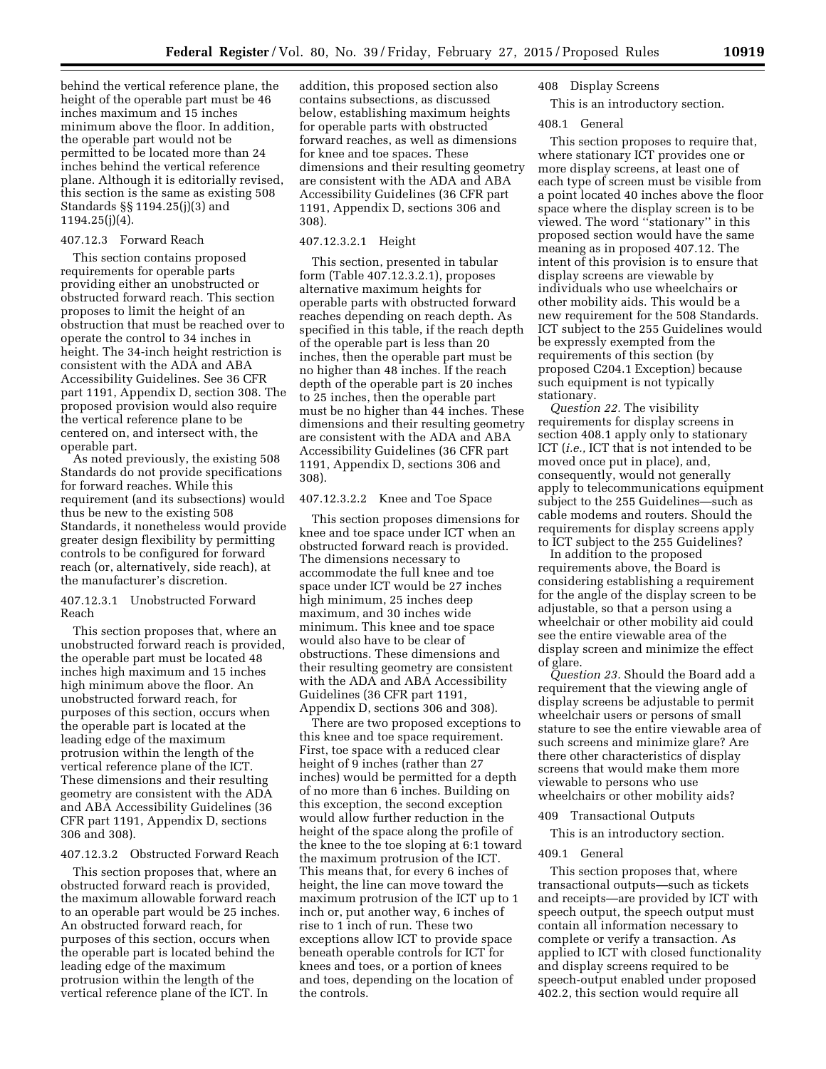behind the vertical reference plane, the height of the operable part must be 46 inches maximum and 15 inches minimum above the floor. In addition, the operable part would not be permitted to be located more than 24 inches behind the vertical reference plane. Although it is editorially revised, this section is the same as existing 508 Standards §§ 1194.25(j)(3) and 1194.25(j)(4).

407.12.3 Forward Reach

This section contains proposed requirements for operable parts providing either an unobstructed or obstructed forward reach. This section proposes to limit the height of an obstruction that must be reached over to operate the control to 34 inches in height. The 34-inch height restriction is consistent with the ADA and ABA Accessibility Guidelines. See 36 CFR part 1191, Appendix D, section 308. The proposed provision would also require the vertical reference plane to be centered on, and intersect with, the operable part.

As noted previously, the existing 508 Standards do not provide specifications for forward reaches. While this requirement (and its subsections) would thus be new to the existing 508 Standards, it nonetheless would provide greater design flexibility by permitting controls to be configured for forward reach (or, alternatively, side reach), at the manufacturer's discretion.

407.12.3.1 Unobstructed Forward Reach

This section proposes that, where an unobstructed forward reach is provided, the operable part must be located 48 inches high maximum and 15 inches high minimum above the floor. An unobstructed forward reach, for purposes of this section, occurs when the operable part is located at the leading edge of the maximum protrusion within the length of the vertical reference plane of the ICT. These dimensions and their resulting geometry are consistent with the ADA and ABA Accessibility Guidelines (36 CFR part 1191, Appendix D, sections 306 and 308).

407.12.3.2 Obstructed Forward Reach

This section proposes that, where an obstructed forward reach is provided, the maximum allowable forward reach to an operable part would be 25 inches. An obstructed forward reach, for purposes of this section, occurs when the operable part is located behind the leading edge of the maximum protrusion within the length of the vertical reference plane of the ICT. In addition, this proposed section also contains subsections, as discussed below, establishing maximum heights for operable parts with obstructed forward reaches, as well as dimensions for knee and toe spaces. These dimensions and their resulting geometry are consistent with the ADA and ABA Accessibility Guidelines (36 CFR part 1191, Appendix D, sections 306 and 308).

407.12.3.2.1 Height

This section, presented in tabular form (Table 407.12.3.2.1), proposes alternative maximum heights for operable parts with obstructed forward reaches depending on reach depth. As specified in this table, if the reach depth of the operable part is less than 20 inches, then the operable part must be no higher than 48 inches. If the reach depth of the operable part is 20 inches to 25 inches, then the operable part must be no higher than 44 inches. These dimensions and their resulting geometry are consistent with the ADA and ABA Accessibility Guidelines (36 CFR part 1191, Appendix D, sections 306 and 308).

407.12.3.2.2 Knee and Toe Space

This section proposes dimensions for knee and toe space under ICT when an obstructed forward reach is provided. The dimensions necessary to accommodate the full knee and toe space under ICT would be 27 inches high minimum, 25 inches deep maximum, and 30 inches wide minimum. This knee and toe space would also have to be clear of obstructions. These dimensions and their resulting geometry are consistent with the ADA and ABA Accessibility Guidelines (36 CFR part 1191, Appendix D, sections 306 and 308).

There are two proposed exceptions to this knee and toe space requirement. First, toe space with a reduced clear height of 9 inches (rather than 27 inches) would be permitted for a depth of no more than 6 inches. Building on this exception, the second exception would allow further reduction in the height of the space along the profile of the knee to the toe sloping at 6:1 toward the maximum protrusion of the ICT. This means that, for every 6 inches of height, the line can move toward the maximum protrusion of the ICT up to 1 inch or, put another way, 6 inches of rise to 1 inch of run. These two exceptions allow ICT to provide space beneath operable controls for ICT for knees and toes, or a portion of knees and toes, depending on the location of the controls.

408 Display Screens

This is an introductory section.

408.1 General

This section proposes to require that, where stationary ICT provides one or more display screens, at least one of each type of screen must be visible from a point located 40 inches above the floor space where the display screen is to be viewed. The word "stationary" in this proposed section would have the same meaning as in proposed 407.12. The intent of this provision is to ensure that display screens are viewable by individuals who use wheelchairs or other mobility aids. This would be a new requirement for the 508 Standards. ICT subject to the 255 Guidelines would be expressly exempted from the requirements of this section (by proposed C204.1 Exception) because such equipment is not typically stationary.

*Question 22.* The visibility requirements for display screens in section 408.1 apply only to stationary ICT (*i.e.,* ICT that is not intended to be moved once put in place), and, consequently, would not generally apply to telecommunications equipment subject to the 255 Guidelines—such as cable modems and routers. Should the requirements for display screens apply to ICT subject to the 255 Guidelines?

In addition to the proposed requirements above, the Board is considering establishing a requirement for the angle of the display screen to be adjustable, so that a person using a wheelchair or other mobility aid could see the entire viewable area of the display screen and minimize the effect of glare.

*Question 23.* Should the Board add a requirement that the viewing angle of display screens be adjustable to permit wheelchair users or persons of small stature to see the entire viewable area of such screens and minimize glare? Are there other characteristics of display screens that would make them more viewable to persons who use wheelchairs or other mobility aids?

409 Transactional Outputs

This is an introductory section.

409.1 General

This section proposes that, where transactional outputs—such as tickets and receipts—are provided by ICT with speech output, the speech output must contain all information necessary to complete or verify a transaction. As applied to ICT with closed functionality and display screens required to be speech-output enabled under proposed 402.2, this section would require all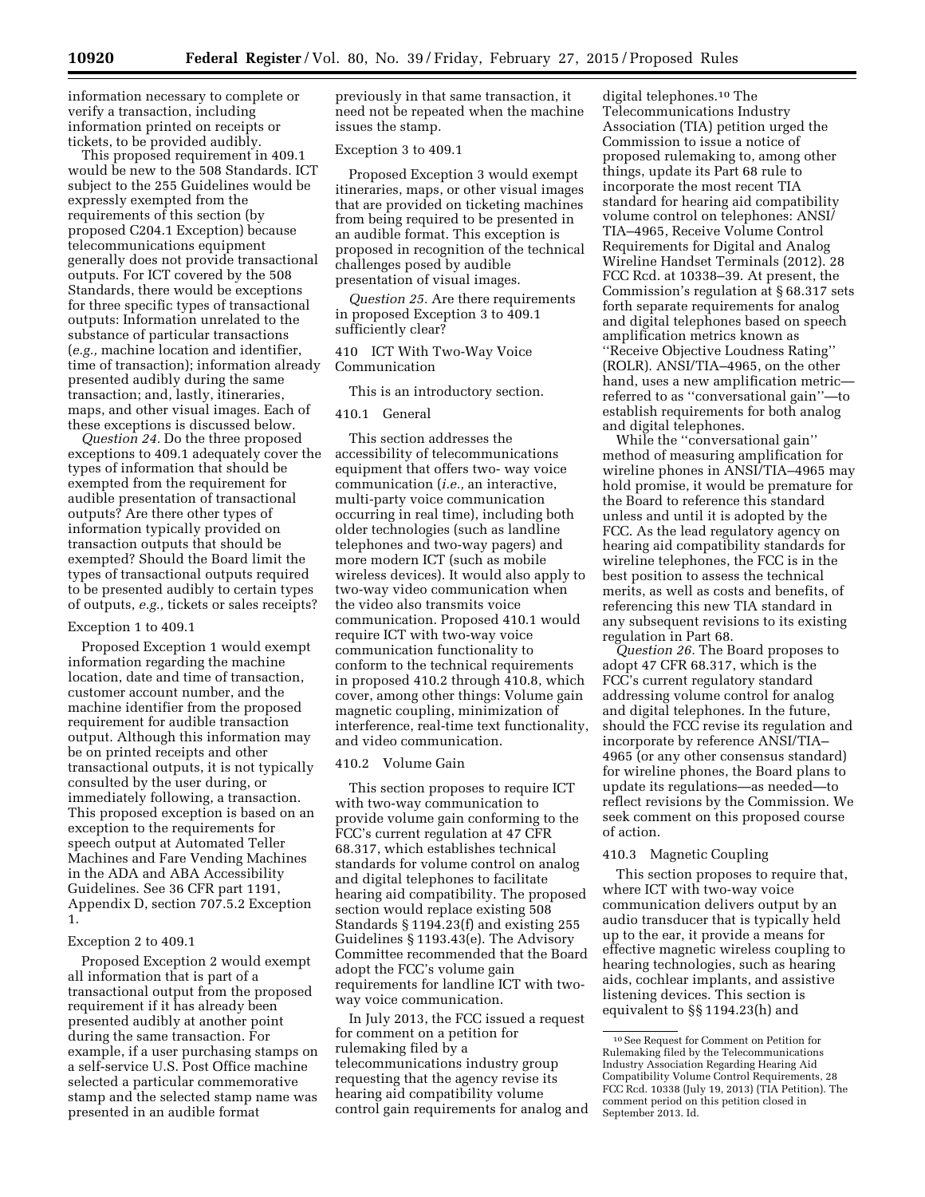information necessary to complete or verify a transaction, including information printed on receipts or tickets, to be provided audibly.

This proposed requirement in 409.1 would be new to the 508 Standards. ICT subject to the 255 Guidelines would be expressly exempted from the requirements of this section (by proposed C204.1 Exception) because telecommunications equipment generally does not provide transactional outputs. For ICT covered by the 508 Standards, there would be exceptions for three specific types of transactional outputs: Information unrelated to the substance of particular transactions (*e.g.,* machine location and identifier, time of transaction); information already presented audibly during the same transaction; and, lastly, itineraries, maps, and other visual images. Each of these exceptions is discussed below.

*Question 24.* Do the three proposed exceptions to 409.1 adequately cover the types of information that should be exempted from the requirement for audible presentation of transactional outputs? Are there other types of information typically provided on transaction outputs that should be exempted? Should the Board limit the types of transactional outputs required to be presented audibly to certain types of outputs, *e.g.,* tickets or sales receipts?

Exception 1 to 409.1

Proposed Exception 1 would exempt information regarding the machine location, date and time of transaction, customer account number, and the machine identifier from the proposed requirement for audible transaction output. Although this information may be on printed receipts and other transactional outputs, it is not typically consulted by the user during, or immediately following, a transaction. This proposed exception is based on an exception to the requirements for speech output at Automated Teller Machines and Fare Vending Machines in the ADA and ABA Accessibility Guidelines. See 36 CFR part 1191, Appendix D, section 707.5.2 Exception 1.

Exception 2 to 409.1

Proposed Exception 2 would exempt all information that is part of a transactional output from the proposed requirement if it has already been presented audibly at another point during the same transaction. For example, if a user purchasing stamps on a self-service U.S. Post Office machine selected a particular commemorative stamp and the selected stamp name was presented in an audible format previously in that same transaction, it need not be repeated when the machine issues the stamp.

Exception 3 to 409.1

Proposed Exception 3 would exempt itineraries, maps, or other visual images that are provided on ticketing machines from being required to be presented in an audible format. This exception is proposed in recognition of the technical challenges posed by audible presentation of visual images.

*Question 25.* Are there requirements in proposed Exception 3 to 409.1 sufficiently clear?

410 ICT With Two-Way Voice Communication

This is an introductory section.

410.1 General

This section addresses the accessibility of telecommunications equipment that offers two- way voice communication (*i.e.,* an interactive, multi-party voice communication occurring in real time), including both older technologies (such as landline telephones and two-way pagers) and more modern ICT (such as mobile wireless devices). It would also apply to two-way video communication when the video also transmits voice communication. Proposed 410.1 would require ICT with two-way voice communication functionality to conform to the technical requirements in proposed 410.2 through 410.8, which cover, among other things: Volume gain magnetic coupling, minimization of interference, real-time text functionality, and video communication.

410.2 Volume Gain

This section proposes to require ICT with two-way communication to provide volume gain conforming to the FCC's current regulation at 47 CFR 68.317, which establishes technical standards for volume control on analog and digital telephones to facilitate hearing aid compatibility. The proposed section would replace existing 508 Standards § 1194.23(f) and existing 255 Guidelines § 1193.43(e). The Advisory Committee recommended that the Board adopt the FCC's volume gain requirements for landline ICT with two-way voice communication.

In July 2013, the FCC issued a request for comment on a petition for rulemaking filed by a telecommunications industry group requesting that the agency revise its hearing aid compatibility volume control gain requirements for analog and digital telephones.[10] The Telecommunications Industry Association (TIA) petition urged the Commission to issue a notice of proposed rulemaking to, among other things, update its Part 68 rule to incorporate the most recent TIA standard for hearing aid compatibility volume control on telephones: ANSI/TIA–4965, Receive Volume Control Requirements for Digital and Analog Wireline Handset Terminals (2012). 28 FCC Rcd. at 10338–39. At present, the Commission's regulation at § 68.317 sets forth separate requirements for analog and digital telephones based on speech amplification metrics known as ''Receive Objective Loudness Rating'' (ROLR). ANSI/TIA–4965, on the other hand, uses a new amplification metric—referred to as ''conversational gain''—to establish requirements for both analog and digital telephones.

While the ''conversational gain'' method of measuring amplification for wireline phones in ANSI/TIA–4965 may hold promise, it would be premature for the Board to reference this standard unless and until it is adopted by the FCC. As the lead regulatory agency on hearing aid compatibility standards for wireline telephones, the FCC is in the best position to assess the technical merits, as well as costs and benefits, of referencing this new TIA standard in any subsequent revisions to its existing regulation in Part 68.

*Question 26.* The Board proposes to adopt 47 CFR 68.317, which is the FCC's current regulatory standard addressing volume control for analog and digital telephones. In the future, should the FCC revise its regulation and incorporate by reference ANSI/TIA–4965 (or any other consensus standard) for wireline phones, the Board plans to update its regulations—as needed—to reflect revisions by the Commission. We seek comment on this proposed course of action.

410.3 Magnetic Coupling

This section proposes to require that, where ICT with two-way voice communication delivers output by an audio transducer that is typically held up to the ear, it provide a means for effective magnetic wireless coupling to hearing technologies, such as hearing aids, cochlear implants, and assistive listening devices. This section is equivalent to §§ 1194.23(h) and

[10] See Request for Comment on Petition for Rulemaking filed by the Telecommunications Industry Association Regarding Hearing Aid Compatibility Volume Control Requirements, 28 FCC Rcd. 10338 (July 19, 2013) (TIA Petition). The comment period on this petition closed in September 2013. Id.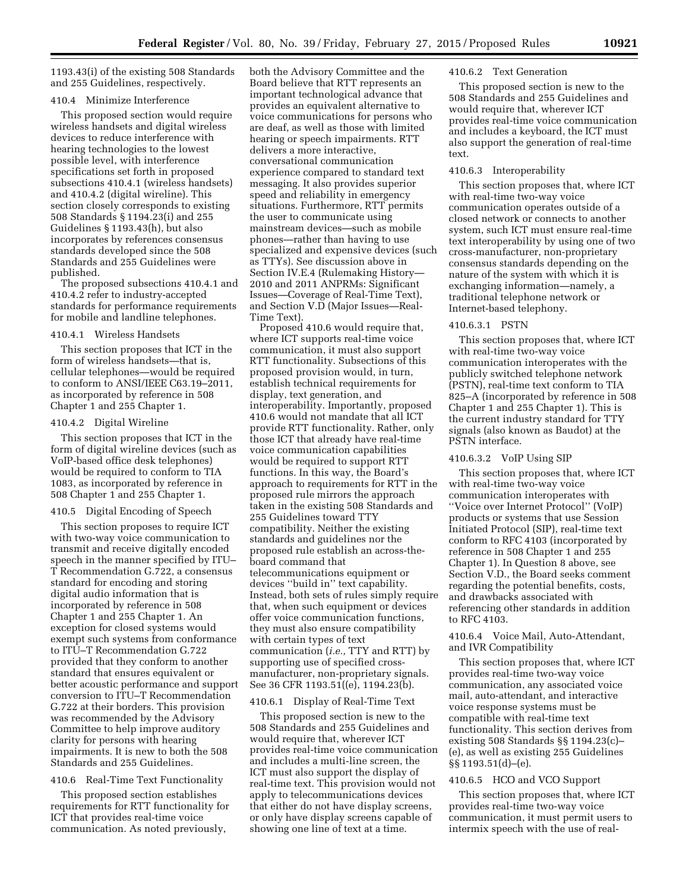1193.43(i) of the existing 508 Standards and 255 Guidelines, respectively.

### 410.4 Minimize Interference

This proposed section would require wireless handsets and digital wireless devices to reduce interference with hearing technologies to the lowest possible level, with interference specifications set forth in proposed subsections 410.4.1 (wireless handsets) and 410.4.2 (digital wireline). This section closely corresponds to existing 508 Standards § 1194.23(i) and 255 Guidelines § 1193.43(h), but also incorporates by references consensus standards developed since the 508 Standards and 255 Guidelines were published.

The proposed subsections 410.4.1 and 410.4.2 refer to industry-accepted standards for performance requirements for mobile and landline telephones.

### 410.4.1 Wireless Handsets

This section proposes that ICT in the form of wireless handsets—that is, cellular telephones—would be required to conform to ANSI/IEEE C63.19–2011, as incorporated by reference in 508 Chapter 1 and 255 Chapter 1.

### 410.4.2 Digital Wireline

This section proposes that ICT in the form of digital wireline devices (such as VoIP-based office desk telephones) would be required to conform to TIA 1083, as incorporated by reference in 508 Chapter 1 and 255 Chapter 1.

### 410.5 Digital Encoding of Speech

This section proposes to require ICT with two-way voice communication to transmit and receive digitally encoded speech in the manner specified by ITU–T Recommendation G.722, a consensus standard for encoding and storing digital audio information that is incorporated by reference in 508 Chapter 1 and 255 Chapter 1. An exception for closed systems would exempt such systems from conformance to ITU–T Recommendation G.722 provided that they conform to another standard that ensures equivalent or better acoustic performance and support conversion to ITU–T Recommendation G.722 at their borders. This provision was recommended by the Advisory Committee to help improve auditory clarity for persons with hearing impairments. It is new to both the 508 Standards and 255 Guidelines.

### 410.6 Real-Time Text Functionality

This proposed section establishes requirements for RTT functionality for ICT that provides real-time voice communication. As noted previously, both the Advisory Committee and the Board believe that RTT represents an important technological advance that provides an equivalent alternative to voice communications for persons who are deaf, as well as those with limited hearing or speech impairments. RTT delivers a more interactive, conversational communication experience compared to standard text messaging. It also provides superior speed and reliability in emergency situations. Furthermore, RTT permits the user to communicate using mainstream devices—such as mobile phones—rather than having to use specialized and expensive devices (such as TTYs). See discussion above in Section IV.E.4 (Rulemaking History—2010 and 2011 ANPRMs: Significant Issues—Coverage of Real-Time Text), and Section V.D (Major Issues—Real-Time Text).

Proposed 410.6 would require that, where ICT supports real-time voice communication, it must also support RTT functionality. Subsections of this proposed provision would, in turn, establish technical requirements for display, text generation, and interoperability. Importantly, proposed 410.6 would not mandate that all ICT provide RTT functionality. Rather, only those ICT that already have real-time voice communication capabilities would be required to support RTT functions. In this way, the Board's approach to requirements for RTT in the proposed rule mirrors the approach taken in the existing 508 Standards and 255 Guidelines toward TTY compatibility. Neither the existing standards and guidelines nor the proposed rule establish an across-the-board command that telecommunications equipment or devices ''build in'' text capability. Instead, both sets of rules simply require that, when such equipment or devices offer voice communication functions, they must also ensure compatibility with certain types of text communication (*i.e.,* TTY and RTT) by supporting use of specified cross-manufacturer, non-proprietary signals. See 36 CFR 1193.51((e), 1194.23(b).

### 410.6.1 Display of Real-Time Text

This proposed section is new to the 508 Standards and 255 Guidelines and would require that, wherever ICT provides real-time voice communication and includes a multi-line screen, the ICT must also support the display of real-time text. This provision would not apply to telecommunications devices that either do not have display screens, or only have display screens capable of showing one line of text at a time.

### 410.6.2 Text Generation

This proposed section is new to the 508 Standards and 255 Guidelines and would require that, wherever ICT provides real-time voice communication and includes a keyboard, the ICT must also support the generation of real-time text.

### 410.6.3 Interoperability

This section proposes that, where ICT with real-time two-way voice communication operates outside of a closed network or connects to another system, such ICT must ensure real-time text interoperability by using one of two cross-manufacturer, non-proprietary consensus standards depending on the nature of the system with which it is exchanging information—namely, a traditional telephone network or Internet-based telephony.

### 410.6.3.1 PSTN

This section proposes that, where ICT with real-time two-way voice communication interoperates with the publicly switched telephone network (PSTN), real-time text conform to TIA 825–A (incorporated by reference in 508 Chapter 1 and 255 Chapter 1). This is the current industry standard for TTY signals (also known as Baudot) at the PSTN interface.

### 410.6.3.2 VoIP Using SIP

This section proposes that, where ICT with real-time two-way voice communication interoperates with ''Voice over Internet Protocol'' (VoIP) products or systems that use Session Initiated Protocol (SIP), real-time text conform to RFC 4103 (incorporated by reference in 508 Chapter 1 and 255 Chapter 1). In Question 8 above, see Section V.D., the Board seeks comment regarding the potential benefits, costs, and drawbacks associated with referencing other standards in addition to RFC 4103.

### 410.6.4 Voice Mail, Auto-Attendant, and IVR Compatibility

This section proposes that, where ICT provides real-time two-way voice communication, any associated voice mail, auto-attendant, and interactive voice response systems must be compatible with real-time text functionality. This section derives from existing 508 Standards §§ 1194.23(c)–(e), as well as existing 255 Guidelines §§ 1193.51(d)–(e).

### 410.6.5 HCO and VCO Support

This section proposes that, where ICT provides real-time two-way voice communication, it must permit users to intermix speech with the use of real-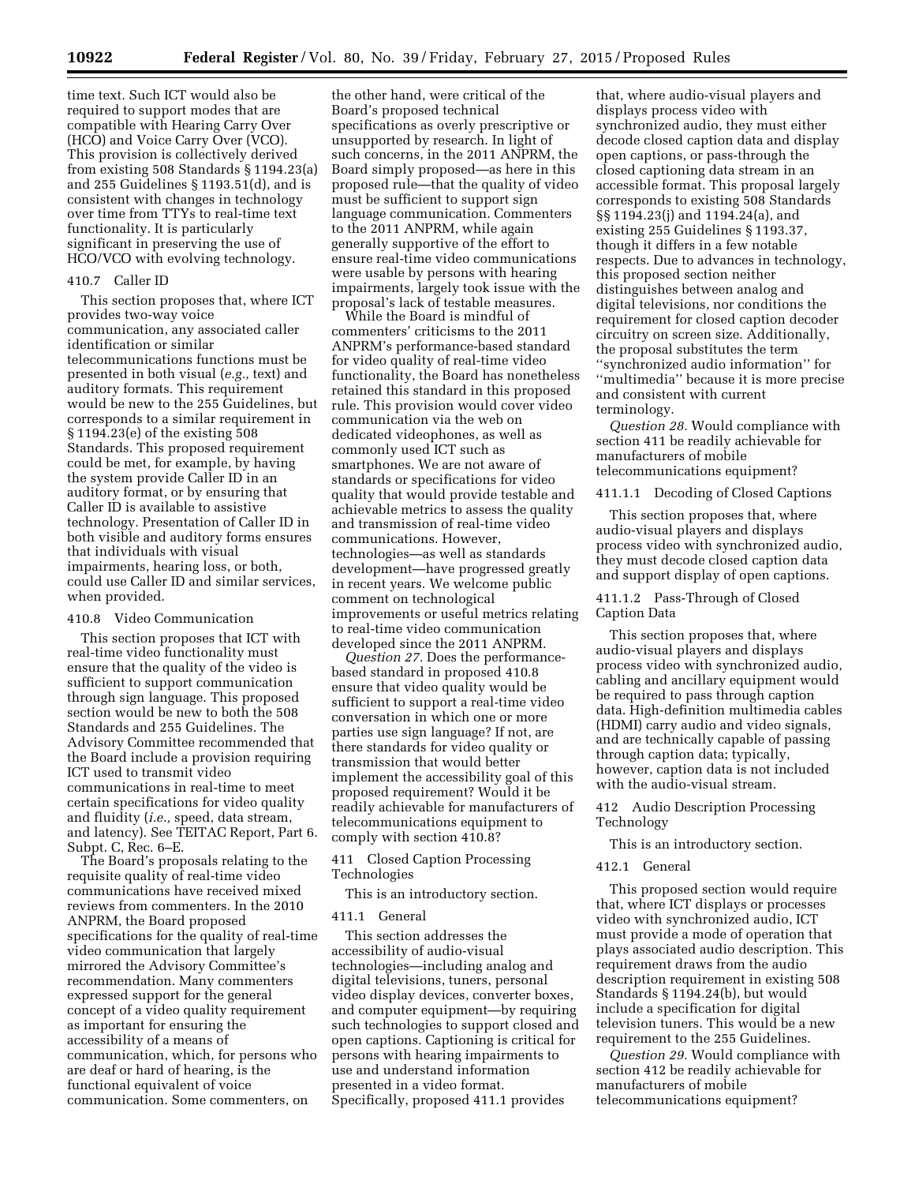time text. Such ICT would also be required to support modes that are compatible with Hearing Carry Over (HCO) and Voice Carry Over (VCO). This provision is collectively derived from existing 508 Standards § 1194.23(a) and 255 Guidelines § 1193.51(d), and is consistent with changes in technology over time from TTYs to real-time text functionality. It is particularly significant in preserving the use of HCO/VCO with evolving technology.

### 410.7 Caller ID

This section proposes that, where ICT provides two-way voice communication, any associated caller identification or similar telecommunications functions must be presented in both visual (*e.g.,* text) and auditory formats. This requirement would be new to the 255 Guidelines, but corresponds to a similar requirement in § 1194.23(e) of the existing 508 Standards. This proposed requirement could be met, for example, by having the system provide Caller ID in an auditory format, or by ensuring that Caller ID is available to assistive technology. Presentation of Caller ID in both visible and auditory forms ensures that individuals with visual impairments, hearing loss, or both, could use Caller ID and similar services, when provided.

### 410.8 Video Communication

This section proposes that ICT with real-time video functionality must ensure that the quality of the video is sufficient to support communication through sign language. This proposed section would be new to both the 508 Standards and 255 Guidelines. The Advisory Committee recommended that the Board include a provision requiring ICT used to transmit video communications in real-time to meet certain specifications for video quality and fluidity (*i.e.,* speed, data stream, and latency). See TEITAC Report, Part 6. Subpt. C, Rec. 6–E.

The Board's proposals relating to the requisite quality of real-time video communications have received mixed reviews from commenters. In the 2010 ANPRM, the Board proposed specifications for the quality of real-time video communication that largely mirrored the Advisory Committee's recommendation. Many commenters expressed support for the general concept of a video quality requirement as important for ensuring the accessibility of a means of communication, which, for persons who are deaf or hard of hearing, is the functional equivalent of voice communication. Some commenters, on the other hand, were critical of the Board's proposed technical specifications as overly prescriptive or unsupported by research. In light of such concerns, in the 2011 ANPRM, the Board simply proposed—as here in this proposed rule—that the quality of video must be sufficient to support sign language communication. Commenters to the 2011 ANPRM, while again generally supportive of the effort to ensure real-time video communications were usable by persons with hearing impairments, largely took issue with the proposal's lack of testable measures.

While the Board is mindful of commenters' criticisms to the 2011 ANPRM's performance-based standard for video quality of real-time video functionality, the Board has nonetheless retained this standard in this proposed rule. This provision would cover video communication via the web on dedicated videophones, as well as commonly used ICT such as smartphones. We are not aware of standards or specifications for video quality that would provide testable and achievable metrics to assess the quality and transmission of real-time video communications. However, technologies—as well as standards development—have progressed greatly in recent years. We welcome public comment on technological improvements or useful metrics relating to real-time video communication developed since the 2011 ANPRM.

*Question 27.* Does the performance-based standard in proposed 410.8 ensure that video quality would be sufficient to support a real-time video conversation in which one or more parties use sign language? If not, are there standards for video quality or transmission that would better implement the accessibility goal of this proposed requirement? Would it be readily achievable for manufacturers of telecommunications equipment to comply with section 410.8?

## 411 Closed Caption Processing Technologies

This is an introductory section.

### 411.1 General

This section addresses the accessibility of audio-visual technologies—including analog and digital televisions, tuners, personal video display devices, converter boxes, and computer equipment—by requiring such technologies to support closed and open captions. Captioning is critical for persons with hearing impairments to use and understand information presented in a video format. Specifically, proposed 411.1 provides that, where audio-visual players and displays process video with synchronized audio, they must either decode closed caption data and display open captions, or pass-through the closed captioning data stream in an accessible format. This proposal largely corresponds to existing 508 Standards §§ 1194.23(j) and 1194.24(a), and existing 255 Guidelines § 1193.37, though it differs in a few notable respects. Due to advances in technology, this proposed section neither distinguishes between analog and digital televisions, nor conditions the requirement for closed caption decoder circuitry on screen size. Additionally, the proposal substitutes the term ''synchronized audio information'' for ''multimedia'' because it is more precise and consistent with current terminology.

*Question 28.* Would compliance with section 411 be readily achievable for manufacturers of mobile telecommunications equipment?

#### 411.1.1 Decoding of Closed Captions

This section proposes that, where audio-visual players and displays process video with synchronized audio, they must decode closed caption data and support display of open captions.

#### 411.1.2 Pass-Through of Closed Caption Data

This section proposes that, where audio-visual players and displays process video with synchronized audio, cabling and ancillary equipment would be required to pass through caption data. High-definition multimedia cables (HDMI) carry audio and video signals, and are technically capable of passing through caption data; typically, however, caption data is not included with the audio-visual stream.

## 412 Audio Description Processing Technology

This is an introductory section.

### 412.1 General

This proposed section would require that, where ICT displays or processes video with synchronized audio, ICT must provide a mode of operation that plays associated audio description. This requirement draws from the audio description requirement in existing 508 Standards § 1194.24(b), but would include a specification for digital television tuners. This would be a new requirement to the 255 Guidelines.

*Question 29.* Would compliance with section 412 be readily achievable for manufacturers of mobile telecommunications equipment?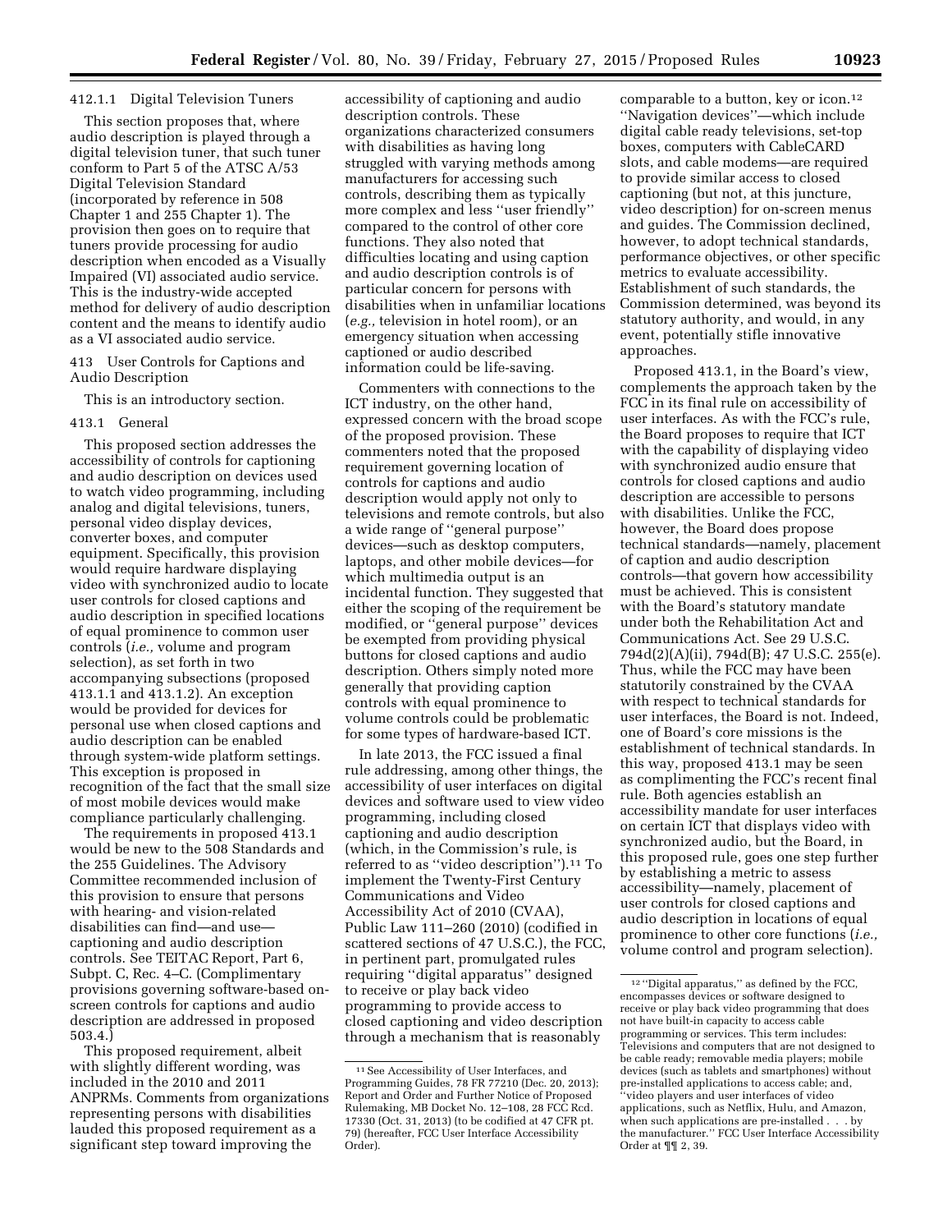412.1.1 Digital Television Tuners

This section proposes that, where audio description is played through a digital television tuner, that such tuner conform to Part 5 of the ATSC A/53 Digital Television Standard (incorporated by reference in 508 Chapter 1 and 255 Chapter 1). The provision then goes on to require that tuners provide processing for audio description when encoded as a Visually Impaired (VI) associated audio service. This is the industry-wide accepted method for delivery of audio description content and the means to identify audio as a VI associated audio service.

413 User Controls for Captions and Audio Description

This is an introductory section.

413.1 General

This proposed section addresses the accessibility of controls for captioning and audio description on devices used to watch video programming, including analog and digital televisions, tuners, personal video display devices, converter boxes, and computer equipment. Specifically, this provision would require hardware displaying video with synchronized audio to locate user controls for closed captions and audio description in specified locations of equal prominence to common user controls (*i.e.,* volume and program selection), as set forth in two accompanying subsections (proposed 413.1.1 and 413.1.2). An exception would be provided for devices for personal use when closed captions and audio description can be enabled through system-wide platform settings. This exception is proposed in recognition of the fact that the small size of most mobile devices would make compliance particularly challenging.

The requirements in proposed 413.1 would be new to the 508 Standards and the 255 Guidelines. The Advisory Committee recommended inclusion of this provision to ensure that persons with hearing- and vision-related disabilities can find—and use—captioning and audio description controls. See TEITAC Report, Part 6, Subpt. C, Rec. 4–C. (Complimentary provisions governing software-based on-screen controls for captions and audio description are addressed in proposed 503.4.)

This proposed requirement, albeit with slightly different wording, was included in the 2010 and 2011 ANPRMs. Comments from organizations representing persons with disabilities lauded this proposed requirement as a significant step toward improving the accessibility of captioning and audio description controls. These organizations characterized consumers with disabilities as having long struggled with varying methods among manufacturers for accessing such controls, describing them as typically more complex and less ''user friendly'' compared to the control of other core functions. They also noted that difficulties locating and using caption and audio description controls is of particular concern for persons with disabilities when in unfamiliar locations (*e.g.,* television in hotel room), or an emergency situation when accessing captioned or audio described information could be life-saving.

Commenters with connections to the ICT industry, on the other hand, expressed concern with the broad scope of the proposed provision. These commenters noted that the proposed requirement governing location of controls for captions and audio description would apply not only to televisions and remote controls, but also a wide range of ''general purpose'' devices—such as desktop computers, laptops, and other mobile devices—for which multimedia output is an incidental function. They suggested that either the scoping of the requirement be modified, or ''general purpose'' devices be exempted from providing physical buttons for closed captions and audio description. Others simply noted more generally that providing caption controls with equal prominence to volume controls could be problematic for some types of hardware-based ICT.

In late 2013, the FCC issued a final rule addressing, among other things, the accessibility of user interfaces on digital devices and software used to view video programming, including closed captioning and audio description (which, in the Commission's rule, is referred to as ''video description'').[11] To implement the Twenty-First Century Communications and Video Accessibility Act of 2010 (CVAA), Public Law 111–260 (2010) (codified in scattered sections of 47 U.S.C.), the FCC, in pertinent part, promulgated rules requiring ''digital apparatus'' designed to receive or play back video programming to provide access to closed captioning and video description through a mechanism that is reasonably comparable to a button, key or icon.[12] ''Navigation devices''—which include digital cable ready televisions, set-top boxes, computers with CableCARD slots, and cable modems—are required to provide similar access to closed captioning (but not, at this juncture, video description) for on-screen menus and guides. The Commission declined, however, to adopt technical standards, performance objectives, or other specific metrics to evaluate accessibility. Establishment of such standards, the Commission determined, was beyond its statutory authority, and would, in any event, potentially stifle innovative approaches.

Proposed 413.1, in the Board's view, complements the approach taken by the FCC in its final rule on accessibility of user interfaces. As with the FCC's rule, the Board proposes to require that ICT with the capability of displaying video with synchronized audio ensure that controls for closed captions and audio description are accessible to persons with disabilities. Unlike the FCC, however, the Board does propose technical standards—namely, placement of caption and audio description controls—that govern how accessibility must be achieved. This is consistent with the Board's statutory mandate under both the Rehabilitation Act and Communications Act. See 29 U.S.C. 794d(2)(A)(ii), 794d(B); 47 U.S.C. 255(e). Thus, while the FCC may have been statutorily constrained by the CVAA with respect to technical standards for user interfaces, the Board is not. Indeed, one of Board's core missions is the establishment of technical standards. In this way, proposed 413.1 may be seen as complimenting the FCC's recent final rule. Both agencies establish an accessibility mandate for user interfaces on certain ICT that displays video with synchronized audio, but the Board, in this proposed rule, goes one step further by establishing a metric to assess accessibility—namely, placement of user controls for closed captions and audio description in locations of equal prominence to other core functions (*i.e.,* volume control and program selection).

---

[11] See Accessibility of User Interfaces, and Programming Guides, 78 FR 77210 (Dec. 20, 2013); Report and Order and Further Notice of Proposed Rulemaking, MB Docket No. 12–108, 28 FCC Rcd. 17330 (Oct. 31, 2013) (to be codified at 47 CFR pt. 79) (hereafter, FCC User Interface Accessibility Order).

[12] ''Digital apparatus,'' as defined by the FCC, encompasses devices or software designed to receive or play back video programming that does not have built-in capacity to access cable programming or services. This term includes: Televisions and computers that are not designed to be cable ready; removable media players; mobile devices (such as tablets and smartphones) without pre-installed applications to access cable; and, ''video players and user interfaces of video applications, such as Netflix, Hulu, and Amazon, when such applications are pre-installed . . . by the manufacturer.'' FCC User Interface Accessibility Order at ¶¶ 2, 39.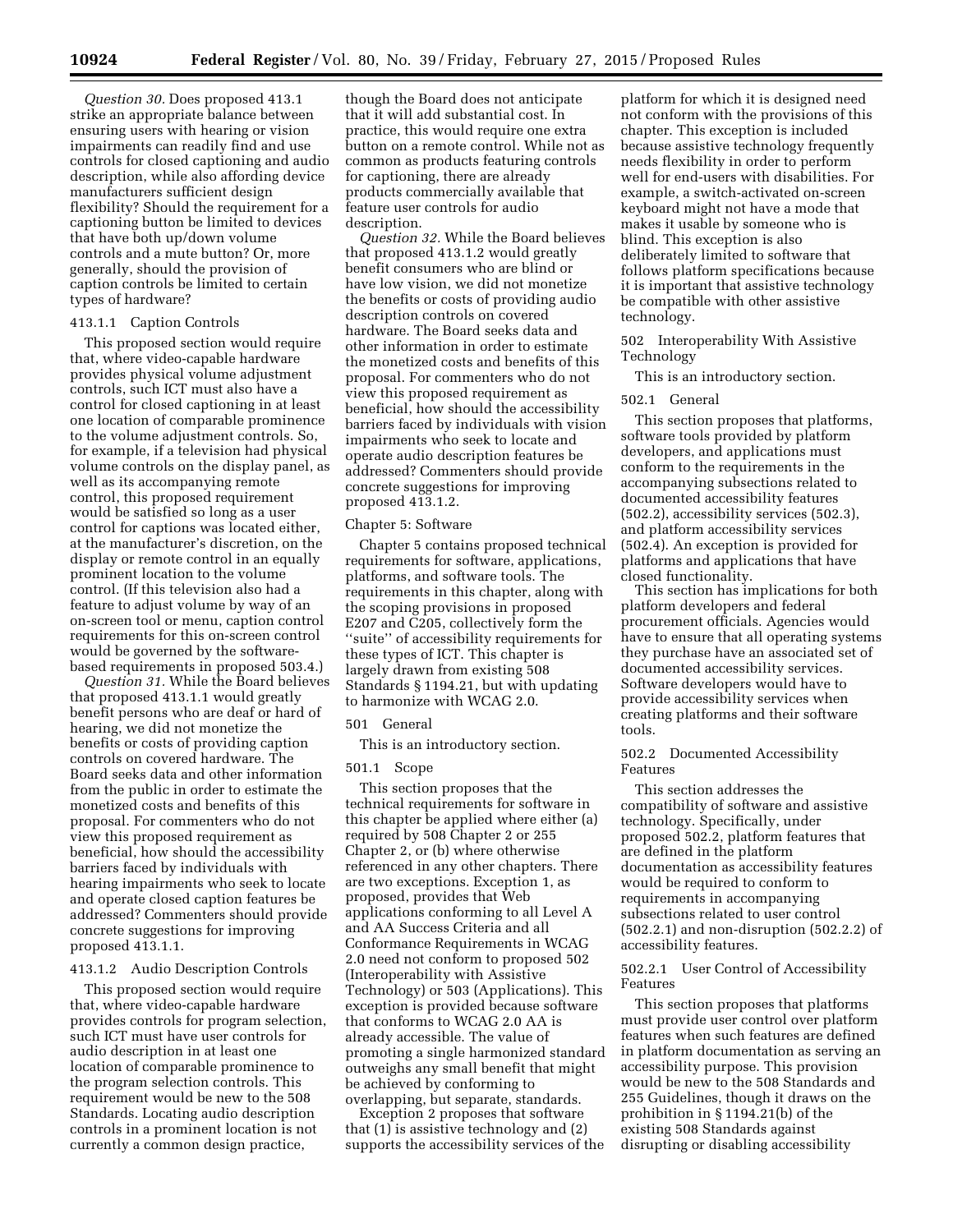*Question 30.* Does proposed 413.1 strike an appropriate balance between ensuring users with hearing or vision impairments can readily find and use controls for closed captioning and audio description, while also affording device manufacturers sufficient design flexibility? Should the requirement for a captioning button be limited to devices that have both up/down volume controls and a mute button? Or, more generally, should the provision of caption controls be limited to certain types of hardware?

413.1.1 Caption Controls

This proposed section would require that, where video-capable hardware provides physical volume adjustment controls, such ICT must also have a control for closed captioning in at least one location of comparable prominence to the volume adjustment controls. So, for example, if a television had physical volume controls on the display panel, as well as its accompanying remote control, this proposed requirement would be satisfied so long as a user control for captions was located either, at the manufacturer's discretion, on the display or remote control in an equally prominent location to the volume control. (If this television also had a feature to adjust volume by way of an on-screen tool or menu, caption control requirements for this on-screen control would be governed by the software-based requirements in proposed 503.4.)

*Question 31.* While the Board believes that proposed 413.1.1 would greatly benefit persons who are deaf or hard of hearing, we did not monetize the benefits or costs of providing caption controls on covered hardware. The Board seeks data and other information from the public in order to estimate the monetized costs and benefits of this proposal. For commenters who do not view this proposed requirement as beneficial, how should the accessibility barriers faced by individuals with hearing impairments who seek to locate and operate closed caption features be addressed? Commenters should provide concrete suggestions for improving proposed 413.1.1.

413.1.2 Audio Description Controls

This proposed section would require that, where video-capable hardware provides controls for program selection, such ICT must have user controls for audio description in at least one location of comparable prominence to the program selection controls. This requirement would be new to the 508 Standards. Locating audio description controls in a prominent location is not currently a common design practice, though the Board does not anticipate that it will add substantial cost. In practice, this would require one extra button on a remote control. While not as common as products featuring controls for captioning, there are already products commercially available that feature user controls for audio description.

*Question 32.* While the Board believes that proposed 413.1.2 would greatly benefit consumers who are blind or have low vision, we did not monetize the benefits or costs of providing audio description controls on covered hardware. The Board seeks data and other information in order to estimate the monetized costs and benefits of this proposal. For commenters who do not view this proposed requirement as beneficial, how should the accessibility barriers faced by individuals with vision impairments who seek to locate and operate audio description features be addressed? Commenters should provide concrete suggestions for improving proposed 413.1.2.

Chapter 5: Software

Chapter 5 contains proposed technical requirements for software, applications, platforms, and software tools. The requirements in this chapter, along with the scoping provisions in proposed E207 and C205, collectively form the ''suite'' of accessibility requirements for these types of ICT. This chapter is largely drawn from existing 508 Standards § 1194.21, but with updating to harmonize with WCAG 2.0.

501 General

This is an introductory section.

501.1 Scope

This section proposes that the technical requirements for software in this chapter be applied where either (a) required by 508 Chapter 2 or 255 Chapter 2, or (b) where otherwise referenced in any other chapters. There are two exceptions. Exception 1, as proposed, provides that Web applications conforming to all Level A and AA Success Criteria and all Conformance Requirements in WCAG 2.0 need not conform to proposed 502 (Interoperability with Assistive Technology) or 503 (Applications). This exception is provided because software that conforms to WCAG 2.0 AA is already accessible. The value of promoting a single harmonized standard outweighs any small benefit that might be achieved by conforming to overlapping, but separate, standards.

Exception 2 proposes that software that (1) is assistive technology and (2) supports the accessibility services of the platform for which it is designed need not conform with the provisions of this chapter. This exception is included because assistive technology frequently needs flexibility in order to perform well for end-users with disabilities. For example, a switch-activated on-screen keyboard might not have a mode that makes it usable by someone who is blind. This exception is also deliberately limited to software that follows platform specifications because it is important that assistive technology be compatible with other assistive technology.

502 Interoperability With Assistive Technology

This is an introductory section.

502.1 General

This section proposes that platforms, software tools provided by platform developers, and applications must conform to the requirements in the accompanying subsections related to documented accessibility features (502.2), accessibility services (502.3), and platform accessibility services (502.4). An exception is provided for platforms and applications that have closed functionality.

This section has implications for both platform developers and federal procurement officials. Agencies would have to ensure that all operating systems they purchase have an associated set of documented accessibility services. Software developers would have to provide accessibility services when creating platforms and their software tools.

502.2 Documented Accessibility Features

This section addresses the compatibility of software and assistive technology. Specifically, under proposed 502.2, platform features that are defined in the platform documentation as accessibility features would be required to conform to requirements in accompanying subsections related to user control (502.2.1) and non-disruption (502.2.2) of accessibility features.

502.2.1 User Control of Accessibility Features

This section proposes that platforms must provide user control over platform features when such features are defined in platform documentation as serving an accessibility purpose. This provision would be new to the 508 Standards and 255 Guidelines, though it draws on the prohibition in § 1194.21(b) of the existing 508 Standards against disrupting or disabling accessibility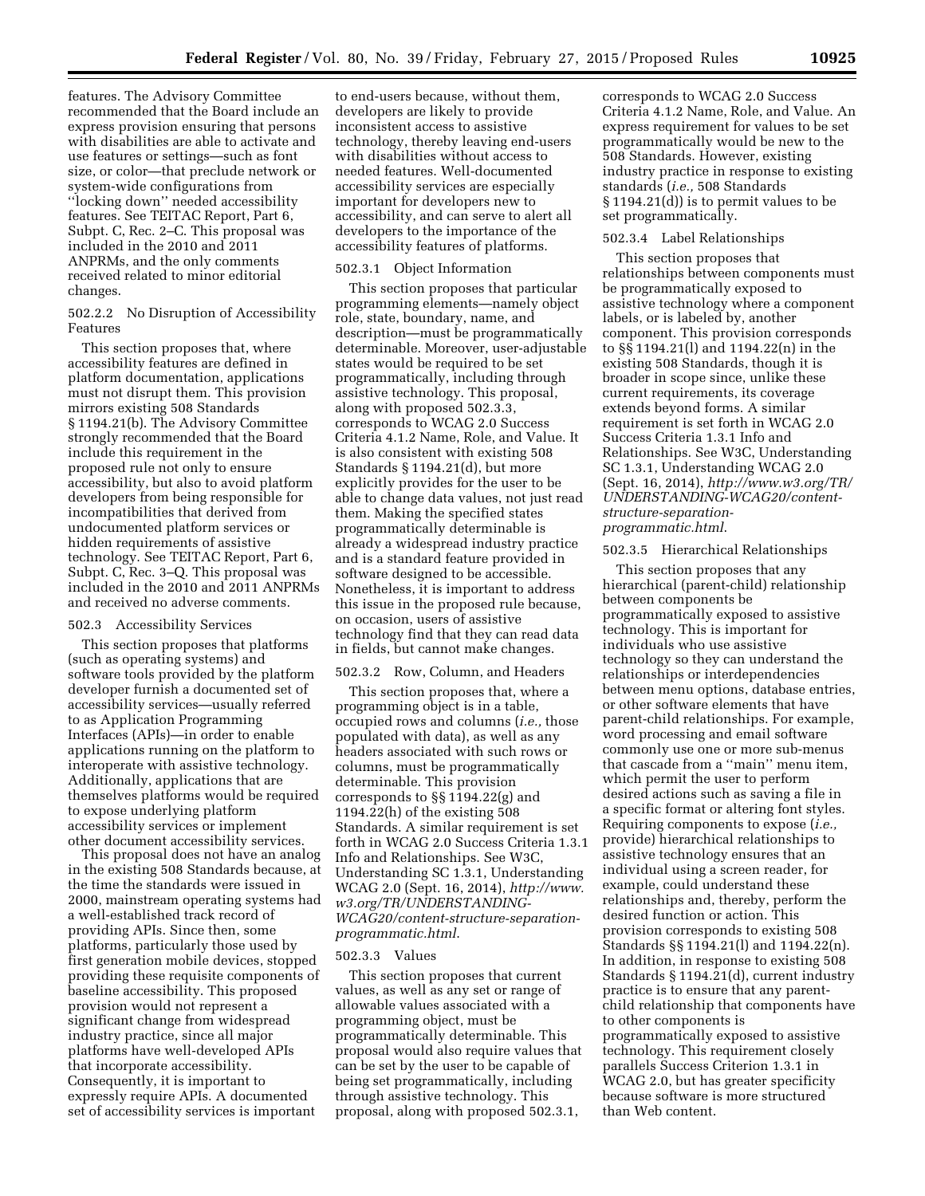features. The Advisory Committee recommended that the Board include an express provision ensuring that persons with disabilities are able to activate and use features or settings—such as font size, or color—that preclude network or system-wide configurations from ''locking down'' needed accessibility features. See TEITAC Report, Part 6, Subpt. C, Rec. 2–C. This proposal was included in the 2010 and 2011 ANPRMs, and the only comments received related to minor editorial changes.

502.2.2 No Disruption of Accessibility Features

This section proposes that, where accessibility features are defined in platform documentation, applications must not disrupt them. This provision mirrors existing 508 Standards § 1194.21(b). The Advisory Committee strongly recommended that the Board include this requirement in the proposed rule not only to ensure accessibility, but also to avoid platform developers from being responsible for incompatibilities that derived from undocumented platform services or hidden requirements of assistive technology. See TEITAC Report, Part 6, Subpt. C, Rec. 3–Q. This proposal was included in the 2010 and 2011 ANPRMs and received no adverse comments.

502.3 Accessibility Services

This section proposes that platforms (such as operating systems) and software tools provided by the platform developer furnish a documented set of accessibility services—usually referred to as Application Programming Interfaces (APIs)—in order to enable applications running on the platform to interoperate with assistive technology. Additionally, applications that are themselves platforms would be required to expose underlying platform accessibility services or implement other document accessibility services.

This proposal does not have an analog in the existing 508 Standards because, at the time the standards were issued in 2000, mainstream operating systems had a well-established track record of providing APIs. Since then, some platforms, particularly those used by first generation mobile devices, stopped providing these requisite components of baseline accessibility. This proposed provision would not represent a significant change from widespread industry practice, since all major platforms have well-developed APIs that incorporate accessibility. Consequently, it is important to expressly require APIs. A documented set of accessibility services is important to end-users because, without them, developers are likely to provide inconsistent access to assistive technology, thereby leaving end-users with disabilities without access to needed features. Well-documented accessibility services are especially important for developers new to accessibility, and can serve to alert all developers to the importance of the accessibility features of platforms.

502.3.1 Object Information

This section proposes that particular programming elements—namely object role, state, boundary, name, and description—must be programmatically determinable. Moreover, user-adjustable states would be required to be set programmatically, including through assistive technology. This proposal, along with proposed 502.3.3, corresponds to WCAG 2.0 Success Criteria 4.1.2 Name, Role, and Value. It is also consistent with existing 508 Standards § 1194.21(d), but more explicitly provides for the user to be able to change data values, not just read them. Making the specified states programmatically determinable is already a widespread industry practice and is a standard feature provided in software designed to be accessible. Nonetheless, it is important to address this issue in the proposed rule because, on occasion, users of assistive technology find that they can read data in fields, but cannot make changes.

502.3.2 Row, Column, and Headers

This section proposes that, where a programming object is in a table, occupied rows and columns (*i.e.,* those populated with data), as well as any headers associated with such rows or columns, must be programmatically determinable. This provision corresponds to §§ 1194.22(g) and 1194.22(h) of the existing 508 Standards. A similar requirement is set forth in WCAG 2.0 Success Criteria 1.3.1 Info and Relationships. See W3C, Understanding SC 1.3.1, Understanding WCAG 2.0 (Sept. 16, 2014), *http://www.w3.org/TR/UNDERSTANDING-WCAG20/content-structure-separation-programmatic.html.*

502.3.3 Values

This section proposes that current values, as well as any set or range of allowable values associated with a programming object, must be programmatically determinable. This proposal would also require values that can be set by the user to be capable of being set programmatically, including through assistive technology. This proposal, along with proposed 502.3.1, corresponds to WCAG 2.0 Success Criteria 4.1.2 Name, Role, and Value. An express requirement for values to be set programmatically would be new to the 508 Standards. However, existing industry practice in response to existing standards (*i.e.,* 508 Standards § 1194.21(d)) is to permit values to be set programmatically.

502.3.4 Label Relationships

This section proposes that relationships between components must be programmatically exposed to assistive technology where a component labels, or is labeled by, another component. This provision corresponds to §§ 1194.21(l) and 1194.22(n) in the existing 508 Standards, though it is broader in scope since, unlike these current requirements, its coverage extends beyond forms. A similar requirement is set forth in WCAG 2.0 Success Criteria 1.3.1 Info and Relationships. See W3C, Understanding SC 1.3.1, Understanding WCAG 2.0 (Sept. 16, 2014), *http://www.w3.org/TR/UNDERSTANDING-WCAG20/content-structure-separation-programmatic.html.*

502.3.5 Hierarchical Relationships

This section proposes that any hierarchical (parent-child) relationship between components be programmatically exposed to assistive technology. This is important for individuals who use assistive technology so they can understand the relationships or interdependencies between menu options, database entries, or other software elements that have parent-child relationships. For example, word processing and email software commonly use one or more sub-menus that cascade from a ''main'' menu item, which permit the user to perform desired actions such as saving a file in a specific format or altering font styles. Requiring components to expose (*i.e.,* provide) hierarchical relationships to assistive technology ensures that an individual using a screen reader, for example, could understand these relationships and, thereby, perform the desired function or action. This provision corresponds to existing 508 Standards §§ 1194.21(l) and 1194.22(n). In addition, in response to existing 508 Standards § 1194.21(d), current industry practice is to ensure that any parent-child relationship that components have to other components is programmatically exposed to assistive technology. This requirement closely parallels Success Criterion 1.3.1 in WCAG 2.0, but has greater specificity because software is more structured than Web content.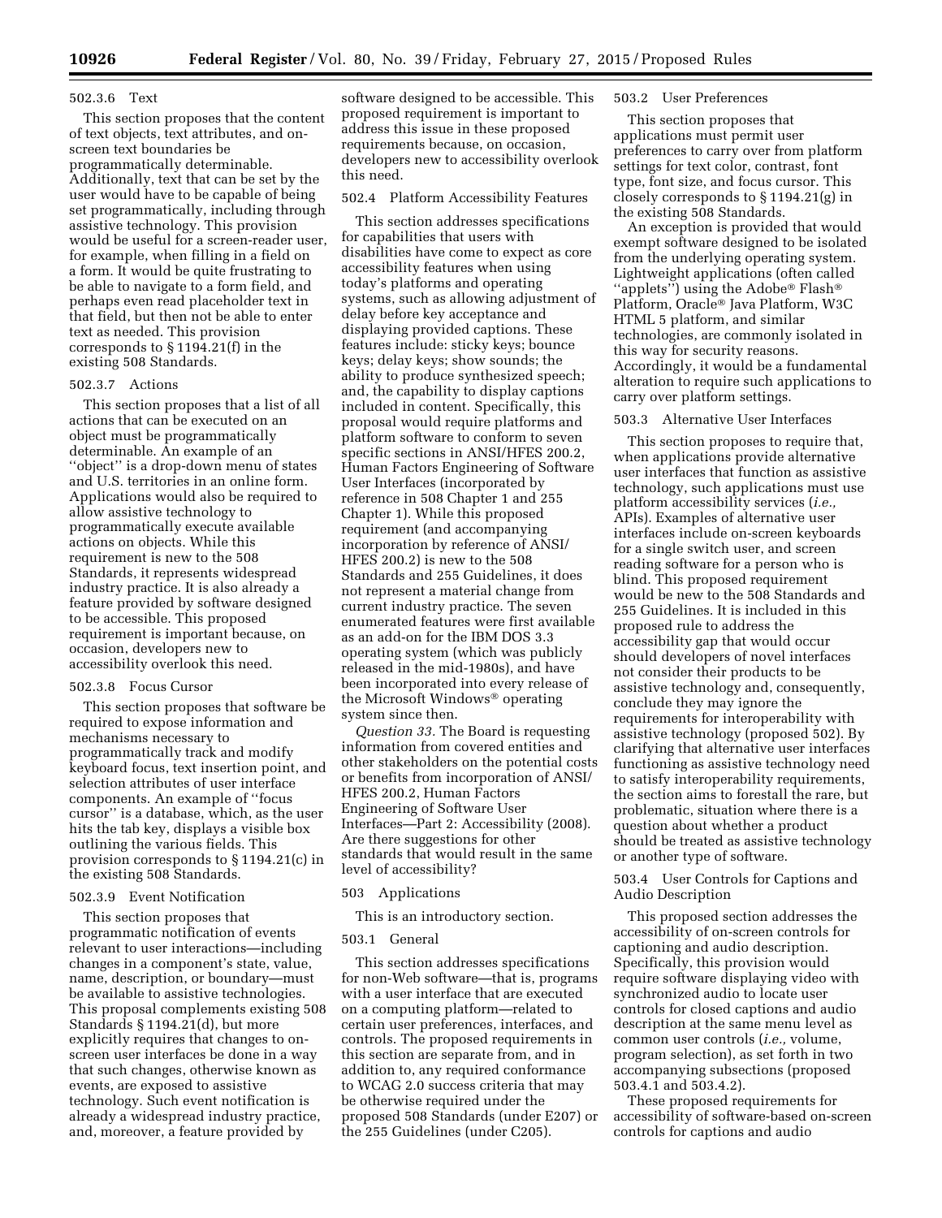### 502.3.6 Text

This section proposes that the content of text objects, text attributes, and on-screen text boundaries be programmatically determinable. Additionally, text that can be set by the user would have to be capable of being set programmatically, including through assistive technology. This provision would be useful for a screen-reader user, for example, when filling in a field on a form. It would be quite frustrating to be able to navigate to a form field, and perhaps even read placeholder text in that field, but then not be able to enter text as needed. This provision corresponds to § 1194.21(f) in the existing 508 Standards.

### 502.3.7 Actions

This section proposes that a list of all actions that can be executed on an object must be programmatically determinable. An example of an ''object'' is a drop-down menu of states and U.S. territories in an online form. Applications would also be required to allow assistive technology to programmatically execute available actions on objects. While this requirement is new to the 508 Standards, it represents widespread industry practice. It is also already a feature provided by software designed to be accessible. This proposed requirement is important because, on occasion, developers new to accessibility overlook this need.

### 502.3.8 Focus Cursor

This section proposes that software be required to expose information and mechanisms necessary to programmatically track and modify keyboard focus, text insertion point, and selection attributes of user interface components. An example of ''focus cursor'' is a database, which, as the user hits the tab key, displays a visible box outlining the various fields. This provision corresponds to § 1194.21(c) in the existing 508 Standards.

### 502.3.9 Event Notification

This section proposes that programmatic notification of events relevant to user interactions—including changes in a component's state, value, name, description, or boundary—must be available to assistive technologies. This proposal complements existing 508 Standards § 1194.21(d), but more explicitly requires that changes to on-screen user interfaces be done in a way that such changes, otherwise known as events, are exposed to assistive technology. Such event notification is already a widespread industry practice, and, moreover, a feature provided by software designed to be accessible. This proposed requirement is important to address this issue in these proposed requirements because, on occasion, developers new to accessibility overlook this need.

### 502.4 Platform Accessibility Features

This section addresses specifications for capabilities that users with disabilities have come to expect as core accessibility features when using today's platforms and operating systems, such as allowing adjustment of delay before key acceptance and displaying provided captions. These features include: sticky keys; bounce keys; delay keys; show sounds; the ability to produce synthesized speech; and, the capability to display captions included in content. Specifically, this proposal would require platforms and platform software to conform to seven specific sections in ANSI/HFES 200.2, Human Factors Engineering of Software User Interfaces (incorporated by reference in 508 Chapter 1 and 255 Chapter 1). While this proposed requirement (and accompanying incorporation by reference of ANSI/HFES 200.2) is new to the 508 Standards and 255 Guidelines, it does not represent a material change from current industry practice. The seven enumerated features were first available as an add-on for the IBM DOS 3.3 operating system (which was publicly released in the mid-1980s), and have been incorporated into every release of the Microsoft Windows® operating system since then.

*Question 33.* The Board is requesting information from covered entities and other stakeholders on the potential costs or benefits from incorporation of ANSI/HFES 200.2, Human Factors Engineering of Software User Interfaces—Part 2: Accessibility (2008). Are there suggestions for other standards that would result in the same level of accessibility?

### 503 Applications

This is an introductory section.

### 503.1 General

This section addresses specifications for non-Web software—that is, programs with a user interface that are executed on a computing platform—related to certain user preferences, interfaces, and controls. The proposed requirements in this section are separate from, and in addition to, any required conformance to WCAG 2.0 success criteria that may be otherwise required under the proposed 508 Standards (under E207) or the 255 Guidelines (under C205).

### 503.2 User Preferences

This section proposes that applications must permit user preferences to carry over from platform settings for text color, contrast, font type, font size, and focus cursor. This closely corresponds to § 1194.21(g) in the existing 508 Standards.

An exception is provided that would exempt software designed to be isolated from the underlying operating system. Lightweight applications (often called ''applets'') using the Adobe® Flash® Platform, Oracle® Java Platform, W3C HTML 5 platform, and similar technologies, are commonly isolated in this way for security reasons. Accordingly, it would be a fundamental alteration to require such applications to carry over platform settings.

### 503.3 Alternative User Interfaces

This section proposes to require that, when applications provide alternative user interfaces that function as assistive technology, such applications must use platform accessibility services (*i.e.,* APIs). Examples of alternative user interfaces include on-screen keyboards for a single switch user, and screen reading software for a person who is blind. This proposed requirement would be new to the 508 Standards and 255 Guidelines. It is included in this proposed rule to address the accessibility gap that would occur should developers of novel interfaces not consider their products to be assistive technology and, consequently, conclude they may ignore the requirements for interoperability with assistive technology (proposed 502). By clarifying that alternative user interfaces functioning as assistive technology need to satisfy interoperability requirements, the section aims to forestall the rare, but problematic, situation where there is a question about whether a product should be treated as assistive technology or another type of software.

### 503.4 User Controls for Captions and Audio Description

This proposed section addresses the accessibility of on-screen controls for captioning and audio description. Specifically, this provision would require software displaying video with synchronized audio to locate user controls for closed captions and audio description at the same menu level as common user controls (*i.e.,* volume, program selection), as set forth in two accompanying subsections (proposed 503.4.1 and 503.4.2).

These proposed requirements for accessibility of software-based on-screen controls for captions and audio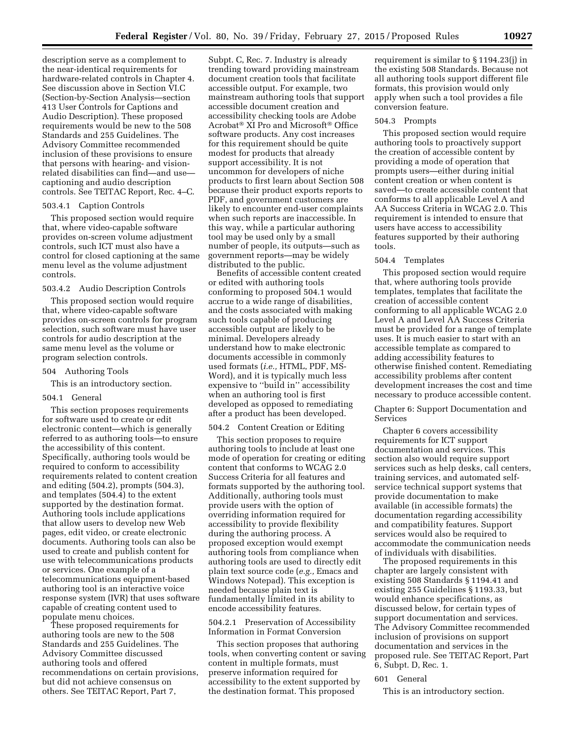description serve as a complement to the near-identical requirements for hardware-related controls in Chapter 4. See discussion above in Section VI.C (Section-by-Section Analysis—section 413 User Controls for Captions and Audio Description). These proposed requirements would be new to the 508 Standards and 255 Guidelines. The Advisory Committee recommended inclusion of these provisions to ensure that persons with hearing- and vision-related disabilities can find—and use—captioning and audio description controls. See TEITAC Report, Rec. 4–C.

### 503.4.1 Caption Controls

This proposed section would require that, where video-capable software provides on-screen volume adjustment controls, such ICT must also have a control for closed captioning at the same menu level as the volume adjustment controls.

### 503.4.2 Audio Description Controls

This proposed section would require that, where video-capable software provides on-screen controls for program selection, such software must have user controls for audio description at the same menu level as the volume or program selection controls.

### 504 Authoring Tools

This is an introductory section.

### 504.1 General

This section proposes requirements for software used to create or edit electronic content—which is generally referred to as authoring tools—to ensure the accessibility of this content. Specifically, authoring tools would be required to conform to accessibility requirements related to content creation and editing (504.2), prompts (504.3), and templates (504.4) to the extent supported by the destination format. Authoring tools include applications that allow users to develop new Web pages, edit video, or create electronic documents. Authoring tools can also be used to create and publish content for use with telecommunications products or services. One example of a telecommunications equipment-based authoring tool is an interactive voice response system (IVR) that uses software capable of creating content used to populate menu choices.

These proposed requirements for authoring tools are new to the 508 Standards and 255 Guidelines. The Advisory Committee discussed authoring tools and offered recommendations on certain provisions, but did not achieve consensus on others. See TEITAC Report, Part 7, Subpt. C, Rec. 7. Industry is already trending toward providing mainstream document creation tools that facilitate accessible output. For example, two mainstream authoring tools that support accessible document creation and accessibility checking tools are Adobe Acrobat® XI Pro and Microsoft® Office software products. Any cost increases for this requirement should be quite modest for products that already support accessibility. It is not uncommon for developers of niche products to first learn about Section 508 because their product exports reports to PDF, and government customers are likely to encounter end-user complaints when such reports are inaccessible. In this way, while a particular authoring tool may be used only by a small number of people, its outputs—such as government reports—may be widely distributed to the public.

Benefits of accessible content created or edited with authoring tools conforming to proposed 504.1 would accrue to a wide range of disabilities, and the costs associated with making such tools capable of producing accessible output are likely to be minimal. Developers already understand how to make electronic documents accessible in commonly used formats (*i.e.,* HTML, PDF, MS-Word), and it is typically much less expensive to ''build in'' accessibility when an authoring tool is first developed as opposed to remediating after a product has been developed.

### 504.2 Content Creation or Editing

This section proposes to require authoring tools to include at least one mode of operation for creating or editing content that conforms to WCAG 2.0 Success Criteria for all features and formats supported by the authoring tool. Additionally, authoring tools must provide users with the option of overriding information required for accessibility to provide flexibility during the authoring process. A proposed exception would exempt authoring tools from compliance when authoring tools are used to directly edit plain text source code (*e.g.,* Emacs and Windows Notepad). This exception is needed because plain text is fundamentally limited in its ability to encode accessibility features.

### 504.2.1 Preservation of Accessibility Information in Format Conversion

This section proposes that authoring tools, when converting content or saving content in multiple formats, must preserve information required for accessibility to the extent supported by the destination format. This proposed requirement is similar to § 1194.23(j) in the existing 508 Standards. Because not all authoring tools support different file formats, this provision would only apply when such a tool provides a file conversion feature.

### 504.3 Prompts

This proposed section would require authoring tools to proactively support the creation of accessible content by providing a mode of operation that prompts users—either during initial content creation or when content is saved—to create accessible content that conforms to all applicable Level A and AA Success Criteria in WCAG 2.0. This requirement is intended to ensure that users have access to accessibility features supported by their authoring tools.

### 504.4 Templates

This proposed section would require that, where authoring tools provide templates, templates that facilitate the creation of accessible content conforming to all applicable WCAG 2.0 Level A and Level AA Success Criteria must be provided for a range of template uses. It is much easier to start with an accessible template as compared to adding accessibility features to otherwise finished content. Remediating accessibility problems after content development increases the cost and time necessary to produce accessible content.

## Chapter 6: Support Documentation and Services

Chapter 6 covers accessibility requirements for ICT support documentation and services. This section also would require support services such as help desks, call centers, training services, and automated self-service technical support systems that provide documentation to make available (in accessible formats) the documentation regarding accessibility and compatibility features. Support services would also be required to accommodate the communication needs of individuals with disabilities.

The proposed requirements in this chapter are largely consistent with existing 508 Standards § 1194.41 and existing 255 Guidelines § 1193.33, but would enhance specifications, as discussed below, for certain types of support documentation and services. The Advisory Committee recommended inclusion of provisions on support documentation and services in the proposed rule. See TEITAC Report, Part 6, Subpt. D, Rec. 1.

### 601 General

This is an introductory section.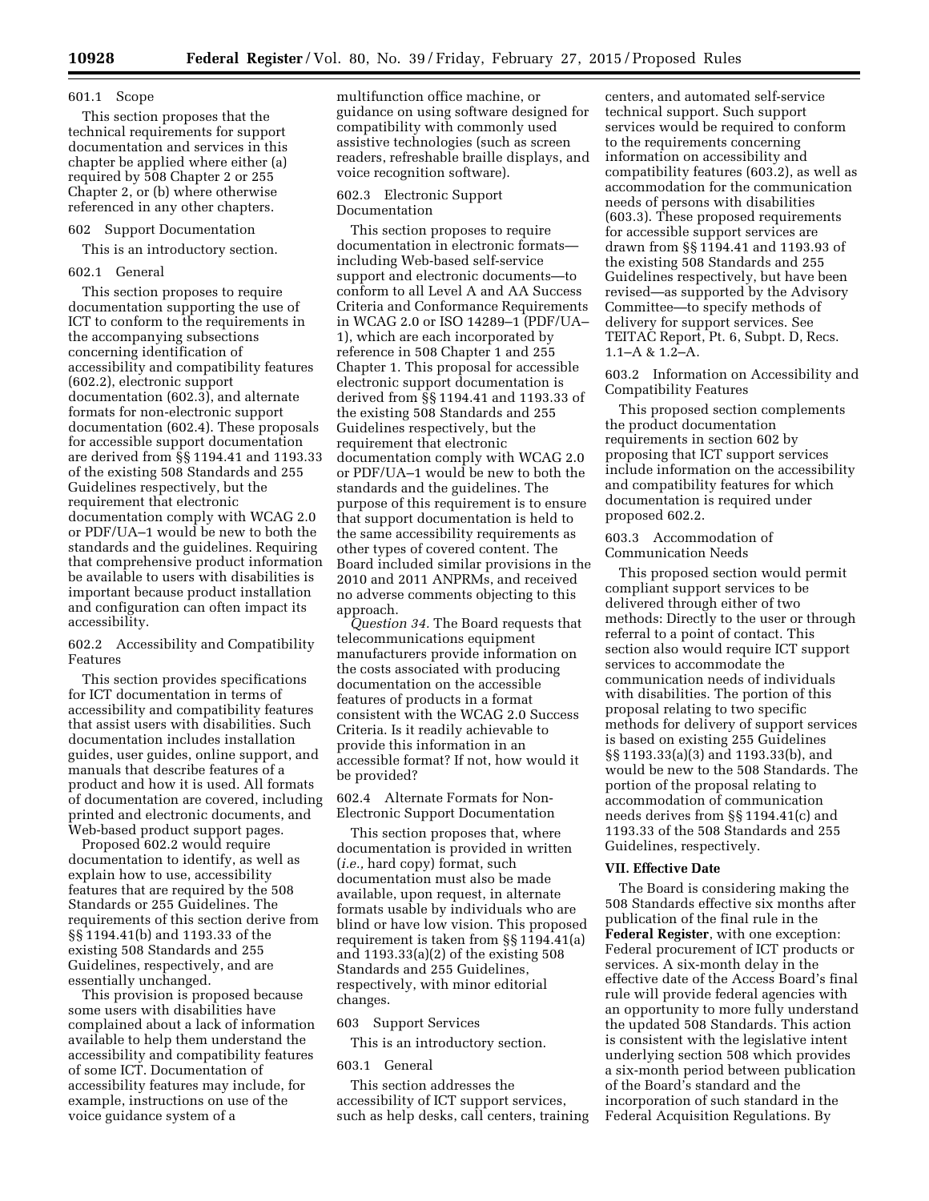601.1 Scope

This section proposes that the technical requirements for support documentation and services in this chapter be applied where either (a) required by 508 Chapter 2 or 255 Chapter 2, or (b) where otherwise referenced in any other chapters.

602 Support Documentation

This is an introductory section.

602.1 General

This section proposes to require documentation supporting the use of ICT to conform to the requirements in the accompanying subsections concerning identification of accessibility and compatibility features (602.2), electronic support documentation (602.3), and alternate formats for non-electronic support documentation (602.4). These proposals for accessible support documentation are derived from §§ 1194.41 and 1193.33 of the existing 508 Standards and 255 Guidelines respectively, but the requirement that electronic documentation comply with WCAG 2.0 or PDF/UA–1 would be new to both the standards and the guidelines. Requiring that comprehensive product information be available to users with disabilities is important because product installation and configuration can often impact its accessibility.

602.2 Accessibility and Compatibility Features

This section provides specifications for ICT documentation in terms of accessibility and compatibility features that assist users with disabilities. Such documentation includes installation guides, user guides, online support, and manuals that describe features of a product and how it is used. All formats of documentation are covered, including printed and electronic documents, and Web-based product support pages.

Proposed 602.2 would require documentation to identify, as well as explain how to use, accessibility features that are required by the 508 Standards or 255 Guidelines. The requirements of this section derive from §§ 1194.41(b) and 1193.33 of the existing 508 Standards and 255 Guidelines, respectively, and are essentially unchanged.

This provision is proposed because some users with disabilities have complained about a lack of information available to help them understand the accessibility and compatibility features of some ICT. Documentation of accessibility features may include, for example, instructions on use of the voice guidance system of a multifunction office machine, or guidance on using software designed for compatibility with commonly used assistive technologies (such as screen readers, refreshable braille displays, and voice recognition software).

602.3 Electronic Support Documentation

This section proposes to require documentation in electronic formats—including Web-based self-service support and electronic documents—to conform to all Level A and AA Success Criteria and Conformance Requirements in WCAG 2.0 or ISO 14289–1 (PDF/UA–1), which are each incorporated by reference in 508 Chapter 1 and 255 Chapter 1. This proposal for accessible electronic support documentation is derived from §§ 1194.41 and 1193.33 of the existing 508 Standards and 255 Guidelines respectively, but the requirement that electronic documentation comply with WCAG 2.0 or PDF/UA–1 would be new to both the standards and the guidelines. The purpose of this requirement is to ensure that support documentation is held to the same accessibility requirements as other types of covered content. The Board included similar provisions in the 2010 and 2011 ANPRMs, and received no adverse comments objecting to this approach.

*Question 34.* The Board requests that telecommunications equipment manufacturers provide information on the costs associated with producing documentation on the accessible features of products in a format consistent with the WCAG 2.0 Success Criteria. Is it readily achievable to provide this information in an accessible format? If not, how would it be provided?

602.4 Alternate Formats for Non-Electronic Support Documentation

This section proposes that, where documentation is provided in written (*i.e.,* hard copy) format, such documentation must also be made available, upon request, in alternate formats usable by individuals who are blind or have low vision. This proposed requirement is taken from §§ 1194.41(a) and 1193.33(a)(2) of the existing 508 Standards and 255 Guidelines, respectively, with minor editorial changes.

603 Support Services

This is an introductory section.

603.1 General

This section addresses the accessibility of ICT support services, such as help desks, call centers, training centers, and automated self-service technical support. Such support services would be required to conform to the requirements concerning information on accessibility and compatibility features (603.2), as well as accommodation for the communication needs of persons with disabilities (603.3). These proposed requirements for accessible support services are drawn from §§ 1194.41 and 1193.93 of the existing 508 Standards and 255 Guidelines respectively, but have been revised—as supported by the Advisory Committee—to specify methods of delivery for support services. See TEITAC Report, Pt. 6, Subpt. D, Recs. 1.1–A & 1.2–A.

603.2 Information on Accessibility and Compatibility Features

This proposed section complements the product documentation requirements in section 602 by proposing that ICT support services include information on the accessibility and compatibility features for which documentation is required under proposed 602.2.

603.3 Accommodation of Communication Needs

This proposed section would permit compliant support services to be delivered through either of two methods: Directly to the user or through referral to a point of contact. This section also would require ICT support services to accommodate the communication needs of individuals with disabilities. The portion of this proposal relating to two specific methods for delivery of support services is based on existing 255 Guidelines §§ 1193.33(a)(3) and 1193.33(b), and would be new to the 508 Standards. The portion of the proposal relating to accommodation of communication needs derives from §§ 1194.41(c) and 1193.33 of the 508 Standards and 255 Guidelines, respectively.

**VII. Effective Date**

The Board is considering making the 508 Standards effective six months after publication of the final rule in the **Federal Register**, with one exception: Federal procurement of ICT products or services. A six-month delay in the effective date of the Access Board's final rule will provide federal agencies with an opportunity to more fully understand the updated 508 Standards. This action is consistent with the legislative intent underlying section 508 which provides a six-month period between publication of the Board's standard and the incorporation of such standard in the Federal Acquisition Regulations. By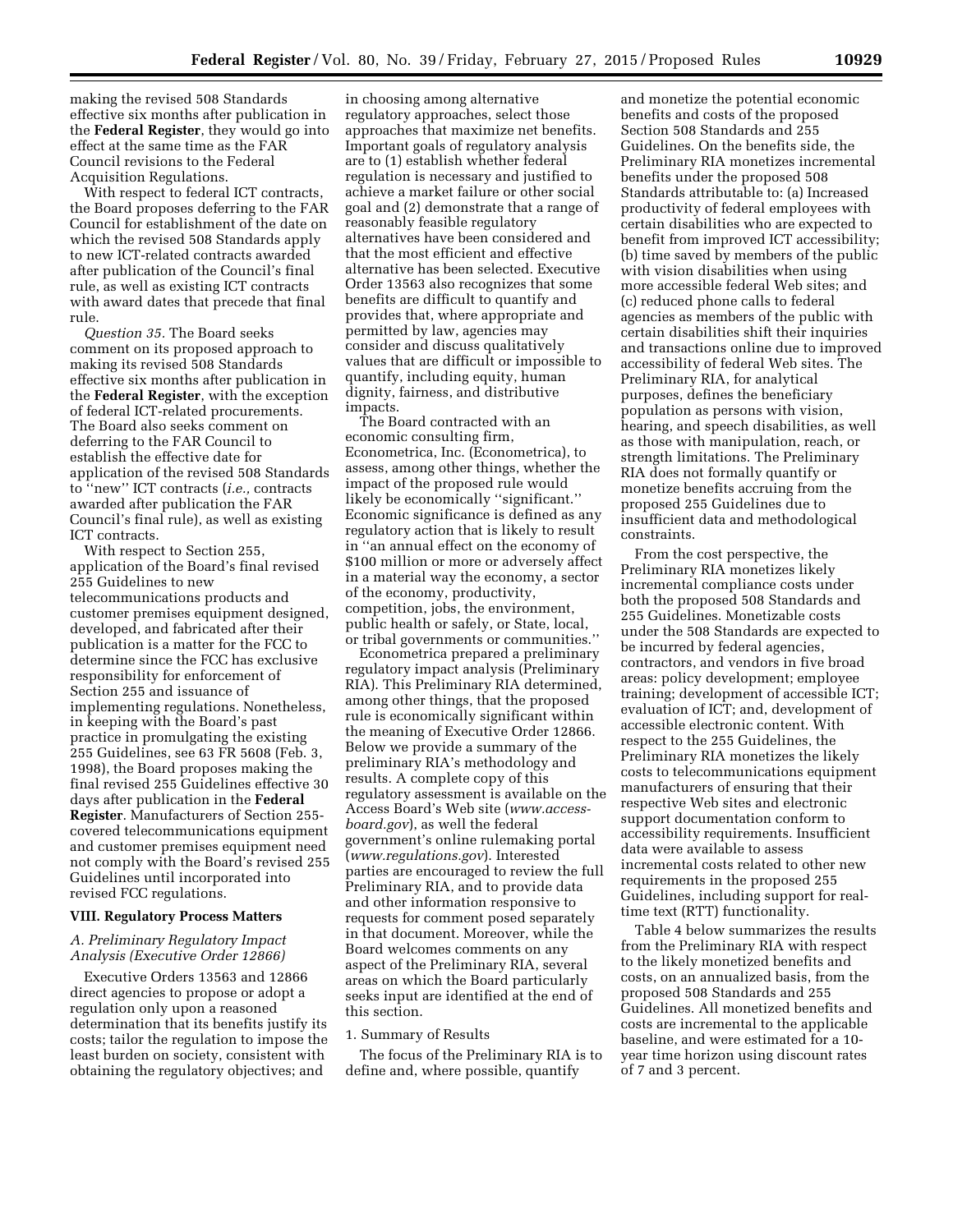making the revised 508 Standards effective six months after publication in the **Federal Register**, they would go into effect at the same time as the FAR Council revisions to the Federal Acquisition Regulations.

With respect to federal ICT contracts, the Board proposes deferring to the FAR Council for establishment of the date on which the revised 508 Standards apply to new ICT-related contracts awarded after publication of the Council's final rule, as well as existing ICT contracts with award dates that precede that final rule.

*Question 35.* The Board seeks comment on its proposed approach to making its revised 508 Standards effective six months after publication in the **Federal Register**, with the exception of federal ICT-related procurements. The Board also seeks comment on deferring to the FAR Council to establish the effective date for application of the revised 508 Standards to ''new'' ICT contracts (*i.e.,* contracts awarded after publication the FAR Council's final rule), as well as existing ICT contracts.

With respect to Section 255, application of the Board's final revised 255 Guidelines to new telecommunications products and customer premises equipment designed, developed, and fabricated after their publication is a matter for the FCC to determine since the FCC has exclusive responsibility for enforcement of Section 255 and issuance of implementing regulations. Nonetheless, in keeping with the Board's past practice in promulgating the existing 255 Guidelines, see 63 FR 5608 (Feb. 3, 1998), the Board proposes making the final revised 255 Guidelines effective 30 days after publication in the **Federal Register**. Manufacturers of Section 255-covered telecommunications equipment and customer premises equipment need not comply with the Board's revised 255 Guidelines until incorporated into revised FCC regulations.

## VIII. Regulatory Process Matters

### *A. Preliminary Regulatory Impact Analysis (Executive Order 12866)*

Executive Orders 13563 and 12866 direct agencies to propose or adopt a regulation only upon a reasoned determination that its benefits justify its costs; tailor the regulation to impose the least burden on society, consistent with obtaining the regulatory objectives; and in choosing among alternative regulatory approaches, select those approaches that maximize net benefits. Important goals of regulatory analysis are to (1) establish whether federal regulation is necessary and justified to achieve a market failure or other social goal and (2) demonstrate that a range of reasonably feasible regulatory alternatives have been considered and that the most efficient and effective alternative has been selected. Executive Order 13563 also recognizes that some benefits are difficult to quantify and provides that, where appropriate and permitted by law, agencies may consider and discuss qualitatively values that are difficult or impossible to quantify, including equity, human dignity, fairness, and distributive impacts.

The Board contracted with an economic consulting firm, Econometrica, Inc. (Econometrica), to assess, among other things, whether the impact of the proposed rule would likely be economically ''significant.'' Economic significance is defined as any regulatory action that is likely to result in ''an annual effect on the economy of \$100 million or more or adversely affect in a material way the economy, a sector of the economy, productivity, competition, jobs, the environment, public health or safely, or State, local, or tribal governments or communities.''

Econometrica prepared a preliminary regulatory impact analysis (Preliminary RIA). This Preliminary RIA determined, among other things, that the proposed rule is economically significant within the meaning of Executive Order 12866. Below we provide a summary of the preliminary RIA's methodology and results. A complete copy of this regulatory assessment is available on the Access Board's Web site (*www.access-board.gov*), as well the federal government's online rulemaking portal (*www.regulations.gov*). Interested parties are encouraged to review the full Preliminary RIA, and to provide data and other information responsive to requests for comment posed separately in that document. Moreover, while the Board welcomes comments on any aspect of the Preliminary RIA, several areas on which the Board particularly seeks input are identified at the end of this section.

1. Summary of Results

The focus of the Preliminary RIA is to define and, where possible, quantify and monetize the potential economic benefits and costs of the proposed Section 508 Standards and 255 Guidelines. On the benefits side, the Preliminary RIA monetizes incremental benefits under the proposed 508 Standards attributable to: (a) Increased productivity of federal employees with certain disabilities who are expected to benefit from improved ICT accessibility; (b) time saved by members of the public with vision disabilities when using more accessible federal Web sites; and (c) reduced phone calls to federal agencies as members of the public with certain disabilities shift their inquiries and transactions online due to improved accessibility of federal Web sites. The Preliminary RIA, for analytical purposes, defines the beneficiary population as persons with vision, hearing, and speech disabilities, as well as those with manipulation, reach, or strength limitations. The Preliminary RIA does not formally quantify or monetize benefits accruing from the proposed 255 Guidelines due to insufficient data and methodological constraints.

From the cost perspective, the Preliminary RIA monetizes likely incremental compliance costs under both the proposed 508 Standards and 255 Guidelines. Monetizable costs under the 508 Standards are expected to be incurred by federal agencies, contractors, and vendors in five broad areas: policy development; employee training; development of accessible ICT; evaluation of ICT; and, development of accessible electronic content. With respect to the 255 Guidelines, the Preliminary RIA monetizes the likely costs to telecommunications equipment manufacturers of ensuring that their respective Web sites and electronic support documentation conform to accessibility requirements. Insufficient data were available to assess incremental costs related to other new requirements in the proposed 255 Guidelines, including support for real-time text (RTT) functionality.

Table 4 below summarizes the results from the Preliminary RIA with respect to the likely monetized benefits and costs, on an annualized basis, from the proposed 508 Standards and 255 Guidelines. All monetized benefits and costs are incremental to the applicable baseline, and were estimated for a 10-year time horizon using discount rates of 7 and 3 percent.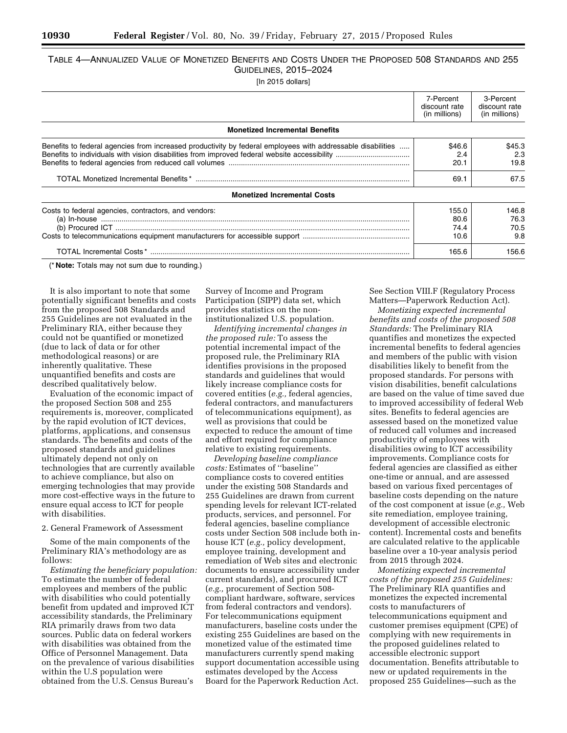TABLE 4—ANNUALIZED VALUE OF MONETIZED BENEFITS AND COSTS UNDER THE PROPOSED 508 STANDARDS AND 255 GUIDELINES, 2015–2024

[In 2015 dollars]

| | 7-Percent discount rate (in millions) | 3-Percent discount rate (in millions) |
|---|---|---|
| **Monetized Incremental Benefits** | | |
| Benefits to federal agencies from increased productivity by federal employees with addressable disabilities | $46.6 | $45.3 |
| Benefits to individuals with vision disabilities from improved federal website accessibility | 2.4 | 2.3 |
| Benefits to federal agencies from reduced call volumes | 20.1 | 19.8 |
| TOTAL Monetized Incremental Benefits* | 69.1 | 67.5 |
| **Monetized Incremental Costs** | | |
| Costs to federal agencies, contractors, and vendors: | 155.0 | 146.8 |
| (a) In-house | 80.6 | 76.3 |
| (b) Procured ICT | 74.4 | 70.5 |
| Costs to telecommunications equipment manufacturers for accessible support | 10.6 | 9.8 |
| TOTAL Incremental Costs* | 165.6 | 156.6 |

(* **Note:** Totals may not sum due to rounding.)

It is also important to note that some potentially significant benefits and costs from the proposed 508 Standards and 255 Guidelines are not evaluated in the Preliminary RIA, either because they could not be quantified or monetized (due to lack of data or for other methodological reasons) or are inherently qualitative. These unquantified benefits and costs are described qualitatively below.

Evaluation of the economic impact of the proposed Section 508 and 255 requirements is, moreover, complicated by the rapid evolution of ICT devices, platforms, applications, and consensus standards. The benefits and costs of the proposed standards and guidelines ultimately depend not only on technologies that are currently available to achieve compliance, but also on emerging technologies that may provide more cost-effective ways in the future to ensure equal access to ICT for people with disabilities.

2. General Framework of Assessment

Some of the main components of the Preliminary RIA's methodology are as follows:

*Estimating the beneficiary population:* To estimate the number of federal employees and members of the public with disabilities who could potentially benefit from updated and improved ICT accessibility standards, the Preliminary RIA primarily draws from two data sources. Public data on federal workers with disabilities was obtained from the Office of Personnel Management. Data on the prevalence of various disabilities within the U.S population were obtained from the U.S. Census Bureau's Survey of Income and Program Participation (SIPP) data set, which provides statistics on the non-institutionalized U.S. population.

*Identifying incremental changes in the proposed rule:* To assess the potential incremental impact of the proposed rule, the Preliminary RIA identifies provisions in the proposed standards and guidelines that would likely increase compliance costs for covered entities (*e.g.,* federal agencies, federal contractors, and manufacturers of telecommunications equipment), as well as provisions that could be expected to reduce the amount of time and effort required for compliance relative to existing requirements.

*Developing baseline compliance costs:* Estimates of ''baseline'' compliance costs to covered entities under the existing 508 Standards and 255 Guidelines are drawn from current spending levels for relevant ICT-related products, services, and personnel. For federal agencies, baseline compliance costs under Section 508 include both in-house ICT (*e.g.,* policy development, employee training, development and remediation of Web sites and electronic documents to ensure accessibility under current standards), and procured ICT (*e.g.,* procurement of Section 508-compliant hardware, software, services from federal contractors and vendors). For telecommunications equipment manufacturers, baseline costs under the existing 255 Guidelines are based on the monetized value of the estimated time manufacturers currently spend making support documentation accessible using estimates developed by the Access Board for the Paperwork Reduction Act. See Section VIII.F (Regulatory Process Matters—Paperwork Reduction Act).

*Monetizing expected incremental benefits and costs of the proposed 508 Standards:* The Preliminary RIA quantifies and monetizes the expected incremental benefits to federal agencies and members of the public with vision disabilities likely to benefit from the proposed standards. For persons with vision disabilities, benefit calculations are based on the value of time saved due to improved accessibility of federal Web sites. Benefits to federal agencies are assessed based on the monetized value of reduced call volumes and increased productivity of employees with disabilities owing to ICT accessibility improvements. Compliance costs for federal agencies are classified as either one-time or annual, and are assessed based on various fixed percentages of baseline costs depending on the nature of the cost component at issue (*e.g.,* Web site remediation, employee training, development of accessible electronic content). Incremental costs and benefits are calculated relative to the applicable baseline over a 10-year analysis period from 2015 through 2024.

*Monetizing expected incremental costs of the proposed 255 Guidelines:* The Preliminary RIA quantifies and monetizes the expected incremental costs to manufacturers of telecommunications equipment and customer premises equipment (CPE) of complying with new requirements in the proposed guidelines related to accessible electronic support documentation. Benefits attributable to new or updated requirements in the proposed 255 Guidelines—such as the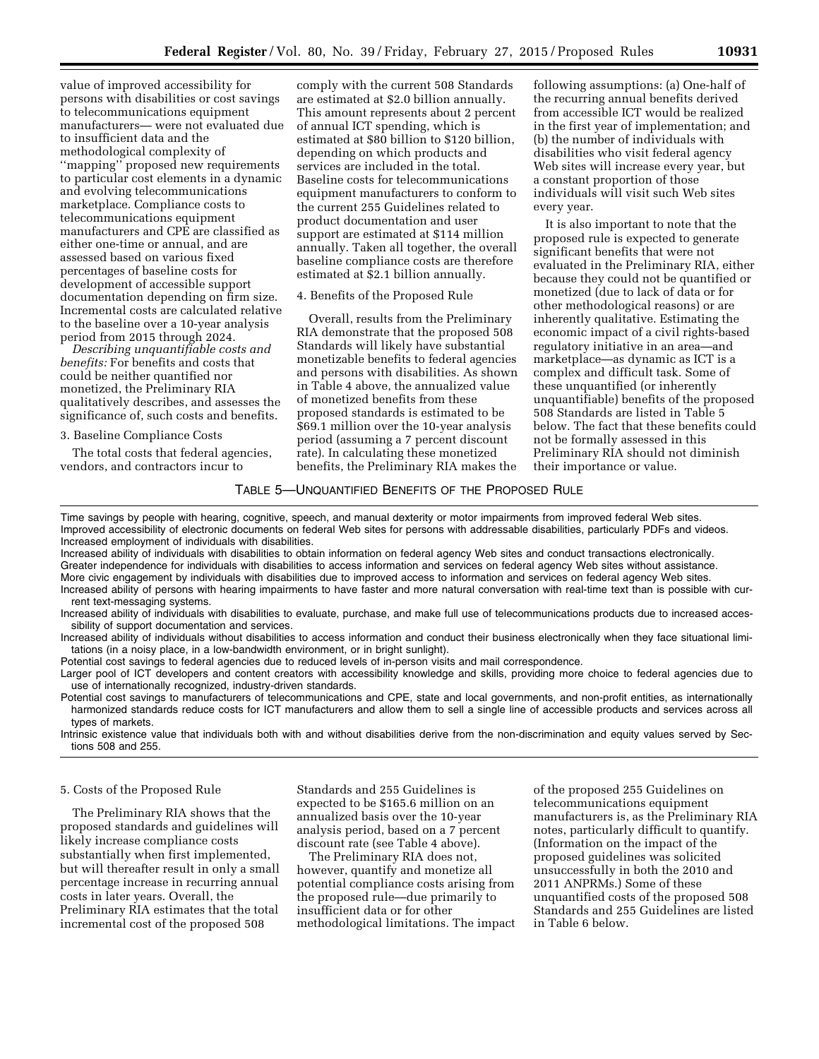value of improved accessibility for persons with disabilities or cost savings to telecommunications equipment manufacturers— were not evaluated due to insufficient data and the methodological complexity of ''mapping'' proposed new requirements to particular cost elements in a dynamic and evolving telecommunications marketplace. Compliance costs to telecommunications equipment manufacturers and CPE are classified as either one-time or annual, and are assessed based on various fixed percentages of baseline costs for development of accessible support documentation depending on firm size. Incremental costs are calculated relative to the baseline over a 10-year analysis period from 2015 through 2024.

*Describing unquantifiable costs and benefits:* For benefits and costs that could be neither quantified nor monetized, the Preliminary RIA qualitatively describes, and assesses the significance of, such costs and benefits.

3. Baseline Compliance Costs

The total costs that federal agencies, vendors, and contractors incur to comply with the current 508 Standards are estimated at $2.0 billion annually. This amount represents about 2 percent of annual ICT spending, which is estimated at $80 billion to $120 billion, depending on which products and services are included in the total. Baseline costs for telecommunications equipment manufacturers to conform to the current 255 Guidelines related to product documentation and user support are estimated at $114 million annually. Taken all together, the overall baseline compliance costs are therefore estimated at $2.1 billion annually.

4. Benefits of the Proposed Rule

Overall, results from the Preliminary RIA demonstrate that the proposed 508 Standards will likely have substantial monetizable benefits to federal agencies and persons with disabilities. As shown in Table 4 above, the annualized value of monetized benefits from these proposed standards is estimated to be $69.1 million over the 10-year analysis period (assuming a 7 percent discount rate). In calculating these monetized benefits, the Preliminary RIA makes the following assumptions: (a) One-half of the recurring annual benefits derived from accessible ICT would be realized in the first year of implementation; and (b) the number of individuals with disabilities who visit federal agency Web sites will increase every year, but a constant proportion of those individuals will visit such Web sites every year.

It is also important to note that the proposed rule is expected to generate significant benefits that were not evaluated in the Preliminary RIA, either because they could not be quantified or monetized (due to lack of data or for other methodological reasons) or are inherently qualitative. Estimating the economic impact of a civil rights-based regulatory initiative in an area—and marketplace—as dynamic as ICT is a complex and difficult task. Some of these unquantified (or inherently unquantifiable) benefits of the proposed 508 Standards are listed in Table 5 below. The fact that these benefits could not be formally assessed in this Preliminary RIA should not diminish their importance or value.

TABLE 5—UNQUANTIFIED BENEFITS OF THE PROPOSED RULE

| |
|---|
| Time savings by people with hearing, cognitive, speech, and manual dexterity or motor impairments from improved federal Web sites. |
| Improved accessibility of electronic documents on federal Web sites for persons with addressable disabilities, particularly PDFs and videos. |
| Increased employment of individuals with disabilities. |
| Increased ability of individuals with disabilities to obtain information on federal agency Web sites and conduct transactions electronically. |
| Greater independence for individuals with disabilities to access information and services on federal agency Web sites without assistance. |
| More civic engagement by individuals with disabilities due to improved access to information and services on federal agency Web sites. |
| Increased ability of persons with hearing impairments to have faster and more natural conversation with real-time text than is possible with current text-messaging systems. |
| Increased ability of individuals with disabilities to evaluate, purchase, and make full use of telecommunications products due to increased accessibility of support documentation and services. |
| Increased ability of individuals without disabilities to access information and conduct their business electronically when they face situational limitations (in a noisy place, in a low-bandwidth environment, or in bright sunlight). |
| Potential cost savings to federal agencies due to reduced levels of in-person visits and mail correspondence. |
| Larger pool of ICT developers and content creators with accessibility knowledge and skills, providing more choice to federal agencies due to use of internationally recognized, industry-driven standards. |
| Potential cost savings to manufacturers of telecommunications and CPE, state and local governments, and non-profit entities, as internationally harmonized standards reduce costs for ICT manufacturers and allow them to sell a single line of accessible products and services across all types of markets. |
| Intrinsic existence value that individuals both with and without disabilities derive from the non-discrimination and equity values served by Sections 508 and 255. |

5. Costs of the Proposed Rule

The Preliminary RIA shows that the proposed standards and guidelines will likely increase compliance costs substantially when first implemented, but will thereafter result in only a small percentage increase in recurring annual costs in later years. Overall, the Preliminary RIA estimates that the total incremental cost of the proposed 508 Standards and 255 Guidelines is expected to be $165.6 million on an annualized basis over the 10-year analysis period, based on a 7 percent discount rate (see Table 4 above).

The Preliminary RIA does not, however, quantify and monetize all potential compliance costs arising from the proposed rule—due primarily to insufficient data or for other methodological limitations. The impact of the proposed 255 Guidelines on telecommunications equipment manufacturers is, as the Preliminary RIA notes, particularly difficult to quantify. (Information on the impact of the proposed guidelines was solicited unsuccessfully in both the 2010 and 2011 ANPRMs.) Some of these unquantified costs of the proposed 508 Standards and 255 Guidelines are listed in Table 6 below.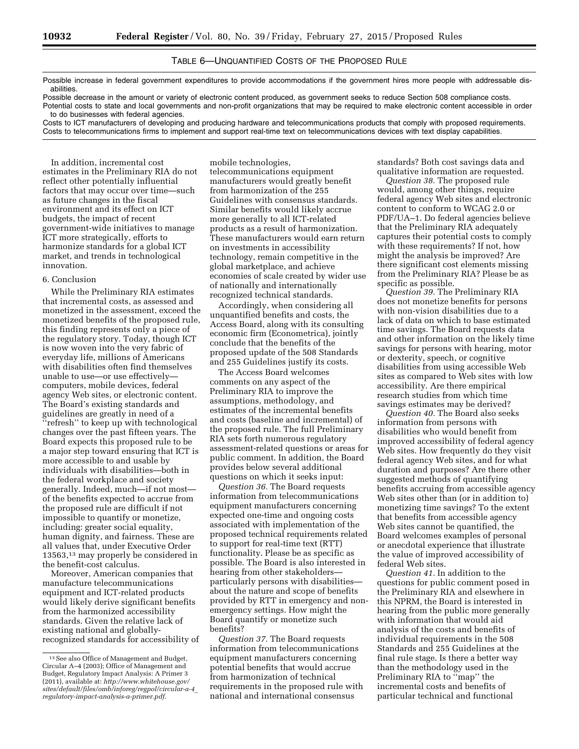TABLE 6—UNQUANTIFIED COSTS OF THE PROPOSED RULE

| |
|---|
| Possible increase in federal government expenditures to provide accommodations if the government hires more people with addressable disabilities. |
| Possible decrease in the amount or variety of electronic content produced, as government seeks to reduce Section 508 compliance costs. |
| Potential costs to state and local governments and non-profit organizations that may be required to make electronic content accessible in order to do businesses with federal agencies. |
| Costs to ICT manufacturers of developing and producing hardware and telecommunications products that comply with proposed requirements. |
| Costs to telecommunications firms to implement and support real-time text on telecommunications devices with text display capabilities. |

In addition, incremental cost estimates in the Preliminary RIA do not reflect other potentially influential factors that may occur over time—such as future changes in the fiscal environment and its effect on ICT budgets, the impact of recent government-wide initiatives to manage ICT more strategically, efforts to harmonize standards for a global ICT market, and trends in technological innovation.

6. Conclusion

While the Preliminary RIA estimates that incremental costs, as assessed and monetized in the assessment, exceed the monetized benefits of the proposed rule, this finding represents only a piece of the regulatory story. Today, though ICT is now woven into the very fabric of everyday life, millions of Americans with disabilities often find themselves unable to use—or use effectively—computers, mobile devices, federal agency Web sites, or electronic content. The Board's existing standards and guidelines are greatly in need of a "refresh" to keep up with technological changes over the past fifteen years. The Board expects this proposed rule to be a major step toward ensuring that ICT is more accessible to and usable by individuals with disabilities—both in the federal workplace and society generally. Indeed, much—if not most—of the benefits expected to accrue from the proposed rule are difficult if not impossible to quantify or monetize, including: greater social equality, human dignity, and fairness. These are all values that, under Executive Order 13563,[13] may properly be considered in the benefit-cost calculus.

Moreover, American companies that manufacture telecommunications equipment and ICT-related products would likely derive significant benefits from the harmonized accessibility standards. Given the relative lack of existing national and globally-recognized standards for accessibility of mobile technologies, telecommunications equipment manufacturers would greatly benefit from harmonization of the 255 Guidelines with consensus standards. Similar benefits would likely accrue more generally to all ICT-related products as a result of harmonization. These manufacturers would earn return on investments in accessibility technology, remain competitive in the global marketplace, and achieve economies of scale created by wider use of nationally and internationally recognized technical standards.

Accordingly, when considering all unquantified benefits and costs, the Access Board, along with its consulting economic firm (Econometrica), jointly conclude that the benefits of the proposed update of the 508 Standards and 255 Guidelines justify its costs.

The Access Board welcomes comments on any aspect of the Preliminary RIA to improve the assumptions, methodology, and estimates of the incremental benefits and costs (baseline and incremental) of the proposed rule. The full Preliminary RIA sets forth numerous regulatory assessment-related questions or areas for public comment. In addition, the Board provides below several additional questions on which it seeks input:

*Question 36.* The Board requests information from telecommunications equipment manufacturers concerning expected one-time and ongoing costs associated with implementation of the proposed technical requirements related to support for real-time text (RTT) functionality. Please be as specific as possible. The Board is also interested in hearing from other stakeholders—particularly persons with disabilities—about the nature and scope of benefits provided by RTT in emergency and non-emergency settings. How might the Board quantify or monetize such benefits?

*Question 37.* The Board requests information from telecommunications equipment manufacturers concerning potential benefits that would accrue from harmonization of technical requirements in the proposed rule with national and international consensus standards? Both cost savings data and qualitative information are requested.

*Question 38.* The proposed rule would, among other things, require federal agency Web sites and electronic content to conform to WCAG 2.0 or PDF/UA–1. Do federal agencies believe that the Preliminary RIA adequately captures their potential costs to comply with these requirements? If not, how might the analysis be improved? Are there significant cost elements missing from the Preliminary RIA? Please be as specific as possible.

*Question 39.* The Preliminary RIA does not monetize benefits for persons with non-vision disabilities due to a lack of data on which to base estimated time savings. The Board requests data and other information on the likely time savings for persons with hearing, motor or dexterity, speech, or cognitive disabilities from using accessible Web sites as compared to Web sites with low accessibility. Are there empirical research studies from which time savings estimates may be derived?

*Question 40.* The Board also seeks information from persons with disabilities who would benefit from improved accessibility of federal agency Web sites. How frequently do they visit federal agency Web sites, and for what duration and purposes? Are there other suggested methods of quantifying benefits accruing from accessible agency Web sites other than (or in addition to) monetizing time savings? To the extent that benefits from accessible agency Web sites cannot be quantified, the Board welcomes examples of personal or anecdotal experience that illustrate the value of improved accessibility of federal Web sites.

*Question 41.* In addition to the questions for public comment posed in the Preliminary RIA and elsewhere in this NPRM, the Board is interested in hearing from the public more generally with information that would aid analysis of the costs and benefits of individual requirements in the 508 Standards and 255 Guidelines at the final rule stage. Is there a better way than the methodology used in the Preliminary RIA to "map" the incremental costs and benefits of particular technical and functional

[13] See also Office of Management and Budget, Circular A–4 (2003); Office of Management and Budget, Regulatory Impact Analysis: A Primer 3 (2011), available at: *http://www.whitehouse.gov/sites/default/files/omb/inforeg/regpol/circular-a-4_regulatory-impact-analysis-a-primer.pdf.*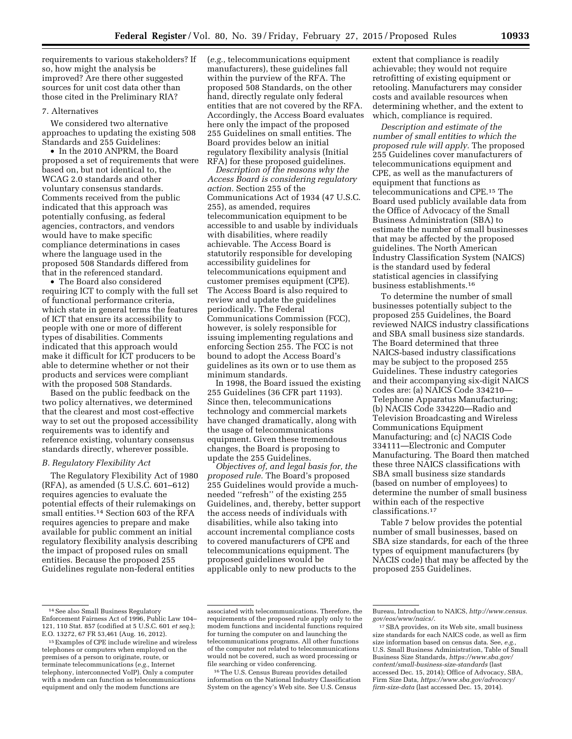requirements to various stakeholders? If so, how might the analysis be improved? Are there other suggested sources for unit cost data other than those cited in the Preliminary RIA?

7. Alternatives

We considered two alternative approaches to updating the existing 508 Standards and 255 Guidelines:

- In the 2010 ANPRM, the Board proposed a set of requirements that were based on, but not identical to, the WCAG 2.0 standards and other voluntary consensus standards. Comments received from the public indicated that this approach was potentially confusing, as federal agencies, contractors, and vendors would have to make specific compliance determinations in cases where the language used in the proposed 508 Standards differed from that in the referenced standard.
- The Board also considered requiring ICT to comply with the full set of functional performance criteria, which state in general terms the features of ICT that ensure its accessibility to people with one or more of different types of disabilities. Comments indicated that this approach would make it difficult for ICT producers to be able to determine whether or not their products and services were compliant with the proposed 508 Standards.

Based on the public feedback on the two policy alternatives, we determined that the clearest and most cost-effective way to set out the proposed accessibility requirements was to identify and reference existing, voluntary consensus standards directly, wherever possible.

*B. Regulatory Flexibility Act*

The Regulatory Flexibility Act of 1980 (RFA), as amended (5 U.S.C. 601–612) requires agencies to evaluate the potential effects of their rulemakings on small entities.[14] Section 603 of the RFA requires agencies to prepare and make available for public comment an initial regulatory flexibility analysis describing the impact of proposed rules on small entities. Because the proposed 255 Guidelines regulate non-federal entities (*e.g.,* telecommunications equipment manufacturers), these guidelines fall within the purview of the RFA. The proposed 508 Standards, on the other hand, directly regulate only federal entities that are not covered by the RFA. Accordingly, the Access Board evaluates here only the impact of the proposed 255 Guidelines on small entities. The Board provides below an initial regulatory flexibility analysis (Initial RFA) for these proposed guidelines.

*Description of the reasons why the Access Board is considering regulatory action.* Section 255 of the Communications Act of 1934 (47 U.S.C. 255), as amended, requires telecommunication equipment to be accessible to and usable by individuals with disabilities, where readily achievable. The Access Board is statutorily responsible for developing accessibility guidelines for telecommunications equipment and customer premises equipment (CPE). The Access Board is also required to review and update the guidelines periodically. The Federal Communications Commission (FCC), however, is solely responsible for issuing implementing regulations and enforcing Section 255. The FCC is not bound to adopt the Access Board's guidelines as its own or to use them as minimum standards.

In 1998, the Board issued the existing 255 Guidelines (36 CFR part 1193). Since then, telecommunications technology and commercial markets have changed dramatically, along with the usage of telecommunications equipment. Given these tremendous changes, the Board is proposing to update the 255 Guidelines.

*Objectives of, and legal basis for, the proposed rule.* The Board's proposed 255 Guidelines would provide a much-needed ''refresh'' of the existing 255 Guidelines, and, thereby, better support the access needs of individuals with disabilities, while also taking into account incremental compliance costs to covered manufacturers of CPE and telecommunications equipment. The proposed guidelines would be applicable only to new products to the extent that compliance is readily achievable; they would not require retrofitting of existing equipment or retooling. Manufacturers may consider costs and available resources when determining whether, and the extent to which, compliance is required.

*Description and estimate of the number of small entities to which the proposed rule will apply.* The proposed 255 Guidelines cover manufacturers of telecommunications equipment and CPE, as well as the manufacturers of equipment that functions as telecommunications and CPE.[15] The Board used publicly available data from the Office of Advocacy of the Small Business Administration (SBA) to estimate the number of small businesses that may be affected by the proposed guidelines. The North American Industry Classification System (NAICS) is the standard used by federal statistical agencies in classifying business establishments.[16]

To determine the number of small businesses potentially subject to the proposed 255 Guidelines, the Board reviewed NAICS industry classifications and SBA small business size standards. The Board determined that three NAICS-based industry classifications may be subject to the proposed 255 Guidelines. These industry categories and their accompanying six-digit NAICS codes are: (a) NAICS Code 334210—Telephone Apparatus Manufacturing; (b) NACIS Code 334220—Radio and Television Broadcasting and Wireless Communications Equipment Manufacturing; and (c) NACIS Code 334111—Electronic and Computer Manufacturing. The Board then matched these three NAICS classifications with SBA small business size standards (based on number of employees) to determine the number of small business within each of the respective classifications.[17]

Table 7 below provides the potential number of small businesses, based on SBA size standards, for each of the three types of equipment manufacturers (by NACIS code) that may be affected by the proposed 255 Guidelines.

---

[14] See also Small Business Regulatory Enforcement Fairness Act of 1996, Public Law 104–121, 110 Stat. 857 (codified at 5 U.S.C. 601 *et seq.*); E.O. 13272, 67 FR 53,461 (Aug. 16, 2012).

[15] Examples of CPE include wireline and wireless telephones or computers when employed on the premises of a person to originate, route, or terminate telecommunications (*e.g.,* Internet telephony, interconnected VoIP). Only a computer with a modem can function as telecommunications equipment and only the modem functions are associated with telecommunications. Therefore, the requirements of the proposed rule apply only to the modem functions and incidental functions required for turning the computer on and launching the telecommunications programs. All other functions of the computer not related to telecommunications would not be covered, such as word processing or file searching or video conferencing.

[16] The U.S. Census Bureau provides detailed information on the National Industry Classification System on the agency's Web site. See U.S. Census Bureau, Introduction to NAICS, *http://www.census.gov/eos/www/naics/.*

[17] SBA provides, on its Web site, small business size standards for each NAICS code, as well as firm size information based on census data. See, *e.g.,* U.S. Small Business Administration, Table of Small Business Size Standards, *https://www.sba.gov/content/small-business-size-standards* (last accessed Dec. 15, 2014); Office of Advocacy, SBA, Firm Size Data, *https://www.sba.gov/advocacy/firm-size-data* (last accessed Dec. 15, 2014).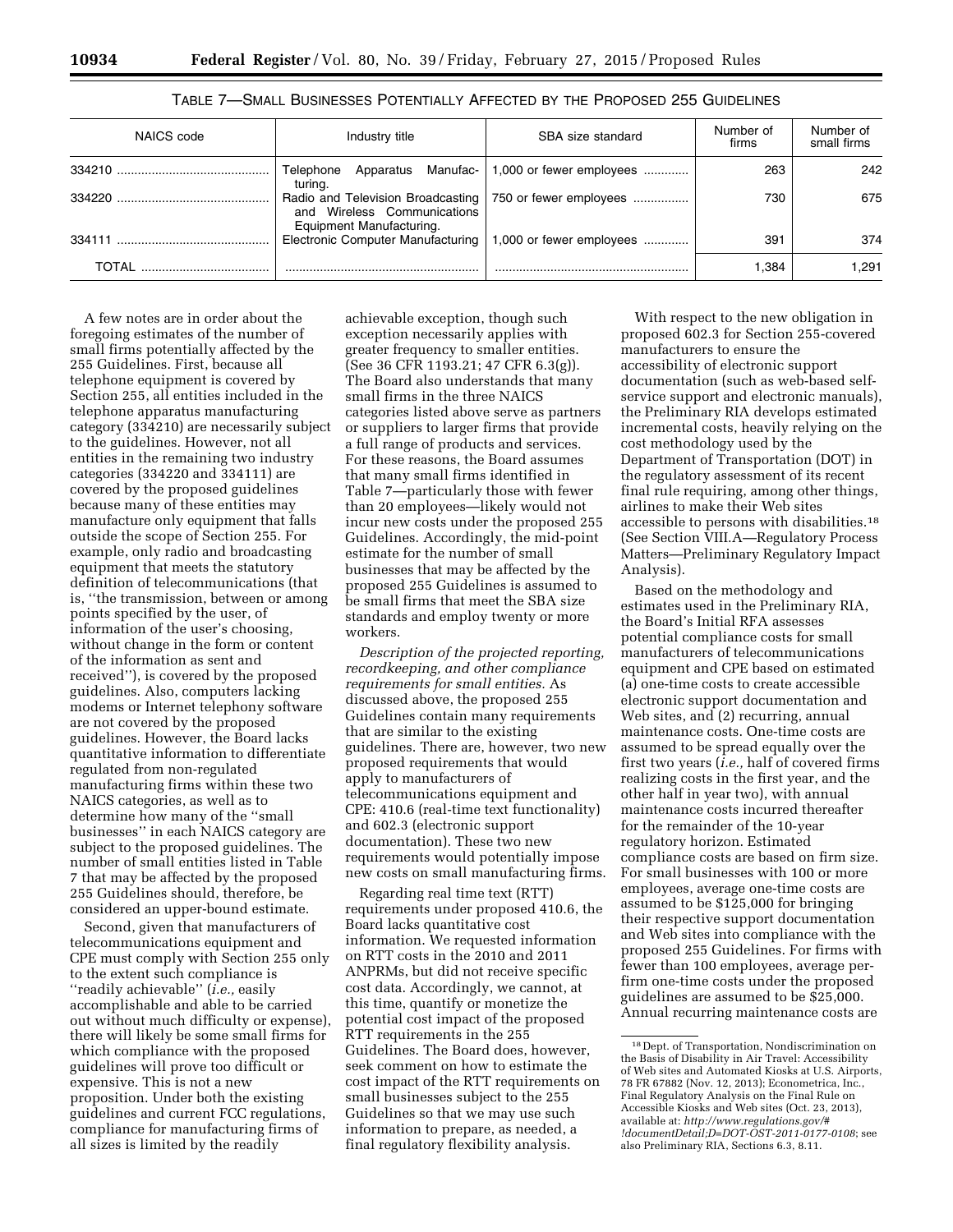TABLE 7—SMALL BUSINESSES POTENTIALLY AFFECTED BY THE PROPOSED 255 GUIDELINES

| NAICS code | Industry title | SBA size standard | Number of firms | Number of small firms |
|---|---|---|---|---|
| 334210 | Telephone Apparatus Manufacturing. | 1,000 or fewer employees | 263 | 242 |
| 334220 | Radio and Television Broadcasting and Wireless Communications Equipment Manufacturing. | 750 or fewer employees | 730 | 675 |
| 334111 | Electronic Computer Manufacturing | 1,000 or fewer employees | 391 | 374 |
| TOTAL | | | 1,384 | 1,291 |

A few notes are in order about the foregoing estimates of the number of small firms potentially affected by the 255 Guidelines. First, because all telephone equipment is covered by Section 255, all entities included in the telephone apparatus manufacturing category (334210) are necessarily subject to the guidelines. However, not all entities in the remaining two industry categories (334220 and 334111) are covered by the proposed guidelines because many of these entities may manufacture only equipment that falls outside the scope of Section 255. For example, only radio and broadcasting equipment that meets the statutory definition of telecommunications (that is, ''the transmission, between or among points specified by the user, of information of the user's choosing, without change in the form or content of the information as sent and received''), is covered by the proposed guidelines. Also, computers lacking modems or Internet telephony software are not covered by the proposed guidelines. However, the Board lacks quantitative information to differentiate regulated from non-regulated manufacturing firms within these two NAICS categories, as well as to determine how many of the ''small businesses'' in each NAICS category are subject to the proposed guidelines. The number of small entities listed in Table 7 that may be affected by the proposed 255 Guidelines should, therefore, be considered an upper-bound estimate.

Second, given that manufacturers of telecommunications equipment and CPE must comply with Section 255 only to the extent such compliance is ''readily achievable'' (*i.e.,* easily accomplishable and able to be carried out without much difficulty or expense), there will likely be some small firms for which compliance with the proposed guidelines will prove too difficult or expensive. This is not a new proposition. Under both the existing guidelines and current FCC regulations, compliance for manufacturing firms of all sizes is limited by the readily achievable exception, though such exception necessarily applies with greater frequency to smaller entities. (See 36 CFR 1193.21; 47 CFR 6.3(g)). The Board also understands that many small firms in the three NAICS categories listed above serve as partners or suppliers to larger firms that provide a full range of products and services. For these reasons, the Board assumes that many small firms identified in Table 7—particularly those with fewer than 20 employees—likely would not incur new costs under the proposed 255 Guidelines. Accordingly, the mid-point estimate for the number of small businesses that may be affected by the proposed 255 Guidelines is assumed to be small firms that meet the SBA size standards and employ twenty or more workers.

*Description of the projected reporting, recordkeeping, and other compliance requirements for small entities.* As discussed above, the proposed 255 Guidelines contain many requirements that are similar to the existing guidelines. There are, however, two new proposed requirements that would apply to manufacturers of telecommunications equipment and CPE: 410.6 (real-time text functionality) and 602.3 (electronic support documentation). These two new requirements would potentially impose new costs on small manufacturing firms.

Regarding real time text (RTT) requirements under proposed 410.6, the Board lacks quantitative cost information. We requested information on RTT costs in the 2010 and 2011 ANPRMs, but did not receive specific cost data. Accordingly, we cannot, at this time, quantify or monetize the potential cost impact of the proposed RTT requirements in the 255 Guidelines. The Board does, however, seek comment on how to estimate the cost impact of the RTT requirements on small businesses subject to the 255 Guidelines so that we may use such information to prepare, as needed, a final regulatory flexibility analysis.

With respect to the new obligation in proposed 602.3 for Section 255-covered manufacturers to ensure the accessibility of electronic support documentation (such as web-based self-service support and electronic manuals), the Preliminary RIA develops estimated incremental costs, heavily relying on the cost methodology used by the Department of Transportation (DOT) in the regulatory assessment of its recent final rule requiring, among other things, airlines to make their Web sites accessible to persons with disabilities.[18] (See Section VIII.A—Regulatory Process Matters—Preliminary Regulatory Impact Analysis).

Based on the methodology and estimates used in the Preliminary RIA, the Board's Initial RFA assesses potential compliance costs for small manufacturers of telecommunications equipment and CPE based on estimated (a) one-time costs to create accessible electronic support documentation and Web sites, and (2) recurring, annual maintenance costs. One-time costs are assumed to be spread equally over the first two years (*i.e.,* half of covered firms realizing costs in the first year, and the other half in year two), with annual maintenance costs incurred thereafter for the remainder of the 10-year regulatory horizon. Estimated compliance costs are based on firm size. For small businesses with 100 or more employees, average one-time costs are assumed to be $125,000 for bringing their respective support documentation and Web sites into compliance with the proposed 255 Guidelines. For firms with fewer than 100 employees, average per-firm one-time costs under the proposed guidelines are assumed to be $25,000. Annual recurring maintenance costs are

[18] Dept. of Transportation, Nondiscrimination on the Basis of Disability in Air Travel: Accessibility of Web sites and Automated Kiosks at U.S. Airports, 78 FR 67882 (Nov. 12, 2013); Econometrica, Inc., Final Regulatory Analysis on the Final Rule on Accessible Kiosks and Web sites (Oct. 23, 2013), available at: *http://www.regulations.gov/#!documentDetail;D=DOT-OST-2011-0177-0108*; see also Preliminary RIA, Sections 6.3, 8.11.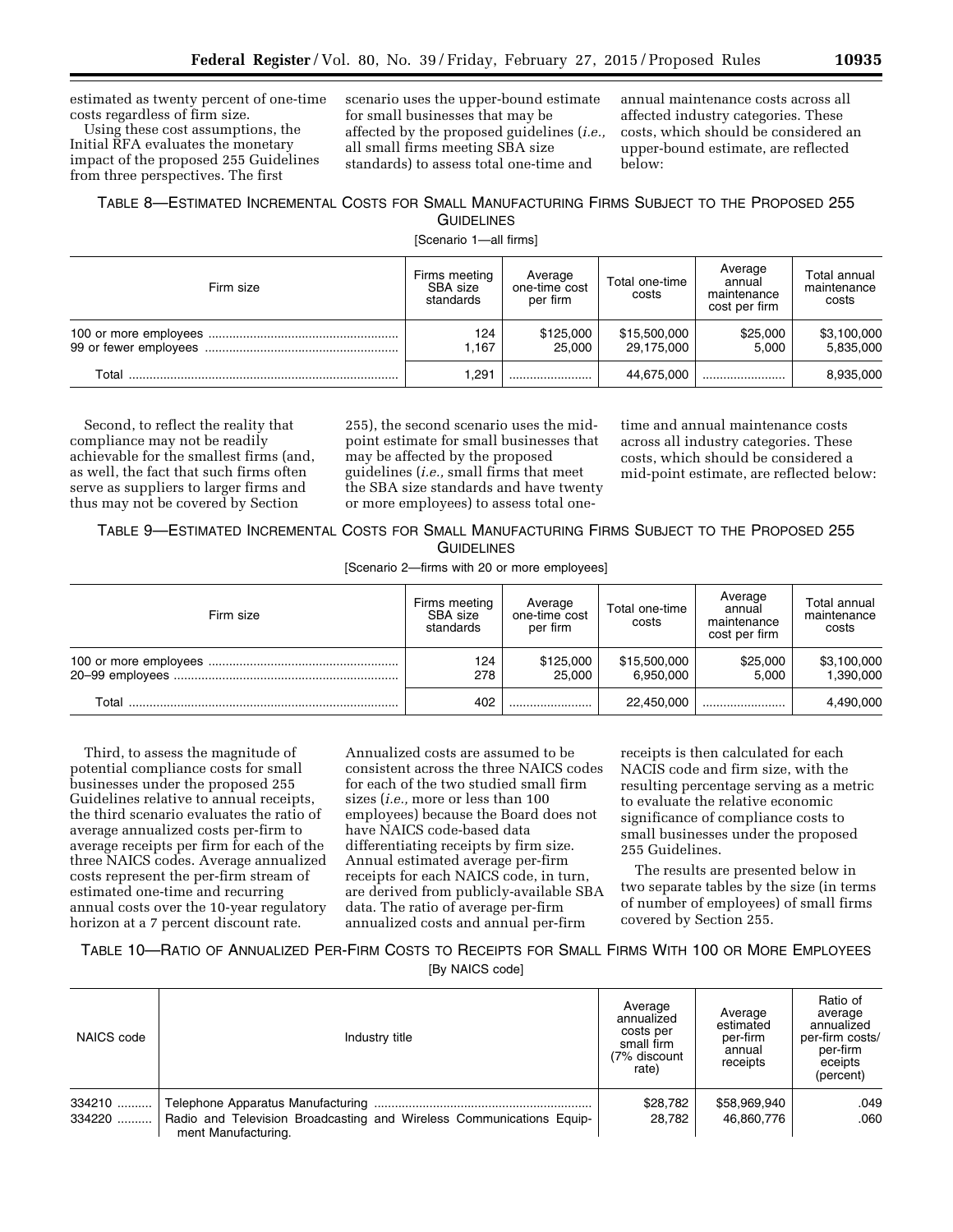estimated as twenty percent of one-time costs regardless of firm size.

Using these cost assumptions, the Initial RFA evaluates the monetary impact of the proposed 255 Guidelines from three perspectives. The first scenario uses the upper-bound estimate for small businesses that may be affected by the proposed guidelines (*i.e.,* all small firms meeting SBA size standards) to assess total one-time and annual maintenance costs across all affected industry categories. These costs, which should be considered an upper-bound estimate, are reflected below:

TABLE 8—ESTIMATED INCREMENTAL COSTS FOR SMALL MANUFACTURING FIRMS SUBJECT TO THE PROPOSED 255 GUIDELINES

[Scenario 1—all firms]

| Firm size | Firms meeting SBA size standards | Average one-time cost per firm | Total one-time costs | Average annual maintenance cost per firm | Total annual maintenance costs |
|---|---|---|---|---|---|
| 100 or more employees | 124 | $125,000 | $15,500,000 | $25,000 | $3,100,000 |
| 99 or fewer employees | 1,167 | 25,000 | 29,175,000 | 5,000 | 5,835,000 |
| Total | 1,291 | | 44,675,000 | | 8,935,000 |

Second, to reflect the reality that compliance may not be readily achievable for the smallest firms (and, as well, the fact that such firms often serve as suppliers to larger firms and thus may not be covered by Section 255), the second scenario uses the mid-point estimate for small businesses that may be affected by the proposed guidelines (*i.e.,* small firms that meet the SBA size standards and have twenty or more employees) to assess total one-time and annual maintenance costs across all industry categories. These costs, which should be considered a mid-point estimate, are reflected below:

TABLE 9—ESTIMATED INCREMENTAL COSTS FOR SMALL MANUFACTURING FIRMS SUBJECT TO THE PROPOSED 255 GUIDELINES

[Scenario 2—firms with 20 or more employees]

| Firm size | Firms meeting SBA size standards | Average one-time cost per firm | Total one-time costs | Average annual maintenance cost per firm | Total annual maintenance costs |
|---|---|---|---|---|---|
| 100 or more employees | 124 | $125,000 | $15,500,000 | $25,000 | $3,100,000 |
| 20–99 employees | 278 | 25,000 | 6,950,000 | 5,000 | 1,390,000 |
| Total | 402 | | 22,450,000 | | 4,490,000 |

Third, to assess the magnitude of potential compliance costs for small businesses under the proposed 255 Guidelines relative to annual receipts, the third scenario evaluates the ratio of average annualized costs per-firm to average receipts per firm for each of the three NAICS codes. Average annualized costs represent the per-firm stream of estimated one-time and recurring annual costs over the 10-year regulatory horizon at a 7 percent discount rate. Annualized costs are assumed to be consistent across the three NAICS codes for each of the two studied small firm sizes (*i.e.,* more or less than 100 employees) because the Board does not have NAICS code-based data differentiating receipts by firm size. Annual estimated average per-firm receipts for each NAICS code, in turn, are derived from publicly-available SBA data. The ratio of average per-firm annualized costs and annual per-firm receipts is then calculated for each NACIS code and firm size, with the resulting percentage serving as a metric to evaluate the relative economic significance of compliance costs to small businesses under the proposed 255 Guidelines.

The results are presented below in two separate tables by the size (in terms of number of employees) of small firms covered by Section 255.

TABLE 10—RATIO OF ANNUALIZED PER-FIRM COSTS TO RECEIPTS FOR SMALL FIRMS WITH 100 OR MORE EMPLOYEES

[By NAICS code]

| NAICS code | Industry title | Average annualized costs per small firm (7% discount rate) | Average estimated per-firm annual receipts | Ratio of average annualized per-firm costs/ per-firm eceipts (percent) |
|---|---|---|---|---|
| 334210 | Telephone Apparatus Manufacturing | $28,782 | $58,969,940 | .049 |
| 334220 | Radio and Television Broadcasting and Wireless Communications Equipment Manufacturing. | 28,782 | 46,860,776 | .060 |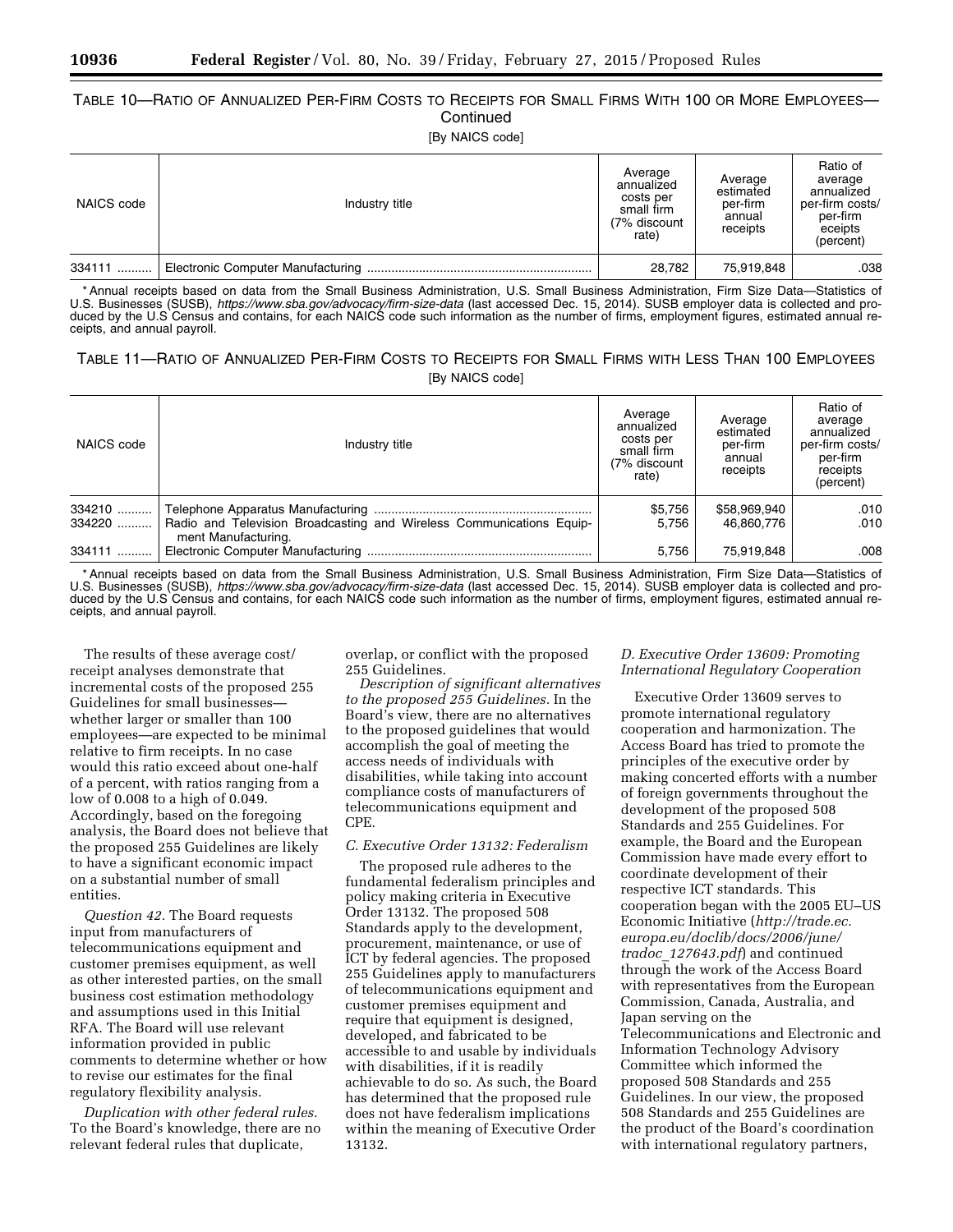TABLE 10—RATIO OF ANNUALIZED PER-FIRM COSTS TO RECEIPTS FOR SMALL FIRMS WITH 100 OR MORE EMPLOYEES—Continued

[By NAICS code]

| NAICS code | Industry title | Average annualized costs per small firm (7% discount rate) | Average estimated per-firm annual receipts | Ratio of average annualized per-firm costs/per-firm eceipts (percent) |
|---|---|---|---|---|
| 334111 | Electronic Computer Manufacturing | 28,782 | 75,919,848 | .038 |

* Annual receipts based on data from the Small Business Administration, U.S. Small Business Administration, Firm Size Data—Statistics of U.S. Businesses (SUSB), *https://www.sba.gov/advocacy/firm-size-data* (last accessed Dec. 15, 2014). SUSB employer data is collected and produced by the U.S Census and contains, for each NAICS code such information as the number of firms, employment figures, estimated annual receipts, and annual payroll.

TABLE 11—RATIO OF ANNUALIZED PER-FIRM COSTS TO RECEIPTS FOR SMALL FIRMS WITH LESS THAN 100 EMPLOYEES

[By NAICS code]

| NAICS code | Industry title | Average annualized costs per small firm (7% discount rate) | Average estimated per-firm annual receipts | Ratio of average annualized per-firm costs/per-firm receipts (percent) |
|---|---|---|---|---|
| 334210 | Telephone Apparatus Manufacturing | $5,756 | $58,969,940 | .010 |
| 334220 | Radio and Television Broadcasting and Wireless Communications Equipment Manufacturing. | 5,756 | 46,860,776 | .010 |
| 334111 | Electronic Computer Manufacturing | 5,756 | 75,919,848 | .008 |

* Annual receipts based on data from the Small Business Administration, U.S. Small Business Administration, Firm Size Data—Statistics of U.S. Businesses (SUSB), *https://www.sba.gov/advocacy/firm-size-data* (last accessed Dec. 15, 2014). SUSB employer data is collected and produced by the U.S Census and contains, for each NAICS code such information as the number of firms, employment figures, estimated annual receipts, and annual payroll.

The results of these average cost/receipt analyses demonstrate that incremental costs of the proposed 255 Guidelines for small businesses—whether larger or smaller than 100 employees—are expected to be minimal relative to firm receipts. In no case would this ratio exceed about one-half of a percent, with ratios ranging from a low of 0.008 to a high of 0.049. Accordingly, based on the foregoing analysis, the Board does not believe that the proposed 255 Guidelines are likely to have a significant economic impact on a substantial number of small entities.

*Question 42.* The Board requests input from manufacturers of telecommunications equipment and customer premises equipment, as well as other interested parties, on the small business cost estimation methodology and assumptions used in this Initial RFA. The Board will use relevant information provided in public comments to determine whether or how to revise our estimates for the final regulatory flexibility analysis.

*Duplication with other federal rules.* To the Board's knowledge, there are no relevant federal rules that duplicate, overlap, or conflict with the proposed 255 Guidelines.

*Description of significant alternatives to the proposed 255 Guidelines.* In the Board's view, there are no alternatives to the proposed guidelines that would accomplish the goal of meeting the access needs of individuals with disabilities, while taking into account compliance costs of manufacturers of telecommunications equipment and CPE.

### C. Executive Order 13132: Federalism

The proposed rule adheres to the fundamental federalism principles and policy making criteria in Executive Order 13132. The proposed 508 Standards apply to the development, procurement, maintenance, or use of ICT by federal agencies. The proposed 255 Guidelines apply to manufacturers of telecommunications equipment and customer premises equipment and require that equipment is designed, developed, and fabricated to be accessible to and usable by individuals with disabilities, if it is readily achievable to do so. As such, the Board has determined that the proposed rule does not have federalism implications within the meaning of Executive Order 13132.

### D. Executive Order 13609: Promoting International Regulatory Cooperation

Executive Order 13609 serves to promote international regulatory cooperation and harmonization. The Access Board has tried to promote the principles of the executive order by making concerted efforts with a number of foreign governments throughout the development of the proposed 508 Standards and 255 Guidelines. For example, the Board and the European Commission have made every effort to coordinate development of their respective ICT standards. This cooperation began with the 2005 EU–US Economic Initiative (*http://trade.ec.europa.eu/doclib/docs/2006/june/tradoc_127643.pdf*) and continued through the work of the Access Board with representatives from the European Commission, Canada, Australia, and Japan serving on the Telecommunications and Electronic and Information Technology Advisory Committee which informed the proposed 508 Standards and 255 Guidelines. In our view, the proposed 508 Standards and 255 Guidelines are the product of the Board's coordination with international regulatory partners,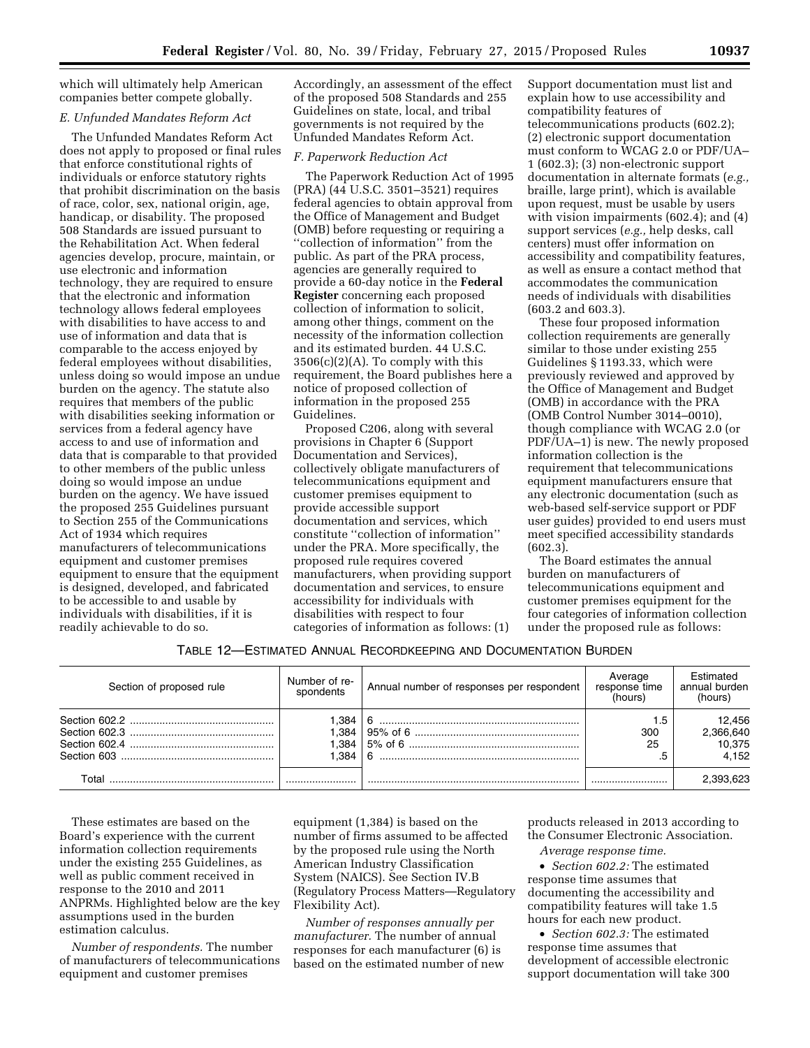which will ultimately help American companies better compete globally.

### E. Unfunded Mandates Reform Act

The Unfunded Mandates Reform Act does not apply to proposed or final rules that enforce constitutional rights of individuals or enforce statutory rights that prohibit discrimination on the basis of race, color, sex, national origin, age, handicap, or disability. The proposed 508 Standards are issued pursuant to the Rehabilitation Act. When federal agencies develop, procure, maintain, or use electronic and information technology, they are required to ensure that the electronic and information technology allows federal employees with disabilities to have access to and use of information and data that is comparable to the access enjoyed by federal employees without disabilities, unless doing so would impose an undue burden on the agency. The statute also requires that members of the public with disabilities seeking information or services from a federal agency have access to and use of information and data that is comparable to that provided to other members of the public unless doing so would impose an undue burden on the agency. We have issued the proposed 255 Guidelines pursuant to Section 255 of the Communications Act of 1934 which requires manufacturers of telecommunications equipment and customer premises equipment to ensure that the equipment is designed, developed, and fabricated to be accessible to and usable by individuals with disabilities, if it is readily achievable to do so. Accordingly, an assessment of the effect of the proposed 508 Standards and 255 Guidelines on state, local, and tribal governments is not required by the Unfunded Mandates Reform Act.

### F. Paperwork Reduction Act

The Paperwork Reduction Act of 1995 (PRA) (44 U.S.C. 3501–3521) requires federal agencies to obtain approval from the Office of Management and Budget (OMB) before requesting or requiring a ''collection of information'' from the public. As part of the PRA process, agencies are generally required to provide a 60-day notice in the **Federal Register** concerning each proposed collection of information to solicit, among other things, comment on the necessity of the information collection and its estimated burden. 44 U.S.C. 3506(c)(2)(A). To comply with this requirement, the Board publishes here a notice of proposed collection of information in the proposed 255 Guidelines.

Proposed C206, along with several provisions in Chapter 6 (Support Documentation and Services), collectively obligate manufacturers of telecommunications equipment and customer premises equipment to provide accessible support documentation and services, which constitute ''collection of information'' under the PRA. More specifically, the proposed rule requires covered manufacturers, when providing support documentation and services, to ensure accessibility for individuals with disabilities with respect to four categories of information as follows: (1) Support documentation must list and explain how to use accessibility and compatibility features of telecommunications products (602.2); (2) electronic support documentation must conform to WCAG 2.0 or PDF/UA–1 (602.3); (3) non-electronic support documentation in alternate formats (*e.g.,* braille, large print), which is available upon request, must be usable by users with vision impairments (602.4); and (4) support services (*e.g.,* help desks, call centers) must offer information on accessibility and compatibility features, as well as ensure a contact method that accommodates the communication needs of individuals with disabilities (603.2 and 603.3).

These four proposed information collection requirements are generally similar to those under existing 255 Guidelines § 1193.33, which were previously reviewed and approved by the Office of Management and Budget (OMB) in accordance with the PRA (OMB Control Number 3014–0010), though compliance with WCAG 2.0 (or PDF/UA–1) is new. The newly proposed information collection is the requirement that telecommunications equipment manufacturers ensure that any electronic documentation (such as web-based self-service support or PDF user guides) provided to end users must meet specified accessibility standards (602.3).

The Board estimates the annual burden on manufacturers of telecommunications equipment and customer premises equipment for the four categories of information collection under the proposed rule as follows:

TABLE 12—ESTIMATED ANNUAL RECORDKEEPING AND DOCUMENTATION BURDEN

| Section of proposed rule | Number of respondents | Annual number of responses per respondent | Average response time (hours) | Estimated annual burden (hours) |
|---|---|---|---|---|
| Section 602.2 | 1,384 | 6 | 1.5 | 12,456 |
| Section 602.3 | 1,384 | 95% of 6 | 300 | 2,366,640 |
| Section 602.4 | 1,384 | 5% of 6 | 25 | 10,375 |
| Section 603 | 1,384 | 6 | .5 | 4,152 |
| Total | | | | 2,393,623 |

These estimates are based on the Board's experience with the current information collection requirements under the existing 255 Guidelines, as well as public comment received in response to the 2010 and 2011 ANPRMs. Highlighted below are the key assumptions used in the burden estimation calculus.

*Number of respondents.* The number of manufacturers of telecommunications equipment and customer premises equipment (1,384) is based on the number of firms assumed to be affected by the proposed rule using the North American Industry Classification System (NAICS). See Section IV.B (Regulatory Process Matters—Regulatory Flexibility Act).

*Number of responses annually per manufacturer.* The number of annual responses for each manufacturer (6) is based on the estimated number of new products released in 2013 according to the Consumer Electronic Association.

*Average response time.*

- *Section 602.2:* The estimated response time assumes that documenting the accessibility and compatibility features will take 1.5 hours for each new product.
- *Section 602.3:* The estimated response time assumes that development of accessible electronic support documentation will take 300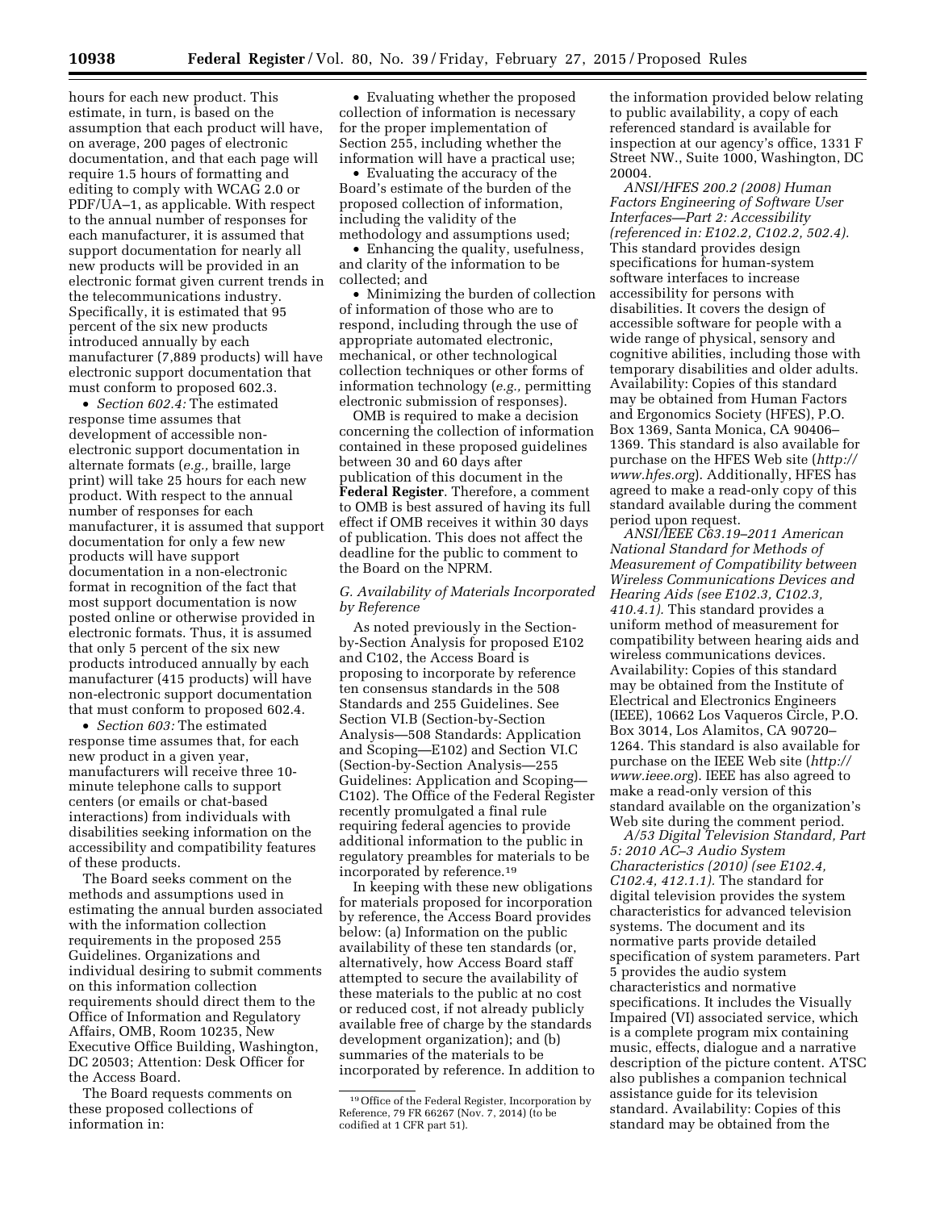hours for each new product. This estimate, in turn, is based on the assumption that each product will have, on average, 200 pages of electronic documentation, and that each page will require 1.5 hours of formatting and editing to comply with WCAG 2.0 or PDF/UA–1, as applicable. With respect to the annual number of responses for each manufacturer, it is assumed that support documentation for nearly all new products will be provided in an electronic format given current trends in the telecommunications industry. Specifically, it is estimated that 95 percent of the six new products introduced annually by each manufacturer (7,889 products) will have electronic support documentation that must conform to proposed 602.3.

- *Section 602.4:* The estimated response time assumes that development of accessible non-electronic support documentation in alternate formats (*e.g.,* braille, large print) will take 25 hours for each new product. With respect to the annual number of responses for each manufacturer, it is assumed that support documentation for only a few new products will have support documentation in a non-electronic format in recognition of the fact that most support documentation is now posted online or otherwise provided in electronic formats. Thus, it is assumed that only 5 percent of the six new products introduced annually by each manufacturer (415 products) will have non-electronic support documentation that must conform to proposed 602.4.
- *Section 603:* The estimated response time assumes that, for each new product in a given year, manufacturers will receive three 10-minute telephone calls to support centers (or emails or chat-based interactions) from individuals with disabilities seeking information on the accessibility and compatibility features of these products.

The Board seeks comment on the methods and assumptions used in estimating the annual burden associated with the information collection requirements in the proposed 255 Guidelines. Organizations and individual desiring to submit comments on this information collection requirements should direct them to the Office of Information and Regulatory Affairs, OMB, Room 10235, New Executive Office Building, Washington, DC 20503; Attention: Desk Officer for the Access Board.

The Board requests comments on these proposed collections of information in:

- Evaluating whether the proposed collection of information is necessary for the proper implementation of Section 255, including whether the information will have a practical use;
- Evaluating the accuracy of the Board's estimate of the burden of the proposed collection of information, including the validity of the methodology and assumptions used;
- Enhancing the quality, usefulness, and clarity of the information to be collected; and
- Minimizing the burden of collection of information of those who are to respond, including through the use of appropriate automated electronic, mechanical, or other technological collection techniques or other forms of information technology (*e.g.,* permitting electronic submission of responses).

OMB is required to make a decision concerning the collection of information contained in these proposed guidelines between 30 and 60 days after publication of this document in the **Federal Register**. Therefore, a comment to OMB is best assured of having its full effect if OMB receives it within 30 days of publication. This does not affect the deadline for the public to comment to the Board on the NPRM.

### *G. Availability of Materials Incorporated by Reference*

As noted previously in the Section-by-Section Analysis for proposed E102 and C102, the Access Board is proposing to incorporate by reference ten consensus standards in the 508 Standards and 255 Guidelines. See Section VI.B (Section-by-Section Analysis—508 Standards: Application and Scoping—E102) and Section VI.C (Section-by-Section Analysis—255 Guidelines: Application and Scoping—C102). The Office of the Federal Register recently promulgated a final rule requiring federal agencies to provide additional information to the public in regulatory preambles for materials to be incorporated by reference.[19]

In keeping with these new obligations for materials proposed for incorporation by reference, the Access Board provides below: (a) Information on the public availability of these ten standards (or, alternatively, how Access Board staff attempted to secure the availability of these materials to the public at no cost or reduced cost, if not already publicly available free of charge by the standards development organization); and (b) summaries of the materials to be incorporated by reference. In addition to the information provided below relating to public availability, a copy of each referenced standard is available for inspection at our agency's office, 1331 F Street NW., Suite 1000, Washington, DC 20004.

*ANSI/HFES 200.2 (2008) Human Factors Engineering of Software User Interfaces—Part 2: Accessibility (referenced in: E102.2, C102.2, 502.4).* This standard provides design specifications for human-system software interfaces to increase accessibility for persons with disabilities. It covers the design of accessible software for people with a wide range of physical, sensory and cognitive abilities, including those with temporary disabilities and older adults. Availability: Copies of this standard may be obtained from Human Factors and Ergonomics Society (HFES), P.O. Box 1369, Santa Monica, CA 90406–1369. This standard is also available for purchase on the HFES Web site (*http://www.hfes.org*). Additionally, HFES has agreed to make a read-only copy of this standard available during the comment period upon request.

*ANSI/IEEE C63.19–2011 American National Standard for Methods of Measurement of Compatibility between Wireless Communications Devices and Hearing Aids (see E102.3, C102.3, 410.4.1).* This standard provides a uniform method of measurement for compatibility between hearing aids and wireless communications devices. Availability: Copies of this standard may be obtained from the Institute of Electrical and Electronics Engineers (IEEE), 10662 Los Vaqueros Circle, P.O. Box 3014, Los Alamitos, CA 90720–1264. This standard is also available for purchase on the IEEE Web site (*http://www.ieee.org*). IEEE has also agreed to make a read-only version of this standard available on the organization's Web site during the comment period.

*A/53 Digital Television Standard, Part 5: 2010 AC–3 Audio System Characteristics (2010) (see E102.4, C102.4, 412.1.1).* The standard for digital television provides the system characteristics for advanced television systems. The document and its normative parts provide detailed specification of system parameters. Part 5 provides the audio system characteristics and normative specifications. It includes the Visually Impaired (VI) associated service, which is a complete program mix containing music, effects, dialogue and a narrative description of the picture content. ATSC also publishes a companion technical assistance guide for its television standard. Availability: Copies of this standard may be obtained from the

[19] Office of the Federal Register, Incorporation by Reference, 79 FR 66267 (Nov. 7, 2014) (to be codified at 1 CFR part 51).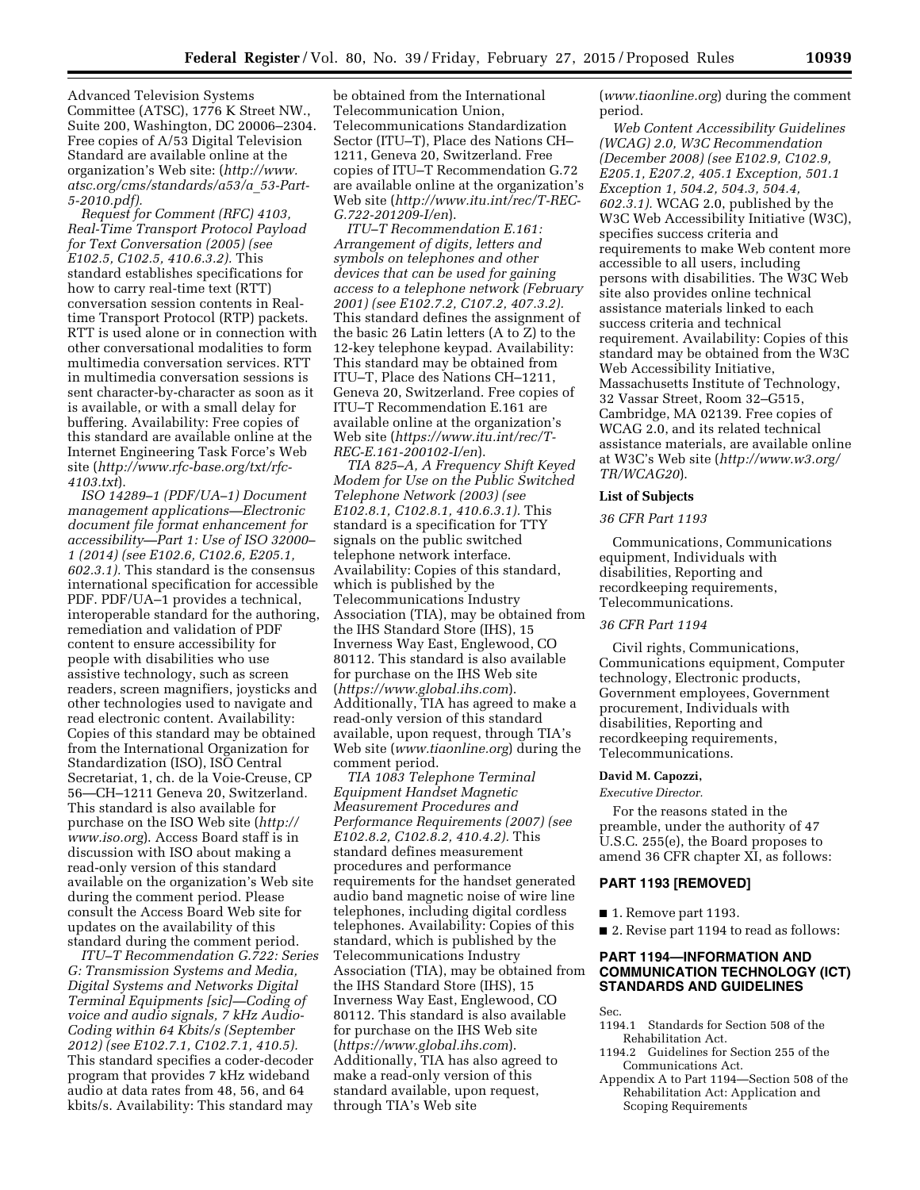Advanced Television Systems Committee (ATSC), 1776 K Street NW., Suite 200, Washington, DC 20006–2304. Free copies of A/53 Digital Television Standard are available online at the organization's Web site: (*http://www.atsc.org/cms/standards/a53/a_53-Part-5-2010.pdf).*

*Request for Comment (RFC) 4103, Real-Time Transport Protocol Payload for Text Conversation (2005) (see E102.5, C102.5, 410.6.3.2).* This standard establishes specifications for how to carry real-time text (RTT) conversation session contents in Real-time Transport Protocol (RTP) packets. RTT is used alone or in connection with other conversational modalities to form multimedia conversation services. RTT in multimedia conversation sessions is sent character-by-character as soon as it is available, or with a small delay for buffering. Availability: Free copies of this standard are available online at the Internet Engineering Task Force's Web site (*http://www.rfc-base.org/txt/rfc-4103.txt*).

*ISO 14289–1 (PDF/UA–1) Document management applications—Electronic document file format enhancement for accessibility—Part 1: Use of ISO 32000–1 (2014) (see E102.6, C102.6, E205.1, 602.3.1).* This standard is the consensus international specification for accessible PDF. PDF/UA–1 provides a technical, interoperable standard for the authoring, remediation and validation of PDF content to ensure accessibility for people with disabilities who use assistive technology, such as screen readers, screen magnifiers, joysticks and other technologies used to navigate and read electronic content. Availability: Copies of this standard may be obtained from the International Organization for Standardization (ISO), ISO Central Secretariat, 1, ch. de la Voie-Creuse, CP 56—CH–1211 Geneva 20, Switzerland. This standard is also available for purchase on the ISO Web site (*http://www.iso.org*). Access Board staff is in discussion with ISO about making a read-only version of this standard available on the organization's Web site during the comment period. Please consult the Access Board Web site for updates on the availability of this standard during the comment period.

*ITU–T Recommendation G.722: Series G: Transmission Systems and Media, Digital Systems and Networks Digital Terminal Equipments [sic]—Coding of voice and audio signals, 7 kHz Audio-Coding within 64 Kbits/s (September 2012) (see E102.7.1, C102.7.1, 410.5).* This standard specifies a coder-decoder program that provides 7 kHz wideband audio at data rates from 48, 56, and 64 kbits/s. Availability: This standard may be obtained from the International Telecommunication Union, Telecommunications Standardization Sector (ITU–T), Place des Nations CH–1211, Geneva 20, Switzerland. Free copies of ITU–T Recommendation G.72 are available online at the organization's Web site (*http://www.itu.int/rec/T-REC-G.722-201209-I/en*).

*ITU–T Recommendation E.161: Arrangement of digits, letters and symbols on telephones and other devices that can be used for gaining access to a telephone network (February 2001) (see E102.7.2, C107.2, 407.3.2).* This standard defines the assignment of the basic 26 Latin letters (A to Z) to the 12-key telephone keypad. Availability: This standard may be obtained from ITU–T, Place des Nations CH–1211, Geneva 20, Switzerland. Free copies of ITU–T Recommendation E.161 are available online at the organization's Web site (*https://www.itu.int/rec/T-REC-E.161-200102-I/en*).

*TIA 825–A, A Frequency Shift Keyed Modem for Use on the Public Switched Telephone Network (2003) (see E102.8.1, C102.8.1, 410.6.3.1).* This standard is a specification for TTY signals on the public switched telephone network interface. Availability: Copies of this standard, which is published by the Telecommunications Industry Association (TIA), may be obtained from the IHS Standard Store (IHS), 15 Inverness Way East, Englewood, CO 80112. This standard is also available for purchase on the IHS Web site (*https://www.global.ihs.com*). Additionally, TIA has agreed to make a read-only version of this standard available, upon request, through TIA's Web site (*www.tiaonline.org*) during the comment period.

*TIA 1083 Telephone Terminal Equipment Handset Magnetic Measurement Procedures and Performance Requirements (2007) (see E102.8.2, C102.8.2, 410.4.2).* This standard defines measurement procedures and performance requirements for the handset generated audio band magnetic noise of wire line telephones, including digital cordless telephones. Availability: Copies of this standard, which is published by the Telecommunications Industry Association (TIA), may be obtained from the IHS Standard Store (IHS), 15 Inverness Way East, Englewood, CO 80112. This standard is also available for purchase on the IHS Web site (*https://www.global.ihs.com*). Additionally, TIA has also agreed to make a read-only version of this standard available, upon request, through TIA's Web site (*www.tiaonline.org*) during the comment period.

*Web Content Accessibility Guidelines (WCAG) 2.0, W3C Recommendation (December 2008) (see E102.9, C102.9, E205.1, E207.2, 405.1 Exception, 501.1 Exception 1, 504.2, 504.3, 504.4, 602.3.1).* WCAG 2.0, published by the W3C Web Accessibility Initiative (W3C), specifies success criteria and requirements to make Web content more accessible to all users, including persons with disabilities. The W3C Web site also provides online technical assistance materials linked to each success criteria and technical requirement. Availability: Copies of this standard may be obtained from the W3C Web Accessibility Initiative, Massachusetts Institute of Technology, 32 Vassar Street, Room 32–G515, Cambridge, MA 02139. Free copies of WCAG 2.0, and its related technical assistance materials, are available online at W3C's Web site (*http://www.w3.org/TR/WCAG20*).

### List of Subjects

*36 CFR Part 1193*

Communications, Communications equipment, Individuals with disabilities, Reporting and recordkeeping requirements, Telecommunications.

*36 CFR Part 1194*

Civil rights, Communications, Communications equipment, Computer technology, Electronic products, Government employees, Government procurement, Individuals with disabilities, Reporting and recordkeeping requirements, Telecommunications.

**David M. Capozzi,**

*Executive Director.*

For the reasons stated in the preamble, under the authority of 47 U.S.C. 255(e), the Board proposes to amend 36 CFR chapter XI, as follows:

## PART 1193 [REMOVED]

■ 1. Remove part 1193.

■ 2. Revise part 1194 to read as follows:

## PART 1194—INFORMATION AND COMMUNICATION TECHNOLOGY (ICT) STANDARDS AND GUIDELINES

Sec.

1194.1 Standards for Section 508 of the Rehabilitation Act.

1194.2 Guidelines for Section 255 of the Communications Act.

Appendix A to Part 1194—Section 508 of the Rehabilitation Act: Application and Scoping Requirements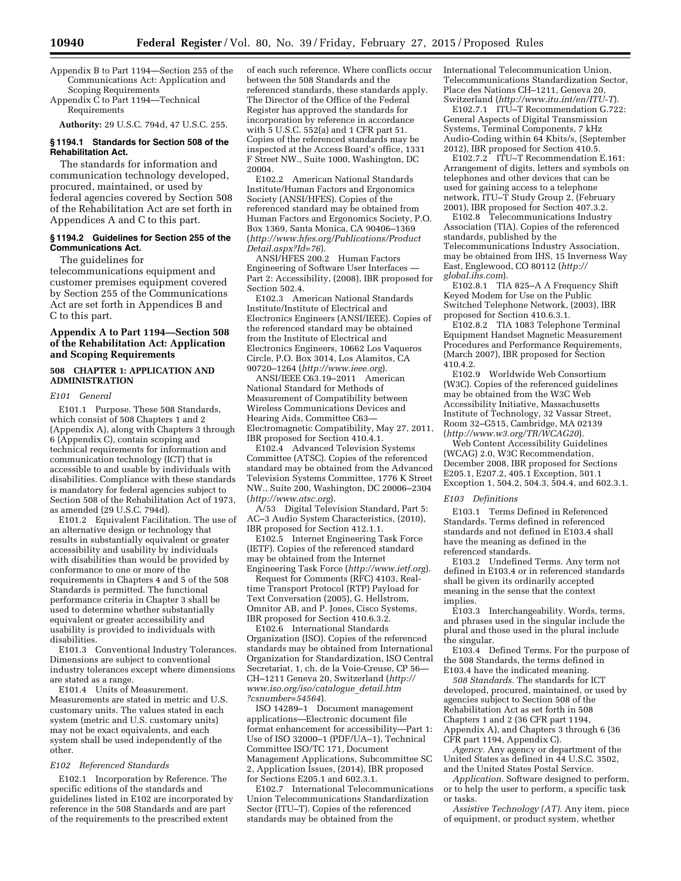Appendix B to Part 1194—Section 255 of the Communications Act: Application and Scoping Requirements

Appendix C to Part 1194—Technical Requirements

**Authority:** 29 U.S.C. 794d, 47 U.S.C. 255.

### § 1194.1 Standards for Section 508 of the Rehabilitation Act.

The standards for information and communication technology developed, procured, maintained, or used by federal agencies covered by Section 508 of the Rehabilitation Act are set forth in Appendices A and C to this part.

### § 1194.2 Guidelines for Section 255 of the Communications Act.

The guidelines for telecommunications equipment and customer premises equipment covered by Section 255 of the Communications Act are set forth in Appendices B and C to this part.

## Appendix A to Part 1194—Section 508 of the Rehabilitation Act: Application and Scoping Requirements

### 508 CHAPTER 1: APPLICATION AND ADMINISTRATION

*E101 General*

E101.1 Purpose. These 508 Standards, which consist of 508 Chapters 1 and 2 (Appendix A), along with Chapters 3 through 6 (Appendix C), contain scoping and technical requirements for information and communication technology (ICT) that is accessible to and usable by individuals with disabilities. Compliance with these standards is mandatory for federal agencies subject to Section 508 of the Rehabilitation Act of 1973, as amended (29 U.S.C. 794d).

E101.2 Equivalent Facilitation. The use of an alternative design or technology that results in substantially equivalent or greater accessibility and usability by individuals with disabilities than would be provided by conformance to one or more of the requirements in Chapters 4 and 5 of the 508 Standards is permitted. The functional performance criteria in Chapter 3 shall be used to determine whether substantially equivalent or greater accessibility and usability is provided to individuals with disabilities.

E101.3 Conventional Industry Tolerances. Dimensions are subject to conventional industry tolerances except where dimensions are stated as a range.

E101.4 Units of Measurement. Measurements are stated in metric and U.S. customary units. The values stated in each system (metric and U.S. customary units) may not be exact equivalents, and each system shall be used independently of the other.

*E102 Referenced Standards*

E102.1 Incorporation by Reference. The specific editions of the standards and guidelines listed in E102 are incorporated by reference in the 508 Standards and are part of the requirements to the prescribed extent of each such reference. Where conflicts occur between the 508 Standards and the referenced standards, these standards apply. The Director of the Office of the Federal Register has approved the standards for incorporation by reference in accordance with 5 U.S.C. 552(a) and 1 CFR part 51. Copies of the referenced standards may be inspected at the Access Board's office, 1331 F Street NW., Suite 1000, Washington, DC 20004.

E102.2 American National Standards Institute/Human Factors and Ergonomics Society (ANSI/HFES). Copies of the referenced standard may be obtained from Human Factors and Ergonomics Society, P.O. Box 1369, Santa Monica, CA 90406–1369 (*http://www.hfes.org/Publications/ProductDetail.aspx?Id=76*).

ANSI/HFES 200.2 Human Factors Engineering of Software User Interfaces — Part 2: Accessibility, (2008), IBR proposed for Section 502.4.

E102.3 American National Standards Institute/Institute of Electrical and Electronics Engineers (ANSI/IEEE). Copies of the referenced standard may be obtained from the Institute of Electrical and Electronics Engineers, 10662 Los Vaqueros Circle, P.O. Box 3014, Los Alamitos, CA 90720–1264 (*http://www.ieee.org*).

ANSI/IEEE C63.19–2011 American National Standard for Methods of Measurement of Compatibility between Wireless Communications Devices and Hearing Aids, Committee C63—Electromagnetic Compatibility, May 27, 2011, IBR proposed for Section 410.4.1.

E102.4 Advanced Television Systems Committee (ATSC). Copies of the referenced standard may be obtained from the Advanced Television Systems Committee, 1776 K Street NW., Suite 200, Washington, DC 20006–2304 (*http://www.atsc.org*).

A/53 Digital Television Standard, Part 5: AC–3 Audio System Characteristics, (2010), IBR proposed for Section 412.1.1.

E102.5 Internet Engineering Task Force (IETF). Copies of the referenced standard may be obtained from the Internet Engineering Task Force (*http://www.ietf.org*).

Request for Comments (RFC) 4103, Real-time Transport Protocol (RTP) Payload for Text Conversation (2005), G. Hellstrom, Omnitor AB, and P. Jones, Cisco Systems, IBR proposed for Section 410.6.3.2.

E102.6 International Standards Organization (ISO). Copies of the referenced standards may be obtained from International Organization for Standardization, ISO Central Secretariat, 1, ch. de la Voie-Creuse, CP 56—CH–1211 Geneva 20, Switzerland (*http://www.iso.org/iso/catalogue_detail.htm?csnumber=54564*).

ISO 14289–1 Document management applications—Electronic document file format enhancement for accessibility—Part 1: Use of ISO 32000–1 (PDF/UA–1), Technical Committee ISO/TC 171, Document Management Applications, Subcommittee SC 2, Application Issues, (2014), IBR proposed for Sections E205.1 and 602.3.1.

E102.7 International Telecommunications Union Telecommunications Standardization Sector (ITU–T). Copies of the referenced standards may be obtained from the International Telecommunication Union, Telecommunications Standardization Sector, Place des Nations CH–1211, Geneva 20, Switzerland (*http://www.itu.int/en/ITU-T*).

E102.7.1 ITU–T Recommendation G.722: General Aspects of Digital Transmission Systems, Terminal Components, 7 kHz Audio-Coding within 64 Kbits/s, (September 2012), IBR proposed for Section 410.5.

E102.7.2 ITU–T Recommendation E.161: Arrangement of digits, letters and symbols on telephones and other devices that can be used for gaining access to a telephone network, ITU–T Study Group 2, (February 2001), IBR proposed for Section 407.3.2.

E102.8 Telecommunications Industry Association (TIA). Copies of the referenced standards, published by the Telecommunications Industry Association, may be obtained from IHS, 15 Inverness Way East, Englewood, CO 80112 (*http://global.ihs.com*).

E102.8.1 TIA 825–A A Frequency Shift Keyed Modem for Use on the Public Switched Telephone Network, (2003), IBR proposed for Section 410.6.3.1.

E102.8.2 TIA 1083 Telephone Terminal Equipment Handset Magnetic Measurement Procedures and Performance Requirements, (March 2007), IBR proposed for Section 410.4.2.

E102.9 Worldwide Web Consortium (W3C). Copies of the referenced guidelines may be obtained from the W3C Web Accessibility Initiative, Massachusetts Institute of Technology, 32 Vassar Street, Room 32–G515, Cambridge, MA 02139 (*http://www.w3.org/TR/WCAG20*).

Web Content Accessibility Guidelines (WCAG) 2.0, W3C Recommendation, December 2008, IBR proposed for Sections E205.1, E207.2, 405.1 Exception, 501.1 Exception 1, 504.2, 504.3, 504.4, and 602.3.1.

*E103 Definitions*

E103.1 Terms Defined in Referenced Standards. Terms defined in referenced standards and not defined in E103.4 shall have the meaning as defined in the referenced standards.

E103.2 Undefined Terms. Any term not defined in E103.4 or in referenced standards shall be given its ordinarily accepted meaning in the sense that the context implies.

E103.3 Interchangeability. Words, terms, and phrases used in the singular include the plural and those used in the plural include the singular.

E103.4 Defined Terms. For the purpose of the 508 Standards, the terms defined in E103.4 have the indicated meaning.

*508 Standards*. The standards for ICT developed, procured, maintained, or used by agencies subject to Section 508 of the Rehabilitation Act as set forth in 508 Chapters 1 and 2 (36 CFR part 1194, Appendix A), and Chapters 3 through 6 (36 CFR part 1194, Appendix C).

*Agency*. Any agency or department of the United States as defined in 44 U.S.C. 3502, and the United States Postal Service.

*Application*. Software designed to perform, or to help the user to perform, a specific task or tasks.

*Assistive Technology (AT)*. Any item, piece of equipment, or product system, whether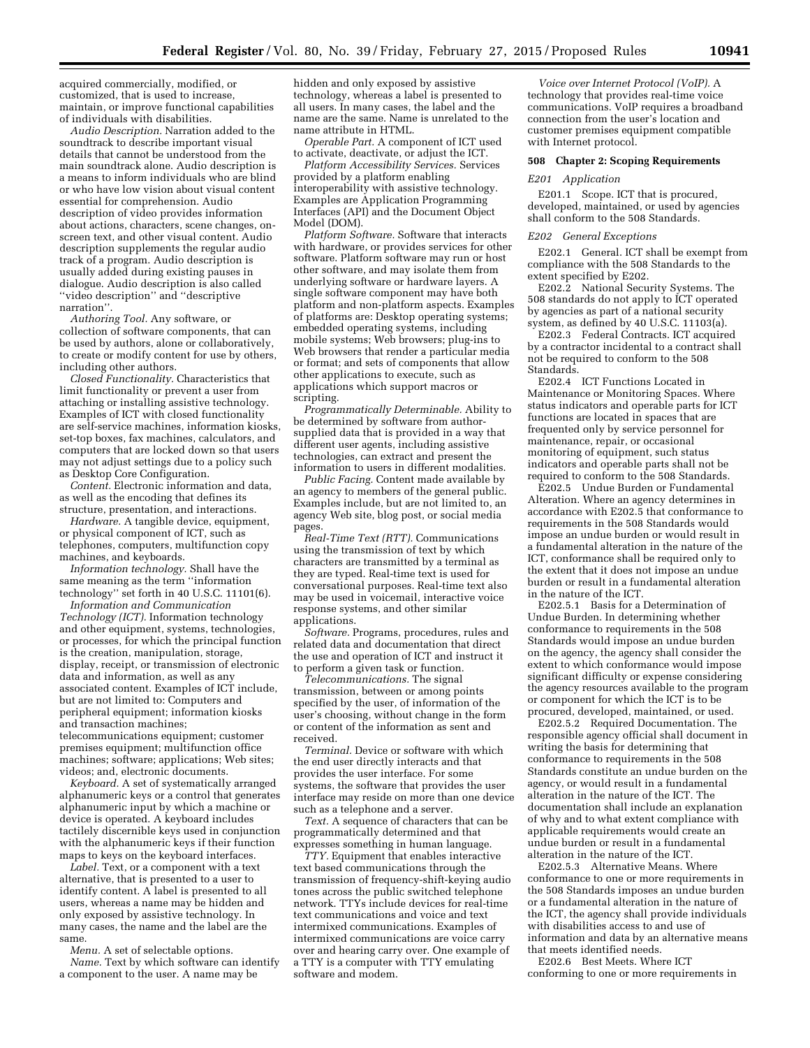acquired commercially, modified, or customized, that is used to increase, maintain, or improve functional capabilities of individuals with disabilities.

*Audio Description.* Narration added to the soundtrack to describe important visual details that cannot be understood from the main soundtrack alone. Audio description is a means to inform individuals who are blind or who have low vision about visual content essential for comprehension. Audio description of video provides information about actions, characters, scene changes, on-screen text, and other visual content. Audio description supplements the regular audio track of a program. Audio description is usually added during existing pauses in dialogue. Audio description is also called ''video description'' and ''descriptive narration''.

*Authoring Tool.* Any software, or collection of software components, that can be used by authors, alone or collaboratively, to create or modify content for use by others, including other authors.

*Closed Functionality.* Characteristics that limit functionality or prevent a user from attaching or installing assistive technology. Examples of ICT with closed functionality are self-service machines, information kiosks, set-top boxes, fax machines, calculators, and computers that are locked down so that users may not adjust settings due to a policy such as Desktop Core Configuration.

*Content.* Electronic information and data, as well as the encoding that defines its structure, presentation, and interactions.

*Hardware.* A tangible device, equipment, or physical component of ICT, such as telephones, computers, multifunction copy machines, and keyboards.

*Information technology.* Shall have the same meaning as the term ''information technology'' set forth in 40 U.S.C. 11101(6).

*Information and Communication Technology (ICT).* Information technology and other equipment, systems, technologies, or processes, for which the principal function is the creation, manipulation, storage, display, receipt, or transmission of electronic data and information, as well as any associated content. Examples of ICT include, but are not limited to: Computers and peripheral equipment; information kiosks and transaction machines; telecommunications equipment; customer premises equipment; multifunction office machines; software; applications; Web sites; videos; and, electronic documents.

*Keyboard.* A set of systematically arranged alphanumeric keys or a control that generates alphanumeric input by which a machine or device is operated. A keyboard includes tactilely discernible keys used in conjunction with the alphanumeric keys if their function maps to keys on the keyboard interfaces.

*Label.* Text, or a component with a text alternative, that is presented to a user to identify content. A label is presented to all users, whereas a name may be hidden and only exposed by assistive technology. In many cases, the name and the label are the same.

*Menu.* A set of selectable options.

*Name.* Text by which software can identify a component to the user. A name may be hidden and only exposed by assistive technology, whereas a label is presented to all users. In many cases, the label and the name are the same. Name is unrelated to the name attribute in HTML.

*Operable Part.* A component of ICT used to activate, deactivate, or adjust the ICT.

*Platform Accessibility Services.* Services provided by a platform enabling interoperability with assistive technology. Examples are Application Programming Interfaces (API) and the Document Object Model (DOM).

*Platform Software.* Software that interacts with hardware, or provides services for other software. Platform software may run or host other software, and may isolate them from underlying software or hardware layers. A single software component may have both platform and non-platform aspects. Examples of platforms are: Desktop operating systems; embedded operating systems, including mobile systems; Web browsers; plug-ins to Web browsers that render a particular media or format; and sets of components that allow other applications to execute, such as applications which support macros or scripting.

*Programmatically Determinable.* Ability to be determined by software from author-supplied data that is provided in a way that different user agents, including assistive technologies, can extract and present the information to users in different modalities.

*Public Facing.* Content made available by an agency to members of the general public. Examples include, but are not limited to, an agency Web site, blog post, or social media pages.

*Real-Time Text (RTT).* Communications using the transmission of text by which characters are transmitted by a terminal as they are typed. Real-time text is used for conversational purposes. Real-time text also may be used in voicemail, interactive voice response systems, and other similar applications.

*Software.* Programs, procedures, rules and related data and documentation that direct the use and operation of ICT and instruct it to perform a given task or function.

*Telecommunications.* The signal transmission, between or among points specified by the user, of information of the user's choosing, without change in the form or content of the information as sent and received.

*Terminal.* Device or software with which the end user directly interacts and that provides the user interface. For some systems, the software that provides the user interface may reside on more than one device such as a telephone and a server.

*Text.* A sequence of characters that can be programmatically determined and that expresses something in human language.

*TTY.* Equipment that enables interactive text based communications through the transmission of frequency-shift-keying audio tones across the public switched telephone network. TTYs include devices for real-time text communications and voice and text intermixed communications. Examples of intermixed communications are voice carry over and hearing carry over. One example of a TTY is a computer with TTY emulating software and modem.

*Voice over Internet Protocol (VoIP).* A technology that provides real-time voice communications. VoIP requires a broadband connection from the user's location and customer premises equipment compatible with Internet protocol.

**508 Chapter 2: Scoping Requirements**

*E201 Application*

E201.1 Scope. ICT that is procured, developed, maintained, or used by agencies shall conform to the 508 Standards.

*E202 General Exceptions*

E202.1 General. ICT shall be exempt from compliance with the 508 Standards to the extent specified by E202.

E202.2 National Security Systems. The 508 standards do not apply to ICT operated by agencies as part of a national security system, as defined by 40 U.S.C. 11103(a).

E202.3 Federal Contracts. ICT acquired by a contractor incidental to a contract shall not be required to conform to the 508 Standards.

E202.4 ICT Functions Located in Maintenance or Monitoring Spaces. Where status indicators and operable parts for ICT functions are located in spaces that are frequented only by service personnel for maintenance, repair, or occasional monitoring of equipment, such status indicators and operable parts shall not be required to conform to the 508 Standards.

E202.5 Undue Burden or Fundamental Alteration. Where an agency determines in accordance with E202.5 that conformance to requirements in the 508 Standards would impose an undue burden or would result in a fundamental alteration in the nature of the ICT, conformance shall be required only to the extent that it does not impose an undue burden or result in a fundamental alteration in the nature of the ICT.

E202.5.1 Basis for a Determination of Undue Burden. In determining whether conformance to requirements in the 508 Standards would impose an undue burden on the agency, the agency shall consider the extent to which conformance would impose significant difficulty or expense considering the agency resources available to the program or component for which the ICT is to be procured, developed, maintained, or used.

E202.5.2 Required Documentation. The responsible agency official shall document in writing the basis for determining that conformance to requirements in the 508 Standards constitute an undue burden on the agency, or would result in a fundamental alteration in the nature of the ICT. The documentation shall include an explanation of why and to what extent compliance with applicable requirements would create an undue burden or result in a fundamental alteration in the nature of the ICT.

E202.5.3 Alternative Means. Where conformance to one or more requirements in the 508 Standards imposes an undue burden or a fundamental alteration in the nature of the ICT, the agency shall provide individuals with disabilities access to and use of information and data by an alternative means that meets identified needs.

E202.6 Best Meets. Where ICT conforming to one or more requirements in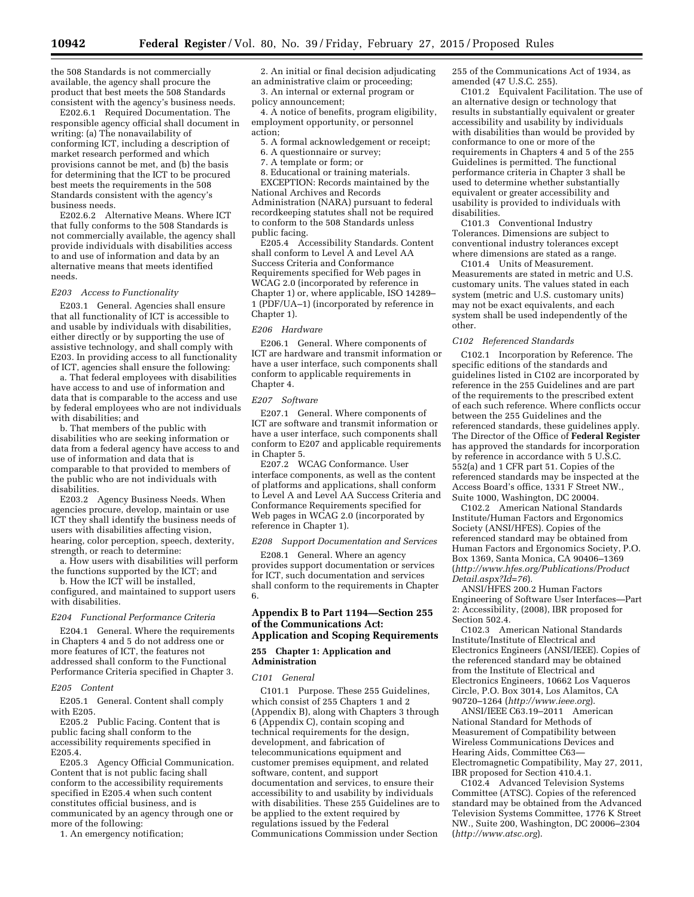the 508 Standards is not commercially available, the agency shall procure the product that best meets the 508 Standards consistent with the agency's business needs.

E202.6.1 Required Documentation. The responsible agency official shall document in writing: (a) The nonavailability of conforming ICT, including a description of market research performed and which provisions cannot be met, and (b) the basis for determining that the ICT to be procured best meets the requirements in the 508 Standards consistent with the agency's business needs.

E202.6.2 Alternative Means. Where ICT that fully conforms to the 508 Standards is not commercially available, the agency shall provide individuals with disabilities access to and use of information and data by an alternative means that meets identified needs.

*E203 Access to Functionality*

E203.1 General. Agencies shall ensure that all functionality of ICT is accessible to and usable by individuals with disabilities, either directly or by supporting the use of assistive technology, and shall comply with E203. In providing access to all functionality of ICT, agencies shall ensure the following:

a. That federal employees with disabilities have access to and use of information and data that is comparable to the access and use by federal employees who are not individuals with disabilities; and

b. That members of the public with disabilities who are seeking information or data from a federal agency have access to and use of information and data that is comparable to that provided to members of the public who are not individuals with disabilities.

E203.2 Agency Business Needs. When agencies procure, develop, maintain or use ICT they shall identify the business needs of users with disabilities affecting vision, hearing, color perception, speech, dexterity, strength, or reach to determine:

a. How users with disabilities will perform the functions supported by the ICT; and

b. How the ICT will be installed, configured, and maintained to support users with disabilities.

*E204 Functional Performance Criteria*

E204.1 General. Where the requirements in Chapters 4 and 5 do not address one or more features of ICT, the features not addressed shall conform to the Functional Performance Criteria specified in Chapter 3.

*E205 Content*

E205.1 General. Content shall comply with E205.

E205.2 Public Facing. Content that is public facing shall conform to the accessibility requirements specified in E205.4.

E205.3 Agency Official Communication. Content that is not public facing shall conform to the accessibility requirements specified in E205.4 when such content constitutes official business, and is communicated by an agency through one or more of the following:

1. An emergency notification;
2. An initial or final decision adjudicating an administrative claim or proceeding;
3. An internal or external program or policy announcement;
4. A notice of benefits, program eligibility, employment opportunity, or personnel action;
5. A formal acknowledgement or receipt;
6. A questionnaire or survey;
7. A template or form; or
8. Educational or training materials.

EXCEPTION: Records maintained by the National Archives and Records Administration (NARA) pursuant to federal recordkeeping statutes shall not be required to conform to the 508 Standards unless public facing.

E205.4 Accessibility Standards. Content shall conform to Level A and Level AA Success Criteria and Conformance Requirements specified for Web pages in WCAG 2.0 (incorporated by reference in Chapter 1) or, where applicable, ISO 14289–1 (PDF/UA–1) (incorporated by reference in Chapter 1).

*E206 Hardware*

E206.1 General. Where components of ICT are hardware and transmit information or have a user interface, such components shall conform to applicable requirements in Chapter 4.

*E207 Software*

E207.1 General. Where components of ICT are software and transmit information or have a user interface, such components shall conform to E207 and applicable requirements in Chapter 5.

E207.2 WCAG Conformance. User interface components, as well as the content of platforms and applications, shall conform to Level A and Level AA Success Criteria and Conformance Requirements specified for Web pages in WCAG 2.0 (incorporated by reference in Chapter 1).

*E208 Support Documentation and Services*

E208.1 General. Where an agency provides support documentation or services for ICT, such documentation and services shall conform to the requirements in Chapter 6.

## Appendix B to Part 1194—Section 255 of the Communications Act: Application and Scoping Requirements

### 255 Chapter 1: Application and Administration

*C101 General*

C101.1 Purpose. These 255 Guidelines, which consist of 255 Chapters 1 and 2 (Appendix B), along with Chapters 3 through 6 (Appendix C), contain scoping and technical requirements for the design, development, and fabrication of telecommunications equipment and customer premises equipment, and related software, content, and support documentation and services, to ensure their accessibility to and usability by individuals with disabilities. These 255 Guidelines are to be applied to the extent required by regulations issued by the Federal Communications Commission under Section 255 of the Communications Act of 1934, as amended (47 U.S.C. 255).

C101.2 Equivalent Facilitation. The use of an alternative design or technology that results in substantially equivalent or greater accessibility and usability by individuals with disabilities than would be provided by conformance to one or more of the requirements in Chapters 4 and 5 of the 255 Guidelines is permitted. The functional performance criteria in Chapter 3 shall be used to determine whether substantially equivalent or greater accessibility and usability is provided to individuals with disabilities.

C101.3 Conventional Industry Tolerances. Dimensions are subject to conventional industry tolerances except where dimensions are stated as a range.

C101.4 Units of Measurement. Measurements are stated in metric and U.S. customary units. The values stated in each system (metric and U.S. customary units) may not be exact equivalents, and each system shall be used independently of the other.

*C102 Referenced Standards*

C102.1 Incorporation by Reference. The specific editions of the standards and guidelines listed in C102 are incorporated by reference in the 255 Guidelines and are part of the requirements to the prescribed extent of each such reference. Where conflicts occur between the 255 Guidelines and the referenced standards, these guidelines apply. The Director of the Office of **Federal Register** has approved the standards for incorporation by reference in accordance with 5 U.S.C. 552(a) and 1 CFR part 51. Copies of the referenced standards may be inspected at the Access Board's office, 1331 F Street NW., Suite 1000, Washington, DC 20004.

C102.2 American National Standards Institute/Human Factors and Ergonomics Society (ANSI/HFES). Copies of the referenced standard may be obtained from Human Factors and Ergonomics Society, P.O. Box 1369, Santa Monica, CA 90406–1369 (*http://www.hfes.org/Publications/ProductDetail.aspx?Id=76*).

ANSI/HFES 200.2 Human Factors Engineering of Software User Interfaces—Part 2: Accessibility, (2008), IBR proposed for Section 502.4.

C102.3 American National Standards Institute/Institute of Electrical and Electronics Engineers (ANSI/IEEE). Copies of the referenced standard may be obtained from the Institute of Electrical and Electronics Engineers, 10662 Los Vaqueros Circle, P.O. Box 3014, Los Alamitos, CA 90720–1264 (*http://www.ieee.org*).

ANSI/IEEE C63.19–2011 American National Standard for Methods of Measurement of Compatibility between Wireless Communications Devices and Hearing Aids, Committee C63—Electromagnetic Compatibility, May 27, 2011, IBR proposed for Section 410.4.1.

C102.4 Advanced Television Systems Committee (ATSC). Copies of the referenced standard may be obtained from the Advanced Television Systems Committee, 1776 K Street NW., Suite 200, Washington, DC 20006–2304 (*http://www.atsc.org*).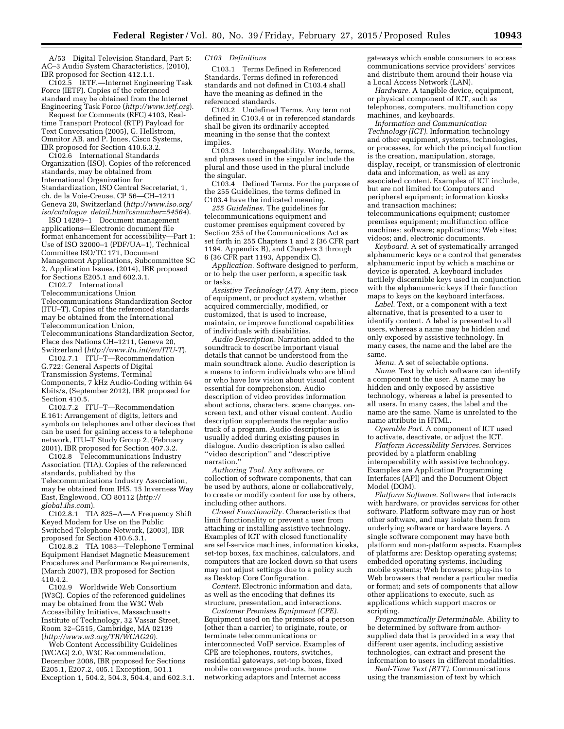A/53 Digital Television Standard, Part 5: AC–3 Audio System Characteristics, (2010), IBR proposed for Section 412.1.1.

C102.5 IETF.—Internet Engineering Task Force (IETF). Copies of the referenced standard may be obtained from the Internet Engineering Task Force (*http://www.ietf.org*).

Request for Comments (RFC) 4103, Real-time Transport Protocol (RTP) Payload for Text Conversation (2005), G. Hellstrom, Omnitor AB, and P. Jones, Cisco Systems, IBR proposed for Section 410.6.3.2.

C102.6 International Standards Organization (ISO). Copies of the referenced standards, may be obtained from International Organization for Standardization, ISO Central Secretariat, 1, ch. de la Voie-Creuse, CP 56—CH–1211 Geneva 20, Switzerland (*http://www.iso.org/iso/catalogue_detail.htm?csnumber=54564*).

ISO 14289–1 Document management applications—Electronic document file format enhancement for accessibility—Part 1: Use of ISO 32000–1 (PDF/UA–1), Technical Committee ISO/TC 171, Document Management Applications, Subcommittee SC 2, Application Issues, (2014), IBR proposed for Sections E205.1 and 602.3.1.

C102.7 International Telecommunications Union Telecommunications Standardization Sector (ITU–T). Copies of the referenced standards may be obtained from the International Telecommunication Union, Telecommunications Standardization Sector, Place des Nations CH–1211, Geneva 20, Switzerland (*http://www.itu.int/en/ITU-T*).

C102.7.1 ITU–T—Recommendation G.722: General Aspects of Digital Transmission Systems, Terminal Components, 7 kHz Audio-Coding within 64 Kbits/s, (September 2012), IBR proposed for Section 410.5.

C102.7.2 ITU–T—Recommendation E.161: Arrangement of digits, letters and symbols on telephones and other devices that can be used for gaining access to a telephone network, ITU–T Study Group 2, (February 2001), IBR proposed for Section 407.3.2.

C102.8 Telecommunications Industry Association (TIA). Copies of the referenced standards, published by the Telecommunications Industry Association, may be obtained from IHS, 15 Inverness Way East, Englewood, CO 80112 (*http://global.ihs.com*).

C102.8.1 TIA 825–A—A Frequency Shift Keyed Modem for Use on the Public Switched Telephone Network, (2003), IBR proposed for Section 410.6.3.1.

C102.8.2 TIA 1083—Telephone Terminal Equipment Handset Magnetic Measurement Procedures and Performance Requirements, (March 2007), IBR proposed for Section 410.4.2.

C102.9 Worldwide Web Consortium (W3C). Copies of the referenced guidelines may be obtained from the W3C Web Accessibility Initiative, Massachusetts Institute of Technology, 32 Vassar Street, Room 32–G515, Cambridge, MA 02139 (*http://www.w3.org/TR/WCAG20*).

Web Content Accessibility Guidelines (WCAG) 2.0, W3C Recommendation, December 2008, IBR proposed for Sections E205.1, E207.2, 405.1 Exception, 501.1 Exception 1, 504.2, 504.3, 504.4, and 602.3.1.

*C103 Definitions*

C103.1 Terms Defined in Referenced Standards. Terms defined in referenced standards and not defined in C103.4 shall have the meaning as defined in the referenced standards.

C103.2 Undefined Terms. Any term not defined in C103.4 or in referenced standards shall be given its ordinarily accepted meaning in the sense that the context implies.

C103.3 Interchangeability. Words, terms, and phrases used in the singular include the plural and those used in the plural include the singular.

C103.4 Defined Terms. For the purpose of the 255 Guidelines, the terms defined in C103.4 have the indicated meaning.

*255 Guidelines.* The guidelines for telecommunications equipment and customer premises equipment covered by Section 255 of the Communications Act as set forth in 255 Chapters 1 and 2 (36 CFR part 1194, Appendix B), and Chapters 3 through 6 (36 CFR part 1193, Appendix C).

*Application.* Software designed to perform, or to help the user perform, a specific task or tasks.

*Assistive Technology (AT).* Any item, piece of equipment, or product system, whether acquired commercially, modified, or customized, that is used to increase, maintain, or improve functional capabilities of individuals with disabilities.

*Audio Description.* Narration added to the soundtrack to describe important visual details that cannot be understood from the main soundtrack alone. Audio description is a means to inform individuals who are blind or who have low vision about visual content essential for comprehension. Audio description of video provides information about actions, characters, scene changes, on-screen text, and other visual content. Audio description supplements the regular audio track of a program. Audio description is usually added during existing pauses in dialogue. Audio description is also called ''video description'' and ''descriptive narration.''

*Authoring Tool.* Any software, or collection of software components, that can be used by authors, alone or collaboratively, to create or modify content for use by others, including other authors.

*Closed Functionality.* Characteristics that limit functionality or prevent a user from attaching or installing assistive technology. Examples of ICT with closed functionality are self-service machines, information kiosks, set-top boxes, fax machines, calculators, and computers that are locked down so that users may not adjust settings due to a policy such as Desktop Core Configuration.

*Content.* Electronic information and data, as well as the encoding that defines its structure, presentation, and interactions.

*Customer Premises Equipment (CPE).* Equipment used on the premises of a person (other than a carrier) to originate, route, or terminate telecommunications or interconnected VoIP service. Examples of CPE are telephones, routers, switches, residential gateways, set-top boxes, fixed mobile convergence products, home networking adaptors and Internet access gateways which enable consumers to access communications service providers' services and distribute them around their house via a Local Access Network (LAN).

*Hardware.* A tangible device, equipment, or physical component of ICT, such as telephones, computers, multifunction copy machines, and keyboards.

*Information and Communication Technology (ICT).* Information technology and other equipment, systems, technologies, or processes, for which the principal function is the creation, manipulation, storage, display, receipt, or transmission of electronic data and information, as well as any associated content. Examples of ICT include, but are not limited to: Computers and peripheral equipment; information kiosks and transaction machines; telecommunications equipment; customer premises equipment; multifunction office machines; software; applications; Web sites; videos; and, electronic documents.

*Keyboard.* A set of systematically arranged alphanumeric keys or a control that generates alphanumeric input by which a machine or device is operated. A keyboard includes tactilely discernible keys used in conjunction with the alphanumeric keys if their function maps to keys on the keyboard interfaces.

*Label.* Text, or a component with a text alternative, that is presented to a user to identify content. A label is presented to all users, whereas a name may be hidden and only exposed by assistive technology. In many cases, the name and the label are the same.

*Menu.* A set of selectable options.

*Name.* Text by which software can identify a component to the user. A name may be hidden and only exposed by assistive technology, whereas a label is presented to all users. In many cases, the label and the name are the same. Name is unrelated to the name attribute in HTML.

*Operable Part.* A component of ICT used to activate, deactivate, or adjust the ICT.

*Platform Accessibility Services.* Services provided by a platform enabling interoperability with assistive technology. Examples are Application Programming Interfaces (API) and the Document Object Model (DOM).

*Platform Software.* Software that interacts with hardware, or provides services for other software. Platform software may run or host other software, and may isolate them from underlying software or hardware layers. A single software component may have both platform and non-platform aspects. Examples of platforms are: Desktop operating systems; embedded operating systems, including mobile systems; Web browsers; plug-ins to Web browsers that render a particular media or format; and sets of components that allow other applications to execute, such as applications which support macros or scripting.

*Programmatically Determinable.* Ability to be determined by software from author-supplied data that is provided in a way that different user agents, including assistive technologies, can extract and present the information to users in different modalities.

*Real-Time Text (RTT).* Communications using the transmission of text by which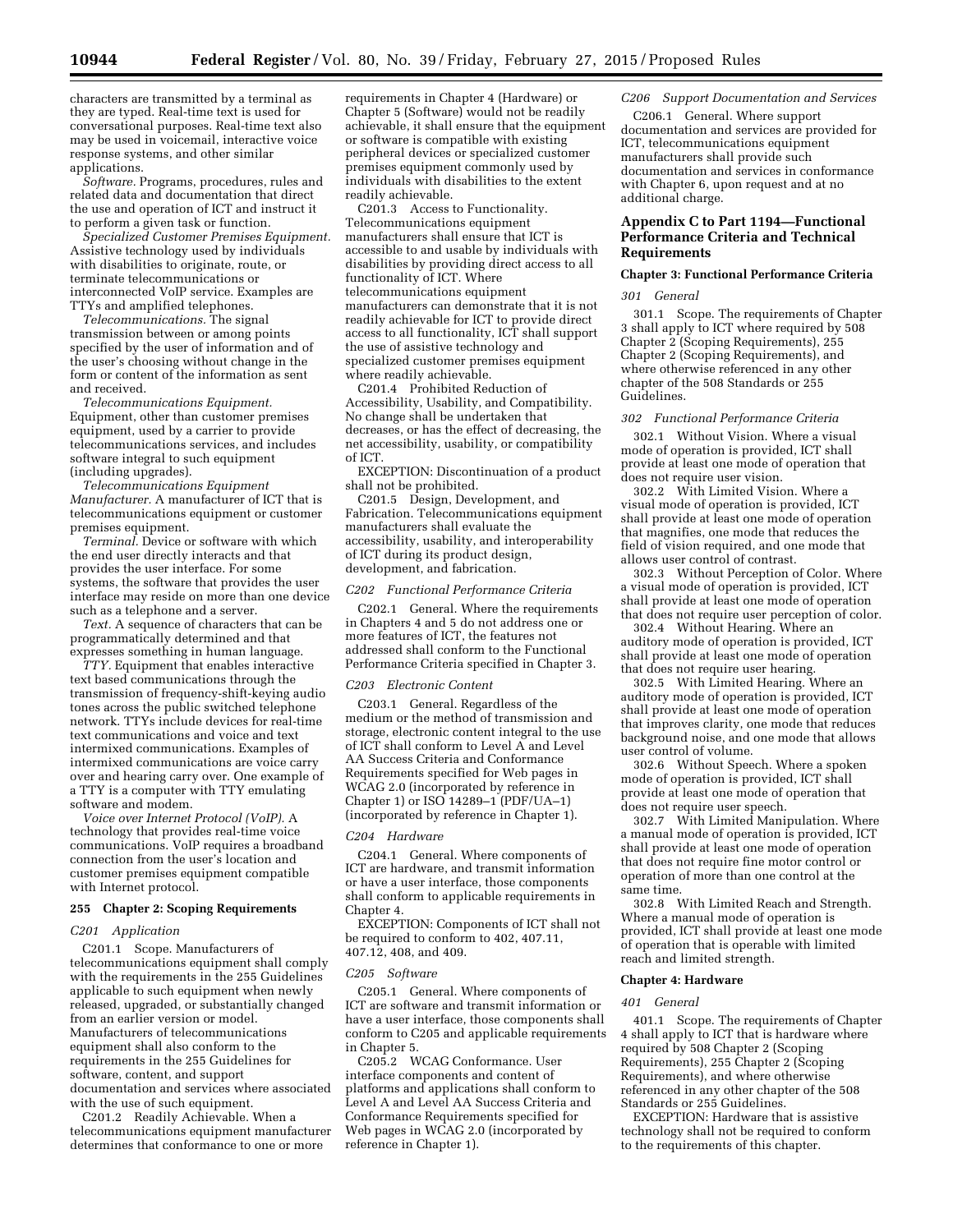characters are transmitted by a terminal as they are typed. Real-time text is used for conversational purposes. Real-time text also may be used in voicemail, interactive voice response systems, and other similar applications.

*Software.* Programs, procedures, rules and related data and documentation that direct the use and operation of ICT and instruct it to perform a given task or function.

*Specialized Customer Premises Equipment.* Assistive technology used by individuals with disabilities to originate, route, or terminate telecommunications or interconnected VoIP service. Examples are TTYs and amplified telephones.

*Telecommunications.* The signal transmission between or among points specified by the user of information and of the user's choosing without change in the form or content of the information as sent and received.

*Telecommunications Equipment.* Equipment, other than customer premises equipment, used by a carrier to provide telecommunications services, and includes software integral to such equipment (including upgrades).

*Telecommunications Equipment Manufacturer.* A manufacturer of ICT that is telecommunications equipment or customer premises equipment.

*Terminal.* Device or software with which the end user directly interacts and that provides the user interface. For some systems, the software that provides the user interface may reside on more than one device such as a telephone and a server.

*Text.* A sequence of characters that can be programmatically determined and that expresses something in human language.

*TTY.* Equipment that enables interactive text based communications through the transmission of frequency-shift-keying audio tones across the public switched telephone network. TTYs include devices for real-time text communications and voice and text intermixed communications. Examples of intermixed communications are voice carry over and hearing carry over. One example of a TTY is a computer with TTY emulating software and modem.

*Voice over Internet Protocol (VoIP).* A technology that provides real-time voice communications. VoIP requires a broadband connection from the user's location and customer premises equipment compatible with Internet protocol.

### 255 Chapter 2: Scoping Requirements

*C201 Application*

C201.1 Scope. Manufacturers of telecommunications equipment shall comply with the requirements in the 255 Guidelines applicable to such equipment when newly released, upgraded, or substantially changed from an earlier version or model. Manufacturers of telecommunications equipment shall also conform to the requirements in the 255 Guidelines for software, content, and support documentation and services where associated with the use of such equipment.

C201.2 Readily Achievable. When a telecommunications equipment manufacturer determines that conformance to one or more requirements in Chapter 4 (Hardware) or Chapter 5 (Software) would not be readily achievable, it shall ensure that the equipment or software is compatible with existing peripheral devices or specialized customer premises equipment commonly used by individuals with disabilities to the extent readily achievable.

C201.3 Access to Functionality. Telecommunications equipment manufacturers shall ensure that ICT is accessible to and usable by individuals with disabilities by providing direct access to all functionality of ICT. Where telecommunications equipment manufacturers can demonstrate that it is not readily achievable for ICT to provide direct access to all functionality, ICT shall support the use of assistive technology and specialized customer premises equipment where readily achievable.

C201.4 Prohibited Reduction of Accessibility, Usability, and Compatibility. No change shall be undertaken that decreases, or has the effect of decreasing, the net accessibility, usability, or compatibility of ICT.

EXCEPTION: Discontinuation of a product shall not be prohibited.

C201.5 Design, Development, and Fabrication. Telecommunications equipment manufacturers shall evaluate the accessibility, usability, and interoperability of ICT during its product design, development, and fabrication.

*C202 Functional Performance Criteria*

C202.1 General. Where the requirements in Chapters 4 and 5 do not address one or more features of ICT, the features not addressed shall conform to the Functional Performance Criteria specified in Chapter 3.

*C203 Electronic Content*

C203.1 General. Regardless of the medium or the method of transmission and storage, electronic content integral to the use of ICT shall conform to Level A and Level AA Success Criteria and Conformance Requirements specified for Web pages in WCAG 2.0 (incorporated by reference in Chapter 1) or ISO 14289–1 (PDF/UA–1) (incorporated by reference in Chapter 1).

*C204 Hardware*

C204.1 General. Where components of ICT are hardware, and transmit information or have a user interface, those components shall conform to applicable requirements in Chapter 4.

EXCEPTION: Components of ICT shall not be required to conform to 402, 407.11, 407.12, 408, and 409.

*C205 Software*

C205.1 General. Where components of ICT are software and transmit information or have a user interface, those components shall conform to C205 and applicable requirements in Chapter 5.

C205.2 WCAG Conformance. User interface components and content of platforms and applications shall conform to Level A and Level AA Success Criteria and Conformance Requirements specified for Web pages in WCAG 2.0 (incorporated by reference in Chapter 1).

*C206 Support Documentation and Services*

C206.1 General. Where support documentation and services are provided for ICT, telecommunications equipment manufacturers shall provide such documentation and services in conformance with Chapter 6, upon request and at no additional charge.

## Appendix C to Part 1194—Functional Performance Criteria and Technical Requirements

### Chapter 3: Functional Performance Criteria

*301 General*

301.1 Scope. The requirements of Chapter 3 shall apply to ICT where required by 508 Chapter 2 (Scoping Requirements), 255 Chapter 2 (Scoping Requirements), and where otherwise referenced in any other chapter of the 508 Standards or 255 Guidelines.

*302 Functional Performance Criteria*

302.1 Without Vision. Where a visual mode of operation is provided, ICT shall provide at least one mode of operation that does not require user vision.

302.2 With Limited Vision. Where a visual mode of operation is provided, ICT shall provide at least one mode of operation that magnifies, one mode that reduces the field of vision required, and one mode that allows user control of contrast.

302.3 Without Perception of Color. Where a visual mode of operation is provided, ICT shall provide at least one mode of operation that does not require user perception of color.

302.4 Without Hearing. Where an auditory mode of operation is provided, ICT shall provide at least one mode of operation that does not require user hearing.

302.5 With Limited Hearing. Where an auditory mode of operation is provided, ICT shall provide at least one mode of operation that improves clarity, one mode that reduces background noise, and one mode that allows user control of volume.

302.6 Without Speech. Where a spoken mode of operation is provided, ICT shall provide at least one mode of operation that does not require user speech.

302.7 With Limited Manipulation. Where a manual mode of operation is provided, ICT shall provide at least one mode of operation that does not require fine motor control or operation of more than one control at the same time.

302.8 With Limited Reach and Strength. Where a manual mode of operation is provided, ICT shall provide at least one mode of operation that is operable with limited reach and limited strength.

### Chapter 4: Hardware

*401 General*

401.1 Scope. The requirements of Chapter 4 shall apply to ICT that is hardware where required by 508 Chapter 2 (Scoping Requirements), 255 Chapter 2 (Scoping Requirements), and where otherwise referenced in any other chapter of the 508 Standards or 255 Guidelines.

EXCEPTION: Hardware that is assistive technology shall not be required to conform to the requirements of this chapter.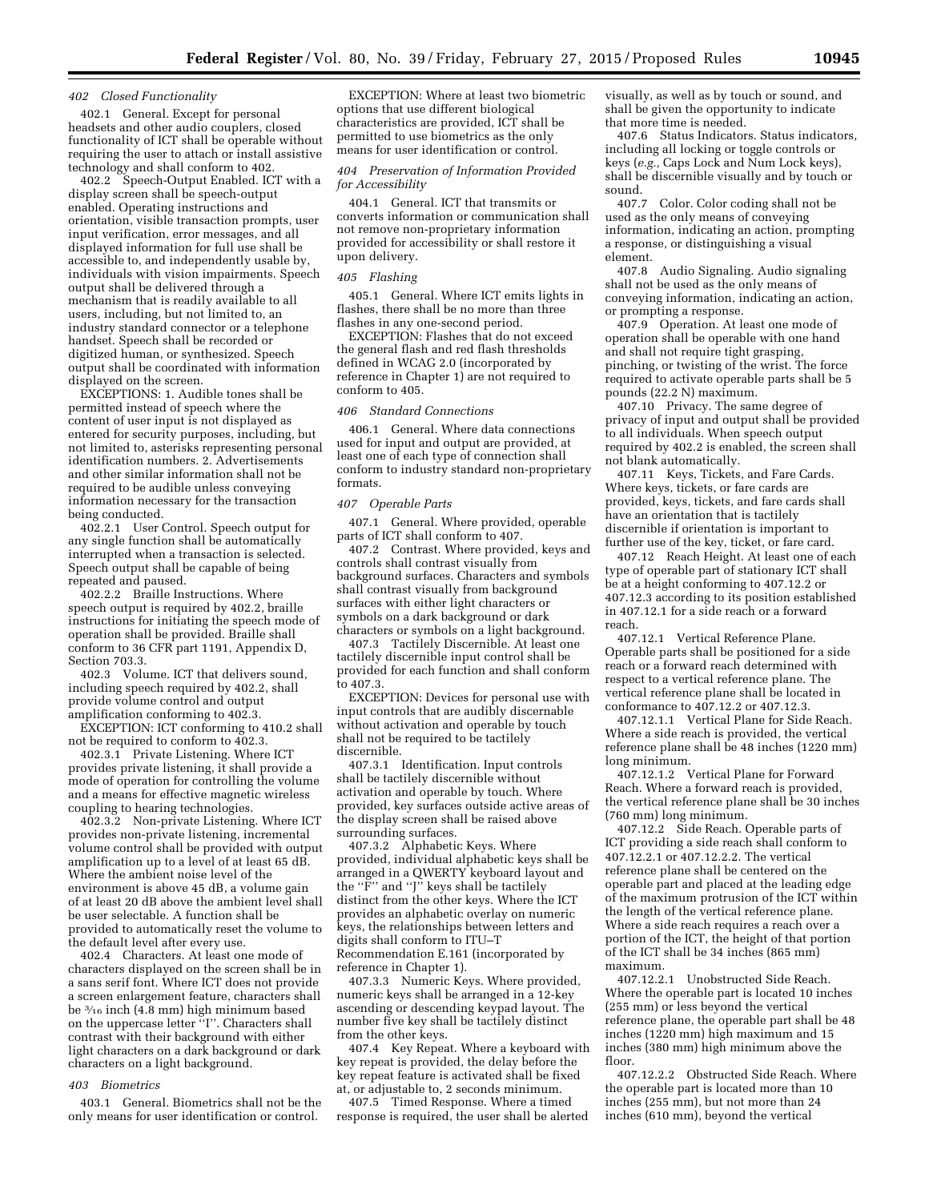### *402 Closed Functionality*

402.1 General. Except for personal headsets and other audio couplers, closed functionality of ICT shall be operable without requiring the user to attach or install assistive technology and shall conform to 402.

402.2 Speech-Output Enabled. ICT with a display screen shall be speech-output enabled. Operating instructions and orientation, visible transaction prompts, user input verification, error messages, and all displayed information for full use shall be accessible to, and independently usable by, individuals with vision impairments. Speech output shall be delivered through a mechanism that is readily available to all users, including, but not limited to, an industry standard connector or a telephone handset. Speech shall be recorded or digitized human, or synthesized. Speech output shall be coordinated with information displayed on the screen.

EXCEPTIONS: 1. Audible tones shall be permitted instead of speech where the content of user input is not displayed as entered for security purposes, including, but not limited to, asterisks representing personal identification numbers. 2. Advertisements and other similar information shall not be required to be audible unless conveying information necessary for the transaction being conducted.

402.2.1 User Control. Speech output for any single function shall be automatically interrupted when a transaction is selected. Speech output shall be capable of being repeated and paused.

402.2.2 Braille Instructions. Where speech output is required by 402.2, braille instructions for initiating the speech mode of operation shall be provided. Braille shall conform to 36 CFR part 1191, Appendix D, Section 703.3.

402.3 Volume. ICT that delivers sound, including speech required by 402.2, shall provide volume control and output amplification conforming to 402.3.

EXCEPTION: ICT conforming to 410.2 shall not be required to conform to 402.3.

402.3.1 Private Listening. Where ICT provides private listening, it shall provide a mode of operation for controlling the volume and a means for effective magnetic wireless coupling to hearing technologies.

402.3.2 Non-private Listening. Where ICT provides non-private listening, incremental volume control shall be provided with output amplification up to a level of at least 65 dB. Where the ambient noise level of the environment is above 45 dB, a volume gain of at least 20 dB above the ambient level shall be user selectable. A function shall be provided to automatically reset the volume to the default level after every use.

402.4 Characters. At least one mode of characters displayed on the screen shall be in a sans serif font. Where ICT does not provide a screen enlargement feature, characters shall be 3/16 inch (4.8 mm) high minimum based on the uppercase letter "I". Characters shall contrast with their background with either light characters on a dark background or dark characters on a light background.

### *403 Biometrics*

403.1 General. Biometrics shall not be the only means for user identification or control.

EXCEPTION: Where at least two biometric options that use different biological characteristics are provided, ICT shall be permitted to use biometrics as the only means for user identification or control.

### *404 Preservation of Information Provided for Accessibility*

404.1 General. ICT that transmits or converts information or communication shall not remove non-proprietary information provided for accessibility or shall restore it upon delivery.

### *405 Flashing*

405.1 General. Where ICT emits lights in flashes, there shall be no more than three flashes in any one-second period.

EXCEPTION: Flashes that do not exceed the general flash and red flash thresholds defined in WCAG 2.0 (incorporated by reference in Chapter 1) are not required to conform to 405.

### *406 Standard Connections*

406.1 General. Where data connections used for input and output are provided, at least one of each type of connection shall conform to industry standard non-proprietary formats.

### *407 Operable Parts*

407.1 General. Where provided, operable parts of ICT shall conform to 407.

407.2 Contrast. Where provided, keys and controls shall contrast visually from background surfaces. Characters and symbols shall contrast visually from background surfaces with either light characters or symbols on a dark background or dark characters or symbols on a light background.

407.3 Tactilely Discernible. At least one tactilely discernible input control shall be provided for each function and shall conform to 407.3.

EXCEPTION: Devices for personal use with input controls that are audibly discernable without activation and operable by touch shall not be required to be tactilely discernible.

407.3.1 Identification. Input controls shall be tactilely discernible without activation and operable by touch. Where provided, key surfaces outside active areas of the display screen shall be raised above surrounding surfaces.

407.3.2 Alphabetic Keys. Where provided, individual alphabetic keys shall be arranged in a QWERTY keyboard layout and the "F" and "J" keys shall be tactilely distinct from the other keys. Where the ICT provides an alphabetic overlay on numeric keys, the relationships between letters and digits shall conform to ITU–T Recommendation E.161 (incorporated by reference in Chapter 1).

407.3.3 Numeric Keys. Where provided, numeric keys shall be arranged in a 12-key ascending or descending keypad layout. The number five key shall be tactilely distinct from the other keys.

407.4 Key Repeat. Where a keyboard with key repeat is provided, the delay before the key repeat feature is activated shall be fixed at, or adjustable to, 2 seconds minimum.

407.5 Timed Response. Where a timed response is required, the user shall be alerted visually, as well as by touch or sound, and shall be given the opportunity to indicate that more time is needed.

407.6 Status Indicators. Status indicators, including all locking or toggle controls or keys (*e.g.,* Caps Lock and Num Lock keys), shall be discernible visually and by touch or sound.

407.7 Color. Color coding shall not be used as the only means of conveying information, indicating an action, prompting a response, or distinguishing a visual element.

407.8 Audio Signaling. Audio signaling shall not be used as the only means of conveying information, indicating an action, or prompting a response.

407.9 Operation. At least one mode of operation shall be operable with one hand and shall not require tight grasping, pinching, or twisting of the wrist. The force required to activate operable parts shall be 5 pounds (22.2 N) maximum.

407.10 Privacy. The same degree of privacy of input and output shall be provided to all individuals. When speech output required by 402.2 is enabled, the screen shall not blank automatically.

407.11 Keys, Tickets, and Fare Cards. Where keys, tickets, or fare cards are provided, keys, tickets, and fare cards shall have an orientation that is tactilely discernible if orientation is important to further use of the key, ticket, or fare card.

407.12 Reach Height. At least one of each type of operable part of stationary ICT shall be at a height conforming to 407.12.2 or 407.12.3 according to its position established in 407.12.1 for a side reach or a forward reach.

407.12.1 Vertical Reference Plane. Operable parts shall be positioned for a side reach or a forward reach determined with respect to a vertical reference plane. The vertical reference plane shall be located in conformance to 407.12.2 or 407.12.3.

407.12.1.1 Vertical Plane for Side Reach. Where a side reach is provided, the vertical reference plane shall be 48 inches (1220 mm) long minimum.

407.12.1.2 Vertical Plane for Forward Reach. Where a forward reach is provided, the vertical reference plane shall be 30 inches (760 mm) long minimum.

407.12.2 Side Reach. Operable parts of ICT providing a side reach shall conform to 407.12.2.1 or 407.12.2.2. The vertical reference plane shall be centered on the operable part and placed at the leading edge of the maximum protrusion of the ICT within the length of the vertical reference plane. Where a side reach requires a reach over a portion of the ICT, the height of that portion of the ICT shall be 34 inches (865 mm) maximum.

407.12.2.1 Unobstructed Side Reach. Where the operable part is located 10 inches (255 mm) or less beyond the vertical reference plane, the operable part shall be 48 inches (1220 mm) high maximum and 15 inches (380 mm) high minimum above the floor.

407.12.2.2 Obstructed Side Reach. Where the operable part is located more than 10 inches (255 mm), but not more than 24 inches (610 mm), beyond the vertical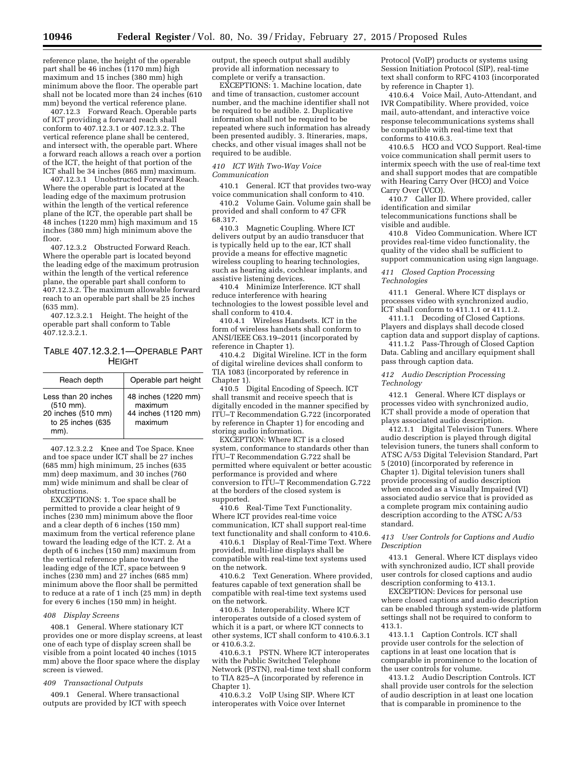reference plane, the height of the operable part shall be 46 inches (1170 mm) high maximum and 15 inches (380 mm) high minimum above the floor. The operable part shall not be located more than 24 inches (610 mm) beyond the vertical reference plane.

407.12.3 Forward Reach. Operable parts of ICT providing a forward reach shall conform to 407.12.3.1 or 407.12.3.2. The vertical reference plane shall be centered, and intersect with, the operable part. Where a forward reach allows a reach over a portion of the ICT, the height of that portion of the ICT shall be 34 inches (865 mm) maximum.

407.12.3.1 Unobstructed Forward Reach. Where the operable part is located at the leading edge of the maximum protrusion within the length of the vertical reference plane of the ICT, the operable part shall be 48 inches (1220 mm) high maximum and 15 inches (380 mm) high minimum above the floor.

407.12.3.2 Obstructed Forward Reach. Where the operable part is located beyond the leading edge of the maximum protrusion within the length of the vertical reference plane, the operable part shall conform to 407.12.3.2. The maximum allowable forward reach to an operable part shall be 25 inches (635 mm).

407.12.3.2.1 Height. The height of the operable part shall conform to Table 407.12.3.2.1.

TABLE 407.12.3.2.1—OPERABLE PART HEIGHT

| Reach depth | Operable part height |
|---|---|
| Less than 20 inches (510 mm). | 48 inches (1220 mm) maximum |
| 20 inches (510 mm) to 25 inches (635 mm). | 44 inches (1120 mm) maximum |

407.12.3.2.2 Knee and Toe Space. Knee and toe space under ICT shall be 27 inches (685 mm) high minimum, 25 inches (635 mm) deep maximum, and 30 inches (760 mm) wide minimum and shall be clear of obstructions.

EXCEPTIONS: 1. Toe space shall be permitted to provide a clear height of 9 inches (230 mm) minimum above the floor and a clear depth of 6 inches (150 mm) maximum from the vertical reference plane toward the leading edge of the ICT. 2. At a depth of 6 inches (150 mm) maximum from the vertical reference plane toward the leading edge of the ICT, space between 9 inches (230 mm) and 27 inches (685 mm) minimum above the floor shall be permitted to reduce at a rate of 1 inch (25 mm) in depth for every 6 inches (150 mm) in height.

*408 Display Screens*

408.1 General. Where stationary ICT provides one or more display screens, at least one of each type of display screen shall be visible from a point located 40 inches (1015 mm) above the floor space where the display screen is viewed.

*409 Transactional Outputs*

409.1 General. Where transactional outputs are provided by ICT with speech output, the speech output shall audibly provide all information necessary to complete or verify a transaction.

EXCEPTIONS: 1. Machine location, date and time of transaction, customer account number, and the machine identifier shall not be required to be audible. 2. Duplicative information shall not be required to be repeated where such information has already been presented audibly. 3. Itineraries, maps, checks, and other visual images shall not be required to be audible.

*410 ICT With Two-Way Voice Communication*

410.1 General. ICT that provides two-way voice communication shall conform to 410.

410.2 Volume Gain. Volume gain shall be provided and shall conform to 47 CFR 68.317.

410.3 Magnetic Coupling. Where ICT delivers output by an audio transducer that is typically held up to the ear, ICT shall provide a means for effective magnetic wireless coupling to hearing technologies, such as hearing aids, cochlear implants, and assistive listening devices.

410.4 Minimize Interference. ICT shall reduce interference with hearing technologies to the lowest possible level and shall conform to 410.4.

410.4.1 Wireless Handsets. ICT in the form of wireless handsets shall conform to ANSI/IEEE C63.19–2011 (incorporated by reference in Chapter 1).

410.4.2 Digital Wireline. ICT in the form of digital wireline devices shall conform to TIA 1083 (incorporated by reference in Chapter 1).

410.5 Digital Encoding of Speech. ICT shall transmit and receive speech that is digitally encoded in the manner specified by ITU–T Recommendation G.722 (incorporated by reference in Chapter 1) for encoding and storing audio information.

EXCEPTION: Where ICT is a closed system, conformance to standards other than ITU–T Recommendation G.722 shall be permitted where equivalent or better acoustic performance is provided and where conversion to ITU–T Recommendation G.722 at the borders of the closed system is supported.

410.6 Real-Time Text Functionality. Where ICT provides real-time voice communication, ICT shall support real-time text functionality and shall conform to 410.6.

410.6.1 Display of Real-Time Text. Where provided, multi-line displays shall be compatible with real-time text systems used on the network.

410.6.2 Text Generation. Where provided, features capable of text generation shall be compatible with real-time text systems used on the network.

410.6.3 Interoperability. Where ICT interoperates outside of a closed system of which it is a part, or where ICT connects to other systems, ICT shall conform to 410.6.3.1 or 410.6.3.2.

410.6.3.1 PSTN. Where ICT interoperates with the Public Switched Telephone Network (PSTN), real-time text shall conform to TIA 825–A (incorporated by reference in Chapter 1).

410.6.3.2 VoIP Using SIP. Where ICT interoperates with Voice over Internet Protocol (VoIP) products or systems using Session Initiation Protocol (SIP), real-time text shall conform to RFC 4103 (incorporated by reference in Chapter 1).

410.6.4 Voice Mail, Auto-Attendant, and IVR Compatibility. Where provided, voice mail, auto-attendant, and interactive voice response telecommunications systems shall be compatible with real-time text that conforms to 410.6.3.

410.6.5 HCO and VCO Support. Real-time voice communication shall permit users to intermix speech with the use of real-time text and shall support modes that are compatible with Hearing Carry Over (HCO) and Voice Carry Over (VCO).

410.7 Caller ID. Where provided, caller identification and similar telecommunications functions shall be visible and audible.

410.8 Video Communication. Where ICT provides real-time video functionality, the quality of the video shall be sufficient to support communication using sign language.

*411 Closed Caption Processing Technologies*

411.1 General. Where ICT displays or processes video with synchronized audio, ICT shall conform to 411.1.1 or 411.1.2.

411.1.1 Decoding of Closed Captions. Players and displays shall decode closed caption data and support display of captions.

411.1.2 Pass-Through of Closed Caption Data. Cabling and ancillary equipment shall pass through caption data.

*412 Audio Description Processing Technology*

412.1 General. Where ICT displays or processes video with synchronized audio, ICT shall provide a mode of operation that plays associated audio description.

412.1.1 Digital Television Tuners. Where audio description is played through digital television tuners, the tuners shall conform to ATSC A/53 Digital Television Standard, Part 5 (2010) (incorporated by reference in Chapter 1). Digital television tuners shall provide processing of audio description when encoded as a Visually Impaired (VI) associated audio service that is provided as a complete program mix containing audio description according to the ATSC A/53 standard.

*413 User Controls for Captions and Audio Description*

413.1 General. Where ICT displays video with synchronized audio, ICT shall provide user controls for closed captions and audio description conforming to 413.1.

EXCEPTION: Devices for personal use where closed captions and audio description can be enabled through system-wide platform settings shall not be required to conform to 413.1.

413.1.1 Caption Controls. ICT shall provide user controls for the selection of captions in at least one location that is comparable in prominence to the location of the user controls for volume.

413.1.2 Audio Description Controls. ICT shall provide user controls for the selection of audio description in at least one location that is comparable in prominence to the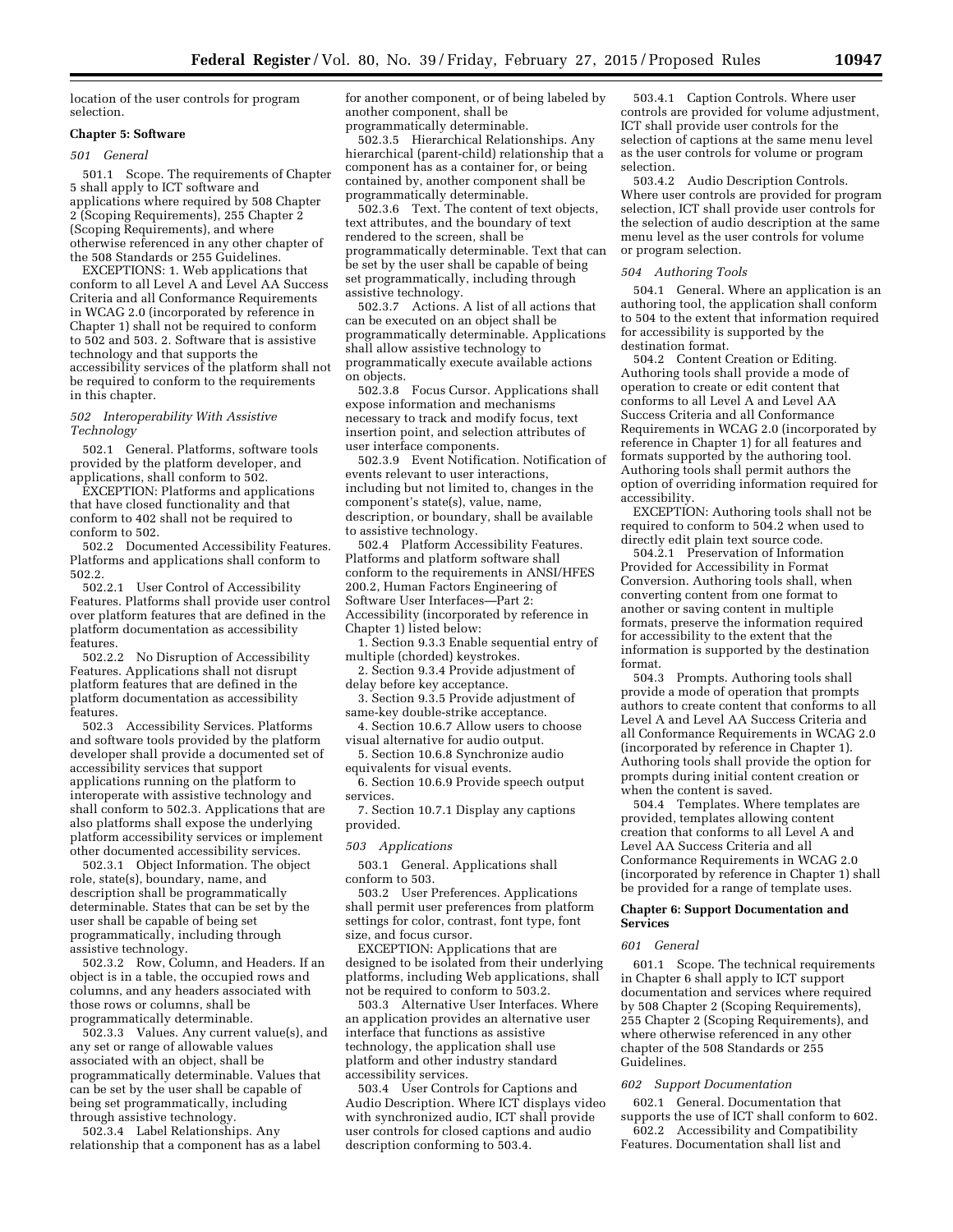location of the user controls for program selection.

## Chapter 5: Software

### *501 General*

501.1 Scope. The requirements of Chapter 5 shall apply to ICT software and applications where required by 508 Chapter 2 (Scoping Requirements), 255 Chapter 2 (Scoping Requirements), and where otherwise referenced in any other chapter of the 508 Standards or 255 Guidelines.

EXCEPTIONS: 1. Web applications that conform to all Level A and Level AA Success Criteria and all Conformance Requirements in WCAG 2.0 (incorporated by reference in Chapter 1) shall not be required to conform to 502 and 503. 2. Software that is assistive technology and that supports the accessibility services of the platform shall not be required to conform to the requirements in this chapter.

### *502 Interoperability With Assistive Technology*

502.1 General. Platforms, software tools provided by the platform developer, and applications, shall conform to 502.

EXCEPTION: Platforms and applications that have closed functionality and that conform to 402 shall not be required to conform to 502.

502.2 Documented Accessibility Features. Platforms and applications shall conform to 502.2.

502.2.1 User Control of Accessibility Features. Platforms shall provide user control over platform features that are defined in the platform documentation as accessibility features.

502.2.2 No Disruption of Accessibility Features. Applications shall not disrupt platform features that are defined in the platform documentation as accessibility features.

502.3 Accessibility Services. Platforms and software tools provided by the platform developer shall provide a documented set of accessibility services that support applications running on the platform to interoperate with assistive technology and shall conform to 502.3. Applications that are also platforms shall expose the underlying platform accessibility services or implement other documented accessibility services.

502.3.1 Object Information. The object role, state(s), boundary, name, and description shall be programmatically determinable. States that can be set by the user shall be capable of being set programmatically, including through assistive technology.

502.3.2 Row, Column, and Headers. If an object is in a table, the occupied rows and columns, and any headers associated with those rows or columns, shall be programmatically determinable.

502.3.3 Values. Any current value(s), and any set or range of allowable values associated with an object, shall be programmatically determinable. Values that can be set by the user shall be capable of being set programmatically, including through assistive technology.

502.3.4 Label Relationships. Any relationship that a component has as a label for another component, or of being labeled by another component, shall be programmatically determinable.

502.3.5 Hierarchical Relationships. Any hierarchical (parent-child) relationship that a component has as a container for, or being contained by, another component shall be programmatically determinable.

502.3.6 Text. The content of text objects, text attributes, and the boundary of text rendered to the screen, shall be programmatically determinable. Text that can be set by the user shall be capable of being set programmatically, including through assistive technology.

502.3.7 Actions. A list of all actions that can be executed on an object shall be programmatically determinable. Applications shall allow assistive technology to programmatically execute available actions on objects.

502.3.8 Focus Cursor. Applications shall expose information and mechanisms necessary to track and modify focus, text insertion point, and selection attributes of user interface components.

502.3.9 Event Notification. Notification of events relevant to user interactions, including but not limited to, changes in the component's state(s), value, name, description, or boundary, shall be available to assistive technology.

502.4 Platform Accessibility Features. Platforms and platform software shall conform to the requirements in ANSI/HFES 200.2, Human Factors Engineering of Software User Interfaces—Part 2: Accessibility (incorporated by reference in Chapter 1) listed below:

1. Section 9.3.3 Enable sequential entry of multiple (chorded) keystrokes.
2. Section 9.3.4 Provide adjustment of delay before key acceptance.
3. Section 9.3.5 Provide adjustment of same-key double-strike acceptance.
4. Section 10.6.7 Allow users to choose visual alternative for audio output.
5. Section 10.6.8 Synchronize audio equivalents for visual events.
6. Section 10.6.9 Provide speech output services.
7. Section 10.7.1 Display any captions provided.

### *503 Applications*

503.1 General. Applications shall conform to 503.

503.2 User Preferences. Applications shall permit user preferences from platform settings for color, contrast, font type, font size, and focus cursor.

EXCEPTION: Applications that are designed to be isolated from their underlying platforms, including Web applications, shall not be required to conform to 503.2.

503.3 Alternative User Interfaces. Where an application provides an alternative user interface that functions as assistive technology, the application shall use platform and other industry standard accessibility services.

503.4 User Controls for Captions and Audio Description. Where ICT displays video with synchronized audio, ICT shall provide user controls for closed captions and audio description conforming to 503.4.

503.4.1 Caption Controls. Where user controls are provided for volume adjustment, ICT shall provide user controls for the selection of captions at the same menu level as the user controls for volume or program selection.

503.4.2 Audio Description Controls. Where user controls are provided for program selection, ICT shall provide user controls for the selection of audio description at the same menu level as the user controls for volume or program selection.

### *504 Authoring Tools*

504.1 General. Where an application is an authoring tool, the application shall conform to 504 to the extent that information required for accessibility is supported by the destination format.

504.2 Content Creation or Editing. Authoring tools shall provide a mode of operation to create or edit content that conforms to all Level A and Level AA Success Criteria and all Conformance Requirements in WCAG 2.0 (incorporated by reference in Chapter 1) for all features and formats supported by the authoring tool. Authoring tools shall permit authors the option of overriding information required for accessibility.

EXCEPTION: Authoring tools shall not be required to conform to 504.2 when used to directly edit plain text source code.

504.2.1 Preservation of Information Provided for Accessibility in Format Conversion. Authoring tools shall, when converting content from one format to another or saving content in multiple formats, preserve the information required for accessibility to the extent that the information is supported by the destination format.

504.3 Prompts. Authoring tools shall provide a mode of operation that prompts authors to create content that conforms to all Level A and Level AA Success Criteria and all Conformance Requirements in WCAG 2.0 (incorporated by reference in Chapter 1). Authoring tools shall provide the option for prompts during initial content creation or when the content is saved.

504.4 Templates. Where templates are provided, templates allowing content creation that conforms to all Level A and Level AA Success Criteria and all Conformance Requirements in WCAG 2.0 (incorporated by reference in Chapter 1) shall be provided for a range of template uses.

## Chapter 6: Support Documentation and Services

### *601 General*

601.1 Scope. The technical requirements in Chapter 6 shall apply to ICT support documentation and services where required by 508 Chapter 2 (Scoping Requirements), 255 Chapter 2 (Scoping Requirements), and where otherwise referenced in any other chapter of the 508 Standards or 255 Guidelines.

### *602 Support Documentation*

602.1 General. Documentation that supports the use of ICT shall conform to 602.

602.2 Accessibility and Compatibility Features. Documentation shall list and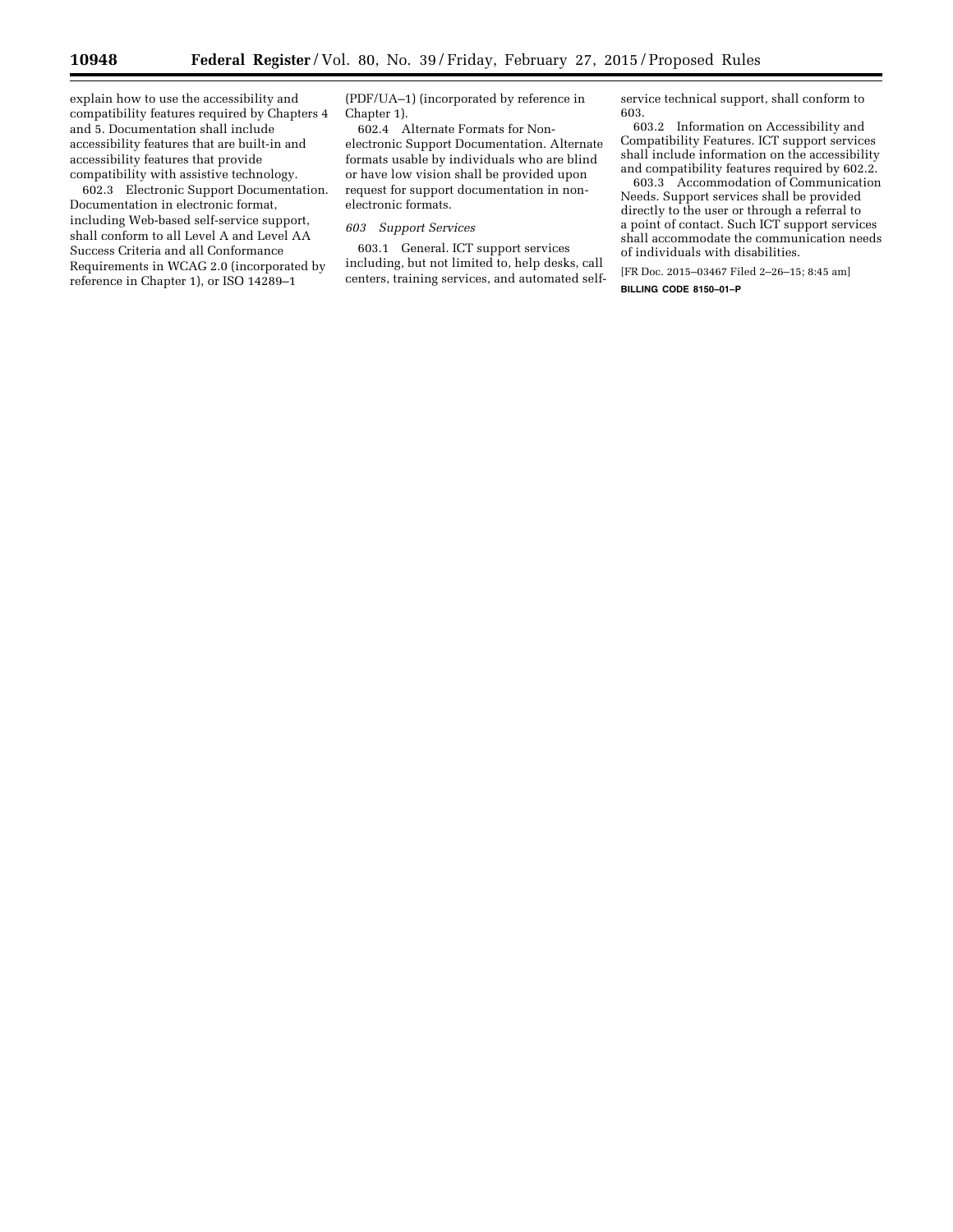explain how to use the accessibility and compatibility features required by Chapters 4 and 5. Documentation shall include accessibility features that are built-in and accessibility features that provide compatibility with assistive technology.

602.3 Electronic Support Documentation. Documentation in electronic format, including Web-based self-service support, shall conform to all Level A and Level AA Success Criteria and all Conformance Requirements in WCAG 2.0 (incorporated by reference in Chapter 1), or ISO 14289–1 (PDF/UA–1) (incorporated by reference in Chapter 1).

602.4 Alternate Formats for Non-electronic Support Documentation. Alternate formats usable by individuals who are blind or have low vision shall be provided upon request for support documentation in non-electronic formats.

*603 Support Services*

603.1 General. ICT support services including, but not limited to, help desks, call centers, training services, and automated self-service technical support, shall conform to 603.

603.2 Information on Accessibility and Compatibility Features. ICT support services shall include information on the accessibility and compatibility features required by 602.2.

603.3 Accommodation of Communication Needs. Support services shall be provided directly to the user or through a referral to a point of contact. Such ICT support services shall accommodate the communication needs of individuals with disabilities.

[FR Doc. 2015–03467 Filed 2–26–15; 8:45 am]

**BILLING CODE 8150–01–P**